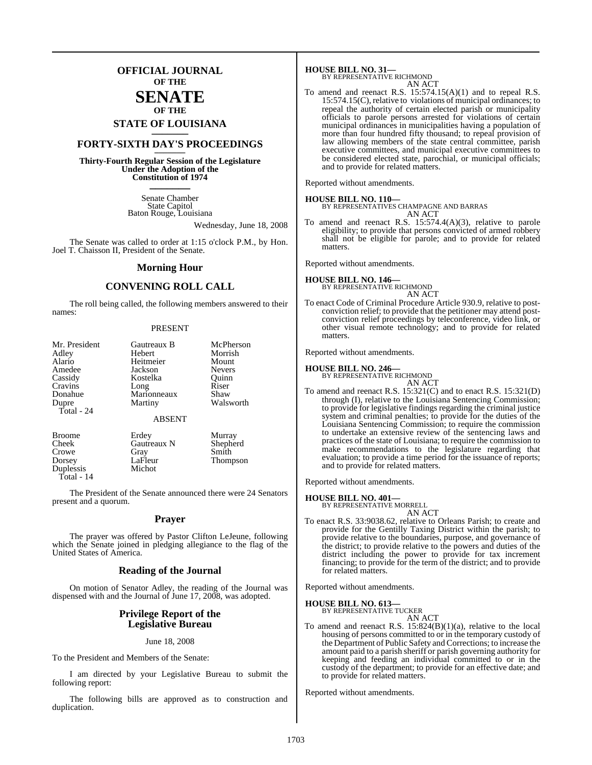# OFFICIAL JOURNAL OF THE SENATE OF THE STATE OF LOUISIANA

## FORTY-SIXTH DAY'S PROCEEDINGS

**Thirty-Fourth Regular Session of the Legislature Under the Adoption of the Constitution of 1974**

Senate Chamber
State Capitol
Baton Rouge, Louisiana

Wednesday, June 18, 2008

The Senate was called to order at 1:15 o'clock P.M., by Hon. Joel T. Chaisson II, President of the Senate.

## Morning Hour

## CONVENING ROLL CALL

The roll being called, the following members answered to their names:

PRESENT

| | | |
|---|---|---|
| Mr. President | Gautreaux B | McPherson |
| Adley | Hebert | Morrish |
| Alario | Heitmeier | Mount |
| Amedee | Jackson | Nevers |
| Cassidy | Kostelka | Quinn |
| Cravins | Long | Riser |
| Donahue | Marionneaux | Shaw |
| Dupre | Martiny | Walsworth |

Total - 24

ABSENT

| | | |
|---|---|---|
| Broome | Erdey | Murray |
| Cheek | Gautreaux N | Shepherd |
| Crowe | Gray | Smith |
| Dorsey | LaFleur | Thompson |
| Duplessis | Michot | |

Total - 14

The President of the Senate announced there were 24 Senators present and a quorum.

## Prayer

The prayer was offered by Pastor Clifton LeJeune, following which the Senate joined in pledging allegiance to the flag of the United States of America.

## Reading of the Journal

On motion of Senator Adley, the reading of the Journal was dispensed with and the Journal of June 17, 2008, was adopted.

## Privilege Report of the Legislative Bureau

June 18, 2008

To the President and Members of the Senate:

I am directed by your Legislative Bureau to submit the following report:

The following bills are approved as to construction and duplication.

**HOUSE BILL NO. 31—**
BY REPRESENTATIVE RICHMOND
AN ACT

To amend and reenact R.S. 15:574.15(A)(1) and to repeal R.S. 15:574.15(C), relative to violations of municipal ordinances; to repeal the authority of certain elected parish or municipality officials to parole persons arrested for violations of certain municipal ordinances in municipalities having a population of more than four hundred fifty thousand; to repeal provision of law allowing members of the state central committee, parish executive committees, and municipal executive committees to be considered elected state, parochial, or municipal officials; and to provide for related matters.

Reported without amendments.

**HOUSE BILL NO. 110—**
BY REPRESENTATIVES CHAMPAGNE AND BARRAS
AN ACT

To amend and reenact R.S. 15:574.4(A)(3), relative to parole eligibility; to provide that persons convicted of armed robbery shall not be eligible for parole; and to provide for related matters.

Reported without amendments.

**HOUSE BILL NO. 146—**
BY REPRESENTATIVE RICHMOND
AN ACT

To enact Code of Criminal Procedure Article 930.9, relative to post-conviction relief; to provide that the petitioner may attend post-conviction relief proceedings by teleconference, video link, or other visual remote technology; and to provide for related matters.

Reported without amendments.

**HOUSE BILL NO. 246—**
BY REPRESENTATIVE RICHMOND
AN ACT

To amend and reenact R.S. 15:321(C) and to enact R.S. 15:321(D) through (I), relative to the Louisiana Sentencing Commission; to provide for legislative findings regarding the criminal justice system and criminal penalties; to provide for the duties of the Louisiana Sentencing Commission; to require the commission to undertake an extensive review of the sentencing laws and practices of the state of Louisiana; to require the commission to make recommendations to the legislature regarding that evaluation; to provide a time period for the issuance of reports; and to provide for related matters.

Reported without amendments.

**HOUSE BILL NO. 401—**
BY REPRESENTATIVE MORRELL
AN ACT

To enact R.S. 33:9038.62, relative to Orleans Parish; to create and provide for the Gentilly Taxing District within the parish; to provide relative to the boundaries, purpose, and governance of the district; to provide relative to the powers and duties of the district including the power to provide for tax increment financing; to provide for the term of the district; and to provide for related matters.

Reported without amendments.

**HOUSE BILL NO. 613—**
BY REPRESENTATIVE TUCKER
AN ACT

To amend and reenact R.S. 15:824(B)(1)(a), relative to the local housing of persons committed to or in the temporary custody of the Department of Public Safety and Corrections; to increase the amount paid to a parish sheriff or parish governing authority for keeping and feeding an individual committed to or in the custody of the department; to provide for an effective date; and to provide for related matters.

Reported without amendments.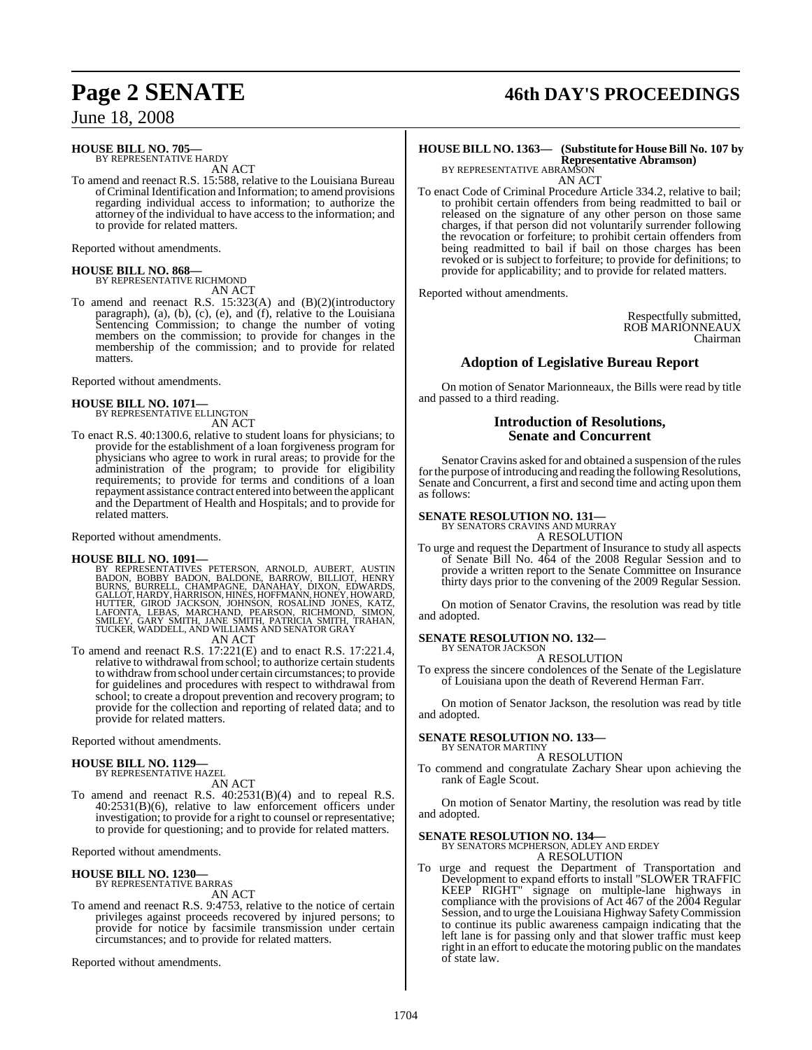**HOUSE BILL NO. 705—**
BY REPRESENTATIVE HARDY

AN ACT

To amend and reenact R.S. 15:588, relative to the Louisiana Bureau of Criminal Identification and Information; to amend provisions regarding individual access to information; to authorize the attorney of the individual to have access to the information; and to provide for related matters.

Reported without amendments.

**HOUSE BILL NO. 868—**
BY REPRESENTATIVE RICHMOND

AN ACT

To amend and reenact R.S. 15:323(A) and (B)(2)(introductory paragraph), (a), (b), (c), (e), and (f), relative to the Louisiana Sentencing Commission; to change the number of voting members on the commission; to provide for changes in the membership of the commission; and to provide for related matters.

Reported without amendments.

**HOUSE BILL NO. 1071—**
BY REPRESENTATIVE ELLINGTON

AN ACT

To enact R.S. 40:1300.6, relative to student loans for physicians; to provide for the establishment of a loan forgiveness program for physicians who agree to work in rural areas; to provide for the administration of the program; to provide for eligibility requirements; to provide for terms and conditions of a loan repayment assistance contract entered into between the applicant and the Department of Health and Hospitals; and to provide for related matters.

Reported without amendments.

**HOUSE BILL NO. 1091—**
BY REPRESENTATIVES PETERSON, ARNOLD, AUBERT, AUSTIN BADON, BOBBY BADON, BALDONE, BARROW, BILLIOT, HENRY BURNS, BURRELL, CHAMPAGNE, DANAHAY, DIXON, EDWARDS, GALLOT, HARDY, HARRISON, HINES, HOFFMANN, HONEY, HOWARD, HUTTER, GIROD JACKSON, JOHNSON, ROSALIND JONES, KATZ, LAFONTA, LEBAS, MARCHAND, PEARSON, RICHMOND, SIMON, SMILEY, GARY SMITH, JANE SMITH, PATRICIA SMITH, TRAHAN, TUCKER, WADDELL, AND WILLIAMS AND SENATOR GRAY

AN ACT

To amend and reenact R.S. 17:221(E) and to enact R.S. 17:221.4, relative to withdrawal from school; to authorize certain students to withdraw from school under certain circumstances; to provide for guidelines and procedures with respect to withdrawal from school; to create a dropout prevention and recovery program; to provide for the collection and reporting of related data; and to provide for related matters.

Reported without amendments.

**HOUSE BILL NO. 1129—**
BY REPRESENTATIVE HAZEL

AN ACT

To amend and reenact R.S. 40:2531(B)(4) and to repeal R.S. 40:2531(B)(6), relative to law enforcement officers under investigation; to provide for a right to counsel or representative; to provide for questioning; and to provide for related matters.

Reported without amendments.

**HOUSE BILL NO. 1230—**
BY REPRESENTATIVE BARRAS

AN ACT

To amend and reenact R.S. 9:4753, relative to the notice of certain privileges against proceeds recovered by injured persons; to provide for notice by facsimile transmission under certain circumstances; and to provide for related matters.

Reported without amendments.

**HOUSE BILL NO. 1363— (Substitute for House Bill No. 107 by Representative Abramson)**
BY REPRESENTATIVE ABRAMSON

AN ACT

To enact Code of Criminal Procedure Article 334.2, relative to bail; to prohibit certain offenders from being readmitted to bail or released on the signature of any other person on those same charges, if that person did not voluntarily surrender following the revocation or forfeiture; to prohibit certain offenders from being readmitted to bail if bail on those charges has been revoked or is subject to forfeiture; to provide for definitions; to provide for applicability; and to provide for related matters.

Reported without amendments.

Respectfully submitted,
ROB MARIONNEAUX
Chairman

## Adoption of Legislative Bureau Report

On motion of Senator Marionneaux, the Bills were read by title and passed to a third reading.

## Introduction of Resolutions, Senate and Concurrent

Senator Cravins asked for and obtained a suspension of the rules for the purpose of introducing and reading the following Resolutions, Senate and Concurrent, a first and second time and acting upon them as follows:

**SENATE RESOLUTION NO. 131—**
BY SENATORS CRAVINS AND MURRAY

A RESOLUTION

To urge and request the Department of Insurance to study all aspects of Senate Bill No. 464 of the 2008 Regular Session and to provide a written report to the Senate Committee on Insurance thirty days prior to the convening of the 2009 Regular Session.

On motion of Senator Cravins, the resolution was read by title and adopted.

**SENATE RESOLUTION NO. 132—**
BY SENATOR JACKSON

A RESOLUTION

To express the sincere condolences of the Senate of the Legislature of Louisiana upon the death of Reverend Herman Farr.

On motion of Senator Jackson, the resolution was read by title and adopted.

**SENATE RESOLUTION NO. 133—**
BY SENATOR MARTINY

A RESOLUTION

To commend and congratulate Zachary Shear upon achieving the rank of Eagle Scout.

On motion of Senator Martiny, the resolution was read by title and adopted.

**SENATE RESOLUTION NO. 134—**
BY SENATORS MCPHERSON, ADLEY AND ERDEY

A RESOLUTION

To urge and request the Department of Transportation and Development to expand efforts to install "SLOWER TRAFFIC KEEP RIGHT" signage on multiple-lane highways in compliance with the provisions of Act 467 of the 2004 Regular Session, and to urge the Louisiana Highway Safety Commission to continue its public awareness campaign indicating that the left lane is for passing only and that slower traffic must keep right in an effort to educate the motoring public on the mandates of state law.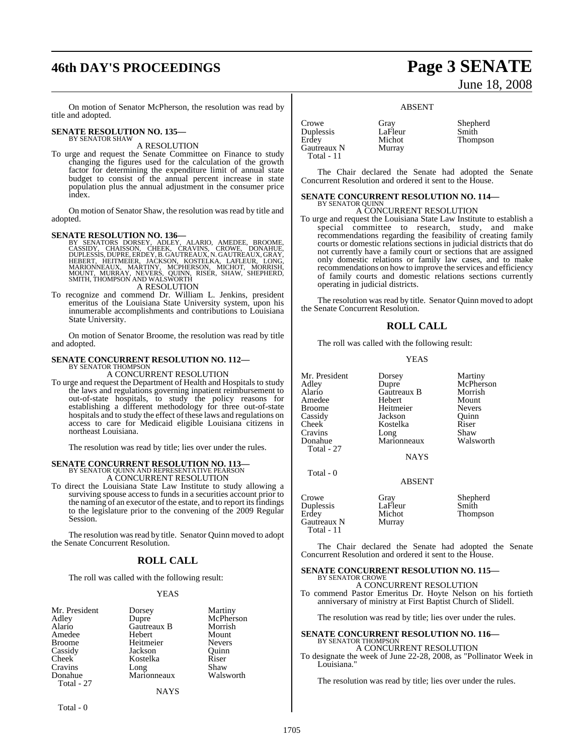On motion of Senator McPherson, the resolution was read by title and adopted.

**SENATE RESOLUTION NO. 135—**
BY SENATOR SHAW

A RESOLUTION

To urge and request the Senate Committee on Finance to study changing the figures used for the calculation of the growth factor for determining the expenditure limit of annual state budget to consist of the annual percent increase in state population plus the annual adjustment in the consumer price index.

On motion of Senator Shaw, the resolution was read by title and adopted.

**SENATE RESOLUTION NO. 136—**
BY SENATORS DORSEY, ADLEY, ALARIO, AMEDEE, BROOME, CASSIDY, CHAISSON, CHEEK, CRAVINS, CROWE, DONAHUE, DUPLESSIS, DUPRE, ERDEY, B. GAUTREAUX, N. GAUTREAUX, GRAY, HEBERT, HEITMEIER, JACKSON, KOSTELKA, LAFLEUR, LONG, MARIONNEAUX, MARTINY, MCPHERSON, MICHOT, MORRISH, MOUNT, MURRAY, NEVERS, QUINN, RISER, SHAW, SHEPHERD, SMITH, THOMPSON AND WALSWORTH

A RESOLUTION

To recognize and commend Dr. William L. Jenkins, president emeritus of the Louisiana State University system, upon his innumerable accomplishments and contributions to Louisiana State University.

On motion of Senator Broome, the resolution was read by title and adopted.

**SENATE CONCURRENT RESOLUTION NO. 112—**
BY SENATOR THOMPSON

A CONCURRENT RESOLUTION

To urge and request the Department of Health and Hospitals to study the laws and regulations governing inpatient reimbursement to out-of-state hospitals, to study the policy reasons for establishing a different methodology for three out-of-state hospitals and to study the effect of these laws and regulations on access to care for Medicaid eligible Louisiana citizens in northeast Louisiana.

The resolution was read by title; lies over under the rules.

**SENATE CONCURRENT RESOLUTION NO. 113—**
BY SENATOR QUINN AND REPRESENTATIVE PEARSON

A CONCURRENT RESOLUTION

To direct the Louisiana State Law Institute to study allowing a surviving spouse access to funds in a securities account prior to the naming of an executor of the estate, and to report its findings to the legislature prior to the convening of the 2009 Regular Session.

The resolution was read by title. Senator Quinn moved to adopt the Senate Concurrent Resolution.

## ROLL CALL

The roll was called with the following result:

YEAS

| | | |
|---|---|---|
| Mr. President | Dorsey | Martiny |
| Adley | Dupre | McPherson |
| Alario | Gautreaux B | Morrish |
| Amedee | Hebert | Mount |
| Broome | Heitmeier | Nevers |
| Cassidy | Jackson | Quinn |
| Cheek | Kostelka | Riser |
| Cravins | Long | Shaw |
| Donahue | Marionneaux | Walsworth |

Total - 27

NAYS

Total - 0

ABSENT

| | | |
|---|---|---|
| Crowe | Gray | Shepherd |
| Duplessis | LaFleur | Smith |
| Erdey | Michot | Thompson |
| Gautreaux N | Murray | |

Total - 11

The Chair declared the Senate had adopted the Senate Concurrent Resolution and ordered it sent to the House.

**SENATE CONCURRENT RESOLUTION NO. 114—**
BY SENATOR QUINN

A CONCURRENT RESOLUTION

To urge and request the Louisiana State Law Institute to establish a special committee to research, study, and make recommendations regarding the feasibility of creating family courts or domestic relations sections in judicial districts that do not currently have a family court or sections that are assigned only domestic relations or family law cases, and to make recommendations on how to improve the services and efficiency of family courts and domestic relations sections currently operating in judicial districts.

The resolution was read by title. Senator Quinn moved to adopt the Senate Concurrent Resolution.

## ROLL CALL

The roll was called with the following result:

YEAS

| | | |
|---|---|---|
| Mr. President | Dorsey | Martiny |
| Adley | Dupre | McPherson |
| Alario | Gautreaux B | Morrish |
| Amedee | Hebert | Mount |
| Broome | Heitmeier | Nevers |
| Cassidy | Jackson | Quinn |
| Cheek | Kostelka | Riser |
| Cravins | Long | Shaw |
| Donahue | Marionneaux | Walsworth |

Total - 27

NAYS

Total - 0

ABSENT

| | | |
|---|---|---|
| Crowe | Gray | Shepherd |
| Duplessis | LaFleur | Smith |
| Erdey | Michot | Thompson |
| Gautreaux N | Murray | |

Total - 11

The Chair declared the Senate had adopted the Senate Concurrent Resolution and ordered it sent to the House.

**SENATE CONCURRENT RESOLUTION NO. 115—**
BY SENATOR CROWE

A CONCURRENT RESOLUTION

To commend Pastor Emeritus Dr. Hoyte Nelson on his fortieth anniversary of ministry at First Baptist Church of Slidell.

The resolution was read by title; lies over under the rules.

**SENATE CONCURRENT RESOLUTION NO. 116—**
BY SENATOR THOMPSON

A CONCURRENT RESOLUTION

To designate the week of June 22-28, 2008, as "Pollinator Week in Louisiana."

The resolution was read by title; lies over under the rules.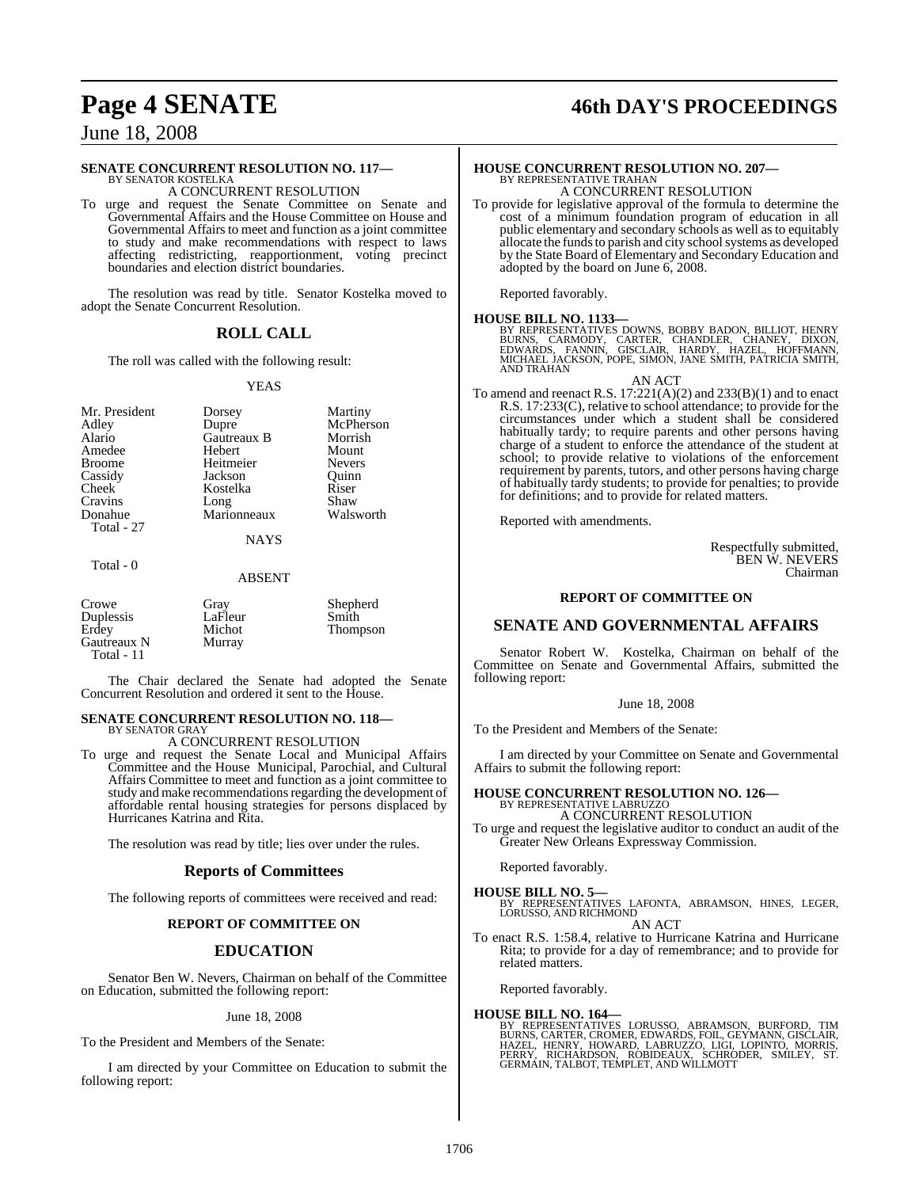**SENATE CONCURRENT RESOLUTION NO. 117—**
BY SENATOR KOSTELKA

A CONCURRENT RESOLUTION

To urge and request the Senate Committee on Senate and Governmental Affairs and the House Committee on House and Governmental Affairs to meet and function as a joint committee to study and make recommendations with respect to laws affecting redistricting, reapportionment, voting precinct boundaries and election district boundaries.

The resolution was read by title. Senator Kostelka moved to adopt the Senate Concurrent Resolution.

## ROLL CALL

The roll was called with the following result:

YEAS

| | | |
|---|---|---|
| Mr. President | Dorsey | Martiny |
| Adley | Dupre | McPherson |
| Alario | Gautreaux B | Morrish |
| Amedee | Hebert | Mount |
| Broome | Heitmeier | Nevers |
| Cassidy | Jackson | Quinn |
| Cheek | Kostelka | Riser |
| Cravins | Long | Shaw |
| Donahue | Marionneaux | Walsworth |

Total - 27

NAYS

Total - 0

ABSENT

| | | |
|---|---|---|
| Crowe | Gray | Shepherd |
| Duplessis | LaFleur | Smith |
| Erdey | Michot | Thompson |
| Gautreaux N | Murray | |

Total - 11

The Chair declared the Senate had adopted the Senate Concurrent Resolution and ordered it sent to the House.

**SENATE CONCURRENT RESOLUTION NO. 118—**
BY SENATOR GRAY

A CONCURRENT RESOLUTION

To urge and request the Senate Local and Municipal Affairs Committee and the House Municipal, Parochial, and Cultural Affairs Committee to meet and function as a joint committee to study and make recommendations regarding the development of affordable rental housing strategies for persons displaced by Hurricanes Katrina and Rita.

The resolution was read by title; lies over under the rules.

## Reports of Committees

The following reports of committees were received and read:

### REPORT OF COMMITTEE ON

## EDUCATION

Senator Ben W. Nevers, Chairman on behalf of the Committee on Education, submitted the following report:

June 18, 2008

To the President and Members of the Senate:

I am directed by your Committee on Education to submit the following report:

**HOUSE CONCURRENT RESOLUTION NO. 207—**
BY REPRESENTATIVE TRAHAN

A CONCURRENT RESOLUTION

To provide for legislative approval of the formula to determine the cost of a minimum foundation program of education in all public elementary and secondary schools as well as to equitably allocate the funds to parish and city school systems as developed by the State Board of Elementary and Secondary Education and adopted by the board on June 6, 2008.

Reported favorably.

**HOUSE BILL NO. 1133—**
BY REPRESENTATIVES DOWNS, BOBBY BADON, BILLIOT, HENRY BURNS, CARMODY, CARTER, CHANDLER, CHANEY, DIXON, EDWARDS, FANNIN, GISCLAIR, HARDY, HAZEL, HOFFMANN, MICHAEL JACKSON, POPE, SIMON, JANE SMITH, PATRICIA SMITH, AND TRAHAN

AN ACT

To amend and reenact R.S. 17:221(A)(2) and 233(B)(1) and to enact R.S. 17:233(C), relative to school attendance; to provide for the circumstances under which a student shall be considered habitually tardy; to require parents and other persons having charge of a student to enforce the attendance of the student at school; to provide relative to violations of the enforcement requirement by parents, tutors, and other persons having charge of habitually tardy students; to provide for penalties; to provide for definitions; and to provide for related matters.

Reported with amendments.

Respectfully submitted,
BEN W. NEVERS
Chairman

### REPORT OF COMMITTEE ON

## SENATE AND GOVERNMENTAL AFFAIRS

Senator Robert W. Kostelka, Chairman on behalf of the Committee on Senate and Governmental Affairs, submitted the following report:

June 18, 2008

To the President and Members of the Senate:

I am directed by your Committee on Senate and Governmental Affairs to submit the following report:

**HOUSE CONCURRENT RESOLUTION NO. 126—**
BY REPRESENTATIVE LABRUZZO

A CONCURRENT RESOLUTION

To urge and request the legislative auditor to conduct an audit of the Greater New Orleans Expressway Commission.

Reported favorably.

**HOUSE BILL NO. 5—**
BY REPRESENTATIVES LAFONTA, ABRAMSON, HINES, LEGER, LORUSSO, AND RICHMOND

AN ACT

To enact R.S. 1:58.4, relative to Hurricane Katrina and Hurricane Rita; to provide for a day of remembrance; and to provide for related matters.

Reported favorably.

**HOUSE BILL NO. 164—**
BY REPRESENTATIVES LORUSSO, ABRAMSON, BURFORD, TIM BURNS, CARTER, CROMER, EDWARDS, FOIL, GEYMANN, GISCLAIR, HAZEL, HENRY, HOWARD, LABRUZZO, LIGI, LOPINTO, MORRIS, PERRY, RICHARDSON, ROBIDEAUX, SCHRODER, SMILEY, ST. GERMAIN, TALBOT, TEMPLET, AND WILLMOTT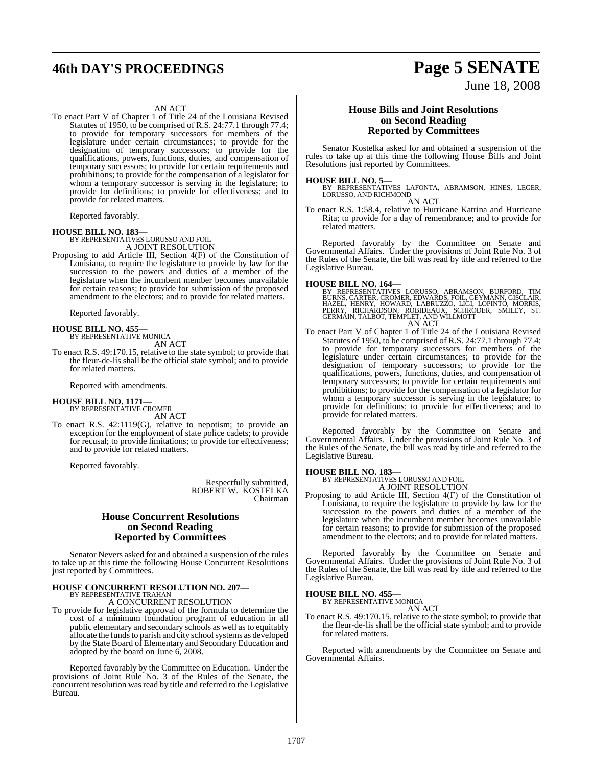AN ACT

To enact Part V of Chapter 1 of Title 24 of the Louisiana Revised Statutes of 1950, to be comprised of R.S. 24:77.1 through 77.4; to provide for temporary successors for members of the legislature under certain circumstances; to provide for the designation of temporary successors; to provide for the qualifications, powers, functions, duties, and compensation of temporary successors; to provide for certain requirements and prohibitions; to provide for the compensation of a legislator for whom a temporary successor is serving in the legislature; to provide for definitions; to provide for effectiveness; and to provide for related matters.

Reported favorably.

**HOUSE BILL NO. 183—**
BY REPRESENTATIVES LORUSSO AND FOIL
A JOINT RESOLUTION

Proposing to add Article III, Section 4(F) of the Constitution of Louisiana, to require the legislature to provide by law for the succession to the powers and duties of a member of the legislature when the incumbent member becomes unavailable for certain reasons; to provide for submission of the proposed amendment to the electors; and to provide for related matters.

Reported favorably.

**HOUSE BILL NO. 455—**
BY REPRESENTATIVE MONICA
AN ACT

To enact R.S. 49:170.15, relative to the state symbol; to provide that the fleur-de-lis shall be the official state symbol; and to provide for related matters.

Reported with amendments.

**HOUSE BILL NO. 1171—**
BY REPRESENTATIVE CROMER
AN ACT

To enact R.S. 42:1119(G), relative to nepotism; to provide an exception for the employment of state police cadets; to provide for recusal; to provide limitations; to provide for effectiveness; and to provide for related matters.

Reported favorably.

Respectfully submitted,
ROBERT W. KOSTELKA
Chairman

## House Concurrent Resolutions on Second Reading Reported by Committees

Senator Nevers asked for and obtained a suspension of the rules to take up at this time the following House Concurrent Resolutions just reported by Committees.

**HOUSE CONCURRENT RESOLUTION NO. 207—**
BY REPRESENTATIVE TRAHAN
A CONCURRENT RESOLUTION

To provide for legislative approval of the formula to determine the cost of a minimum foundation program of education in all public elementary and secondary schools as well as to equitably allocate the funds to parish and city school systems as developed by the State Board of Elementary and Secondary Education and adopted by the board on June 6, 2008.

Reported favorably by the Committee on Education. Under the provisions of Joint Rule No. 3 of the Rules of the Senate, the concurrent resolution was read by title and referred to the Legislative Bureau.

## House Bills and Joint Resolutions on Second Reading Reported by Committees

Senator Kostelka asked for and obtained a suspension of the rules to take up at this time the following House Bills and Joint Resolutions just reported by Committees.

**HOUSE BILL NO. 5—**
BY REPRESENTATIVES LAFONTA, ABRAMSON, HINES, LEGER, LORUSSO, AND RICHMOND
AN ACT

To enact R.S. 1:58.4, relative to Hurricane Katrina and Hurricane Rita; to provide for a day of remembrance; and to provide for related matters.

Reported favorably by the Committee on Senate and Governmental Affairs. Under the provisions of Joint Rule No. 3 of the Rules of the Senate, the bill was read by title and referred to the Legislative Bureau.

**HOUSE BILL NO. 164—**
BY REPRESENTATIVES LORUSSO, ABRAMSON, BURFORD, TIM BURNS, CARTER, CROMER, EDWARDS, FOIL, GEYMANN, GISCLAIR, HAZEL, HENRY, HOWARD, LABRUZZO, LIGI, LOPINTO, MORRIS, PERRY, RICHARDSON, ROBIDEAUX, SCHRODER, SMILEY, ST. GERMAIN, TALBOT, TEMPLET, AND WILLMOTT
AN ACT

To enact Part V of Chapter 1 of Title 24 of the Louisiana Revised Statutes of 1950, to be comprised of R.S. 24:77.1 through 77.4; to provide for temporary successors for members of the legislature under certain circumstances; to provide for the designation of temporary successors; to provide for the qualifications, powers, functions, duties, and compensation of temporary successors; to provide for certain requirements and prohibitions; to provide for the compensation of a legislator for whom a temporary successor is serving in the legislature; to provide for definitions; to provide for effectiveness; and to provide for related matters.

Reported favorably by the Committee on Senate and Governmental Affairs. Under the provisions of Joint Rule No. 3 of the Rules of the Senate, the bill was read by title and referred to the Legislative Bureau.

**HOUSE BILL NO. 183—**
BY REPRESENTATIVES LORUSSO AND FOIL
A JOINT RESOLUTION

Proposing to add Article III, Section 4(F) of the Constitution of Louisiana, to require the legislature to provide by law for the succession to the powers and duties of a member of the legislature when the incumbent member becomes unavailable for certain reasons; to provide for submission of the proposed amendment to the electors; and to provide for related matters.

Reported favorably by the Committee on Senate and Governmental Affairs. Under the provisions of Joint Rule No. 3 of the Rules of the Senate, the bill was read by title and referred to the Legislative Bureau.

**HOUSE BILL NO. 455—**
BY REPRESENTATIVE MONICA
AN ACT

To enact R.S. 49:170.15, relative to the state symbol; to provide that the fleur-de-lis shall be the official state symbol; and to provide for related matters.

Reported with amendments by the Committee on Senate and Governmental Affairs.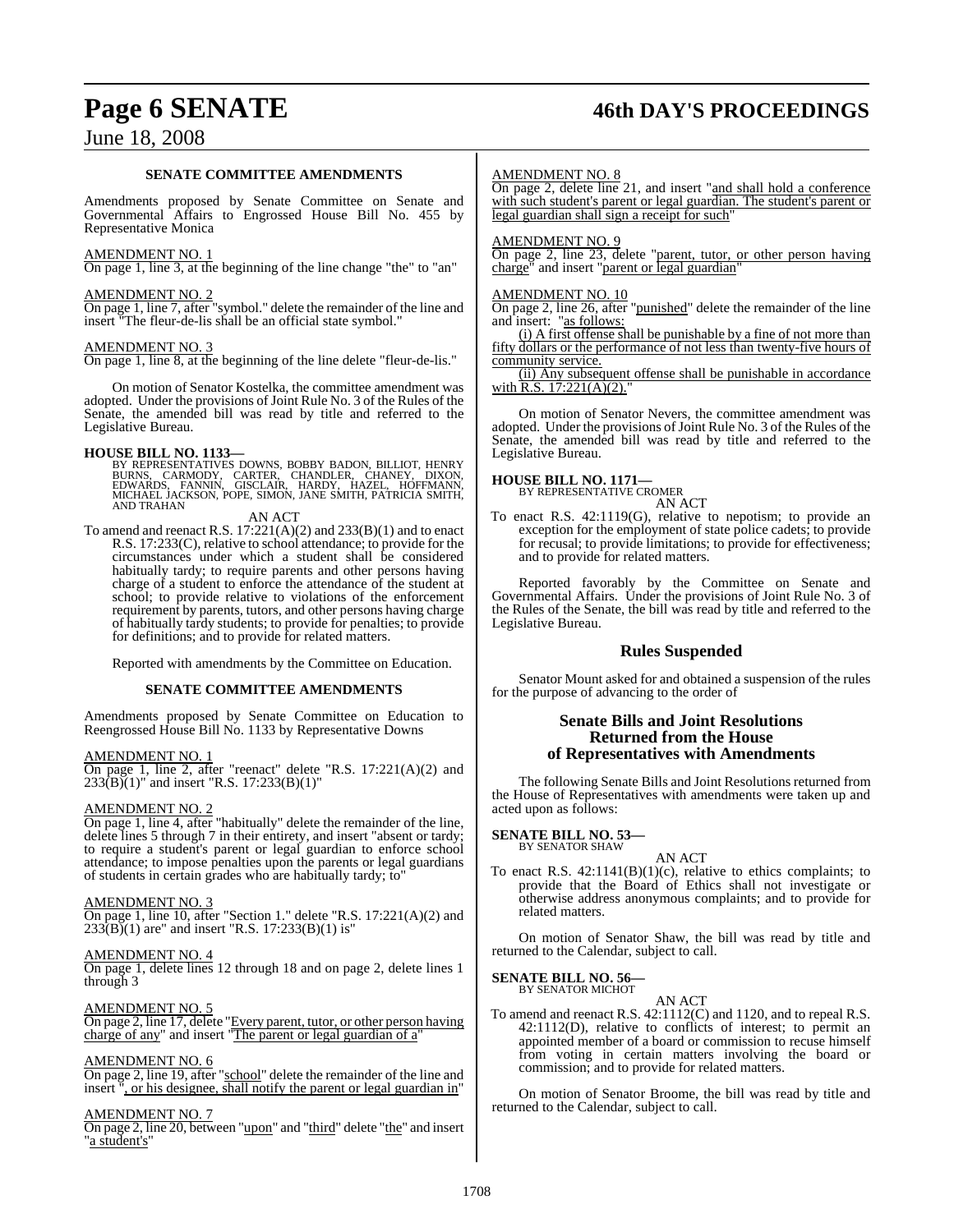### SENATE COMMITTEE AMENDMENTS

Amendments proposed by Senate Committee on Senate and Governmental Affairs to Engrossed House Bill No. 455 by Representative Monica

AMENDMENT NO. 1
On page 1, line 3, at the beginning of the line change "the" to "an"

AMENDMENT NO. 2
On page 1, line 7, after "symbol." delete the remainder of the line and insert "The fleur-de-lis shall be an official state symbol."

AMENDMENT NO. 3
On page 1, line 8, at the beginning of the line delete "fleur-de-lis."

On motion of Senator Kostelka, the committee amendment was adopted. Under the provisions of Joint Rule No. 3 of the Rules of the Senate, the amended bill was read by title and referred to the Legislative Bureau.

**HOUSE BILL NO. 1133—**
BY REPRESENTATIVES DOWNS, BOBBY BADON, BILLIOT, HENRY BURNS, CARMODY, CARTER, CHANDLER, CHANEY, DIXON, EDWARDS, FANNIN, GISCLAIR, HARDY, HAZEL, HOFFMANN, MICHAEL JACKSON, POPE, SIMON, JANE SMITH, PATRICIA SMITH, AND TRAHAN

AN ACT

To amend and reenact R.S. 17:221(A)(2) and 233(B)(1) and to enact R.S. 17:233(C), relative to school attendance; to provide for the circumstances under which a student shall be considered habitually tardy; to require parents and other persons having charge of a student to enforce the attendance of the student at school; to provide relative to violations of the enforcement requirement by parents, tutors, and other persons having charge of habitually tardy students; to provide for penalties; to provide for definitions; and to provide for related matters.

Reported with amendments by the Committee on Education.

### SENATE COMMITTEE AMENDMENTS

Amendments proposed by Senate Committee on Education to Reengrossed House Bill No. 1133 by Representative Downs

AMENDMENT NO. 1
On page 1, line 2, after "reenact" delete "R.S. 17:221(A)(2) and 233(B)(1)" and insert "R.S. 17:233(B)(1)"

AMENDMENT NO. 2
On page 1, line 4, after "habitually" delete the remainder of the line, delete lines 5 through 7 in their entirety, and insert "absent or tardy; to require a student's parent or legal guardian to enforce school attendance; to impose penalties upon the parents or legal guardians of students in certain grades who are habitually tardy; to"

AMENDMENT NO. 3
On page 1, line 10, after "Section 1." delete "R.S. 17:221(A)(2) and 233(B)(1) are" and insert "R.S. 17:233(B)(1) is"

AMENDMENT NO. 4
On page 1, delete lines 12 through 18 and on page 2, delete lines 1 through 3

AMENDMENT NO. 5
On page 2, line 17, delete "Every parent, tutor, or other person having charge of any" and insert "The parent or legal guardian of a"

AMENDMENT NO. 6
On page 2, line 19, after "school" delete the remainder of the line and insert ", or his designee, shall notify the parent or legal guardian in"

AMENDMENT NO. 7
On page 2, line 20, between "upon" and "third" delete "the" and insert "a student's"

AMENDMENT NO. 8
On page 2, delete line 21, and insert "and shall hold a conference with such student's parent or legal guardian. The student's parent or legal guardian shall sign a receipt for such"

AMENDMENT NO. 9
On page 2, line 23, delete "parent, tutor, or other person having charge" and insert "parent or legal guardian"

AMENDMENT NO. 10
On page 2, line 26, after "punished" delete the remainder of the line and insert: "as follows:

(i) A first offense shall be punishable by a fine of not more than fifty dollars or the performance of not less than twenty-five hours of community service.

(ii) Any subsequent offense shall be punishable in accordance with R.S. 17:221(A)(2)."

On motion of Senator Nevers, the committee amendment was adopted. Under the provisions of Joint Rule No. 3 of the Rules of the Senate, the amended bill was read by title and referred to the Legislative Bureau.

**HOUSE BILL NO. 1171—**
BY REPRESENTATIVE CROMER

AN ACT

To enact R.S. 42:1119(G), relative to nepotism; to provide an exception for the employment of state police cadets; to provide for recusal; to provide limitations; to provide for effectiveness; and to provide for related matters.

Reported favorably by the Committee on Senate and Governmental Affairs. Under the provisions of Joint Rule No. 3 of the Rules of the Senate, the bill was read by title and referred to the Legislative Bureau.

## Rules Suspended

Senator Mount asked for and obtained a suspension of the rules for the purpose of advancing to the order of

## Senate Bills and Joint Resolutions Returned from the House of Representatives with Amendments

The following Senate Bills and Joint Resolutions returned from the House of Representatives with amendments were taken up and acted upon as follows:

**SENATE BILL NO. 53—**
BY SENATOR SHAW

AN ACT

To enact R.S. 42:1141(B)(1)(c), relative to ethics complaints; to provide that the Board of Ethics shall not investigate or otherwise address anonymous complaints; and to provide for related matters.

On motion of Senator Shaw, the bill was read by title and returned to the Calendar, subject to call.

**SENATE BILL NO. 56—**
BY SENATOR MICHOT

AN ACT

To amend and reenact R.S. 42:1112(C) and 1120, and to repeal R.S. 42:1112(D), relative to conflicts of interest; to permit an appointed member of a board or commission to recuse himself from voting in certain matters involving the board or commission; and to provide for related matters.

On motion of Senator Broome, the bill was read by title and returned to the Calendar, subject to call.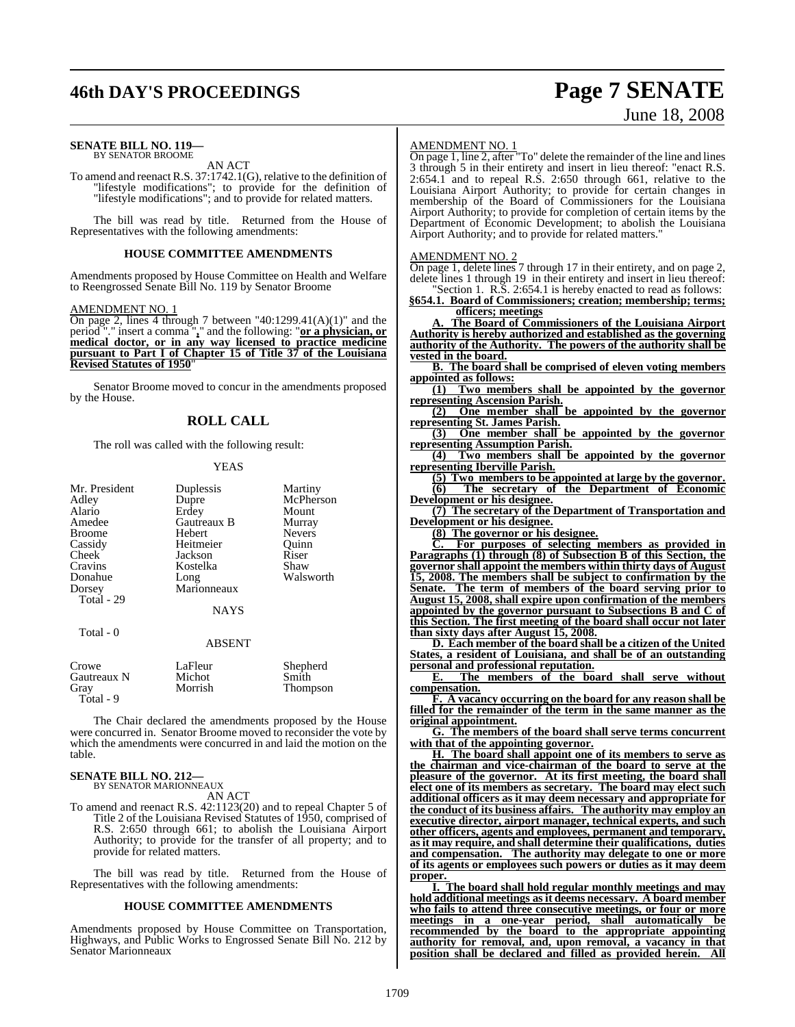**SENATE BILL NO. 119—**
BY SENATOR BROOME

AN ACT

To amend and reenact R.S. 37:1742.1(G), relative to the definition of "lifestyle modifications"; to provide for the definition of "lifestyle modifications"; and to provide for related matters.

The bill was read by title. Returned from the House of Representatives with the following amendments:

### HOUSE COMMITTEE AMENDMENTS

Amendments proposed by House Committee on Health and Welfare to Reengrossed Senate Bill No. 119 by Senator Broome

AMENDMENT NO. 1

On page 2, lines 4 through 7 between "40:1299.41(A)(1)" and the period "." insert a comma "**,**" and the following: "**or a physician, or medical doctor, or in any way licensed to practice medicine pursuant to Part I of Chapter 15 of Title 37 of the Louisiana Revised Statutes of 1950**"

Senator Broome moved to concur in the amendments proposed by the House.

## ROLL CALL

The roll was called with the following result:

YEAS

| | | |
|---|---|---|
| Mr. President | Duplessis | Martiny |
| Adley | Dupre | McPherson |
| Alario | Erdey | Mount |
| Amedee | Gautreaux B | Murray |
| Broome | Hebert | Nevers |
| Cassidy | Heitmeier | Quinn |
| Cheek | Jackson | Riser |
| Cravins | Kostelka | Shaw |
| Donahue | Long | Walsworth |
| Dorsey | Marionneaux | |
| Total - 29 | | |

NAYS

Total - 0

ABSENT

| | | |
|---|---|---|
| Crowe | LaFleur | Shepherd |
| Gautreaux N | Michot | Smith |
| Gray | Morrish | Thompson |
| Total - 9 | | |

The Chair declared the amendments proposed by the House were concurred in. Senator Broome moved to reconsider the vote by which the amendments were concurred in and laid the motion on the table.

**SENATE BILL NO. 212—**
BY SENATOR MARIONNEAUX

AN ACT

To amend and reenact R.S. 42:1123(20) and to repeal Chapter 5 of Title 2 of the Louisiana Revised Statutes of 1950, comprised of R.S. 2:650 through 661; to abolish the Louisiana Airport Authority; to provide for the transfer of all property; and to provide for related matters.

The bill was read by title. Returned from the House of Representatives with the following amendments:

### HOUSE COMMITTEE AMENDMENTS

Amendments proposed by House Committee on Transportation, Highways, and Public Works to Engrossed Senate Bill No. 212 by Senator Marionneaux

AMENDMENT NO. 1

On page 1, line 2, after "To" delete the remainder of the line and lines 3 through 5 in their entirety and insert in lieu thereof: "enact R.S. 2:654.1 and to repeal R.S. 2:650 through 661, relative to the Louisiana Airport Authority; to provide for certain changes in membership of the Board of Commissioners for the Louisiana Airport Authority; to provide for completion of certain items by the Department of Economic Development; to abolish the Louisiana Airport Authority; and to provide for related matters."

AMENDMENT NO. 2

On page 1, delete lines 7 through 17 in their entirety, and on page 2, delete lines 1 through 19 in their entirety and insert in lieu thereof:

"Section 1. R.S. 2:654.1 is hereby enacted to read as follows:

**§654.1. Board of Commissioners; creation; membership; terms; officers; meetings**

**A. The Board of Commissioners of the Louisiana Airport Authority is hereby authorized and established as the governing authority of the Authority. The powers of the authority shall be vested in the board.**

**B. The board shall be comprised of eleven voting members appointed as follows:**

**(1) Two members shall be appointed by the governor representing Ascension Parish.**

**(2) One member shall be appointed by the governor representing St. James Parish.**

**(3) One member shall be appointed by the governor representing Assumption Parish.**

**(4) Two members shall be appointed by the governor representing Iberville Parish.**

**(5) Two members to be appointed at large by the governor.**

**(6) The secretary of the Department of Economic Development or his designee.**

**(7) The secretary of the Department of Transportation and Development or his designee.**

**(8) The governor or his designee.**

**C. For purposes of selecting members as provided in Paragraphs (1) through (8) of Subsection B of this Section, the governor shall appoint the members within thirty days of August 15, 2008. The members shall be subject to confirmation by the Senate. The term of members of the board serving prior to August 15, 2008, shall expire upon confirmation of the members appointed by the governor pursuant to Subsections B and C of this Section. The first meeting of the board shall occur not later than sixty days after August 15, 2008.**

**D. Each member of the board shall be a citizen of the United States, a resident of Louisiana, and shall be of an outstanding personal and professional reputation.**

**E. The members of the board shall serve without compensation.**

**F. A vacancy occurring on the board for any reason shall be filled for the remainder of the term in the same manner as the original appointment.**

**G. The members of the board shall serve terms concurrent with that of the appointing governor.**

**H. The board shall appoint one of its members to serve as the chairman and vice-chairman of the board to serve at the pleasure of the governor. At its first meeting, the board shall elect one of its members as secretary. The board may elect such additional officers as it may deem necessary and appropriate for the conduct of its business affairs. The authority may employ an executive director, airport manager, technical experts, and such other officers, agents and employees, permanent and temporary, as it may require, and shall determine their qualifications, duties and compensation. The authority may delegate to one or more of its agents or employees such powers or duties as it may deem proper.**

**I. The board shall hold regular monthly meetings and may hold additional meetings as it deems necessary. A board member who fails to attend three consecutive meetings, or four or more meetings in a one-year period, shall automatically be recommended by the board to the appropriate appointing authority for removal, and, upon removal, a vacancy in that position shall be declared and filled as provided herein. All**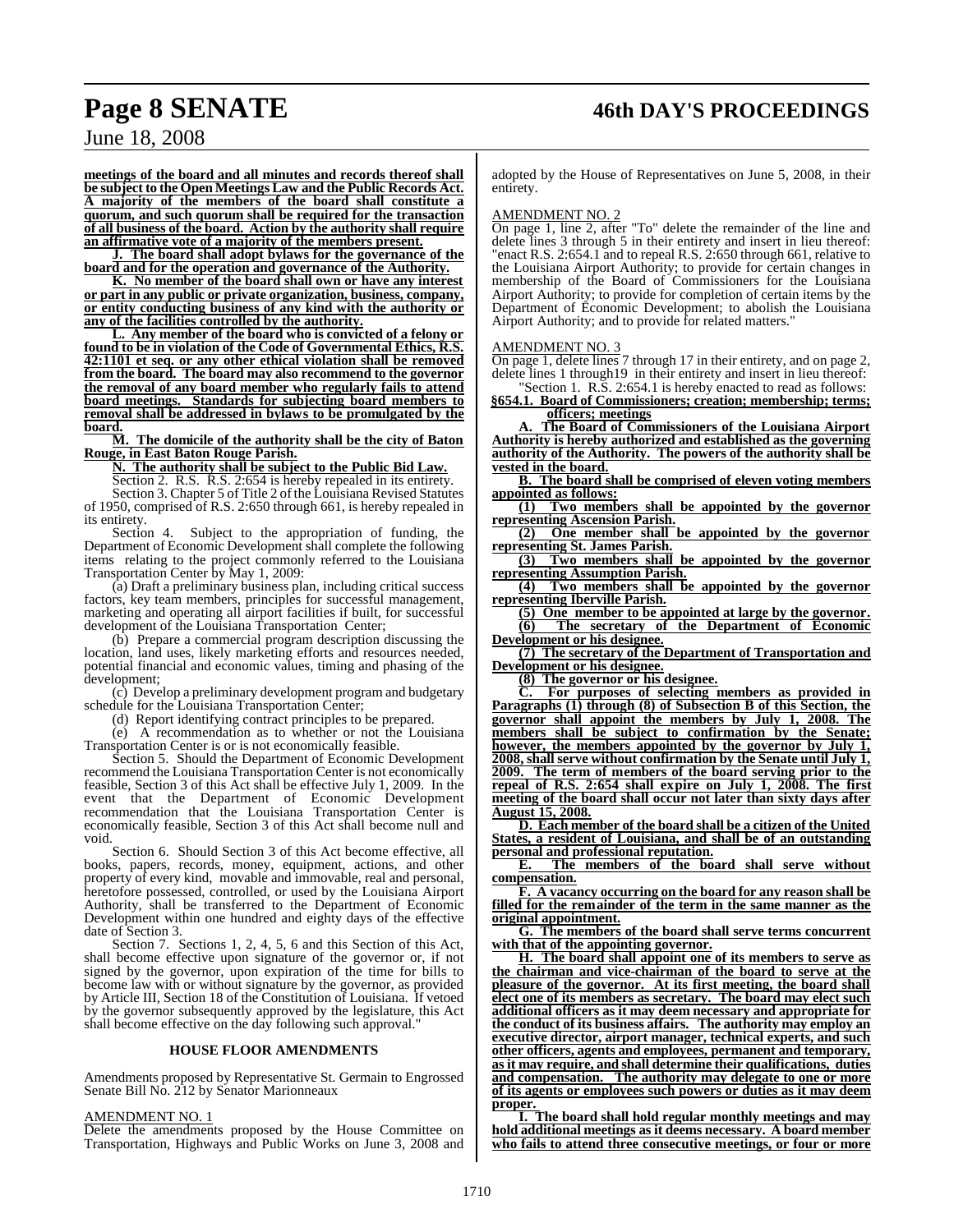**meetings of the board and all minutes and records thereof shall be subject to the Open Meetings Law and the Public Records Act. A majority of the members of the board shall constitute a quorum, and such quorum shall be required for the transaction of all business of the board. Action by the authority shall require an affirmative vote of a majority of the members present.**

**J. The board shall adopt bylaws for the governance of the board and for the operation and governance of the Authority.**

**K. No member of the board shall own or have any interest or part in any public or private organization, business, company, or entity conducting business of any kind with the authority or any of the facilities controlled by the authority.**

**L. Any member of the board who is convicted of a felony or found to be in violation of the Code of Governmental Ethics, R.S. 42:1101 et seq. or any other ethical violation shall be removed from the board. The board may also recommend to the governor the removal of any board member who regularly fails to attend board meetings. Standards for subjecting board members to removal shall be addressed in bylaws to be promulgated by the board.**

**M. The domicile of the authority shall be the city of Baton Rouge, in East Baton Rouge Parish.**

**N. The authority shall be subject to the Public Bid Law.**

Section 2. R.S. R.S. 2:654 is hereby repealed in its entirety.

Section 3. Chapter 5 of Title 2 of the Louisiana Revised Statutes of 1950, comprised of R.S. 2:650 through 661, is hereby repealed in its entirety.

Section 4. Subject to the appropriation of funding, the Department of Economic Development shall complete the following items relating to the project commonly referred to the Louisiana Transportation Center by May 1, 2009:

(a) Draft a preliminary business plan, including critical success factors, key team members, principles for successful management, marketing and operating all airport facilities if built, for successful development of the Louisiana Transportation Center;

(b) Prepare a commercial program description discussing the location, land uses, likely marketing efforts and resources needed, potential financial and economic values, timing and phasing of the development;

(c) Develop a preliminary development program and budgetary schedule for the Louisiana Transportation Center;

(d) Report identifying contract principles to be prepared.

(e) A recommendation as to whether or not the Louisiana Transportation Center is or is not economically feasible.

Section 5. Should the Department of Economic Development recommend the Louisiana Transportation Center is not economically feasible, Section 3 of this Act shall be effective July 1, 2009. In the event that the Department of Economic Development recommendation that the Louisiana Transportation Center is economically feasible, Section 3 of this Act shall become null and void.

Section 6. Should Section 3 of this Act become effective, all books, papers, records, money, equipment, actions, and other property of every kind, movable and immovable, real and personal, heretofore possessed, controlled, or used by the Louisiana Airport Authority, shall be transferred to the Department of Economic Development within one hundred and eighty days of the effective date of Section 3.

Section 7. Sections 1, 2, 4, 5, 6 and this Section of this Act, shall become effective upon signature of the governor or, if not signed by the governor, upon expiration of the time for bills to become law with or without signature by the governor, as provided by Article III, Section 18 of the Constitution of Louisiana. If vetoed by the governor subsequently approved by the legislature, this Act shall become effective on the day following such approval."

## HOUSE FLOOR AMENDMENTS

Amendments proposed by Representative St. Germain to Engrossed Senate Bill No. 212 by Senator Marionneaux

AMENDMENT NO. 1

Delete the amendments proposed by the House Committee on Transportation, Highways and Public Works on June 3, 2008 and adopted by the House of Representatives on June 5, 2008, in their entirety.

AMENDMENT NO. 2

On page 1, line 2, after "To" delete the remainder of the line and delete lines 3 through 5 in their entirety and insert in lieu thereof: "enact R.S. 2:654.1 and to repeal R.S. 2:650 through 661, relative to the Louisiana Airport Authority; to provide for certain changes in membership of the Board of Commissioners for the Louisiana Airport Authority; to provide for completion of certain items by the Department of Economic Development; to abolish the Louisiana Airport Authority; and to provide for related matters."

AMENDMENT NO. 3

On page 1, delete lines 7 through 17 in their entirety, and on page 2, delete lines 1 through19 in their entirety and insert in lieu thereof:

"Section 1. R.S. 2:654.1 is hereby enacted to read as follows:

**§654.1. Board of Commissioners; creation; membership; terms; officers; meetings**

**A. The Board of Commissioners of the Louisiana Airport Authority is hereby authorized and established as the governing authority of the Authority. The powers of the authority shall be vested in the board.**

**B. The board shall be comprised of eleven voting members appointed as follows:**

**(1) Two members shall be appointed by the governor representing Ascension Parish.**

**(2) One member shall be appointed by the governor representing St. James Parish.**

**(3) Two members shall be appointed by the governor representing Assumption Parish.**

**(4) Two members shall be appointed by the governor representing Iberville Parish.**

**(5) One member to be appointed at large by the governor.**

**(6) The secretary of the Department of Economic Development or his designee.**

**(7) The secretary of the Department of Transportation and Development or his designee.**

**(8) The governor or his designee.**

**C. For purposes of selecting members as provided in Paragraphs (1) through (8) of Subsection B of this Section, the governor shall appoint the members by July 1, 2008. The members shall be subject to confirmation by the Senate; however, the members appointed by the governor by July 1, 2008, shall serve without confirmation by the Senate until July 1, 2009. The term of members of the board serving prior to the repeal of R.S. 2:654 shall expire on July 1, 2008. The first meeting of the board shall occur not later than sixty days after August 15, 2008.**

**D. Each member of the board shall be a citizen of the United States, a resident of Louisiana, and shall be of an outstanding personal and professional reputation.**

**E. The members of the board shall serve without compensation.**

**F. A vacancy occurring on the board for any reason shall be filled for the remainder of the term in the same manner as the original appointment.**

**G. The members of the board shall serve terms concurrent with that of the appointing governor.**

**H. The board shall appoint one of its members to serve as the chairman and vice-chairman of the board to serve at the pleasure of the governor. At its first meeting, the board shall elect one of its members as secretary. The board may elect such additional officers as it may deem necessary and appropriate for the conduct of its business affairs. The authority may employ an executive director, airport manager, technical experts, and such other officers, agents and employees, permanent and temporary, as it may require, and shall determine their qualifications, duties and compensation. The authority may delegate to one or more of its agents or employees such powers or duties as it may deem proper.**

**I. The board shall hold regular monthly meetings and may hold additional meetings as it deems necessary. A board member who fails to attend three consecutive meetings, or four or more**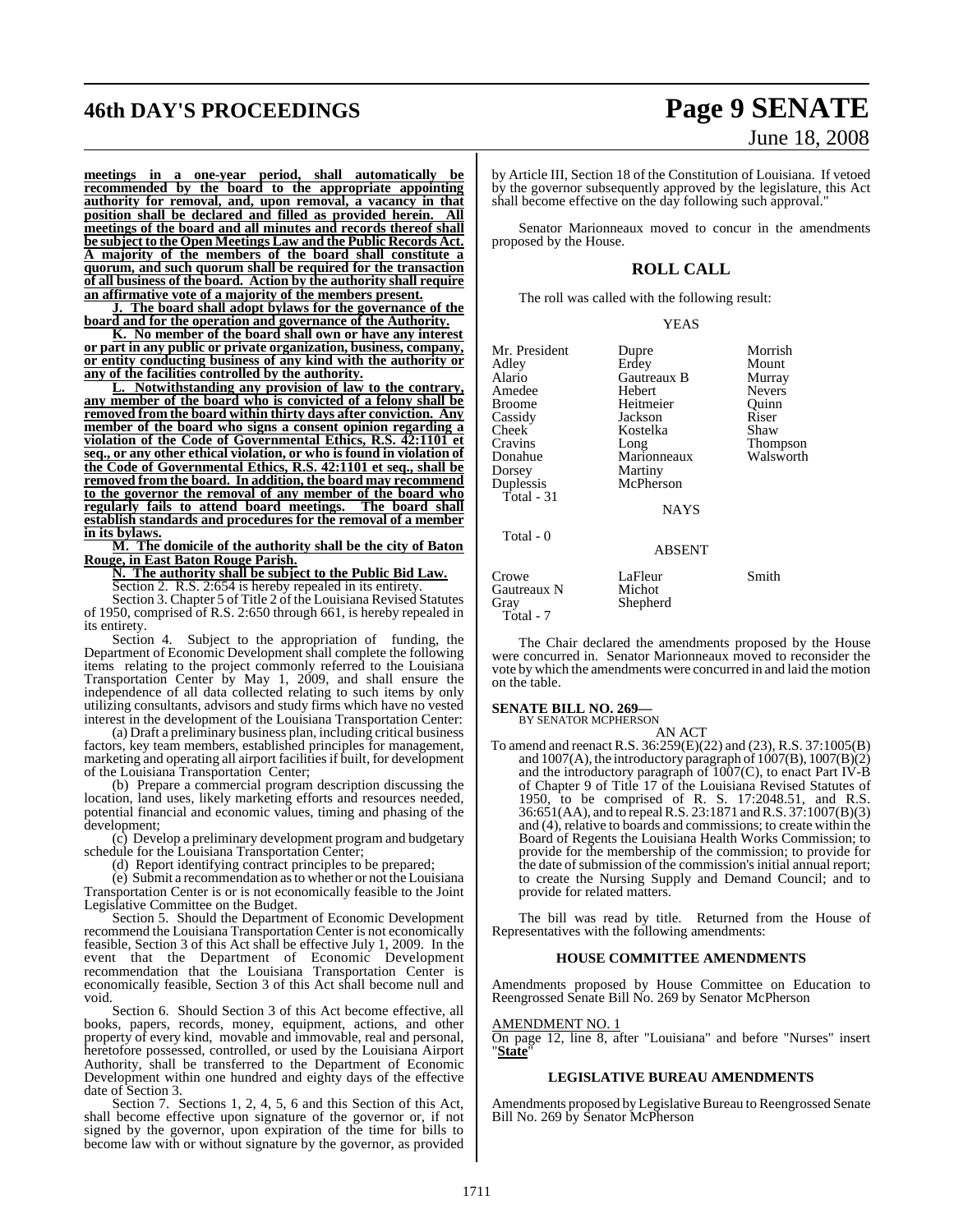**meetings in a one-year period, shall automatically be recommended by the board to the appropriate appointing authority for removal, and, upon removal, a vacancy in that position shall be declared and filled as provided herein. All meetings of the board and all minutes and records thereof shall be subject to the Open Meetings Law and the Public Records Act. A majority of the members of the board shall constitute a quorum, and such quorum shall be required for the transaction of all business of the board. Action by the authority shall require an affirmative vote of a majority of the members present.**

**J. The board shall adopt bylaws for the governance of the board and for the operation and governance of the Authority.**

**K. No member of the board shall own or have any interest or part in any public or private organization, business, company, or entity conducting business of any kind with the authority or any of the facilities controlled by the authority.**

**L. Notwithstanding any provision of law to the contrary, any member of the board who is convicted of a felony shall be removed from the board within thirty days after conviction. Any member of the board who signs a consent opinion regarding a violation of the Code of Governmental Ethics, R.S. 42:1101 et seq., or any other ethical violation, or who is found in violation of the Code of Governmental Ethics, R.S. 42:1101 et seq., shall be removed from the board. In addition, the board may recommend to the governor the removal of any member of the board who regularly fails to attend board meetings. The board shall establish standards and procedures for the removal of a member in its bylaws.**

**M. The domicile of the authority shall be the city of Baton Rouge, in East Baton Rouge Parish.**

**N. The authority shall be subject to the Public Bid Law.**

Section 2. R.S. 2:654 is hereby repealed in its entirety.

Section 3. Chapter 5 of Title 2 of the Louisiana Revised Statutes of 1950, comprised of R.S. 2:650 through 661, is hereby repealed in its entirety.

Section 4. Subject to the appropriation of funding, the Department of Economic Development shall complete the following items relating to the project commonly referred to the Louisiana Transportation Center by May 1, 2009, and shall ensure the independence of all data collected relating to such items by only utilizing consultants, advisors and study firms which have no vested interest in the development of the Louisiana Transportation Center:

(a) Draft a preliminary business plan, including critical business factors, key team members, established principles for management, marketing and operating all airport facilities if built, for development of the Louisiana Transportation Center;

(b) Prepare a commercial program description discussing the location, land uses, likely marketing efforts and resources needed, potential financial and economic values, timing and phasing of the development;

(c) Develop a preliminary development program and budgetary schedule for the Louisiana Transportation Center;

(d) Report identifying contract principles to be prepared;

(e) Submit a recommendation as to whether or not the Louisiana Transportation Center is or is not economically feasible to the Joint Legislative Committee on the Budget.

Section 5. Should the Department of Economic Development recommend the Louisiana Transportation Center is not economically feasible, Section 3 of this Act shall be effective July 1, 2009. In the event that the Department of Economic Development recommendation that the Louisiana Transportation Center is economically feasible, Section 3 of this Act shall become null and void.

Section 6. Should Section 3 of this Act become effective, all books, papers, records, money, equipment, actions, and other property of every kind, movable and immovable, real and personal, heretofore possessed, controlled, or used by the Louisiana Airport Authority, shall be transferred to the Department of Economic Development within one hundred and eighty days of the effective date of Section 3.

Section 7. Sections 1, 2, 4, 5, 6 and this Section of this Act, shall become effective upon signature of the governor or, if not signed by the governor, upon expiration of the time for bills to become law with or without signature by the governor, as provided by Article III, Section 18 of the Constitution of Louisiana. If vetoed by the governor subsequently approved by the legislature, this Act shall become effective on the day following such approval."

Senator Marionneaux moved to concur in the amendments proposed by the House.

## ROLL CALL

The roll was called with the following result:

YEAS

| | | |
|---|---|---|
| Mr. President | Dupre | Morrish |
| Adley | Erdey | Mount |
| Alario | Gautreaux B | Murray |
| Amedee | Hebert | Nevers |
| Broome | Heitmeier | Quinn |
| Cassidy | Jackson | Riser |
| Cheek | Kostelka | Shaw |
| Cravins | Long | Thompson |
| Donahue | Marionneaux | Walsworth |
| Dorsey | Martiny | |
| Duplessis | McPherson | |
| Total - 31 | | |

NAYS

Total - 0

ABSENT

| | | |
|---|---|---|
| Crowe | LaFleur | Smith |
| Gautreaux N | Michot | |
| Gray | Shepherd | |
| Total - 7 | | |

The Chair declared the amendments proposed by the House were concurred in. Senator Marionneaux moved to reconsider the vote by which the amendments were concurred in and laid the motion on the table.

**SENATE BILL NO. 269—**
BY SENATOR MCPHERSON

AN ACT

To amend and reenact R.S. 36:259(E)(22) and (23), R.S. 37:1005(B) and 1007(A), the introductory paragraph of 1007(B), 1007(B)(2) and the introductory paragraph of 1007(C), to enact Part IV-B of Chapter 9 of Title 17 of the Louisiana Revised Statutes of 1950, to be comprised of R. S. 17:2048.51, and R.S. 36:651(AA), and to repeal R.S. 23:1871 and R.S. 37:1007(B)(3) and (4), relative to boards and commissions; to create within the Board of Regents the Louisiana Health Works Commission; to provide for the membership of the commission; to provide for the date of submission of the commission's initial annual report; to create the Nursing Supply and Demand Council; and to provide for related matters.

The bill was read by title. Returned from the House of Representatives with the following amendments:

### HOUSE COMMITTEE AMENDMENTS

Amendments proposed by House Committee on Education to Reengrossed Senate Bill No. 269 by Senator McPherson

AMENDMENT NO. 1

On page 12, line 8, after "Louisiana" and before "Nurses" insert "**State**"

### LEGISLATIVE BUREAU AMENDMENTS

Amendments proposed by Legislative Bureau to Reengrossed Senate Bill No. 269 by Senator McPherson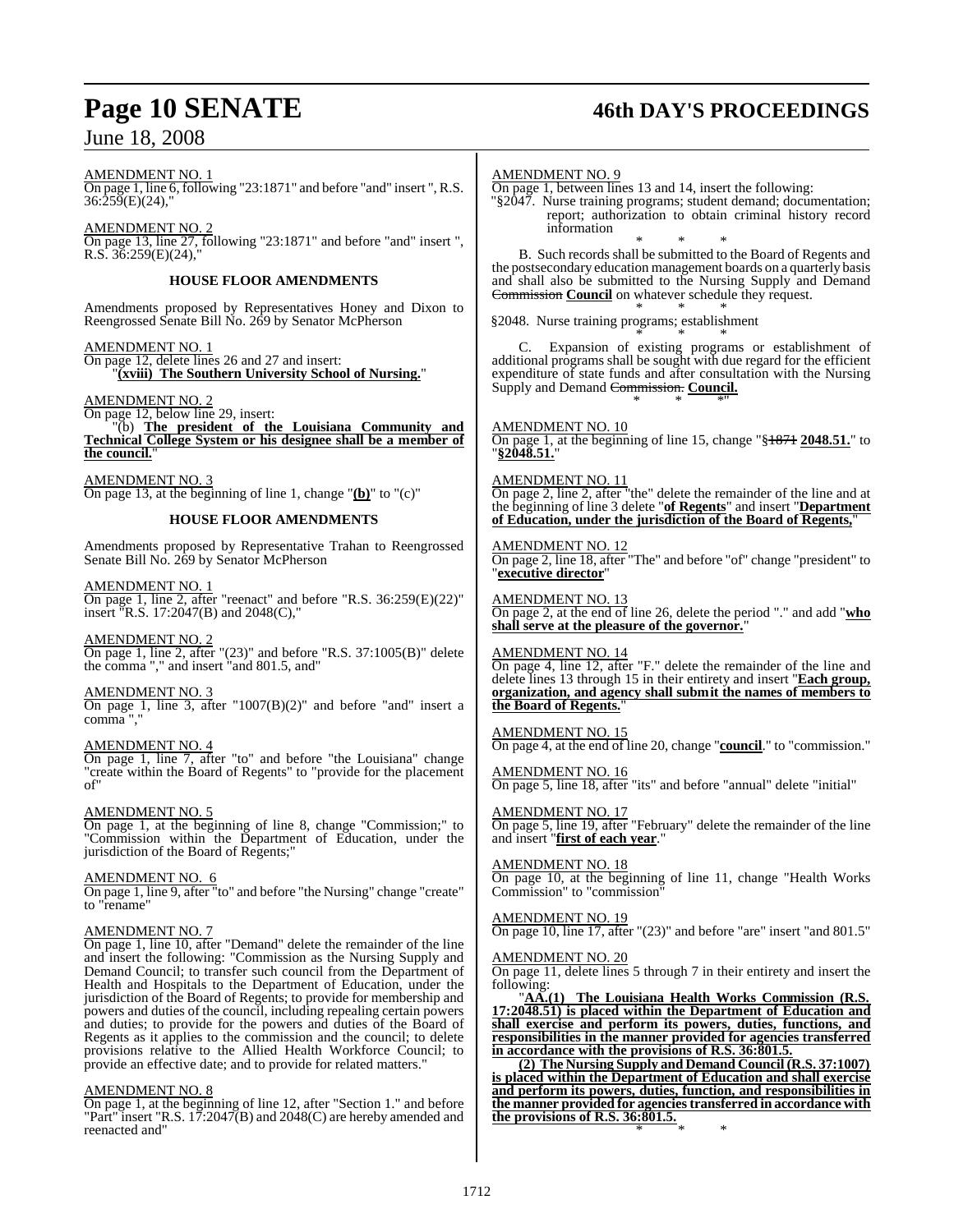AMENDMENT NO. 1

On page 1, line 6, following "23:1871" and before "and" insert ", R.S. 36:259(E)(24),"

AMENDMENT NO. 2

On page 13, line 27, following "23:1871" and before "and" insert ", R.S. 36:259(E)(24),"

## HOUSE FLOOR AMENDMENTS

Amendments proposed by Representatives Honey and Dixon to Reengrossed Senate Bill No. 269 by Senator McPherson

AMENDMENT NO. 1

On page 12, delete lines 26 and 27 and insert:
"**(xviii) The Southern University School of Nursing.**"

AMENDMENT NO. 2

On page 12, below line 29, insert:
"(b) **The president of the Louisiana Community and Technical College System or his designee shall be a member of the council.**"

AMENDMENT NO. 3

On page 13, at the beginning of line 1, change "**(b)**" to "(c)"

## HOUSE FLOOR AMENDMENTS

Amendments proposed by Representative Trahan to Reengrossed Senate Bill No. 269 by Senator McPherson

AMENDMENT NO. 1

On page 1, line 2, after "reenact" and before "R.S. 36:259(E)(22)" insert "R.S. 17:2047(B) and 2048(C),"

AMENDMENT NO. 2

On page 1, line 2, after "(23)" and before "R.S. 37:1005(B)" delete the comma "," and insert "and 801.5, and"

AMENDMENT NO. 3

On page 1, line 3, after "1007(B)(2)" and before "and" insert a comma ","

AMENDMENT NO. 4

On page 1, line 7, after "to" and before "the Louisiana" change "create within the Board of Regents" to "provide for the placement of"

AMENDMENT NO. 5

On page 1, at the beginning of line 8, change "Commission;" to "Commission within the Department of Education, under the jurisdiction of the Board of Regents;"

AMENDMENT NO. 6

On page 1, line 9, after "to" and before "the Nursing" change "create" to "rename"

AMENDMENT NO. 7

On page 1, line 10, after "Demand" delete the remainder of the line and insert the following: "Commission as the Nursing Supply and Demand Council; to transfer such council from the Department of Health and Hospitals to the Department of Education, under the jurisdiction of the Board of Regents; to provide for membership and powers and duties of the council, including repealing certain powers and duties; to provide for the powers and duties of the Board of Regents as it applies to the commission and the council; to delete provisions relative to the Allied Health Workforce Council; to provide an effective date; and to provide for related matters."

AMENDMENT NO. 8

On page 1, at the beginning of line 12, after "Section 1." and before "Part" insert "R.S. 17:2047(B) and 2048(C) are hereby amended and reenacted and"

AMENDMENT NO. 9

On page 1, between lines 13 and 14, insert the following:
"§2047. Nurse training programs; student demand; documentation; report; authorization to obtain criminal history record information

\* \* \*

B. Such records shall be submitted to the Board of Regents and the postsecondary education management boards on a quarterly basis and shall also be submitted to the Nursing Supply and Demand ~~Commission~~ **Council** on whatever schedule they request.

\* \* \*

§2048. Nurse training programs; establishment

\* \* \*

C. Expansion of existing programs or establishment of additional programs shall be sought with due regard for the efficient expenditure of state funds and after consultation with the Nursing Supply and Demand ~~Commission.~~ **Council.**

\* \* \*"

AMENDMENT NO. 10

On page 1, at the beginning of line 15, change "§~~1871~~ **2048.51.**" to "**§2048.51.**"

AMENDMENT NO. 11

On page 2, line 2, after "the" delete the remainder of the line and at the beginning of line 3 delete "**of Regents**" and insert "**Department of Education, under the jurisdiction of the Board of Regents,**"

AMENDMENT NO. 12

On page 2, line 18, after "The" and before "of" change "president" to "**executive director**"

AMENDMENT NO. 13

On page 2, at the end of line 26, delete the period "." and add "**who shall serve at the pleasure of the governor.**"

AMENDMENT NO. 14

On page 4, line 12, after "F." delete the remainder of the line and delete lines 13 through 15 in their entirety and insert "**Each group, organization, and agency shall submit the names of members to the Board of Regents.**"

AMENDMENT NO. 15

On page 4, at the end of line 20, change "**council**." to "commission."

AMENDMENT NO. 16

On page 5, line 18, after "its" and before "annual" delete "initial"

AMENDMENT NO. 17

On page 5, line 19, after "February" delete the remainder of the line and insert "**first of each year**."

AMENDMENT NO. 18

On page 10, at the beginning of line 11, change "Health Works Commission" to "commission"

AMENDMENT NO. 19

On page 10, line 17, after "(23)" and before "are" insert "and 801.5"

AMENDMENT NO. 20

On page 11, delete lines 5 through 7 in their entirety and insert the following:

"**AA.(1) The Louisiana Health Works Commission (R.S. 17:2048.51) is placed within the Department of Education and shall exercise and perform its powers, duties, functions, and responsibilities in the manner provided for agencies transferred in accordance with the provisions of R.S. 36:801.5.**

**(2) The Nursing Supply and Demand Council (R.S. 37:1007) is placed within the Department of Education and shall exercise and perform its powers, duties, function, and responsibilities in the manner provided for agencies transferred in accordance with the provisions of R.S. 36:801.5.**

\* \* \*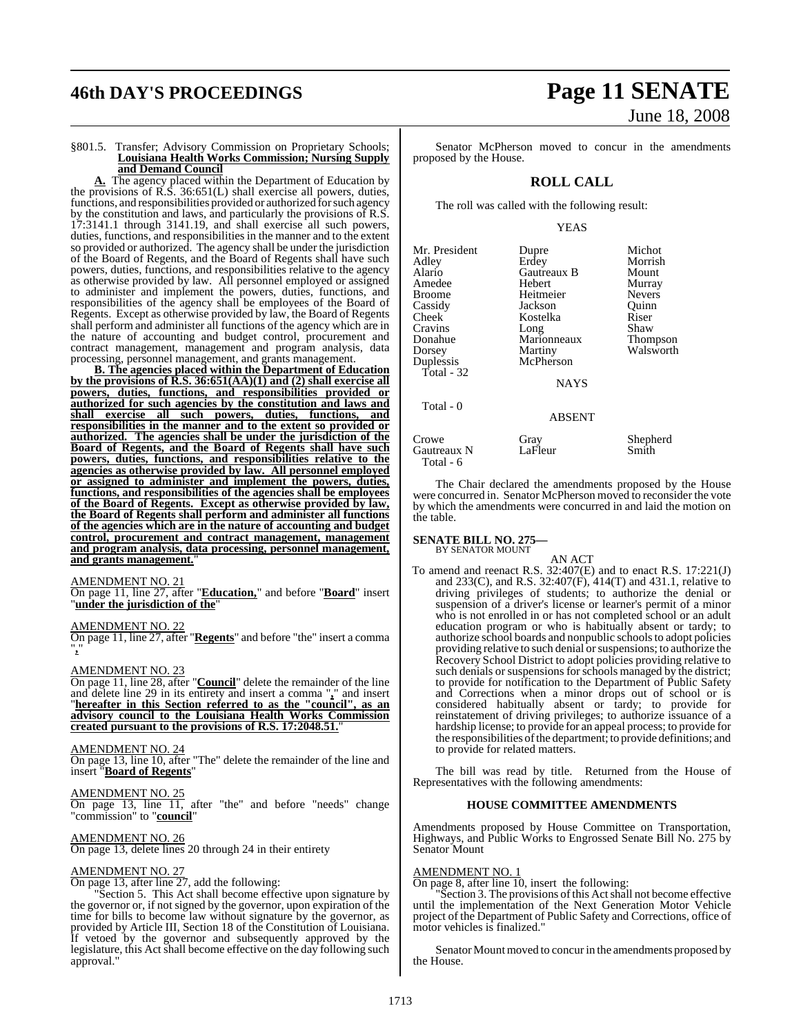§801.5. Transfer; Advisory Commission on Proprietary Schools; **Louisiana Health Works Commission; Nursing Supply and Demand Council**

**A.** The agency placed within the Department of Education by the provisions of R.S. 36:651(L) shall exercise all powers, duties, functions, and responsibilities provided or authorized for such agency by the constitution and laws, and particularly the provisions of R.S. 17:3141.1 through 3141.19, and shall exercise all such powers, duties, functions, and responsibilities in the manner and to the extent so provided or authorized. The agency shall be under the jurisdiction of the Board of Regents, and the Board of Regents shall have such powers, duties, functions, and responsibilities relative to the agency as otherwise provided by law. All personnel employed or assigned to administer and implement the powers, duties, functions, and responsibilities of the agency shall be employees of the Board of Regents. Except as otherwise provided by law, the Board of Regents shall perform and administer all functions of the agency which are in the nature of accounting and budget control, procurement and contract management, management and program analysis, data processing, personnel management, and grants management.

**B. The agencies placed within the Department of Education by the provisions of R.S. 36:651(AA)(1) and (2) shall exercise all powers, duties, functions, and responsibilities provided or authorized for such agencies by the constitution and laws and shall exercise all such powers, duties, functions, and responsibilities in the manner and to the extent so provided or authorized. The agencies shall be under the jurisdiction of the Board of Regents, and the Board of Regents shall have such powers, duties, functions, and responsibilities relative to the agencies as otherwise provided by law. All personnel employed or assigned to administer and implement the powers, duties, functions, and responsibilities of the agencies shall be employees of the Board of Regents. Except as otherwise provided by law, the Board of Regents shall perform and administer all functions of the agencies which are in the nature of accounting and budget control, procurement and contract management, management and program analysis, data processing, personnel management, and grants management.**"

AMENDMENT NO. 21

On page 11, line 27, after "**Education,**" and before "**Board**" insert "**under the jurisdiction of the**"

AMENDMENT NO. 22

On page 11, line 27, after "**Regents**" and before "the" insert a comma "**,**"

AMENDMENT NO. 23

On page 11, line 28, after "**Council**" delete the remainder of the line and delete line 29 in its entirety and insert a comma "**,**" and insert "**hereafter in this Section referred to as the "council", as an advisory council to the Louisiana Health Works Commission created pursuant to the provisions of R.S. 17:2048.51.**"

AMENDMENT NO. 24

On page 13, line 10, after "The" delete the remainder of the line and insert "**Board of Regents**"

AMENDMENT NO. 25

On page 13, line 11, after "the" and before "needs" change "commission" to "**council**"

AMENDMENT NO. 26

On page 13, delete lines 20 through 24 in their entirety

AMENDMENT NO. 27

On page 13, after line 27, add the following:

"Section 5. This Act shall become effective upon signature by the governor or, if not signed by the governor, upon expiration of the time for bills to become law without signature by the governor, as provided by Article III, Section 18 of the Constitution of Louisiana. If vetoed by the governor and subsequently approved by the legislature, this Act shall become effective on the day following such approval."

Senator McPherson moved to concur in the amendments proposed by the House.

## ROLL CALL

The roll was called with the following result:

YEAS

| | | |
|---|---|---|
| Mr. President | Dupre | Michot |
| Adley | Erdey | Morrish |
| Alario | Gautreaux B | Mount |
| Amedee | Hebert | Murray |
| Broome | Heitmeier | Nevers |
| Cassidy | Jackson | Quinn |
| Cheek | Kostelka | Riser |
| Cravins | Long | Shaw |
| Donahue | Marionneaux | Thompson |
| Dorsey | Martiny | Walsworth |
| Duplessis | McPherson | |
| Total - 32 | | |

NAYS

Total - 0

ABSENT

| | | |
|---|---|---|
| Crowe | Gray | Shepherd |
| Gautreaux N | LaFleur | Smith |
| Total - 6 | | |

The Chair declared the amendments proposed by the House were concurred in. Senator McPherson moved to reconsider the vote by which the amendments were concurred in and laid the motion on the table.

**SENATE BILL NO. 275—**
BY SENATOR MOUNT

AN ACT

To amend and reenact R.S. 32:407(E) and to enact R.S. 17:221(J) and 233(C), and R.S. 32:407(F), 414(T) and 431.1, relative to driving privileges of students; to authorize the denial or suspension of a driver's license or learner's permit of a minor who is not enrolled in or has not completed school or an adult education program or who is habitually absent or tardy; to authorize school boards and nonpublic schools to adopt policies providing relative to such denial or suspensions; to authorize the Recovery School District to adopt policies providing relative to such denials or suspensions for schools managed by the district; to provide for notification to the Department of Public Safety and Corrections when a minor drops out of school or is considered habitually absent or tardy; to provide for reinstatement of driving privileges; to authorize issuance of a hardship license; to provide for an appeal process; to provide for the responsibilities of the department; to provide definitions; and to provide for related matters.

The bill was read by title. Returned from the House of Representatives with the following amendments:

### HOUSE COMMITTEE AMENDMENTS

Amendments proposed by House Committee on Transportation, Highways, and Public Works to Engrossed Senate Bill No. 275 by Senator Mount

AMENDMENT NO. 1

On page 8, after line 10, insert the following:

"Section 3. The provisions of this Act shall not become effective until the implementation of the Next Generation Motor Vehicle project of the Department of Public Safety and Corrections, office of motor vehicles is finalized."

Senator Mount moved to concur in the amendments proposed by the House.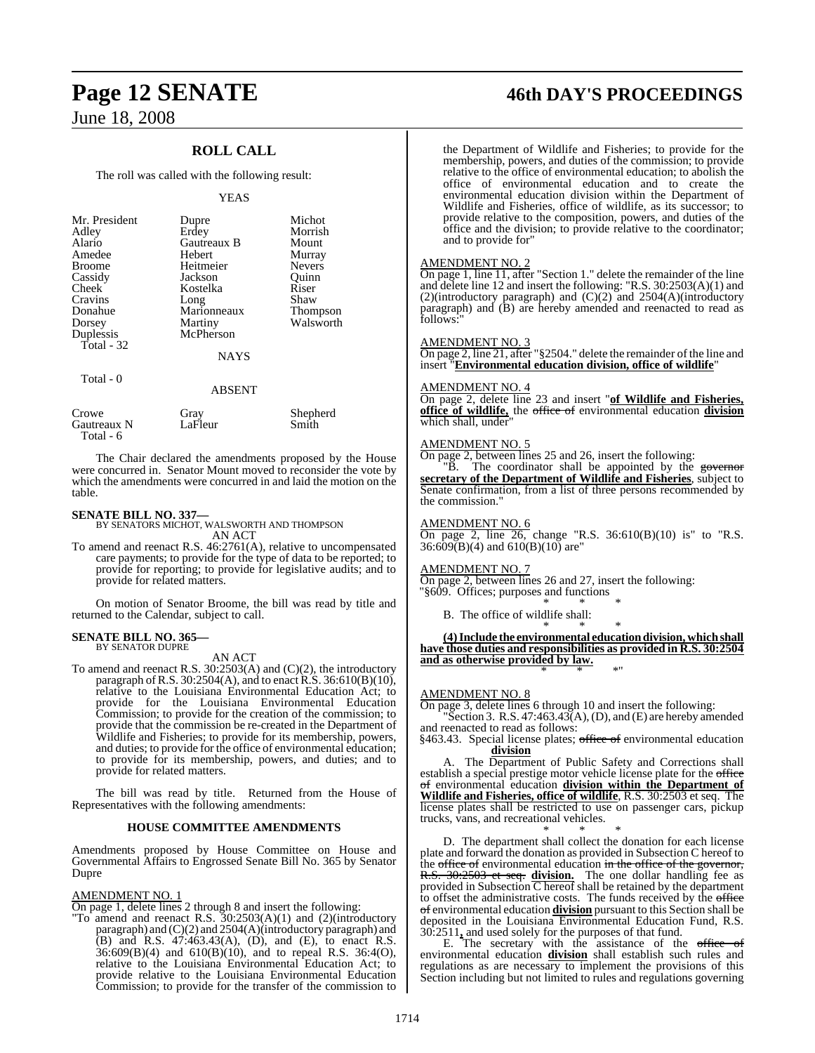## ROLL CALL

The roll was called with the following result:

YEAS

| | | |
|---|---|---|
| Mr. President | Dupre | Michot |
| Adley | Erdey | Morrish |
| Alario | Gautreaux B | Mount |
| Amedee | Hebert | Murray |
| Broome | Heitmeier | Nevers |
| Cassidy | Jackson | Quinn |
| Cheek | Kostelka | Riser |
| Cravins | Long | Shaw |
| Donahue | Marionneaux | Thompson |
| Dorsey | Martiny | Walsworth |
| Duplessis | McPherson | |

Total - 32

NAYS

Total - 0

ABSENT

| | | |
|---|---|---|
| Crowe | Gray | Shepherd |
| Gautreaux N | LaFleur | Smith |

Total - 6

The Chair declared the amendments proposed by the House were concurred in. Senator Mount moved to reconsider the vote by which the amendments were concurred in and laid the motion on the table.

**SENATE BILL NO. 337—**
BY SENATORS MICHOT, WALSWORTH AND THOMPSON
AN ACT

To amend and reenact R.S. 46:2761(A), relative to uncompensated care payments; to provide for the type of data to be reported; to provide for reporting; to provide for legislative audits; and to provide for related matters.

On motion of Senator Broome, the bill was read by title and returned to the Calendar, subject to call.

**SENATE BILL NO. 365—**
BY SENATOR DUPRE
AN ACT

To amend and reenact R.S. 30:2503(A) and (C)(2), the introductory paragraph of R.S. 30:2504(A), and to enact R.S. 36:610(B)(10), relative to the Louisiana Environmental Education Act; to provide for the Louisiana Environmental Education Commission; to provide for the creation of the commission; to provide that the commission be re-created in the Department of Wildlife and Fisheries; to provide for its membership, powers, and duties; to provide for the office of environmental education; to provide for its membership, powers, and duties; and to provide for related matters.

The bill was read by title. Returned from the House of Representatives with the following amendments:

### HOUSE COMMITTEE AMENDMENTS

Amendments proposed by House Committee on House and Governmental Affairs to Engrossed Senate Bill No. 365 by Senator Dupre

AMENDMENT NO. 1

On page 1, delete lines 2 through 8 and insert the following:

"To amend and reenact R.S. 30:2503(A)(1) and (2)(introductory paragraph) and (C)(2) and 2504(A)(introductory paragraph) and (B) and R.S. 47:463.43(A), (D), and (E), to enact R.S. 36:609(B)(4) and 610(B)(10), and to repeal R.S. 36:4(O), relative to the Louisiana Environmental Education Act; to provide relative to the Louisiana Environmental Education Commission; to provide for the transfer of the commission to the Department of Wildlife and Fisheries; to provide for the membership, powers, and duties of the commission; to provide relative to the office of environmental education; to abolish the office of environmental education and to create the environmental education division within the Department of Wildlife and Fisheries, office of wildlife, as its successor; to provide relative to the composition, powers, and duties of the office and the division; to provide relative to the coordinator; and to provide for"

AMENDMENT NO. 2

On page 1, line 11, after "Section 1." delete the remainder of the line and delete line 12 and insert the following: "R.S. 30:2503(A)(1) and (2)(introductory paragraph) and (C)(2) and 2504(A)(introductory paragraph) and (B) are hereby amended and reenacted to read as follows:"

AMENDMENT NO. 3

On page 2, line 21, after "§2504." delete the remainder of the line and insert "**Environmental education division, office of wildlife**"

AMENDMENT NO. 4

On page 2, delete line 23 and insert "**of Wildlife and Fisheries, office of wildlife,** the ~~office of~~ environmental education **division** which shall, under"

AMENDMENT NO. 5

On page 2, between lines 25 and 26, insert the following:

"B. The coordinator shall be appointed by the ~~governor~~ **secretary of the Department of Wildlife and Fisheries**, subject to Senate confirmation, from a list of three persons recommended by the commission."

AMENDMENT NO. 6

On page 2, line 26, change "R.S. 36:610(B)(10) is" to "R.S. 36:609(B)(4) and 610(B)(10) are"

AMENDMENT NO. 7

On page 2, between lines 26 and 27, insert the following:

"§609. Offices; purposes and functions

\* \* \*

B. The office of wildlife shall:

\* \* \*

**(4) Include the environmental education division, which shall have those duties and responsibilities as provided in R.S. 30:2504 and as otherwise provided by law.**

\* \* \*"

AMENDMENT NO. 8

On page 3, delete lines 6 through 10 and insert the following:

"Section 3. R.S. 47:463.43(A), (D), and (E) are hereby amended and reenacted to read as follows:

§463.43. Special license plates; ~~office of~~ environmental education **division**

A. The Department of Public Safety and Corrections shall establish a special prestige motor vehicle license plate for the ~~office of~~ environmental education **division within the Department of Wildlife and Fisheries, office of wildlife**, R.S. 30:2503 et seq. The license plates shall be restricted to use on passenger cars, pickup trucks, vans, and recreational vehicles.

\* \* \*

D. The department shall collect the donation for each license plate and forward the donation as provided in Subsection C hereof to the ~~office of~~ environmental education ~~in the office of the governor, R.S. 30:2503 et seq.~~ **division.** The one dollar handling fee as provided in Subsection C hereof shall be retained by the department to offset the administrative costs. The funds received by the ~~office of~~ environmental education **division** pursuant to this Section shall be deposited in the Louisiana Environmental Education Fund, R.S. 30:2511**,** and used solely for the purposes of that fund.

E. The secretary with the assistance of the ~~office of~~ environmental education **division** shall establish such rules and regulations as are necessary to implement the provisions of this Section including but not limited to rules and regulations governing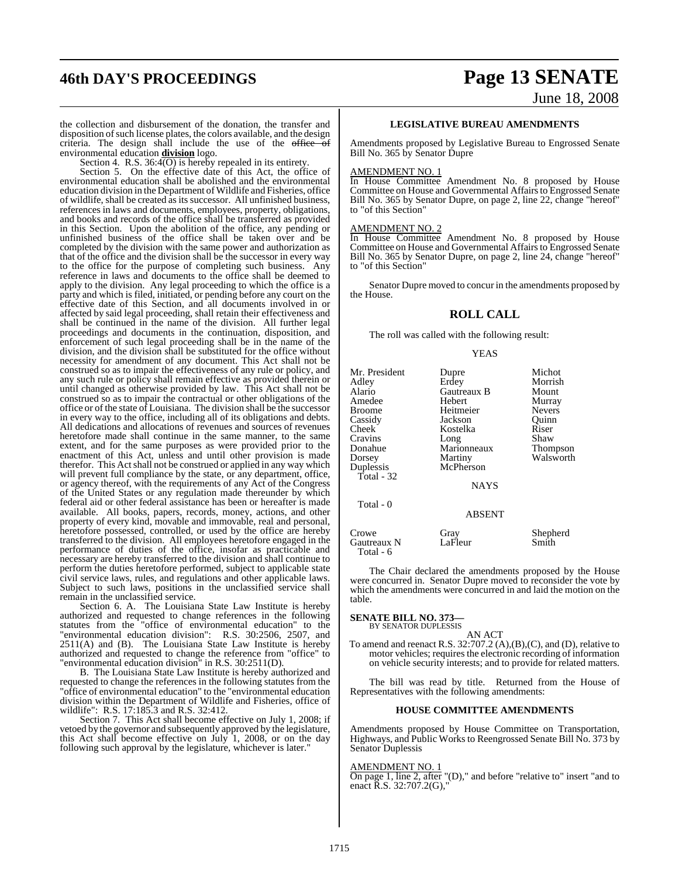the collection and disbursement of the donation, the transfer and disposition of such license plates, the colors available, and the design criteria. The design shall include the use of the ~~office of~~ environmental education **division** logo.

Section 4. R.S. 36:4(O) is hereby repealed in its entirety.

Section 5. On the effective date of this Act, the office of environmental education shall be abolished and the environmental education division in the Department of Wildlife and Fisheries, office of wildlife, shall be created as its successor. All unfinished business, references in laws and documents, employees, property, obligations, and books and records of the office shall be transferred as provided in this Section. Upon the abolition of the office, any pending or unfinished business of the office shall be taken over and be completed by the division with the same power and authorization as that of the office and the division shall be the successor in every way to the office for the purpose of completing such business. Any reference in laws and documents to the office shall be deemed to apply to the division. Any legal proceeding to which the office is a party and which is filed, initiated, or pending before any court on the effective date of this Section, and all documents involved in or affected by said legal proceeding, shall retain their effectiveness and shall be continued in the name of the division. All further legal proceedings and documents in the continuation, disposition, and enforcement of such legal proceeding shall be in the name of the division, and the division shall be substituted for the office without necessity for amendment of any document. This Act shall not be construed so as to impair the effectiveness of any rule or policy, and any such rule or policy shall remain effective as provided therein or until changed as otherwise provided by law. This Act shall not be construed so as to impair the contractual or other obligations of the office or of the state of Louisiana. The division shall be the successor in every way to the office, including all of its obligations and debts. All dedications and allocations of revenues and sources of revenues heretofore made shall continue in the same manner, to the same extent, and for the same purposes as were provided prior to the enactment of this Act, unless and until other provision is made therefor. This Act shall not be construed or applied in any way which will prevent full compliance by the state, or any department, office, or agency thereof, with the requirements of any Act of the Congress of the United States or any regulation made thereunder by which federal aid or other federal assistance has been or hereafter is made available. All books, papers, records, money, actions, and other property of every kind, movable and immovable, real and personal, heretofore possessed, controlled, or used by the office are hereby transferred to the division. All employees heretofore engaged in the performance of duties of the office, insofar as practicable and necessary are hereby transferred to the division and shall continue to perform the duties heretofore performed, subject to applicable state civil service laws, rules, and regulations and other applicable laws. Subject to such laws, positions in the unclassified service shall remain in the unclassified service.

Section 6. A. The Louisiana State Law Institute is hereby authorized and requested to change references in the following statutes from the "office of environmental education" to the "environmental education division": R.S. 30:2506, 2507, and 2511(A) and (B). The Louisiana State Law Institute is hereby authorized and requested to change the reference from "office" to "environmental education division" in R.S. 30:2511(D).

B. The Louisiana State Law Institute is hereby authorized and requested to change the references in the following statutes from the "office of environmental education" to the "environmental education division within the Department of Wildlife and Fisheries, office of wildlife": R.S. 17:185.3 and R.S. 32:412.

Section 7. This Act shall become effective on July 1, 2008; if vetoed by the governor and subsequently approved by the legislature, this Act shall become effective on July 1, 2008, or on the day following such approval by the legislature, whichever is later."

### LEGISLATIVE BUREAU AMENDMENTS

Amendments proposed by Legislative Bureau to Engrossed Senate Bill No. 365 by Senator Dupre

AMENDMENT NO. 1
In House Committee Amendment No. 8 proposed by House Committee on House and Governmental Affairs to Engrossed Senate Bill No. 365 by Senator Dupre, on page 2, line 22, change "hereof" to "of this Section"

AMENDMENT NO. 2
In House Committee Amendment No. 8 proposed by House Committee on House and Governmental Affairs to Engrossed Senate Bill No. 365 by Senator Dupre, on page 2, line 24, change "hereof" to "of this Section"

Senator Dupre moved to concur in the amendments proposed by the House.

## ROLL CALL

The roll was called with the following result:

YEAS

| | | |
|---|---|---|
| Mr. President | Dupre | Michot |
| Adley | Erdey | Morrish |
| Alario | Gautreaux B | Mount |
| Amedee | Hebert | Murray |
| Broome | Heitmeier | Nevers |
| Cassidy | Jackson | Quinn |
| Cheek | Kostelka | Riser |
| Cravins | Long | Shaw |
| Donahue | Marionneaux | Thompson |
| Dorsey | Martiny | Walsworth |
| Duplessis | McPherson | |
| Total - 32 | | |

NAYS

Total - 0

ABSENT

| | | |
|---|---|---|
| Crowe | Gray | Shepherd |
| Gautreaux N | LaFleur | Smith |
| Total - 6 | | |

The Chair declared the amendments proposed by the House were concurred in. Senator Dupre moved to reconsider the vote by which the amendments were concurred in and laid the motion on the table.

**SENATE BILL NO. 373—**
BY SENATOR DUPLESSIS

AN ACT

To amend and reenact R.S. 32:707.2 (A),(B),(C), and (D), relative to motor vehicles; requires the electronic recording of information on vehicle security interests; and to provide for related matters.

The bill was read by title. Returned from the House of Representatives with the following amendments:

### HOUSE COMMITTEE AMENDMENTS

Amendments proposed by House Committee on Transportation, Highways, and Public Works to Reengrossed Senate Bill No. 373 by Senator Duplessis

AMENDMENT NO. 1
On page 1, line 2, after "(D)," and before "relative to" insert "and to enact R.S. 32:707.2(G),"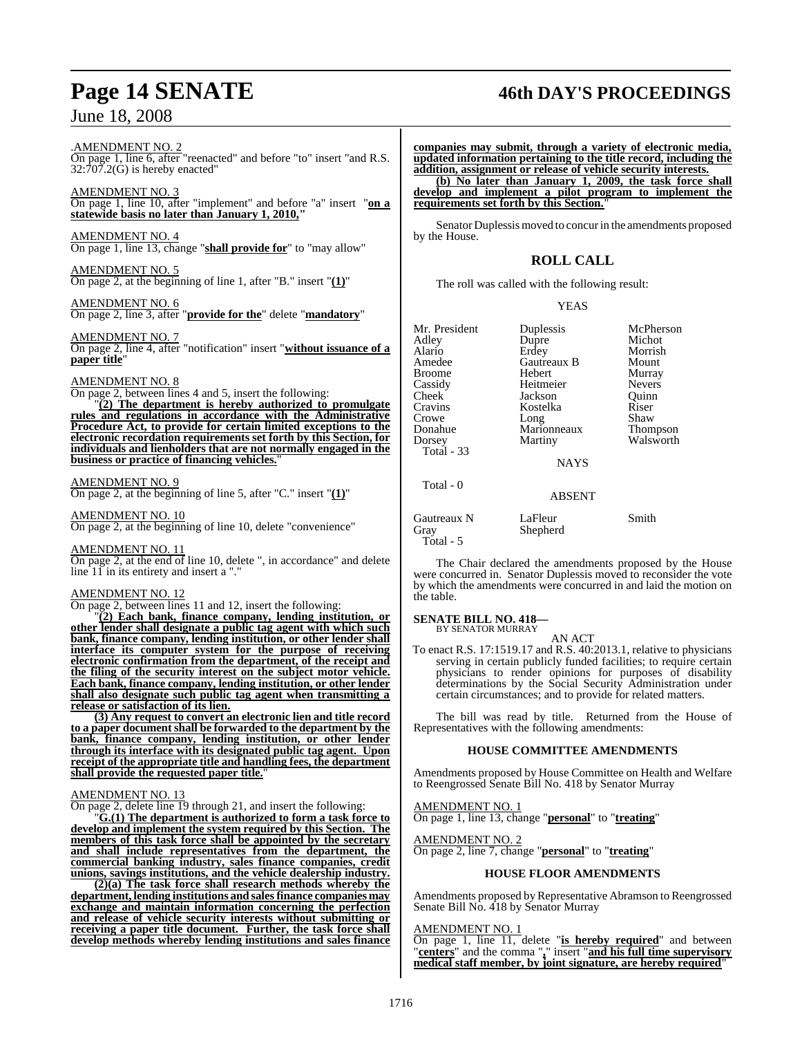.AMENDMENT NO. 2

On page 1, line 6, after "reenacted" and before "to" insert "and R.S. 32:707.2(G) is hereby enacted"

AMENDMENT NO. 3

On page 1, line 10, after "implement" and before "a" insert "**on a statewide basis no later than January 1, 2010,**"

AMENDMENT NO. 4

On page 1, line 13, change "**shall provide for**" to "may allow"

AMENDMENT NO. 5

On page 2, at the beginning of line 1, after "B." insert "**(1)**"

AMENDMENT NO. 6

On page 2, line 3, after "**provide for the**" delete "**mandatory**"

AMENDMENT NO. 7

On page 2, line 4, after "notification" insert "**without issuance of a paper title**"

AMENDMENT NO. 8

On page 2, between lines 4 and 5, insert the following:

"**(2) The department is hereby authorized to promulgate rules and regulations in accordance with the Administrative Procedure Act, to provide for certain limited exceptions to the electronic recordation requirements set forth by this Section, for individuals and lienholders that are not normally engaged in the business or practice of financing vehicles.**"

AMENDMENT NO. 9

On page 2, at the beginning of line 5, after "C." insert "**(1)**"

AMENDMENT NO. 10

On page 2, at the beginning of line 10, delete "convenience"

AMENDMENT NO. 11

On page 2, at the end of line 10, delete ", in accordance" and delete line 11 in its entirety and insert a "."

AMENDMENT NO. 12

On page 2, between lines 11 and 12, insert the following:

"**(2) Each bank, finance company, lending institution, or other lender shall designate a public tag agent with which such bank, finance company, lending institution, or other lender shall interface its computer system for the purpose of receiving electronic confirmation from the department, of the receipt and the filing of the security interest on the subject motor vehicle. Each bank, finance company, lending institution, or other lender shall also designate such public tag agent when transmitting a release or satisfaction of its lien.**

**(3) Any request to convert an electronic lien and title record to a paper document shall be forwarded to the department by the bank, finance company, lending institution, or other lender through its interface with its designated public tag agent. Upon receipt of the appropriate title and handling fees, the department shall provide the requested paper title.**"

AMENDMENT NO. 13

On page 2, delete line 19 through 21, and insert the following:

"**G.(1) The department is authorized to form a task force to develop and implement the system required by this Section. The members of this task force shall be appointed by the secretary and shall include representatives from the department, the commercial banking industry, sales finance companies, credit unions, savings institutions, and the vehicle dealership industry.**

**(2)(a) The task force shall research methods whereby the department, lending institutions and sales finance companies may exchange and maintain information concerning the perfection and release of vehicle security interests without submitting or receiving a paper title document. Further, the task force shall develop methods whereby lending institutions and sales finance companies may submit, through a variety of electronic media, updated information pertaining to the title record, including the addition, assignment or release of vehicle security interests.**

**(b) No later than January 1, 2009, the task force shall develop and implement a pilot program to implement the requirements set forth by this Section.**"

Senator Duplessis moved to concur in the amendments proposed by the House.

## ROLL CALL

The roll was called with the following result:

YEAS

| | | |
|---|---|---|
| Mr. President | Duplessis | McPherson |
| Adley | Dupre | Michot |
| Alario | Erdey | Morrish |
| Amedee | Gautreaux B | Mount |
| Broome | Hebert | Murray |
| Cassidy | Heitmeier | Nevers |
| Cheek | Jackson | Quinn |
| Cravins | Kostelka | Riser |
| Crowe | Long | Shaw |
| Donahue | Marionneaux | Thompson |
| Dorsey | Martiny | Walsworth |

Total - 33

NAYS

Total - 0

ABSENT

| | | |
|---|---|---|
| Gautreaux N | LaFleur | Smith |
| Gray | Shepherd | |

Total - 5

The Chair declared the amendments proposed by the House were concurred in. Senator Duplessis moved to reconsider the vote by which the amendments were concurred in and laid the motion on the table.

**SENATE BILL NO. 418—**
BY SENATOR MURRAY

AN ACT

To enact R.S. 17:1519.17 and R.S. 40:2013.1, relative to physicians serving in certain publicly funded facilities; to require certain physicians to render opinions for purposes of disability determinations by the Social Security Administration under certain circumstances; and to provide for related matters.

The bill was read by title. Returned from the House of Representatives with the following amendments:

### HOUSE COMMITTEE AMENDMENTS

Amendments proposed by House Committee on Health and Welfare to Reengrossed Senate Bill No. 418 by Senator Murray

AMENDMENT NO. 1

On page 1, line 13, change "**personal**" to "**treating**"

AMENDMENT NO. 2

On page 2, line 7, change "**personal**" to "**treating**"

### HOUSE FLOOR AMENDMENTS

Amendments proposed by Representative Abramson to Reengrossed Senate Bill No. 418 by Senator Murray

AMENDMENT NO. 1

On page 1, line 11, delete "**is hereby required**" and between "**centers**" and the comma "**,**" insert "**and his full time supervisory medical staff member, by joint signature, are hereby required**"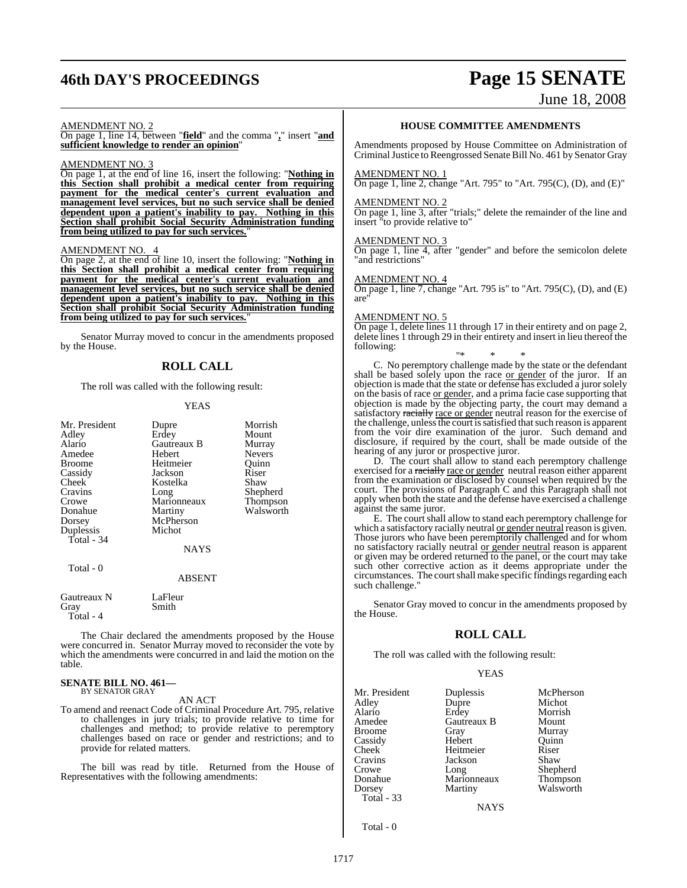AMENDMENT NO. 2

On page 1, line 14, between "**field**" and the comma "**,**" insert "**and sufficient knowledge to render an opinion**"

AMENDMENT NO. 3

On page 1, at the end of line 16, insert the following: "**Nothing in this Section shall prohibit a medical center from requiring payment for the medical center's current evaluation and management level services, but no such service shall be denied dependent upon a patient's inability to pay. Nothing in this Section shall prohibit Social Security Administration funding from being utilized to pay for such services.**"

AMENDMENT NO. 4

On page 2, at the end of line 10, insert the following: "**Nothing in this Section shall prohibit a medical center from requiring payment for the medical center's current evaluation and management level services, but no such service shall be denied dependent upon a patient's inability to pay. Nothing in this Section shall prohibit Social Security Administration funding from being utilized to pay for such services.**"

Senator Murray moved to concur in the amendments proposed by the House.

## ROLL CALL

The roll was called with the following result:

YEAS

| | | |
|---|---|---|
| Mr. President | Dupre | Morrish |
| Adley | Erdey | Mount |
| Alario | Gautreaux B | Murray |
| Amedee | Hebert | Nevers |
| Broome | Heitmeier | Quinn |
| Cassidy | Jackson | Riser |
| Cheek | Kostelka | Shaw |
| Cravins | Long | Shepherd |
| Crowe | Marionneaux | Thompson |
| Donahue | Martiny | Walsworth |
| Dorsey | McPherson | |
| Duplessis | Michot | |

Total - 34

NAYS

Total - 0

ABSENT

| | |
|---|---|
| Gautreaux N | LaFleur |
| Gray | Smith |

Total - 4

The Chair declared the amendments proposed by the House were concurred in. Senator Murray moved to reconsider the vote by which the amendments were concurred in and laid the motion on the table.

### SENATE BILL NO. 461—
BY SENATOR GRAY

AN ACT

To amend and reenact Code of Criminal Procedure Art. 795, relative to challenges in jury trials; to provide relative to time for challenges and method; to provide relative to peremptory challenges based on race or gender and restrictions; and to provide for related matters.

The bill was read by title. Returned from the House of Representatives with the following amendments:

### HOUSE COMMITTEE AMENDMENTS

Amendments proposed by House Committee on Administration of Criminal Justice to Reengrossed Senate Bill No. 461 by Senator Gray

AMENDMENT NO. 1

On page 1, line 2, change "Art. 795" to "Art. 795(C), (D), and (E)"

AMENDMENT NO. 2

On page 1, line 3, after "trials;" delete the remainder of the line and insert "to provide relative to"

AMENDMENT NO. 3

On page 1, line 4, after "gender" and before the semicolon delete "and restrictions"

AMENDMENT NO. 4

On page 1, line 7, change "Art. 795 is" to "Art. 795(C), (D), and (E) are"

AMENDMENT NO. 5

On page 1, delete lines 11 through 17 in their entirety and on page 2, delete lines 1 through 29 in their entirety and insert in lieu thereof the following:

"\* \* \*

C. No peremptory challenge made by the state or the defendant shall be based solely upon the race or gender of the juror. If an objection is made that the state or defense has excluded a juror solely on the basis of race or gender, and a prima facie case supporting that objection is made by the objecting party, the court may demand a satisfactory ~~racially~~ race or gender neutral reason for the exercise of the challenge, unless the court is satisfied that such reason is apparent from the voir dire examination of the juror. Such demand and disclosure, if required by the court, shall be made outside of the hearing of any juror or prospective juror.

D. The court shall allow to stand each peremptory challenge exercised for a ~~racially~~ race or gender neutral reason either apparent from the examination or disclosed by counsel when required by the court. The provisions of Paragraph C and this Paragraph shall not apply when both the state and the defense have exercised a challenge against the same juror.

E. The court shall allow to stand each peremptory challenge for which a satisfactory racially neutral or gender neutral reason is given. Those jurors who have been peremptorily challenged and for whom no satisfactory racially neutral or gender neutral reason is apparent or given may be ordered returned to the panel, or the court may take such other corrective action as it deems appropriate under the circumstances. The court shall make specific findings regarding each such challenge."

Senator Gray moved to concur in the amendments proposed by the House.

## ROLL CALL

The roll was called with the following result:

YEAS

| | | |
|---|---|---|
| Mr. President | Duplessis | McPherson |
| Adley | Dupre | Michot |
| Alario | Erdey | Morrish |
| Amedee | Gautreaux B | Mount |
| Broome | Gray | Murray |
| Cassidy | Hebert | Quinn |
| Cheek | Heitmeier | Riser |
| Cravins | Jackson | Shaw |
| Crowe | Long | Shepherd |
| Donahue | Marionneaux | Thompson |
| Dorsey | Martiny | Walsworth |

Total - 33

NAYS

Total - 0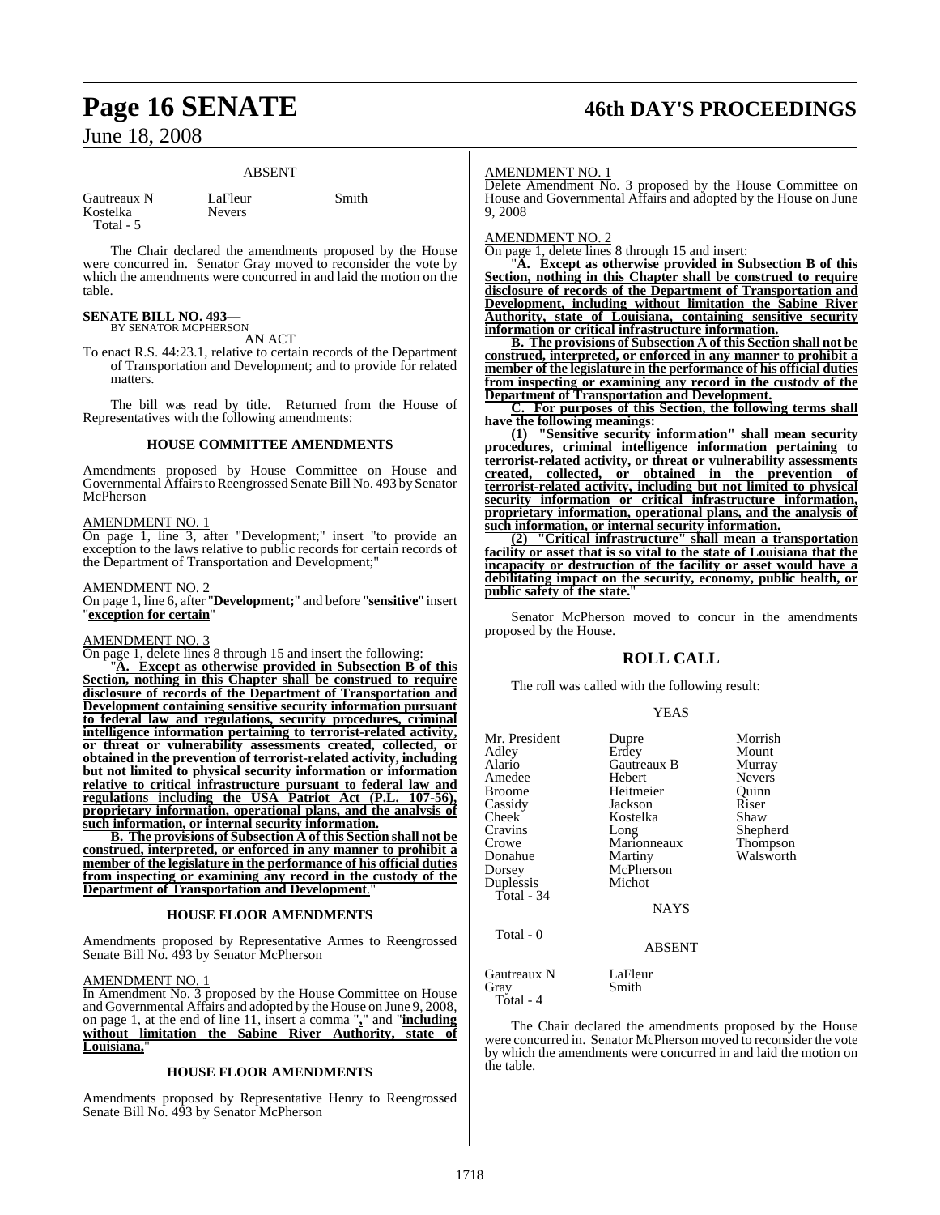ABSENT

| | | |
|---|---|---|
| Gautreaux N | LaFleur | Smith |
| Kostelka | Nevers | |
| Total - 5 | | |

The Chair declared the amendments proposed by the House were concurred in. Senator Gray moved to reconsider the vote by which the amendments were concurred in and laid the motion on the table.

**SENATE BILL NO. 493—**
BY SENATOR MCPHERSON

AN ACT

To enact R.S. 44:23.1, relative to certain records of the Department of Transportation and Development; and to provide for related matters.

The bill was read by title. Returned from the House of Representatives with the following amendments:

## HOUSE COMMITTEE AMENDMENTS

Amendments proposed by House Committee on House and Governmental Affairs to Reengrossed Senate Bill No. 493 by Senator McPherson

AMENDMENT NO. 1

On page 1, line 3, after "Development;" insert "to provide an exception to the laws relative to public records for certain records of the Department of Transportation and Development;"

AMENDMENT NO. 2

On page 1, line 6, after "**Development;**" and before "**sensitive**" insert "**exception for certain**"

AMENDMENT NO. 3

On page 1, delete lines 8 through 15 and insert the following:

"**A. Except as otherwise provided in Subsection B of this Section, nothing in this Chapter shall be construed to require disclosure of records of the Department of Transportation and Development containing sensitive security information pursuant to federal law and regulations, security procedures, criminal intelligence information pertaining to terrorist-related activity, or threat or vulnerability assessments created, collected, or obtained in the prevention of terrorist-related activity, including but not limited to physical security information or information relative to critical infrastructure pursuant to federal law and regulations including the USA Patriot Act (P.L. 107-56), proprietary information, operational plans, and the analysis of such information, or internal security information.**

**B. The provisions of Subsection A of this Section shall not be construed, interpreted, or enforced in any manner to prohibit a member of the legislature in the performance of his official duties from inspecting or examining any record in the custody of the Department of Transportation and Development.**"

## HOUSE FLOOR AMENDMENTS

Amendments proposed by Representative Armes to Reengrossed Senate Bill No. 493 by Senator McPherson

AMENDMENT NO. 1

In Amendment No. 3 proposed by the House Committee on House and Governmental Affairs and adopted by the House on June 9, 2008, on page 1, at the end of line 11, insert a comma "**,**" and "**including without limitation the Sabine River Authority, state of Louisiana,**"

## HOUSE FLOOR AMENDMENTS

Amendments proposed by Representative Henry to Reengrossed Senate Bill No. 493 by Senator McPherson

AMENDMENT NO. 1

Delete Amendment No. 3 proposed by the House Committee on House and Governmental Affairs and adopted by the House on June 9, 2008

AMENDMENT NO. 2

On page 1, delete lines 8 through 15 and insert:

"**A. Except as otherwise provided in Subsection B of this Section, nothing in this Chapter shall be construed to require disclosure of records of the Department of Transportation and Development, including without limitation the Sabine River Authority, state of Louisiana, containing sensitive security information or critical infrastructure information.**

**B. The provisions of Subsection A of this Section shall not be construed, interpreted, or enforced in any manner to prohibit a member of the legislature in the performance of his official duties from inspecting or examining any record in the custody of the Department of Transportation and Development.**

**C. For purposes of this Section, the following terms shall have the following meanings:**

**(1) "Sensitive security information" shall mean security procedures, criminal intelligence information pertaining to terrorist-related activity, or threat or vulnerability assessments created, collected, or obtained in the prevention of terrorist-related activity, including but not limited to physical security information or critical infrastructure information, proprietary information, operational plans, and the analysis of such information, or internal security information.**

**(2) "Critical infrastructure" shall mean a transportation facility or asset that is so vital to the state of Louisiana that the incapacity or destruction of the facility or asset would have a debilitating impact on the security, economy, public health, or public safety of the state.**"

Senator McPherson moved to concur in the amendments proposed by the House.

## ROLL CALL

The roll was called with the following result:

YEAS

| | | |
|---|---|---|
| Mr. President | Dupre | Morrish |
| Adley | Erdey | Mount |
| Alario | Gautreaux B | Murray |
| Amedee | Hebert | Nevers |
| Broome | Heitmeier | Quinn |
| Cassidy | Jackson | Riser |
| Cheek | Kostelka | Shaw |
| Cravins | Long | Shepherd |
| Crowe | Marionneaux | Thompson |
| Donahue | Martiny | Walsworth |
| Dorsey | McPherson | |
| Duplessis | Michot | |
| Total - 34 | | |

NAYS

Total - 0

ABSENT

| | |
|---|---|
| Gautreaux N | LaFleur |
| Gray | Smith |
| Total - 4 | |

The Chair declared the amendments proposed by the House were concurred in. Senator McPherson moved to reconsider the vote by which the amendments were concurred in and laid the motion on the table.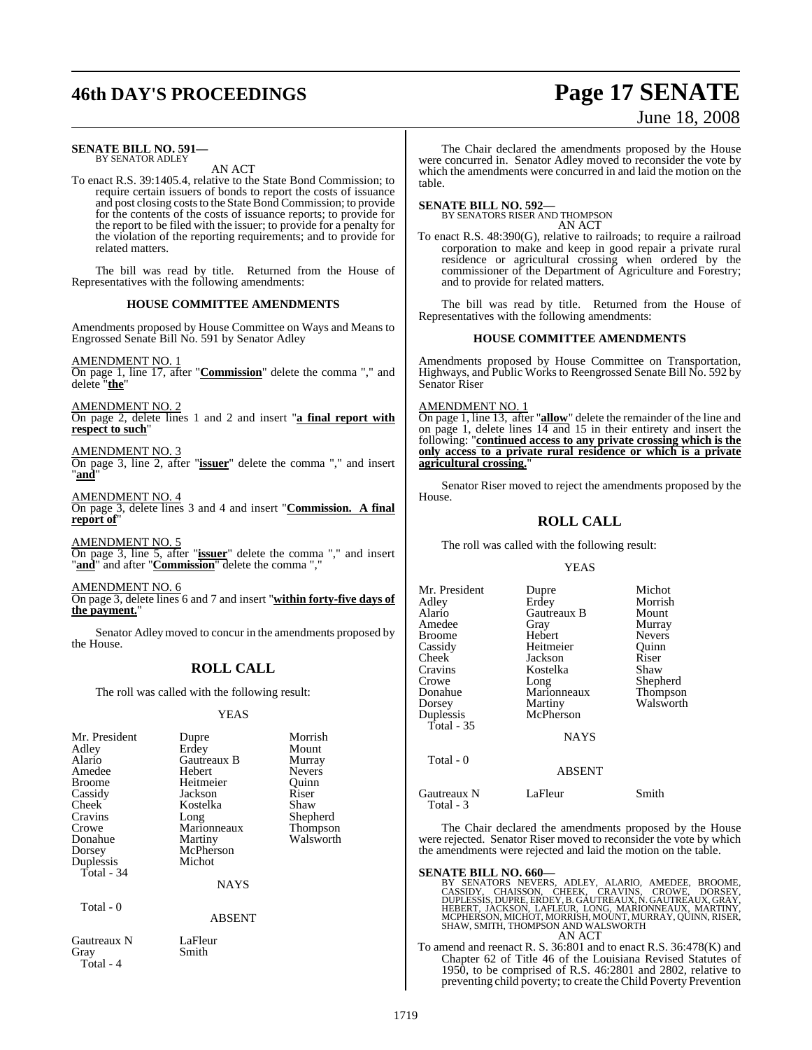**SENATE BILL NO. 591—**
BY SENATOR ADLEY

AN ACT

To enact R.S. 39:1405.4, relative to the State Bond Commission; to require certain issuers of bonds to report the costs of issuance and post closing costs to the State Bond Commission; to provide for the contents of the costs of issuance reports; to provide for the report to be filed with the issuer; to provide for a penalty for the violation of the reporting requirements; and to provide for related matters.

The bill was read by title. Returned from the House of Representatives with the following amendments:

**HOUSE COMMITTEE AMENDMENTS**

Amendments proposed by House Committee on Ways and Means to Engrossed Senate Bill No. 591 by Senator Adley

AMENDMENT NO. 1
On page 1, line 17, after "**Commission**" delete the comma "," and delete "**the**"

AMENDMENT NO. 2
On page 2, delete lines 1 and 2 and insert "**a final report with respect to such**"

AMENDMENT NO. 3
On page 3, line 2, after "**issuer**" delete the comma "," and insert "**and**"

AMENDMENT NO. 4
On page 3, delete lines 3 and 4 and insert "**Commission. A final report of**"

AMENDMENT NO. 5
On page 3, line 5, after "**issuer**" delete the comma "," and insert "**and**" and after "**Commission**" delete the comma ","

AMENDMENT NO. 6
On page 3, delete lines 6 and 7 and insert "**within forty-five days of the payment.**"

Senator Adley moved to concur in the amendments proposed by the House.

## ROLL CALL

The roll was called with the following result:

YEAS

| | | |
|---|---|---|
| Mr. President | Dupre | Morrish |
| Adley | Erdey | Mount |
| Alario | Gautreaux B | Murray |
| Amedee | Hebert | Nevers |
| Broome | Heitmeier | Quinn |
| Cassidy | Jackson | Riser |
| Cheek | Kostelka | Shaw |
| Cravins | Long | Shepherd |
| Crowe | Marionneaux | Thompson |
| Donahue | Martiny | Walsworth |
| Dorsey | McPherson | |
| Duplessis | Michot | |
| Total - 34 | | |

NAYS

Total - 0

ABSENT

| | |
|---|---|
| Gautreaux N | LaFleur |
| Gray | Smith |
| Total - 4 | |

The Chair declared the amendments proposed by the House were concurred in. Senator Adley moved to reconsider the vote by which the amendments were concurred in and laid the motion on the table.

**SENATE BILL NO. 592—**
BY SENATORS RISER AND THOMPSON

AN ACT

To enact R.S. 48:390(G), relative to railroads; to require a railroad corporation to make and keep in good repair a private rural residence or agricultural crossing when ordered by the commissioner of the Department of Agriculture and Forestry; and to provide for related matters.

The bill was read by title. Returned from the House of Representatives with the following amendments:

**HOUSE COMMITTEE AMENDMENTS**

Amendments proposed by House Committee on Transportation, Highways, and Public Works to Reengrossed Senate Bill No. 592 by Senator Riser

AMENDMENT NO. 1
On page 1, line 13, after "**allow**" delete the remainder of the line and on page 1, delete lines 14 and 15 in their entirety and insert the following: "**continued access to any private crossing which is the only access to a private rural residence or which is a private agricultural crossing.**"

Senator Riser moved to reject the amendments proposed by the House.

## ROLL CALL

The roll was called with the following result:

YEAS

| | | |
|---|---|---|
| Mr. President | Dupre | Michot |
| Adley | Erdey | Morrish |
| Alario | Gautreaux B | Mount |
| Amedee | Gray | Murray |
| Broome | Hebert | Nevers |
| Cassidy | Heitmeier | Quinn |
| Cheek | Jackson | Riser |
| Cravins | Kostelka | Shaw |
| Crowe | Long | Shepherd |
| Donahue | Marionneaux | Thompson |
| Dorsey | Martiny | Walsworth |
| Duplessis | McPherson | |
| Total - 35 | | |

NAYS

Total - 0

ABSENT

| | | |
|---|---|---|
| Gautreaux N | LaFleur | Smith |
| Total - 3 | | |

The Chair declared the amendments proposed by the House were rejected. Senator Riser moved to reconsider the vote by which the amendments were rejected and laid the motion on the table.

**SENATE BILL NO. 660—**
BY SENATORS NEVERS, ADLEY, ALARIO, AMEDEE, BROOME, CASSIDY, CHAISSON, CHEEK, CRAVINS, CROWE, DORSEY, DUPLESSIS, DUPRE, ERDEY, B. GAUTREAUX, N. GAUTREAUX, GRAY, HEBERT, JACKSON, LAFLEUR, LONG, MARIONNEAUX, MARTINY, MCPHERSON, MICHOT, MORRISH, MOUNT, MURRAY, QUINN, RISER, SHAW, SMITH, THOMPSON AND WALSWORTH

AN ACT

To amend and reenact R. S. 36:801 and to enact R.S. 36:478(K) and Chapter 62 of Title 46 of the Louisiana Revised Statutes of 1950, to be comprised of R.S. 46:2801 and 2802, relative to preventing child poverty; to create the Child Poverty Prevention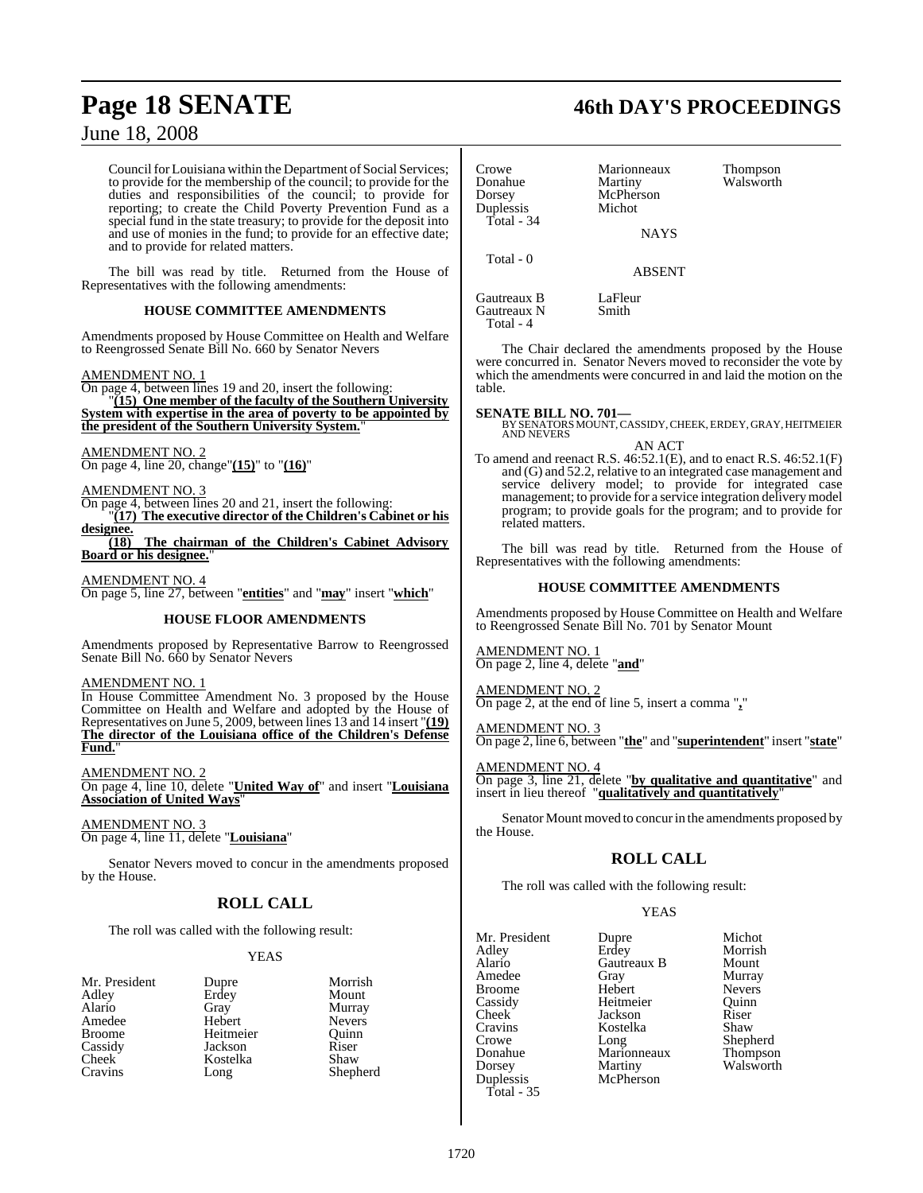Council for Louisiana within the Department of Social Services; to provide for the membership of the council; to provide for the duties and responsibilities of the council; to provide for reporting; to create the Child Poverty Prevention Fund as a special fund in the state treasury; to provide for the deposit into and use of monies in the fund; to provide for an effective date; and to provide for related matters.

The bill was read by title. Returned from the House of Representatives with the following amendments:

### HOUSE COMMITTEE AMENDMENTS

Amendments proposed by House Committee on Health and Welfare to Reengrossed Senate Bill No. 660 by Senator Nevers

AMENDMENT NO. 1

On page 4, between lines 19 and 20, insert the following:

"**(15) One member of the faculty of the Southern University System with expertise in the area of poverty to be appointed by the president of the Southern University System.**"

AMENDMENT NO. 2

On page 4, line 20, change"**(15)**" to "**(16)**"

AMENDMENT NO. 3

On page 4, between lines 20 and 21, insert the following:

"**(17) The executive director of the Children's Cabinet or his designee.**

**(18) The chairman of the Children's Cabinet Advisory Board or his designee.**"

AMENDMENT NO. 4

On page 5, line 27, between "**entities**" and "**may**" insert "**which**"

### HOUSE FLOOR AMENDMENTS

Amendments proposed by Representative Barrow to Reengrossed Senate Bill No. 660 by Senator Nevers

AMENDMENT NO. 1

In House Committee Amendment No. 3 proposed by the House Committee on Health and Welfare and adopted by the House of Representatives on June 5, 2009, between lines 13 and 14 insert "**(19) The director of the Louisiana office of the Children's Defense Fund.**"

AMENDMENT NO. 2

On page 4, line 10, delete "**United Way of**" and insert "**Louisiana Association of United Ways**"

AMENDMENT NO. 3

On page 4, line 11, delete "**Louisiana**"

Senator Nevers moved to concur in the amendments proposed by the House.

## ROLL CALL

The roll was called with the following result:

YEAS

| | | |
|---|---|---|
| Mr. President | Dupre | Morrish |
| Adley | Erdey | Mount |
| Alario | Gray | Murray |
| Amedee | Hebert | Nevers |
| Broome | Heitmeier | Quinn |
| Cassidy | Jackson | Riser |
| Cheek | Kostelka | Shaw |
| Cravins | Long | Shepherd |
| Crowe | Marionneaux | Thompson |
| Donahue | Martiny | Walsworth |
| Dorsey | McPherson | |
| Duplessis | Michot | |
| Total - 34 | | |

NAYS

Total - 0

ABSENT

| | |
|---|---|
| Gautreaux B | LaFleur |
| Gautreaux N | Smith |
| Total - 4 | |

The Chair declared the amendments proposed by the House were concurred in. Senator Nevers moved to reconsider the vote by which the amendments were concurred in and laid the motion on the table.

**SENATE BILL NO. 701—**
BY SENATORS MOUNT, CASSIDY, CHEEK, ERDEY, GRAY, HEITMEIER AND NEVERS

AN ACT

To amend and reenact R.S. 46:52.1(E), and to enact R.S. 46:52.1(F) and (G) and 52.2, relative to an integrated case management and service delivery model; to provide for integrated case management; to provide for a service integration delivery model program; to provide goals for the program; and to provide for related matters.

The bill was read by title. Returned from the House of Representatives with the following amendments:

### HOUSE COMMITTEE AMENDMENTS

Amendments proposed by House Committee on Health and Welfare to Reengrossed Senate Bill No. 701 by Senator Mount

AMENDMENT NO. 1

On page 2, line 4, delete "**and**"

AMENDMENT NO. 2

On page 2, at the end of line 5, insert a comma "**,**"

AMENDMENT NO. 3

On page 2, line 6, between "**the**" and "**superintendent**" insert "**state**"

AMENDMENT NO. 4

On page 3, line 21, delete "**by qualitative and quantitative**" and insert in lieu thereof "**qualitatively and quantitatively**"

Senator Mount moved to concur in the amendments proposed by the House.

## ROLL CALL

The roll was called with the following result:

YEAS

| | | |
|---|---|---|
| Mr. President | Dupre | Michot |
| Adley | Erdey | Morrish |
| Alario | Gautreaux B | Mount |
| Amedee | Gray | Murray |
| Broome | Hebert | Nevers |
| Cassidy | Heitmeier | Quinn |
| Cheek | Jackson | Riser |
| Cravins | Kostelka | Shaw |
| Crowe | Long | Shepherd |
| Donahue | Marionneaux | Thompson |
| Dorsey | Martiny | Walsworth |
| Duplessis | McPherson | |
| Total - 35 | | |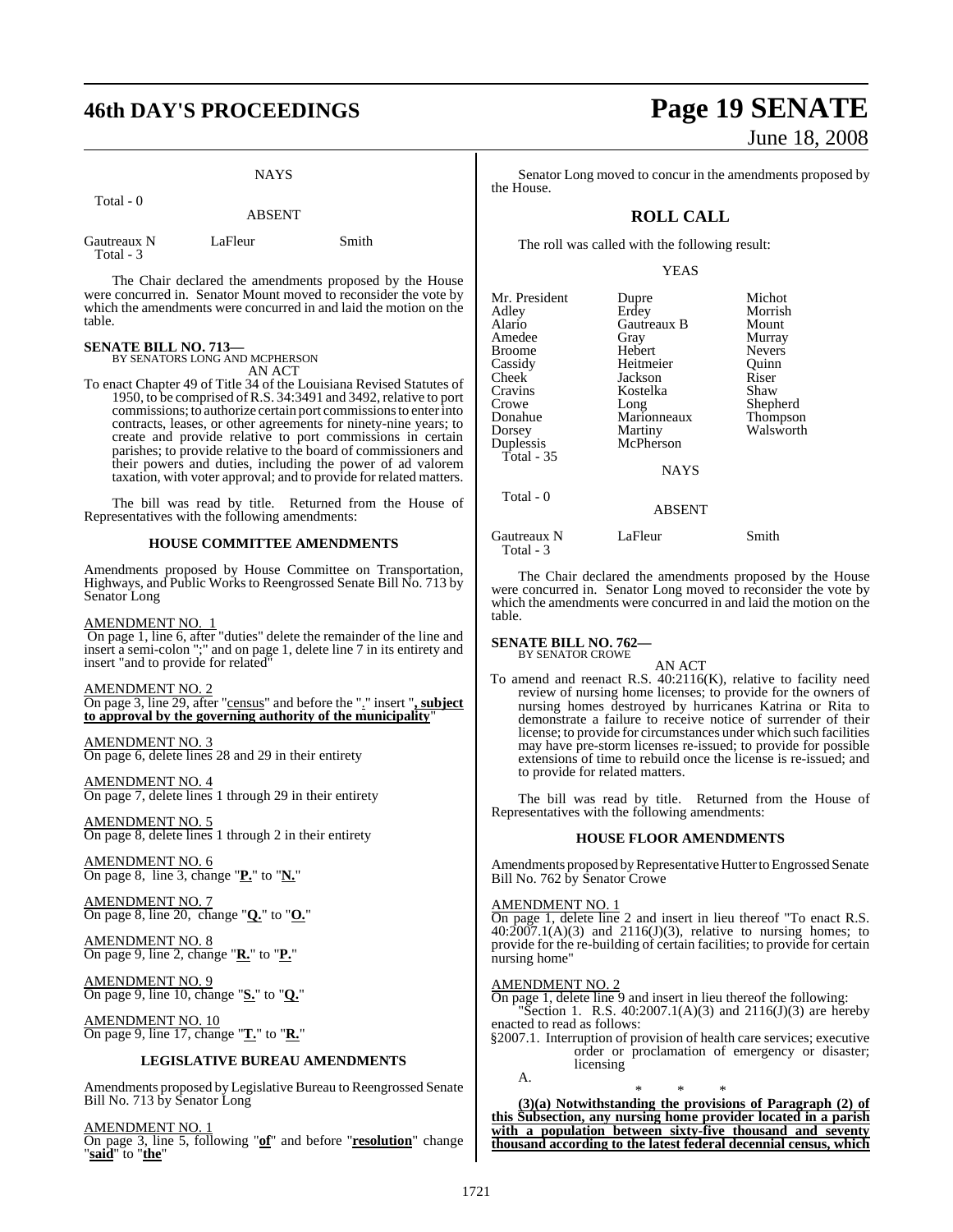NAYS

Total - 0

ABSENT

| | | |
|---|---|---|
| Gautreaux N | LaFleur | Smith |

Total - 3

The Chair declared the amendments proposed by the House were concurred in. Senator Mount moved to reconsider the vote by which the amendments were concurred in and laid the motion on the table.

**SENATE BILL NO. 713—**
BY SENATORS LONG AND MCPHERSON

AN ACT

To enact Chapter 49 of Title 34 of the Louisiana Revised Statutes of 1950, to be comprised of R.S. 34:3491 and 3492, relative to port commissions; to authorize certain port commissions to enter into contracts, leases, or other agreements for ninety-nine years; to create and provide relative to port commissions in certain parishes; to provide relative to the board of commissioners and their powers and duties, including the power of ad valorem taxation, with voter approval; and to provide for related matters.

The bill was read by title. Returned from the House of Representatives with the following amendments:

**HOUSE COMMITTEE AMENDMENTS**

Amendments proposed by House Committee on Transportation, Highways, and Public Works to Reengrossed Senate Bill No. 713 by Senator Long

AMENDMENT NO. 1
On page 1, line 6, after "duties" delete the remainder of the line and insert a semi-colon ";" and on page 1, delete line 7 in its entirety and insert "and to provide for related"

AMENDMENT NO. 2
On page 3, line 29, after "census" and before the "." insert "**, subject to approval by the governing authority of the municipality**"

AMENDMENT NO. 3
On page 6, delete lines 28 and 29 in their entirety

AMENDMENT NO. 4
On page 7, delete lines 1 through 29 in their entirety

AMENDMENT NO. 5
On page 8, delete lines 1 through 2 in their entirety

AMENDMENT NO. 6
On page 8, line 3, change "**P.**" to "**N.**"

AMENDMENT NO. 7
On page 8, line 20, change "**Q.**" to "**O.**"

AMENDMENT NO. 8
On page 9, line 2, change "**R.**" to "**P.**"

AMENDMENT NO. 9
On page 9, line 10, change "**S.**" to "**Q.**"

AMENDMENT NO. 10
On page 9, line 17, change "**T.**" to "**R.**"

**LEGISLATIVE BUREAU AMENDMENTS**

Amendments proposed by Legislative Bureau to Reengrossed Senate Bill No. 713 by Senator Long

AMENDMENT NO. 1
On page 3, line 5, following "**of**" and before "**resolution**" change "**said**" to "**the**"

Senator Long moved to concur in the amendments proposed by the House.

## ROLL CALL

The roll was called with the following result:

YEAS

| | | |
|---|---|---|
| Mr. President | Dupre | Michot |
| Adley | Erdey | Morrish |
| Alario | Gautreaux B | Mount |
| Amedee | Gray | Murray |
| Broome | Hebert | Nevers |
| Cassidy | Heitmeier | Quinn |
| Cheek | Jackson | Riser |
| Cravins | Kostelka | Shaw |
| Crowe | Long | Shepherd |
| Donahue | Marionneaux | Thompson |
| Dorsey | Martiny | Walsworth |
| Duplessis | McPherson | |

Total - 35

NAYS

Total - 0

ABSENT

| | | |
|---|---|---|
| Gautreaux N | LaFleur | Smith |

Total - 3

The Chair declared the amendments proposed by the House were concurred in. Senator Long moved to reconsider the vote by which the amendments were concurred in and laid the motion on the table.

**SENATE BILL NO. 762—**
BY SENATOR CROWE

AN ACT

To amend and reenact R.S. 40:2116(K), relative to facility need review of nursing home licenses; to provide for the owners of nursing homes destroyed by hurricanes Katrina or Rita to demonstrate a failure to receive notice of surrender of their license; to provide for circumstances under which such facilities may have pre-storm licenses re-issued; to provide for possible extensions of time to rebuild once the license is re-issued; and to provide for related matters.

The bill was read by title. Returned from the House of Representatives with the following amendments:

**HOUSE FLOOR AMENDMENTS**

Amendments proposed by Representative Hutter to Engrossed Senate Bill No. 762 by Senator Crowe

AMENDMENT NO. 1
On page 1, delete line 2 and insert in lieu thereof "To enact R.S. 40:2007.1(A)(3) and 2116(J)(3), relative to nursing homes; to provide for the re-building of certain facilities; to provide for certain nursing home"

AMENDMENT NO. 2
On page 1, delete line 9 and insert in lieu thereof the following:

"Section 1. R.S. 40:2007.1(A)(3) and 2116(J)(3) are hereby enacted to read as follows:

§2007.1. Interruption of provision of health care services; executive order or proclamation of emergency or disaster; licensing

A.

\* \* \*

**(3)(a) Notwithstanding the provisions of Paragraph (2) of this Subsection, any nursing home provider located in a parish with a population between sixty-five thousand and seventy thousand according to the latest federal decennial census, which**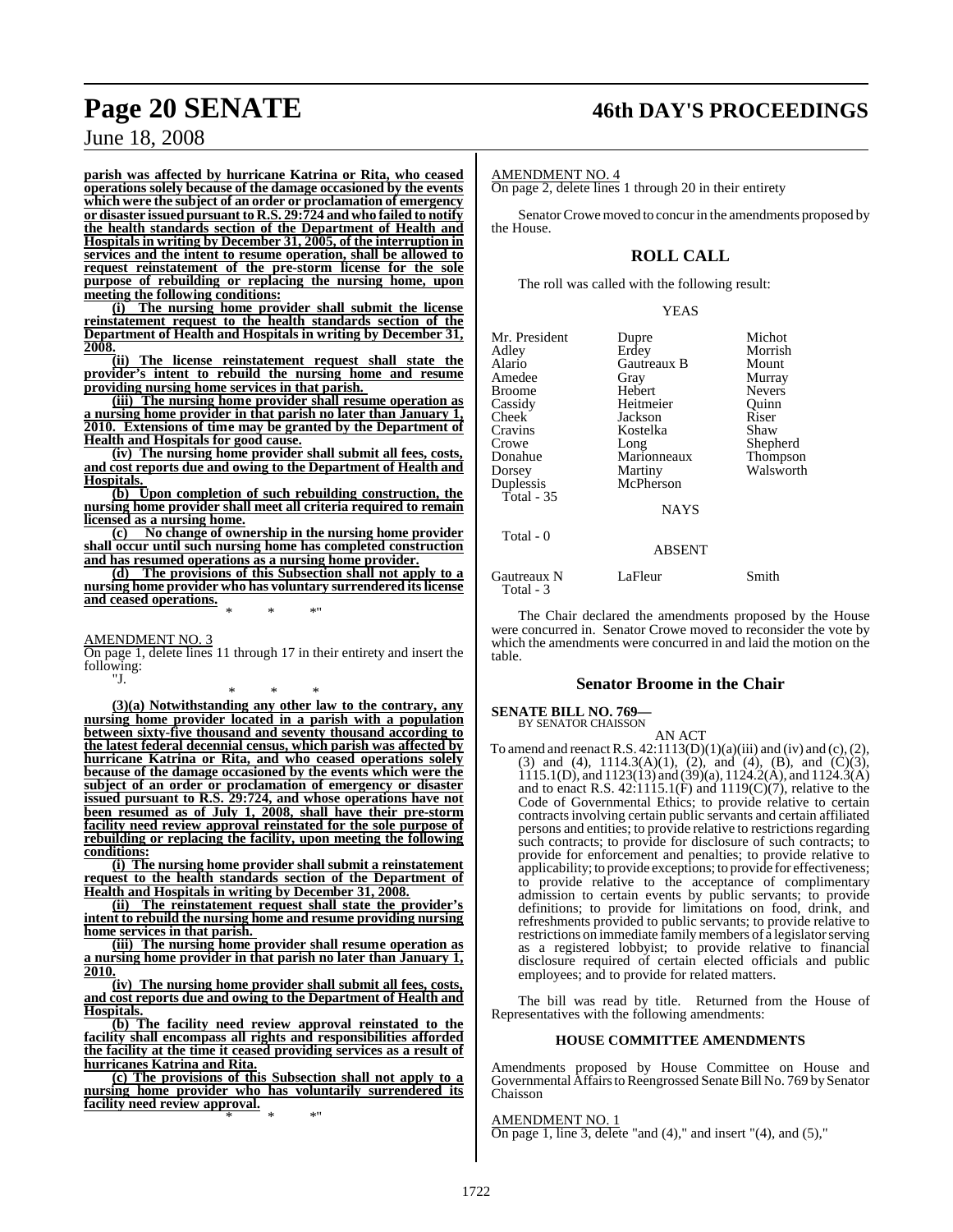**parish was affected by hurricane Katrina or Rita, who ceased operations solely because of the damage occasioned by the events which were the subject of an order or proclamation of emergency or disaster issued pursuant to R.S. 29:724 and who failed to notify the health standards section of the Department of Health and Hospitals in writing by December 31, 2005, of the interruption in services and the intent to resume operation, shall be allowed to request reinstatement of the pre-storm license for the sole purpose of rebuilding or replacing the nursing home, upon meeting the following conditions:**

**(i) The nursing home provider shall submit the license reinstatement request to the health standards section of the Department of Health and Hospitals in writing by December 31, 2008.**

**(ii) The license reinstatement request shall state the provider's intent to rebuild the nursing home and resume providing nursing home services in that parish.**

**(iii) The nursing home provider shall resume operation as a nursing home provider in that parish no later than January 1, 2010. Extensions of time may be granted by the Department of Health and Hospitals for good cause.**

**(iv) The nursing home provider shall submit all fees, costs, and cost reports due and owing to the Department of Health and Hospitals.**

**(b) Upon completion of such rebuilding construction, the nursing home provider shall meet all criteria required to remain licensed as a nursing home.**

**(c) No change of ownership in the nursing home provider shall occur until such nursing home has completed construction and has resumed operations as a nursing home provider.**

**(d) The provisions of this Subsection shall not apply to a nursing home provider who has voluntary surrendered its license and ceased operations.**

\* \* \*"

AMENDMENT NO. 3

On page 1, delete lines 11 through 17 in their entirety and insert the following:

"J.

\* \* \*

**(3)(a) Notwithstanding any other law to the contrary, any nursing home provider located in a parish with a population between sixty-five thousand and seventy thousand according to the latest federal decennial census, which parish was affected by hurricane Katrina or Rita, and who ceased operations solely because of the damage occasioned by the events which were the subject of an order or proclamation of emergency or disaster issued pursuant to R.S. 29:724, and whose operations have not been resumed as of July 1, 2008, shall have their pre-storm facility need review approval reinstated for the sole purpose of rebuilding or replacing the facility, upon meeting the following conditions:**

**(i) The nursing home provider shall submit a reinstatement request to the health standards section of the Department of Health and Hospitals in writing by December 31, 2008.**

**(ii) The reinstatement request shall state the provider's intent to rebuild the nursing home and resume providing nursing home services in that parish.**

**(iii) The nursing home provider shall resume operation as a nursing home provider in that parish no later than January 1, 2010.**

**(iv) The nursing home provider shall submit all fees, costs, and cost reports due and owing to the Department of Health and Hospitals.**

**(b) The facility need review approval reinstated to the facility shall encompass all rights and responsibilities afforded the facility at the time it ceased providing services as a result of hurricanes Katrina and Rita.**

**(c) The provisions of this Subsection shall not apply to a nursing home provider who has voluntarily surrendered its facility need review approval.**

\* \* \*"

AMENDMENT NO. 4

On page 2, delete lines 1 through 20 in their entirety

Senator Crowe moved to concur in the amendments proposed by the House.

## ROLL CALL

The roll was called with the following result:

YEAS

| | | |
|---|---|---|
| Mr. President | Dupre | Michot |
| Adley | Erdey | Morrish |
| Alario | Gautreaux B | Mount |
| Amedee | Gray | Murray |
| Broome | Hebert | Nevers |
| Cassidy | Heitmeier | Quinn |
| Cheek | Jackson | Riser |
| Cravins | Kostelka | Shaw |
| Crowe | Long | Shepherd |
| Donahue | Marionneaux | Thompson |
| Dorsey | Martiny | Walsworth |
| Duplessis | McPherson | |

Total - 35

NAYS

Total - 0

ABSENT

| | | |
|---|---|---|
| Gautreaux N | LaFleur | Smith |

Total - 3

The Chair declared the amendments proposed by the House were concurred in. Senator Crowe moved to reconsider the vote by which the amendments were concurred in and laid the motion on the table.

## Senator Broome in the Chair

**SENATE BILL NO. 769—**
BY SENATOR CHAISSON

AN ACT

To amend and reenact R.S. 42:1113(D)(1)(a)(iii) and (iv) and (c), (2), (3) and (4), 1114.3(A)(1), (2), and (4), (B), and (C)(3), 1115.1(D), and 1123(13) and (39)(a), 1124.2(A), and 1124.3(A) and to enact R.S. 42:1115.1(F) and 1119(C)(7), relative to the Code of Governmental Ethics; to provide relative to certain contracts involving certain public servants and certain affiliated persons and entities; to provide relative to restrictions regarding such contracts; to provide for disclosure of such contracts; to provide for enforcement and penalties; to provide relative to applicability; to provide exceptions; to provide for effectiveness; to provide relative to the acceptance of complimentary admission to certain events by public servants; to provide definitions; to provide for limitations on food, drink, and refreshments provided to public servants; to provide relative to restrictions on immediate family members of a legislator serving as a registered lobbyist; to provide relative to financial disclosure required of certain elected officials and public employees; and to provide for related matters.

The bill was read by title. Returned from the House of Representatives with the following amendments:

### HOUSE COMMITTEE AMENDMENTS

Amendments proposed by House Committee on House and Governmental Affairs to Reengrossed Senate Bill No. 769 by Senator Chaisson

AMENDMENT NO. 1

On page 1, line 3, delete "and (4)," and insert "(4), and (5),"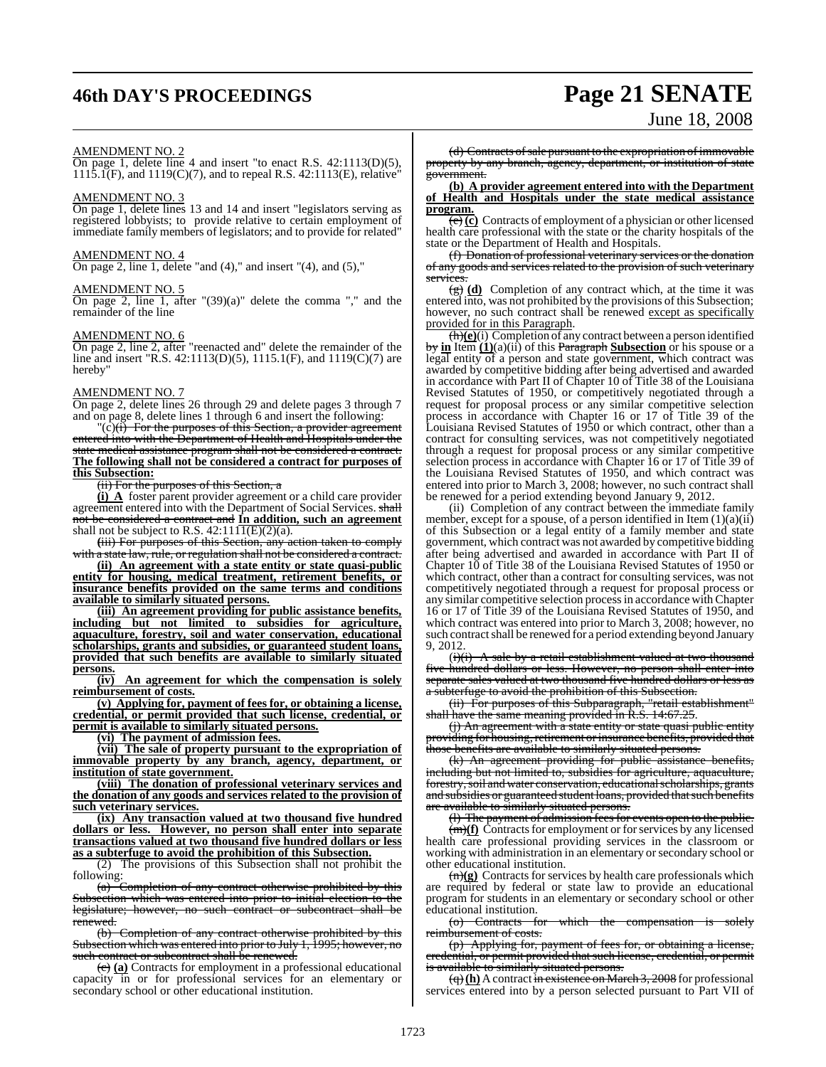AMENDMENT NO. 2

On page 1, delete line 4 and insert "to enact R.S. 42:1113(D)(5), 1115.1(F), and 1119(C)(7), and to repeal R.S. 42:1113(E), relative"

AMENDMENT NO. 3

On page 1, delete lines 13 and 14 and insert "legislators serving as registered lobbyists; to provide relative to certain employment of immediate family members of legislators; and to provide for related"

AMENDMENT NO. 4

On page 2, line 1, delete "and (4)," and insert "(4), and (5),"

AMENDMENT NO. 5

On page 2, line 1, after "(39)(a)" delete the comma "," and the remainder of the line

AMENDMENT NO. 6

On page 2, line 2, after "reenacted and" delete the remainder of the line and insert "R.S. 42:1113(D)(5), 1115.1(F), and 1119(C)(7) are hereby"

AMENDMENT NO. 7

On page 2, delete lines 26 through 29 and delete pages 3 through 7 and on page 8, delete lines 1 through 6 and insert the following:

"(c)~~(i) For the purposes of this Section, a provider agreement entered into with the Department of Health and Hospitals under the state medical assistance program shall not be considered a contract.~~ **The following shall not be considered a contract for purposes of this Subsection:**

~~(ii) For the purposes of this Section, a~~

**(i) A** foster parent provider agreement or a child care provider agreement entered into with the Department of Social Services. ~~shall not be considered a contract and~~ **In addition, such an agreement** shall not be subject to R.S. 42:1111(E)(2)(a).

~~(iii) For purposes of this Section, any action taken to comply with a state law, rule, or regulation shall not be considered a contract.~~

**(ii) An agreement with a state entity or state quasi-public entity for housing, medical treatment, retirement benefits, or insurance benefits provided on the same terms and conditions available to similarly situated persons.**

**(iii) An agreement providing for public assistance benefits, including but not limited to subsidies for agriculture, aquaculture, forestry, soil and water conservation, educational scholarships, grants and subsidies, or guaranteed student loans, provided that such benefits are available to similarly situated persons.**

**(iv) An agreement for which the compensation is solely reimbursement of costs.**

**(v) Applying for, payment of fees for, or obtaining a license, credential, or permit provided that such license, credential, or permit is available to similarly situated persons.**

**(vi) The payment of admission fees.**

**(vii) The sale of property pursuant to the expropriation of immovable property by any branch, agency, department, or institution of state government.**

**(viii) The donation of professional veterinary services and the donation of any goods and services related to the provision of such veterinary services.**

**(ix) Any transaction valued at two thousand five hundred dollars or less. However, no person shall enter into separate transactions valued at two thousand five hundred dollars or less as a subterfuge to avoid the prohibition of this Subsection.**

(2) The provisions of this Subsection shall not prohibit the following:

~~(a) Completion of any contract otherwise prohibited by this Subsection which was entered into prior to initial election to the legislature; however, no such contract or subcontract shall be renewed.~~

~~(b) Completion of any contract otherwise prohibited by this Subsection which was entered into prior to July 1, 1995; however, no such contract or subcontract shall be renewed.~~

~~(c)~~ **(a)** Contracts for employment in a professional educational capacity in or for professional services for an elementary or secondary school or other educational institution.

~~(d) Contracts of sale pursuant to the expropriation of immovable property by any branch, agency, department, or institution of state government.~~

**(b) A provider agreement entered into with the Department of Health and Hospitals under the state medical assistance program.**

~~(e)~~ **(c)** Contracts of employment of a physician or other licensed health care professional with the state or the charity hospitals of the state or the Department of Health and Hospitals.

~~(f) Donation of professional veterinary services or the donation of any goods and services related to the provision of such veterinary services.~~

~~(g)~~ **(d)** Completion of any contract which, at the time it was entered into, was not prohibited by the provisions of this Subsection; however, no such contract shall be renewed __except as specifically provided for in this Paragraph__.

~~(h)~~**(e)**(i) Completion of any contract between a person identified ~~by~~ **in** Item **(1)**(a)(ii) of this ~~Paragraph~~ **Subsection** or his spouse or a legal entity of a person and state government, which contract was awarded by competitive bidding after being advertised and awarded in accordance with Part II of Chapter 10 of Title 38 of the Louisiana Revised Statutes of 1950, or competitively negotiated through a request for proposal process or any similar competitive selection process in accordance with Chapter 16 or 17 of Title 39 of the Louisiana Revised Statutes of 1950 or which contract, other than a contract for consulting services, was not competitively negotiated through a request for proposal process or any similar competitive selection process in accordance with Chapter 16 or 17 of Title 39 of the Louisiana Revised Statutes of 1950, and which contract was entered into prior to March 3, 2008; however, no such contract shall be renewed for a period extending beyond January 9, 2012.

(ii) Completion of any contract between the immediate family member, except for a spouse, of a person identified in Item (1)(a)(ii) of this Subsection or a legal entity of a family member and state government, which contract was not awarded by competitive bidding after being advertised and awarded in accordance with Part II of Chapter 10 of Title 38 of the Louisiana Revised Statutes of 1950 or which contract, other than a contract for consulting services, was not competitively negotiated through a request for proposal process or any similar competitive selection process in accordance with Chapter 16 or 17 of Title 39 of the Louisiana Revised Statutes of 1950, and which contract was entered into prior to March 3, 2008; however, no such contract shall be renewed for a period extending beyond January 9, 2012.

~~(i)(i) A sale by a retail establishment valued at two thousand five hundred dollars or less. However, no person shall enter into separate sales valued at two thousand five hundred dollars or less as a subterfuge to avoid the prohibition of this Subsection.~~

~~(ii) For purposes of this Subparagraph, "retail establishment" shall have the same meaning provided in R.S. 14:67.25.~~

~~(j) An agreement with a state entity or state quasi public entity providing for housing, retirement or insurance benefits, provided that those benefits are available to similarly situated persons.~~

~~(k) An agreement providing for public assistance benefits, including but not limited to, subsidies for agriculture, aquaculture, forestry, soil and water conservation, educational scholarships, grants and subsidies or guaranteed student loans, provided that such benefits are available to similarly situated persons.~~

~~(l) The payment of admission fees for events open to the public.~~

~~(m)~~**(f)** Contracts for employment or for services by any licensed health care professional providing services in the classroom or working with administration in an elementary or secondary school or other educational institution.

~~(n)~~**(g)** Contracts for services by health care professionals which are required by federal or state law to provide an educational program for students in an elementary or secondary school or other educational institution.

~~(o) Contracts for which the compensation is solely reimbursement of costs.~~

~~(p) Applying for, payment of fees for, or obtaining a license, credential, or permit provided that such license, credential, or permit is available to similarly situated persons.~~

~~(q)~~ **(h)** A contract ~~in existence on March 3, 2008~~ for professional services entered into by a person selected pursuant to Part VII of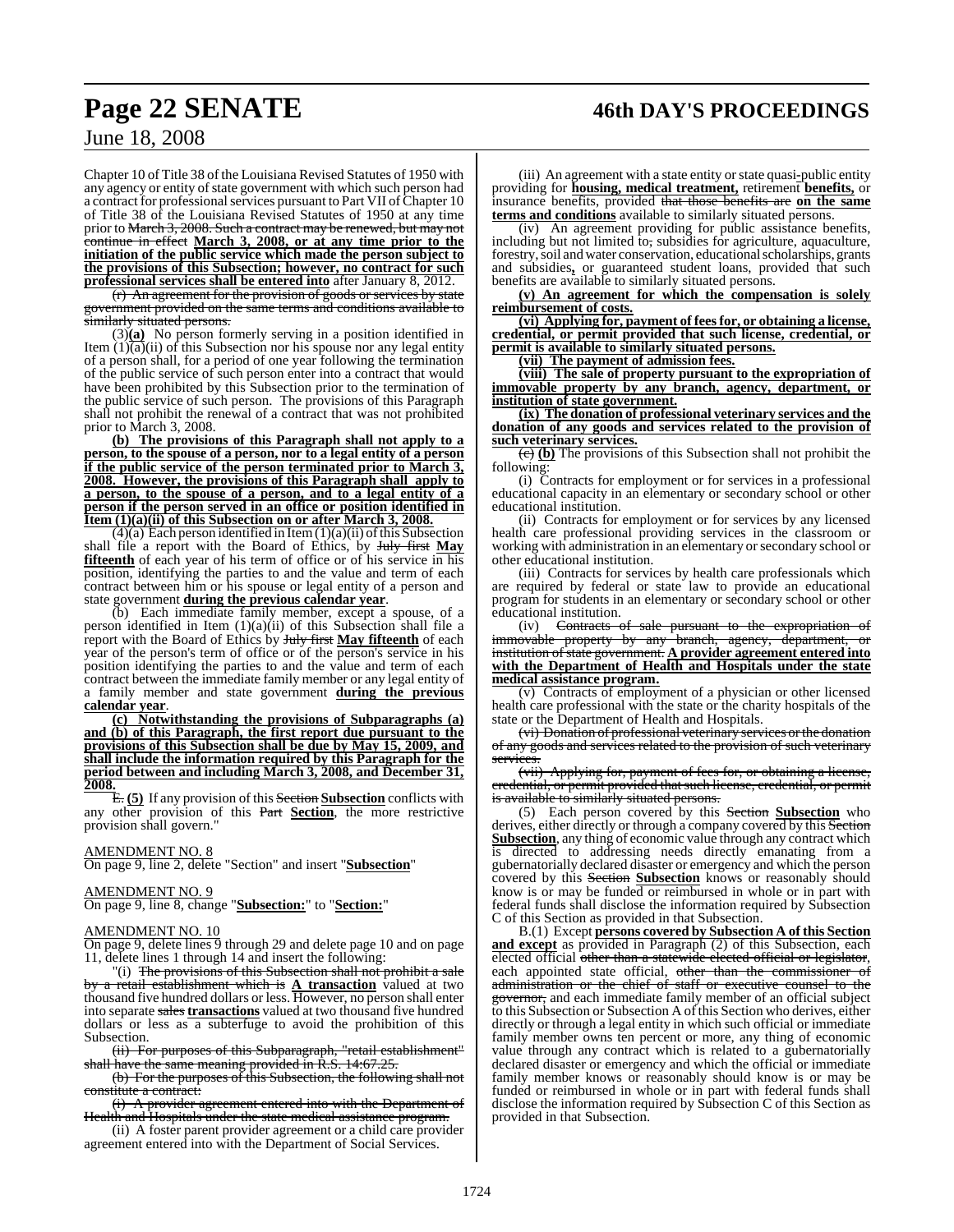Chapter 10 of Title 38 of the Louisiana Revised Statutes of 1950 with any agency or entity of state government with which such person had a contract for professional services pursuant to Part VII of Chapter 10 of Title 38 of the Louisiana Revised Statutes of 1950 at any time prior to ~~March 3, 2008. Such a contract may be renewed, but may not continue in effect~~ **March 3, 2008, or at any time prior to the initiation of the public service which made the person subject to the provisions of this Subsection; however, no contract for such professional services shall be entered into** after January 8, 2012.

~~(r) An agreement for the provision of goods or services by state government provided on the same terms and conditions available to similarly situated persons.~~

(3)**(a)** No person formerly serving in a position identified in Item (1)(a)(ii) of this Subsection nor his spouse nor any legal entity of a person shall, for a period of one year following the termination of the public service of such person enter into a contract that would have been prohibited by this Subsection prior to the termination of the public service of such person. The provisions of this Paragraph shall not prohibit the renewal of a contract that was not prohibited prior to March 3, 2008.

**(b) The provisions of this Paragraph shall not apply to a person, to the spouse of a person, nor to a legal entity of a person if the public service of the person terminated prior to March 3, 2008. However, the provisions of this Paragraph shall apply to a person, to the spouse of a person, and to a legal entity of a person if the person served in an office or position identified in Item (1)(a)(ii) of this Subsection on or after March 3, 2008.**

(4)(a) Each person identified in Item (1)(a)(ii) of this Subsection shall file a report with the Board of Ethics, by ~~July first~~ **May fifteenth** of each year of his term of office or of his service in his position, identifying the parties to and the value and term of each contract between him or his spouse or legal entity of a person and state government **during the previous calendar year**.

(b) Each immediate family member, except a spouse, of a person identified in Item (1)(a)(ii) of this Subsection shall file a report with the Board of Ethics by ~~July first~~ **May fifteenth** of each year of the person's term of office or of the person's service in his position identifying the parties to and the value and term of each contract between the immediate family member or any legal entity of a family member and state government **during the previous calendar year**.

**(c) Notwithstanding the provisions of Subparagraphs (a) and (b) of this Paragraph, the first report due pursuant to the provisions of this Subsection shall be due by May 15, 2009, and shall include the information required by this Paragraph for the period between and including March 3, 2008, and December 31, 2008.**

~~E.~~ **(5)** If any provision of this ~~Section~~ **Subsection** conflicts with any other provision of this ~~Part~~ **Section**, the more restrictive provision shall govern."

AMENDMENT NO. 8

On page 9, line 2, delete "Section" and insert "**Subsection**"

AMENDMENT NO. 9

On page 9, line 8, change "**Subsection:**" to "**Section:**"

AMENDMENT NO. 10

On page 9, delete lines 9 through 29 and delete page 10 and on page 11, delete lines 1 through 14 and insert the following:

"(i) ~~The provisions of this Subsection shall not prohibit a sale by a retail establishment which is~~ **A transaction** valued at two thousand five hundred dollars or less. However, no person shall enter into separate ~~sales~~ **transactions** valued at two thousand five hundred dollars or less as a subterfuge to avoid the prohibition of this Subsection.

~~(ii) For purposes of this Subparagraph, "retail establishment" shall have the same meaning provided in R.S. 14:67.25.~~

~~(b) For the purposes of this Subsection, the following shall not constitute a contract:~~

~~(i) A provider agreement entered into with the Department of Health and Hospitals under the state medical assistance program.~~

(ii) A foster parent provider agreement or a child care provider agreement entered into with the Department of Social Services.

(iii) An agreement with a state entity or state quasi-public entity providing for **housing, medical treatment,** retirement **benefits,** or insurance benefits, provided ~~that those benefits are~~ **on the same terms and conditions** available to similarly situated persons.

(iv) An agreement providing for public assistance benefits, including but not limited to~~,~~ subsidies for agriculture, aquaculture, forestry, soil and water conservation, educational scholarships, grants and subsidies**,** or guaranteed student loans, provided that such benefits are available to similarly situated persons.

**(v) An agreement for which the compensation is solely reimbursement of costs.**

**(vi) Applying for, payment of fees for, or obtaining a license, credential, or permit provided that such license, credential, or permit is available to similarly situated persons.**

**(vii) The payment of admission fees.**

**(viii) The sale of property pursuant to the expropriation of immovable property by any branch, agency, department, or institution of state government.**

**(ix) The donation of professional veterinary services and the donation of any goods and services related to the provision of such veterinary services.**

~~(c)~~ **(b)** The provisions of this Subsection shall not prohibit the following:

(i) Contracts for employment or for services in a professional educational capacity in an elementary or secondary school or other educational institution.

(ii) Contracts for employment or for services by any licensed health care professional providing services in the classroom or working with administration in an elementary or secondary school or other educational institution.

(iii) Contracts for services by health care professionals which are required by federal or state law to provide an educational program for students in an elementary or secondary school or other educational institution.

(iv) ~~Contracts of sale pursuant to the expropriation of immovable property by any branch, agency, department, or institution of state government.~~ **A provider agreement entered into with the Department of Health and Hospitals under the state medical assistance program.**

(v) Contracts of employment of a physician or other licensed health care professional with the state or the charity hospitals of the state or the Department of Health and Hospitals.

~~(vi) Donation of professional veterinary services or the donation of any goods and services related to the provision of such veterinary services.~~

~~(vii) Applying for, payment of fees for, or obtaining a license, credential, or permit provided that such license, credential, or permit is available to similarly situated persons.~~

(5) Each person covered by this ~~Section~~ **Subsection** who derives, either directly or through a company covered by this ~~Section~~ **Subsection**, any thing of economic value through any contract which is directed to addressing needs directly emanating from a gubernatorially declared disaster or emergency and which the person covered by this ~~Section~~ **Subsection** knows or reasonably should know is or may be funded or reimbursed in whole or in part with federal funds shall disclose the information required by Subsection C of this Section as provided in that Subsection.

B.(1) Except **persons covered by Subsection A of this Section and except** as provided in Paragraph (2) of this Subsection, each elected official ~~other than a statewide elected official or legislator~~, each appointed state official, ~~other than the commissioner of administration or the chief of staff or executive counsel to the governor,~~ and each immediate family member of an official subject to this Subsection or Subsection A of this Section who derives, either directly or through a legal entity in which such official or immediate family member owns ten percent or more, any thing of economic value through any contract which is related to a gubernatorially declared disaster or emergency and which the official or immediate family member knows or reasonably should know is or may be funded or reimbursed in whole or in part with federal funds shall disclose the information required by Subsection C of this Section as provided in that Subsection.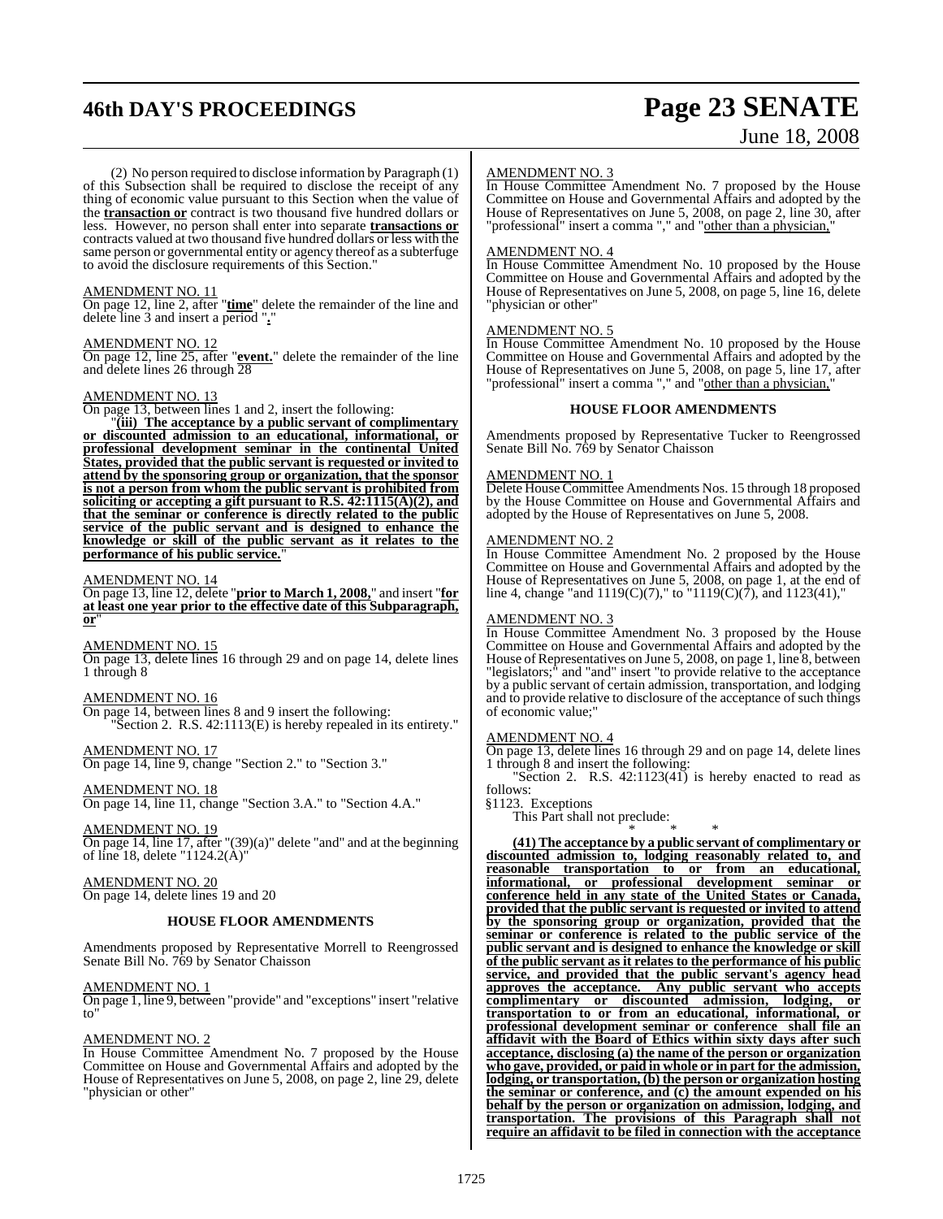(2) No person required to disclose information by Paragraph (1) of this Subsection shall be required to disclose the receipt of any thing of economic value pursuant to this Section when the value of the **transaction or** contract is two thousand five hundred dollars or less. However, no person shall enter into separate **transactions or** contracts valued at two thousand five hundred dollars or less with the same person or governmental entity or agency thereof as a subterfuge to avoid the disclosure requirements of this Section."

AMENDMENT NO. 11

On page 12, line 2, after "**time**" delete the remainder of the line and delete line 3 and insert a period "**.**"

AMENDMENT NO. 12

On page 12, line 25, after "**event.**" delete the remainder of the line and delete lines 26 through 28

AMENDMENT NO. 13

On page 13, between lines 1 and 2, insert the following:

"**(iii) The acceptance by a public servant of complimentary or discounted admission to an educational, informational, or professional development seminar in the continental United States, provided that the public servant is requested or invited to attend by the sponsoring group or organization, that the sponsor is not a person from whom the public servant is prohibited from soliciting or accepting a gift pursuant to R.S. 42:1115(A)(2), and that the seminar or conference is directly related to the public service of the public servant and is designed to enhance the knowledge or skill of the public servant as it relates to the performance of his public service.**"

AMENDMENT NO. 14

On page 13, line 12, delete "**prior to March 1, 2008,**" and insert "**for at least one year prior to the effective date of this Subparagraph, or**"

AMENDMENT NO. 15

On page 13, delete lines 16 through 29 and on page 14, delete lines 1 through 8

AMENDMENT NO. 16

On page 14, between lines 8 and 9 insert the following:

"Section 2. R.S. 42:1113(E) is hereby repealed in its entirety."

AMENDMENT NO. 17

On page 14, line 9, change "Section 2." to "Section 3."

AMENDMENT NO. 18

On page 14, line 11, change "Section 3.A." to "Section 4.A."

AMENDMENT NO. 19

On page 14, line 17, after "(39)(a)" delete "and" and at the beginning of line 18, delete "1124.2(A)"

AMENDMENT NO. 20

On page 14, delete lines 19 and 20

## HOUSE FLOOR AMENDMENTS

Amendments proposed by Representative Morrell to Reengrossed Senate Bill No. 769 by Senator Chaisson

AMENDMENT NO. 1

On page 1, line 9, between "provide" and "exceptions" insert "relative to"

AMENDMENT NO. 2

In House Committee Amendment No. 7 proposed by the House Committee on House and Governmental Affairs and adopted by the House of Representatives on June 5, 2008, on page 2, line 29, delete "physician or other"

AMENDMENT NO. 3

In House Committee Amendment No. 7 proposed by the House Committee on House and Governmental Affairs and adopted by the House of Representatives on June 5, 2008, on page 2, line 30, after "professional" insert a comma "," and "other than a physician,"

AMENDMENT NO. 4

In House Committee Amendment No. 10 proposed by the House Committee on House and Governmental Affairs and adopted by the House of Representatives on June 5, 2008, on page 5, line 16, delete "physician or other"

AMENDMENT NO. 5

In House Committee Amendment No. 10 proposed by the House Committee on House and Governmental Affairs and adopted by the House of Representatives on June 5, 2008, on page 5, line 17, after "professional" insert a comma "," and "other than a physician,"

## HOUSE FLOOR AMENDMENTS

Amendments proposed by Representative Tucker to Reengrossed Senate Bill No. 769 by Senator Chaisson

AMENDMENT NO. 1

Delete House Committee Amendments Nos. 15 through 18 proposed by the House Committee on House and Governmental Affairs and adopted by the House of Representatives on June 5, 2008.

AMENDMENT NO. 2

In House Committee Amendment No. 2 proposed by the House Committee on House and Governmental Affairs and adopted by the House of Representatives on June 5, 2008, on page 1, at the end of line 4, change "and 1119(C)(7)," to "1119(C)(7), and 1123(41),"

AMENDMENT NO. 3

In House Committee Amendment No. 3 proposed by the House Committee on House and Governmental Affairs and adopted by the House of Representatives on June 5, 2008, on page 1, line 8, between "legislators;" and "and" insert "to provide relative to the acceptance by a public servant of certain admission, transportation, and lodging and to provide relative to disclosure of the acceptance of such things of economic value;"

AMENDMENT NO. 4

On page 13, delete lines 16 through 29 and on page 14, delete lines 1 through 8 and insert the following:

"Section 2. R.S. 42:1123(41) is hereby enacted to read as follows:

§1123. Exceptions

This Part shall not preclude:

\* \* \*

**(41) The acceptance by a public servant of complimentary or discounted admission to, lodging reasonably related to, and reasonable transportation to or from an educational, informational, or professional development seminar or conference held in any state of the United States or Canada, provided that the public servant is requested or invited to attend by the sponsoring group or organization, provided that the seminar or conference is related to the public service of the public servant and is designed to enhance the knowledge or skill of the public servant as it relates to the performance of his public service, and provided that the public servant's agency head approves the acceptance. Any public servant who accepts complimentary or discounted admission, lodging, or transportation to or from an educational, informational, or professional development seminar or conference shall file an affidavit with the Board of Ethics within sixty days after such acceptance, disclosing (a) the name of the person or organization who gave, provided, or paid in whole or in part for the admission, lodging, or transportation, (b) the person or organization hosting the seminar or conference, and (c) the amount expended on his behalf by the person or organization on admission, lodging, and transportation. The provisions of this Paragraph shall not require an affidavit to be filed in connection with the acceptance**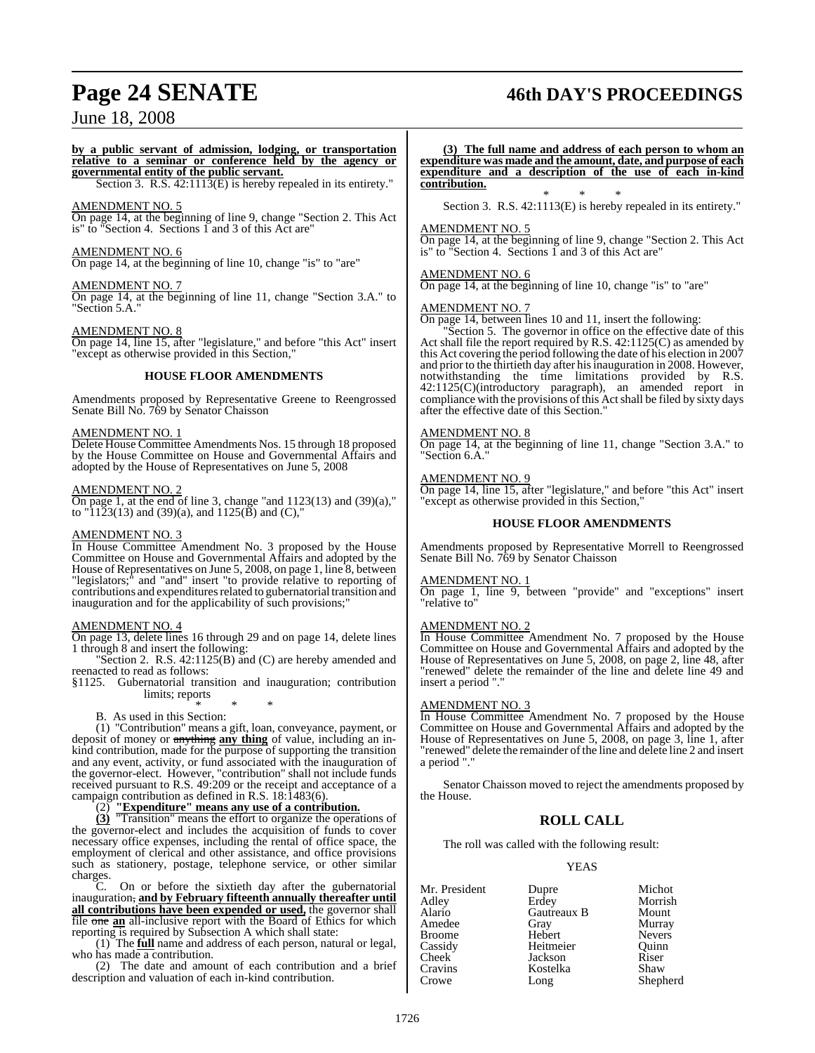**by a public servant of admission, lodging, or transportation relative to a seminar or conference held by the agency or governmental entity of the public servant.**

Section 3. R.S. 42:1113(E) is hereby repealed in its entirety."

AMENDMENT NO. 5

On page 14, at the beginning of line 9, change "Section 2. This Act is" to "Section 4. Sections 1 and 3 of this Act are"

AMENDMENT NO. 6

On page 14, at the beginning of line 10, change "is" to "are"

AMENDMENT NO. 7

On page 14, at the beginning of line 11, change "Section 3.A." to "Section 5.A."

AMENDMENT NO. 8

On page 14, line 15, after "legislature," and before "this Act" insert "except as otherwise provided in this Section,"

### HOUSE FLOOR AMENDMENTS

Amendments proposed by Representative Greene to Reengrossed Senate Bill No. 769 by Senator Chaisson

AMENDMENT NO. 1

Delete House Committee Amendments Nos. 15 through 18 proposed by the House Committee on House and Governmental Affairs and adopted by the House of Representatives on June 5, 2008

AMENDMENT NO. 2

On page 1, at the end of line 3, change "and 1123(13) and (39)(a)," to "1123(13) and (39)(a), and 1125(B) and (C),"

AMENDMENT NO. 3

In House Committee Amendment No. 3 proposed by the House Committee on House and Governmental Affairs and adopted by the House of Representatives on June 5, 2008, on page 1, line 8, between "legislators;" and "and" insert "to provide relative to reporting of contributions and expenditures related to gubernatorial transition and inauguration and for the applicability of such provisions;"

AMENDMENT NO. 4

On page 13, delete lines 16 through 29 and on page 14, delete lines 1 through 8 and insert the following:

"Section 2. R.S. 42:1125(B) and (C) are hereby amended and reenacted to read as follows:

§1125. Gubernatorial transition and inauguration; contribution limits; reports

\* \* \*

B. As used in this Section:

(1) "Contribution" means a gift, loan, conveyance, payment, or deposit of money or ~~anything~~ **any thing** of value, including an in-kind contribution, made for the purpose of supporting the transition and any event, activity, or fund associated with the inauguration of the governor-elect. However, "contribution" shall not include funds received pursuant to R.S. 49:209 or the receipt and acceptance of a campaign contribution as defined in R.S. 18:1483(6).

(2) **"Expenditure" means any use of a contribution.**

**(3)** "Transition" means the effort to organize the operations of the governor-elect and includes the acquisition of funds to cover necessary office expenses, including the rental of office space, the employment of clerical and other assistance, and office provisions such as stationery, postage, telephone service, or other similar charges.

C. On or before the sixtieth day after the gubernatorial inauguration~~,~~ **and by February fifteenth annually thereafter until all contributions have been expended or used,** the governor shall file ~~one~~ **an** all-inclusive report with the Board of Ethics for which reporting is required by Subsection A which shall state:

(1) The **full** name and address of each person, natural or legal, who has made a contribution.

(2) The date and amount of each contribution and a brief description and valuation of each in-kind contribution.

**(3) The full name and address of each person to whom an expenditure was made and the amount, date, and purpose of each expenditure and a description of the use of each in-kind contribution.**

\* \* \*

Section 3. R.S. 42:1113(E) is hereby repealed in its entirety."

AMENDMENT NO. 5

On page 14, at the beginning of line 9, change "Section 2. This Act is" to "Section 4. Sections 1 and 3 of this Act are"

AMENDMENT NO. 6

On page 14, at the beginning of line 10, change "is" to "are"

AMENDMENT NO. 7

On page 14, between lines 10 and 11, insert the following:

"Section 5. The governor in office on the effective date of this Act shall file the report required by R.S. 42:1125(C) as amended by this Act covering the period following the date of his election in 2007 and prior to the thirtieth day after his inauguration in 2008. However, notwithstanding the time limitations provided by R.S. 42:1125(C)(introductory paragraph), an amended report in compliance with the provisions of this Act shall be filed by sixty days after the effective date of this Section."

AMENDMENT NO. 8

On page 14, at the beginning of line 11, change "Section 3.A." to "Section 6.A."

AMENDMENT NO. 9

On page 14, line 15, after "legislature," and before "this Act" insert "except as otherwise provided in this Section,"

### HOUSE FLOOR AMENDMENTS

Amendments proposed by Representative Morrell to Reengrossed Senate Bill No. 769 by Senator Chaisson

AMENDMENT NO. 1

On page 1, line 9, between "provide" and "exceptions" insert "relative to"

AMENDMENT NO. 2

In House Committee Amendment No. 7 proposed by the House Committee on House and Governmental Affairs and adopted by the House of Representatives on June 5, 2008, on page 2, line 48, after "renewed" delete the remainder of the line and delete line 49 and insert a period "."

AMENDMENT NO. 3

In House Committee Amendment No. 7 proposed by the House Committee on House and Governmental Affairs and adopted by the House of Representatives on June 5, 2008, on page 3, line 1, after "renewed" delete the remainder of the line and delete line 2 and insert a period "."

Senator Chaisson moved to reject the amendments proposed by the House.

## ROLL CALL

The roll was called with the following result:

YEAS

| | | |
|---|---|---|
| Mr. President | Dupre | Michot |
| Adley | Erdey | Morrish |
| Alario | Gautreaux B | Mount |
| Amedee | Gray | Murray |
| Broome | Hebert | Nevers |
| Cassidy | Heitmeier | Quinn |
| Cheek | Jackson | Riser |
| Cravins | Kostelka | Shaw |
| Crowe | Long | Shepherd |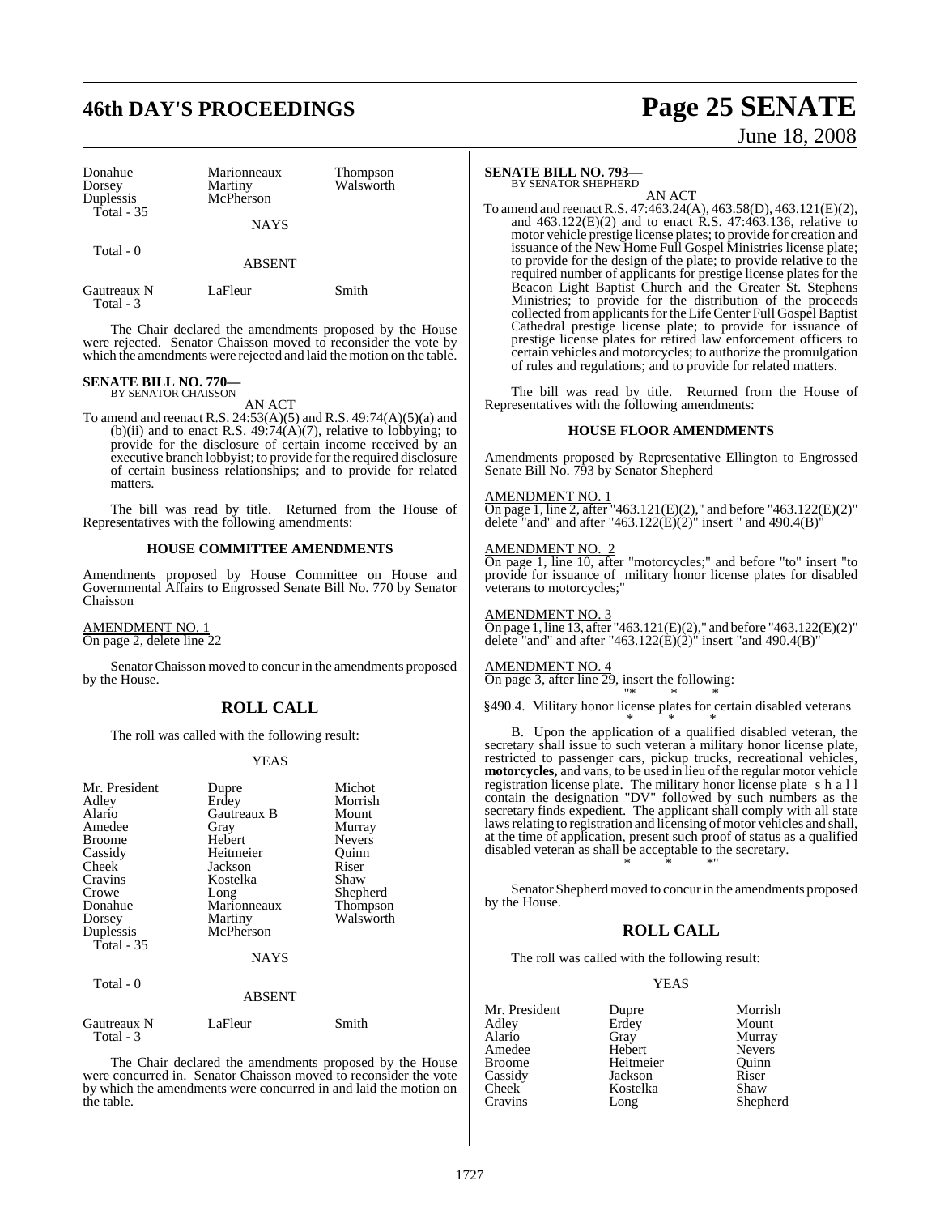| Donahue | Marionneaux | Thompson |
|---|---|---|
| Dorsey | Martiny | Walsworth |
| Duplessis | McPherson | |
| Total - 35 | | |

NAYS

Total - 0

ABSENT

| Gautreaux N | LaFleur | Smith |
|---|---|---|
| Total - 3 | | |

The Chair declared the amendments proposed by the House were rejected. Senator Chaisson moved to reconsider the vote by which the amendments were rejected and laid the motion on the table.

**SENATE BILL NO. 770—**
BY SENATOR CHAISSON

AN ACT

To amend and reenact R.S. 24:53(A)(5) and R.S. 49:74(A)(5)(a) and (b)(ii) and to enact R.S. 49:74(A)(7), relative to lobbying; to provide for the disclosure of certain income received by an executive branch lobbyist; to provide for the required disclosure of certain business relationships; and to provide for related matters.

The bill was read by title. Returned from the House of Representatives with the following amendments:

**HOUSE COMMITTEE AMENDMENTS**

Amendments proposed by House Committee on House and Governmental Affairs to Engrossed Senate Bill No. 770 by Senator Chaisson

AMENDMENT NO. 1
On page 2, delete line 22

Senator Chaisson moved to concur in the amendments proposed by the House.

## ROLL CALL

The roll was called with the following result:

YEAS

| Mr. President | Dupre | Michot |
|---|---|---|
| Adley | Erdey | Morrish |
| Alario | Gautreaux B | Mount |
| Amedee | Gray | Murray |
| Broome | Hebert | Nevers |
| Cassidy | Heitmeier | Quinn |
| Cheek | Jackson | Riser |
| Cravins | Kostelka | Shaw |
| Crowe | Long | Shepherd |
| Donahue | Marionneaux | Thompson |
| Dorsey | Martiny | Walsworth |
| Duplessis | McPherson | |
| Total - 35 | | |

NAYS

Total - 0

ABSENT

| Gautreaux N | LaFleur | Smith |
|---|---|---|
| Total - 3 | | |

The Chair declared the amendments proposed by the House were concurred in. Senator Chaisson moved to reconsider the vote by which the amendments were concurred in and laid the motion on the table.

**SENATE BILL NO. 793—**
BY SENATOR SHEPHERD

AN ACT

To amend and reenact R.S. 47:463.24(A), 463.58(D), 463.121(E)(2), and 463.122(E)(2) and to enact R.S. 47:463.136, relative to motor vehicle prestige license plates; to provide for creation and issuance of the New Home Full Gospel Ministries license plate; to provide for the design of the plate; to provide relative to the required number of applicants for prestige license plates for the Beacon Light Baptist Church and the Greater St. Stephens Ministries; to provide for the distribution of the proceeds collected from applicants for the Life Center Full Gospel Baptist Cathedral prestige license plate; to provide for issuance of prestige license plates for retired law enforcement officers to certain vehicles and motorcycles; to authorize the promulgation of rules and regulations; and to provide for related matters.

The bill was read by title. Returned from the House of Representatives with the following amendments:

**HOUSE FLOOR AMENDMENTS**

Amendments proposed by Representative Ellington to Engrossed Senate Bill No. 793 by Senator Shepherd

AMENDMENT NO. 1
On page 1, line 2, after "463.121(E)(2)," and before "463.122(E)(2)" delete "and" and after "463.122(E)(2)" insert " and 490.4(B)"

AMENDMENT NO. 2
On page 1, line 10, after "motorcycles;" and before "to" insert "to provide for issuance of military honor license plates for disabled veterans to motorcycles;"

AMENDMENT NO. 3
On page 1, line 13, after "463.121(E)(2)," and before "463.122(E)(2)" delete "and" and after "463.122(E)(2)" insert "and 490.4(B)"

AMENDMENT NO. 4
On page 3, after line 29, insert the following:

"* * *

§490.4. Military honor license plates for certain disabled veterans

* * *

B. Upon the application of a qualified disabled veteran, the secretary shall issue to such veteran a military honor license plate, restricted to passenger cars, pickup trucks, recreational vehicles, **motorcycles,** and vans, to be used in lieu of the regular motor vehicle registration license plate. The military honor license plate shall contain the designation "DV" followed by such numbers as the secretary finds expedient. The applicant shall comply with all state laws relating to registration and licensing of motor vehicles and shall, at the time of application, present such proof of status as a qualified disabled veteran as shall be acceptable to the secretary.

* * *"

Senator Shepherd moved to concur in the amendments proposed by the House.

## ROLL CALL

The roll was called with the following result:

YEAS

| Mr. President | Dupre | Morrish |
|---|---|---|
| Adley | Erdey | Mount |
| Alario | Gray | Murray |
| Amedee | Hebert | Nevers |
| Broome | Heitmeier | Quinn |
| Cassidy | Jackson | Riser |
| Cheek | Kostelka | Shaw |
| Cravins | Long | Shepherd |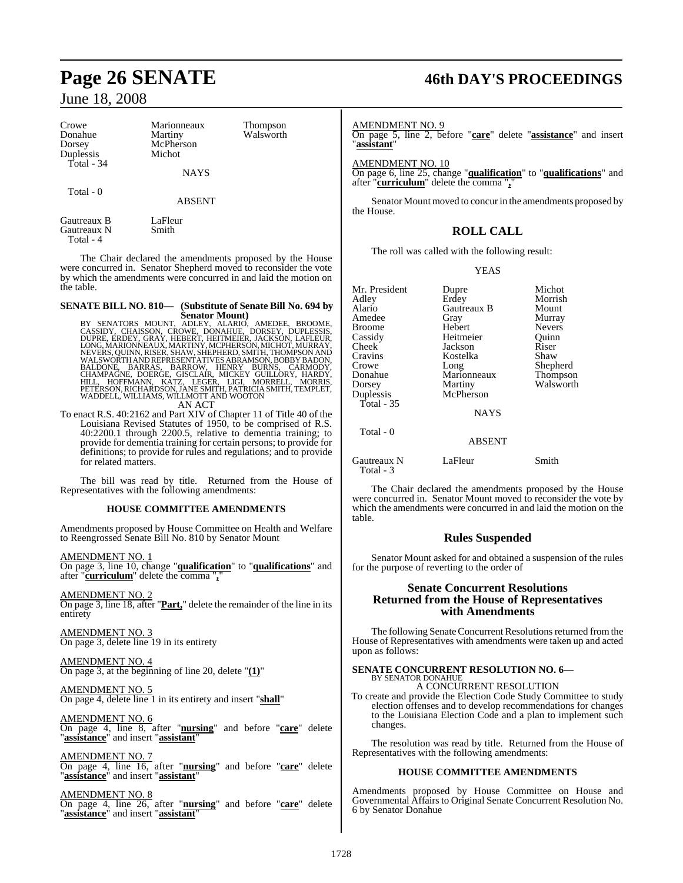| Crowe | Marionneaux | Thompson |
|---|---|---|
| Donahue | Martiny | Walsworth |
| Dorsey | McPherson | |
| Duplessis | Michot | |
| Total - 34 | | |

NAYS

Total - 0

ABSENT

| Gautreaux B | LaFleur |
|---|---|
| Gautreaux N | Smith |
| Total - 4 | |

The Chair declared the amendments proposed by the House were concurred in. Senator Shepherd moved to reconsider the vote by which the amendments were concurred in and laid the motion on the table.

**SENATE BILL NO. 810— (Substitute of Senate Bill No. 694 by Senator Mount)**

BY SENATORS MOUNT, ADLEY, ALARIO, AMEDEE, BROOME, CASSIDY, CHAISSON, CROWE, DONAHUE, DORSEY, DUPLESSIS, DUPRE, ERDEY, GRAY, HEBERT, HEITMEIER, JACKSON, LAFLEUR, LONG, MARIONNEAUX, MARTINY, MCPHERSON, MICHOT, MURRAY, NEVERS, QUINN, RISER, SHAW, SHEPHERD, SMITH, THOMPSON AND WALSWORTH AND REPRESENTATIVES ABRAMSON, BOBBY BADON, BALDONE, BARRAS, BARROW, HENRY BURNS, CARMODY, CHAMPAGNE, DOERGE, GISCLAIR, MICKEY GUILLORY, HARDY, HILL, HOFFMANN, KATZ, LEGER, LIGI, MORRELL, MORRIS, PETERSON, RICHARDSON, JANE SMITH, PATRICIA SMITH, TEMPLET, WADDELL, WILLIAMS, WILLMOTT AND WOOTON

AN ACT

To enact R.S. 40:2162 and Part XIV of Chapter 11 of Title 40 of the Louisiana Revised Statutes of 1950, to be comprised of R.S. 40:2200.1 through 2200.5, relative to dementia training; to provide for dementia training for certain persons; to provide for definitions; to provide for rules and regulations; and to provide for related matters.

The bill was read by title. Returned from the House of Representatives with the following amendments:

### HOUSE COMMITTEE AMENDMENTS

Amendments proposed by House Committee on Health and Welfare to Reengrossed Senate Bill No. 810 by Senator Mount

AMENDMENT NO. 1

On page 3, line 10, change "**qualification**" to "**qualifications**" and after "**curriculum**" delete the comma "**,**"

AMENDMENT NO. 2

On page 3, line 18, after "**Part,**" delete the remainder of the line in its entirety

AMENDMENT NO. 3

On page 3, delete line 19 in its entirety

AMENDMENT NO. 4

On page 3, at the beginning of line 20, delete "**(1)**"

AMENDMENT NO. 5

On page 4, delete line 1 in its entirety and insert "**shall**"

AMENDMENT NO. 6

On page 4, line 8, after "**nursing**" and before "**care**" delete "**assistance**" and insert "**assistant**"

AMENDMENT NO. 7

On page 4, line 16, after "**nursing**" and before "**care**" delete "**assistance**" and insert "**assistant**"

AMENDMENT NO. 8

On page 4, line 26, after "**nursing**" and before "**care**" delete "**assistance**" and insert "**assistant**"

AMENDMENT NO. 9

On page 5, line 2, before "**care**" delete "**assistance**" and insert "**assistant**"

AMENDMENT NO. 10

On page 6, line 25, change "**qualification**" to "**qualifications**" and after "**curriculum**" delete the comma "**,**"

Senator Mount moved to concur in the amendments proposed by the House.

## ROLL CALL

The roll was called with the following result:

YEAS

| Mr. President | Dupre | Michot |
|---|---|---|
| Adley | Erdey | Morrish |
| Alario | Gautreaux B | Mount |
| Amedee | Gray | Murray |
| Broome | Hebert | Nevers |
| Cassidy | Heitmeier | Quinn |
| Cheek | Jackson | Riser |
| Cravins | Kostelka | Shaw |
| Crowe | Long | Shepherd |
| Donahue | Marionneaux | Thompson |
| Dorsey | Martiny | Walsworth |
| Duplessis | McPherson | |
| Total - 35 | | |

NAYS

Total - 0

ABSENT

| Gautreaux N | LaFleur | Smith |
|---|---|---|
| Total - 3 | | |

The Chair declared the amendments proposed by the House were concurred in. Senator Mount moved to reconsider the vote by which the amendments were concurred in and laid the motion on the table.

## Rules Suspended

Senator Mount asked for and obtained a suspension of the rules for the purpose of reverting to the order of

## Senate Concurrent Resolutions Returned from the House of Representatives with Amendments

The following Senate Concurrent Resolutions returned from the House of Representatives with amendments were taken up and acted upon as follows:

**SENATE CONCURRENT RESOLUTION NO. 6—**

BY SENATOR DONAHUE

A CONCURRENT RESOLUTION

To create and provide the Election Code Study Committee to study election offenses and to develop recommendations for changes to the Louisiana Election Code and a plan to implement such changes.

The resolution was read by title. Returned from the House of Representatives with the following amendments:

### HOUSE COMMITTEE AMENDMENTS

Amendments proposed by House Committee on House and Governmental Affairs to Original Senate Concurrent Resolution No. 6 by Senator Donahue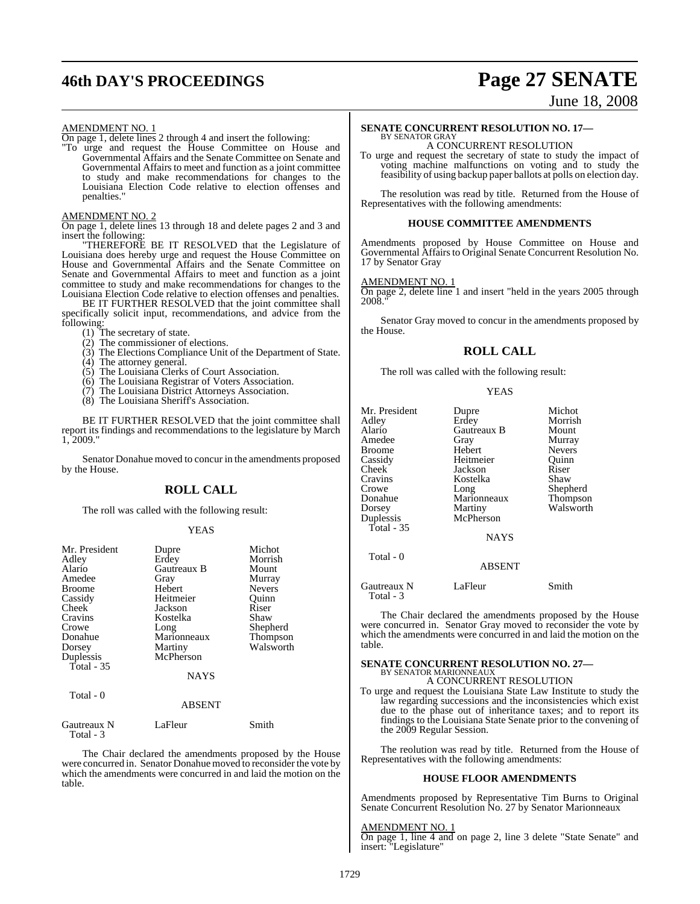AMENDMENT NO. 1

On page 1, delete lines 2 through 4 and insert the following:

"To urge and request the House Committee on House and Governmental Affairs and the Senate Committee on Senate and Governmental Affairs to meet and function as a joint committee to study and make recommendations for changes to the Louisiana Election Code relative to election offenses and penalties."

AMENDMENT NO. 2

On page 1, delete lines 13 through 18 and delete pages 2 and 3 and insert the following:

"THEREFORE BE IT RESOLVED that the Legislature of Louisiana does hereby urge and request the House Committee on House and Governmental Affairs and the Senate Committee on Senate and Governmental Affairs to meet and function as a joint committee to study and make recommendations for changes to the Louisiana Election Code relative to election offenses and penalties.

BE IT FURTHER RESOLVED that the joint committee shall specifically solicit input, recommendations, and advice from the following:

(1) The secretary of state.
(2) The commissioner of elections.
(3) The Elections Compliance Unit of the Department of State.
(4) The attorney general.
(5) The Louisiana Clerks of Court Association.
(6) The Louisiana Registrar of Voters Association.
(7) The Louisiana District Attorneys Association.
(8) The Louisiana Sheriff's Association.

BE IT FURTHER RESOLVED that the joint committee shall report its findings and recommendations to the legislature by March 1, 2009."

Senator Donahue moved to concur in the amendments proposed by the House.

## ROLL CALL

The roll was called with the following result:

YEAS

| | | |
|---|---|---|
| Mr. President | Dupre | Michot |
| Adley | Erdey | Morrish |
| Alario | Gautreaux B | Mount |
| Amedee | Gray | Murray |
| Broome | Hebert | Nevers |
| Cassidy | Heitmeier | Quinn |
| Cheek | Jackson | Riser |
| Cravins | Kostelka | Shaw |
| Crowe | Long | Shepherd |
| Donahue | Marionneaux | Thompson |
| Dorsey | Martiny | Walsworth |
| Duplessis | McPherson | |

Total - 35

NAYS

Total - 0

ABSENT

| | | |
|---|---|---|
| Gautreaux N | LaFleur | Smith |

Total - 3

The Chair declared the amendments proposed by the House were concurred in. Senator Donahue moved to reconsider the vote by which the amendments were concurred in and laid the motion on the table.

**SENATE CONCURRENT RESOLUTION NO. 17—**
BY SENATOR GRAY

A CONCURRENT RESOLUTION

To urge and request the secretary of state to study the impact of voting machine malfunctions on voting and to study the feasibility of using backup paper ballots at polls on election day.

The resolution was read by title. Returned from the House of Representatives with the following amendments:

### HOUSE COMMITTEE AMENDMENTS

Amendments proposed by House Committee on House and Governmental Affairs to Original Senate Concurrent Resolution No. 17 by Senator Gray

AMENDMENT NO. 1

On page 2, delete line 1 and insert "held in the years 2005 through 2008."

Senator Gray moved to concur in the amendments proposed by the House.

## ROLL CALL

The roll was called with the following result:

YEAS

| | | |
|---|---|---|
| Mr. President | Dupre | Michot |
| Adley | Erdey | Morrish |
| Alario | Gautreaux B | Mount |
| Amedee | Gray | Murray |
| Broome | Hebert | Nevers |
| Cassidy | Heitmeier | Quinn |
| Cheek | Jackson | Riser |
| Cravins | Kostelka | Shaw |
| Crowe | Long | Shepherd |
| Donahue | Marionneaux | Thompson |
| Dorsey | Martiny | Walsworth |
| Duplessis | McPherson | |

Total - 35

NAYS

Total - 0

ABSENT

| | | |
|---|---|---|
| Gautreaux N | LaFleur | Smith |

Total - 3

The Chair declared the amendments proposed by the House were concurred in. Senator Gray moved to reconsider the vote by which the amendments were concurred in and laid the motion on the table.

**SENATE CONCURRENT RESOLUTION NO. 27—**
BY SENATOR MARIONNEAUX

A CONCURRENT RESOLUTION

To urge and request the Louisiana State Law Institute to study the law regarding successions and the inconsistencies which exist due to the phase out of inheritance taxes; and to report its findings to the Louisiana State Senate prior to the convening of the 2009 Regular Session.

The reolution was read by title. Returned from the House of Representatives with the following amendments:

### HOUSE FLOOR AMENDMENTS

Amendments proposed by Representative Tim Burns to Original Senate Concurrent Resolution No. 27 by Senator Marionneaux

AMENDMENT NO. 1

On page 1, line 4 and on page 2, line 3 delete "State Senate" and insert: "Legislature"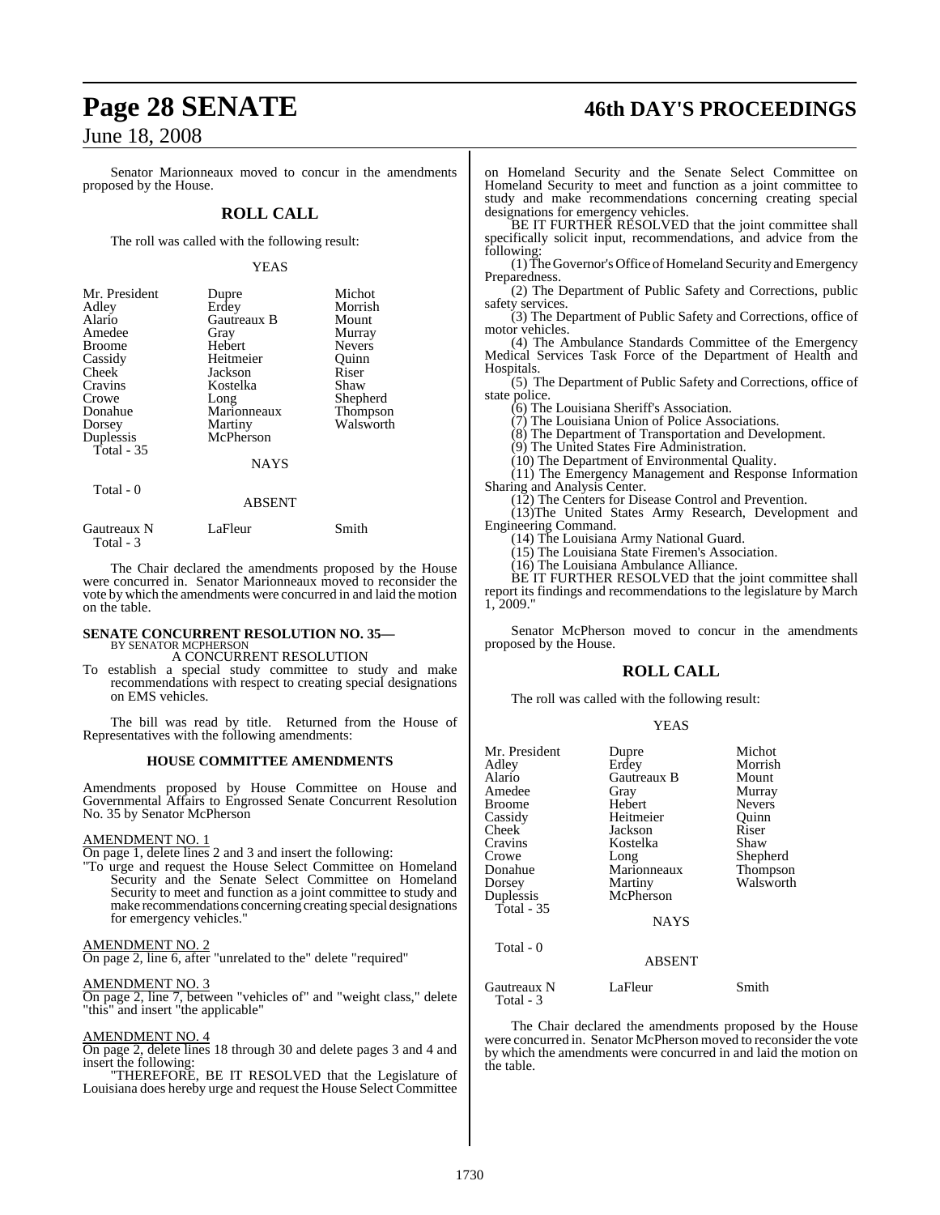Senator Marionneaux moved to concur in the amendments proposed by the House.

## ROLL CALL

The roll was called with the following result:

YEAS

| | | |
|---|---|---|
| Mr. President | Dupre | Michot |
| Adley | Erdey | Morrish |
| Alario | Gautreaux B | Mount |
| Amedee | Gray | Murray |
| Broome | Hebert | Nevers |
| Cassidy | Heitmeier | Quinn |
| Cheek | Jackson | Riser |
| Cravins | Kostelka | Shaw |
| Crowe | Long | Shepherd |
| Donahue | Marionneaux | Thompson |
| Dorsey | Martiny | Walsworth |
| Duplessis | McPherson | |
| Total - 35 | | |

NAYS

Total - 0

ABSENT

| | | |
|---|---|---|
| Gautreaux N | LaFleur | Smith |
| Total - 3 | | |

The Chair declared the amendments proposed by the House were concurred in. Senator Marionneaux moved to reconsider the vote by which the amendments were concurred in and laid the motion on the table.

### SENATE CONCURRENT RESOLUTION NO. 35—
BY SENATOR MCPHERSON

A CONCURRENT RESOLUTION

To establish a special study committee to study and make recommendations with respect to creating special designations on EMS vehicles.

The bill was read by title. Returned from the House of Representatives with the following amendments:

#### HOUSE COMMITTEE AMENDMENTS

Amendments proposed by House Committee on House and Governmental Affairs to Engrossed Senate Concurrent Resolution No. 35 by Senator McPherson

AMENDMENT NO. 1

On page 1, delete lines 2 and 3 and insert the following:

"To urge and request the House Select Committee on Homeland Security and the Senate Select Committee on Homeland Security to meet and function as a joint committee to study and make recommendations concerning creating special designations for emergency vehicles."

AMENDMENT NO. 2

On page 2, line 6, after "unrelated to the" delete "required"

AMENDMENT NO. 3

On page 2, line 7, between "vehicles of" and "weight class," delete "this" and insert "the applicable"

AMENDMENT NO. 4

On page 2, delete lines 18 through 30 and delete pages 3 and 4 and insert the following:

"THEREFORE, BE IT RESOLVED that the Legislature of Louisiana does hereby urge and request the House Select Committee on Homeland Security and the Senate Select Committee on Homeland Security to meet and function as a joint committee to study and make recommendations concerning creating special designations for emergency vehicles.

BE IT FURTHER RESOLVED that the joint committee shall specifically solicit input, recommendations, and advice from the following:

(1) The Governor's Office of Homeland Security and Emergency Preparedness.

(2) The Department of Public Safety and Corrections, public safety services.

(3) The Department of Public Safety and Corrections, office of motor vehicles.

(4) The Ambulance Standards Committee of the Emergency Medical Services Task Force of the Department of Health and Hospitals.

(5) The Department of Public Safety and Corrections, office of state police.

(6) The Louisiana Sheriff's Association.

(7) The Louisiana Union of Police Associations.

(8) The Department of Transportation and Development.

(9) The United States Fire Administration.

(10) The Department of Environmental Quality.

(11) The Emergency Management and Response Information Sharing and Analysis Center.

(12) The Centers for Disease Control and Prevention.

(13)The United States Army Research, Development and Engineering Command.

(14) The Louisiana Army National Guard.

(15) The Louisiana State Firemen's Association.

(16) The Louisiana Ambulance Alliance.

BE IT FURTHER RESOLVED that the joint committee shall report its findings and recommendations to the legislature by March 1, 2009."

Senator McPherson moved to concur in the amendments proposed by the House.

## ROLL CALL

The roll was called with the following result:

YEAS

| | | |
|---|---|---|
| Mr. President | Dupre | Michot |
| Adley | Erdey | Morrish |
| Alario | Gautreaux B | Mount |
| Amedee | Gray | Murray |
| Broome | Hebert | Nevers |
| Cassidy | Heitmeier | Quinn |
| Cheek | Jackson | Riser |
| Cravins | Kostelka | Shaw |
| Crowe | Long | Shepherd |
| Donahue | Marionneaux | Thompson |
| Dorsey | Martiny | Walsworth |
| Duplessis | McPherson | |
| Total - 35 | | |

NAYS

Total - 0

ABSENT

| | | |
|---|---|---|
| Gautreaux N | LaFleur | Smith |
| Total - 3 | | |

The Chair declared the amendments proposed by the House were concurred in. Senator McPherson moved to reconsider the vote by which the amendments were concurred in and laid the motion on the table.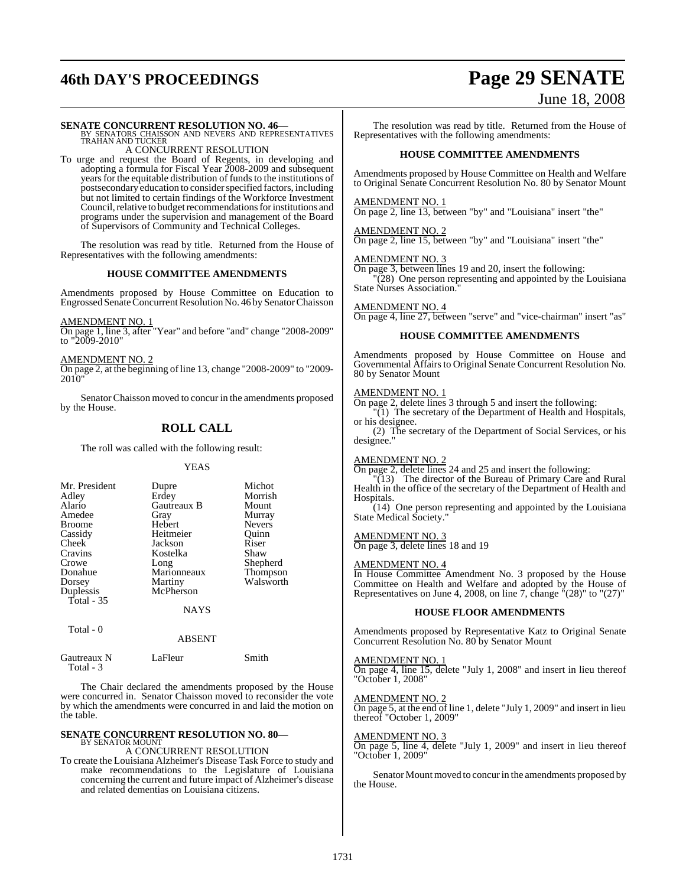**SENATE CONCURRENT RESOLUTION NO. 46—**
BY SENATORS CHAISSON AND NEVERS AND REPRESENTATIVES TRAHAN AND TUCKER

A CONCURRENT RESOLUTION

To urge and request the Board of Regents, in developing and adopting a formula for Fiscal Year 2008-2009 and subsequent years for the equitable distribution of funds to the institutions of postsecondary education to consider specified factors, including but not limited to certain findings of the Workforce Investment Council, relative to budget recommendations for institutions and programs under the supervision and management of the Board of Supervisors of Community and Technical Colleges.

The resolution was read by title. Returned from the House of Representatives with the following amendments:

**HOUSE COMMITTEE AMENDMENTS**

Amendments proposed by House Committee on Education to Engrossed Senate Concurrent Resolution No. 46 by Senator Chaisson

AMENDMENT NO. 1
On page 1, line 3, after "Year" and before "and" change "2008-2009" to "2009-2010"

AMENDMENT NO. 2
On page 2, at the beginning of line 13, change "2008-2009" to "2009-2010"

Senator Chaisson moved to concur in the amendments proposed by the House.

## ROLL CALL

The roll was called with the following result:

YEAS

| | | |
|---|---|---|
| Mr. President | Dupre | Michot |
| Adley | Erdey | Morrish |
| Alario | Gautreaux B | Mount |
| Amedee | Gray | Murray |
| Broome | Hebert | Nevers |
| Cassidy | Heitmeier | Quinn |
| Cheek | Jackson | Riser |
| Cravins | Kostelka | Shaw |
| Crowe | Long | Shepherd |
| Donahue | Marionneaux | Thompson |
| Dorsey | Martiny | Walsworth |
| Duplessis | McPherson | |
| Total - 35 | | |

NAYS

Total - 0

ABSENT

| | | |
|---|---|---|
| Gautreaux N | LaFleur | Smith |
| Total - 3 | | |

The Chair declared the amendments proposed by the House were concurred in. Senator Chaisson moved to reconsider the vote by which the amendments were concurred in and laid the motion on the table.

**SENATE CONCURRENT RESOLUTION NO. 80—**
BY SENATOR MOUNT

A CONCURRENT RESOLUTION

To create the Louisiana Alzheimer's Disease Task Force to study and make recommendations to the Legislature of Louisiana concerning the current and future impact of Alzheimer's disease and related dementias on Louisiana citizens.

The resolution was read by title. Returned from the House of Representatives with the following amendments:

**HOUSE COMMITTEE AMENDMENTS**

Amendments proposed by House Committee on Health and Welfare to Original Senate Concurrent Resolution No. 80 by Senator Mount

AMENDMENT NO. 1
On page 2, line 13, between "by" and "Louisiana" insert "the"

AMENDMENT NO. 2
On page 2, line 15, between "by" and "Louisiana" insert "the"

AMENDMENT NO. 3
On page 3, between lines 19 and 20, insert the following:
"(28) One person representing and appointed by the Louisiana State Nurses Association."

AMENDMENT NO. 4
On page 4, line 27, between "serve" and "vice-chairman" insert "as"

**HOUSE COMMITTEE AMENDMENTS**

Amendments proposed by House Committee on House and Governmental Affairs to Original Senate Concurrent Resolution No. 80 by Senator Mount

AMENDMENT NO. 1
On page 2, delete lines 3 through 5 and insert the following:
"(1) The secretary of the Department of Health and Hospitals, or his designee.
(2) The secretary of the Department of Social Services, or his designee."

AMENDMENT NO. 2
On page 2, delete lines 24 and 25 and insert the following:
"(13) The director of the Bureau of Primary Care and Rural Health in the office of the secretary of the Department of Health and Hospitals.
(14) One person representing and appointed by the Louisiana State Medical Society."

AMENDMENT NO. 3
On page 3, delete lines 18 and 19

AMENDMENT NO. 4
In House Committee Amendment No. 3 proposed by the House Committee on Health and Welfare and adopted by the House of Representatives on June 4, 2008, on line 7, change "(28)" to "(27)"

**HOUSE FLOOR AMENDMENTS**

Amendments proposed by Representative Katz to Original Senate Concurrent Resolution No. 80 by Senator Mount

AMENDMENT NO. 1
On page 4, line 15, delete "July 1, 2008" and insert in lieu thereof "October 1, 2008"

AMENDMENT NO. 2
On page 5, at the end of line 1, delete "July 1, 2009" and insert in lieu thereof "October 1, 2009"

AMENDMENT NO. 3
On page 5, line 4, delete "July 1, 2009" and insert in lieu thereof "October 1, 2009"

Senator Mount moved to concur in the amendments proposed by the House.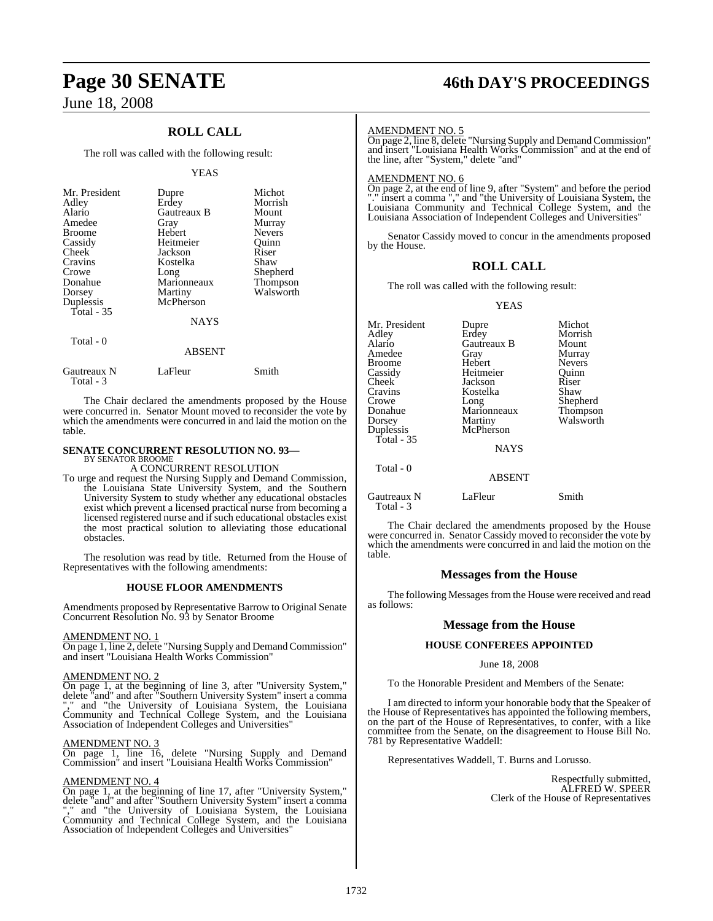## ROLL CALL

The roll was called with the following result:

YEAS

| | | |
|---|---|---|
| Mr. President | Dupre | Michot |
| Adley | Erdey | Morrish |
| Alario | Gautreaux B | Mount |
| Amedee | Gray | Murray |
| Broome | Hebert | Nevers |
| Cassidy | Heitmeier | Quinn |
| Cheek | Jackson | Riser |
| Cravins | Kostelka | Shaw |
| Crowe | Long | Shepherd |
| Donahue | Marionneaux | Thompson |
| Dorsey | Martiny | Walsworth |
| Duplessis | McPherson | |
| Total - 35 | | |

NAYS

Total - 0

ABSENT

| | | |
|---|---|---|
| Gautreaux N | LaFleur | Smith |
| Total - 3 | | |

The Chair declared the amendments proposed by the House were concurred in. Senator Mount moved to reconsider the vote by which the amendments were concurred in and laid the motion on the table.

**SENATE CONCURRENT RESOLUTION NO. 93—**
BY SENATOR BROOME

A CONCURRENT RESOLUTION

To urge and request the Nursing Supply and Demand Commission, the Louisiana State University System, and the Southern University System to study whether any educational obstacles exist which prevent a licensed practical nurse from becoming a licensed registered nurse and if such educational obstacles exist the most practical solution to alleviating those educational obstacles.

The resolution was read by title. Returned from the House of Representatives with the following amendments:

### HOUSE FLOOR AMENDMENTS

Amendments proposed by Representative Barrow to Original Senate Concurrent Resolution No. 93 by Senator Broome

AMENDMENT NO. 1
On page 1, line 2, delete "Nursing Supply and Demand Commission" and insert "Louisiana Health Works Commission"

AMENDMENT NO. 2
On page 1, at the beginning of line 3, after "University System," delete "and" and after "Southern University System" insert a comma "," and "the University of Louisiana System, the Louisiana Community and Technical College System, and the Louisiana Association of Independent Colleges and Universities"

AMENDMENT NO. 3
On page 1, line 16, delete "Nursing Supply and Demand Commission" and insert "Louisiana Health Works Commission"

AMENDMENT NO. 4
On page 1, at the beginning of line 17, after "University System," delete "and" and after "Southern University System" insert a comma "," and "the University of Louisiana System, the Louisiana Community and Technical College System, and the Louisiana Association of Independent Colleges and Universities"

AMENDMENT NO. 5
On page 2, line 8, delete "Nursing Supply and Demand Commission" and insert "Louisiana Health Works Commission" and at the end of the line, after "System," delete "and"

AMENDMENT NO. 6
On page 2, at the end of line 9, after "System" and before the period "." insert a comma "," and "the University of Louisiana System, the Louisiana Community and Technical College System, and the Louisiana Association of Independent Colleges and Universities"

Senator Cassidy moved to concur in the amendments proposed by the House.

## ROLL CALL

The roll was called with the following result:

YEAS

| | | |
|---|---|---|
| Mr. President | Dupre | Michot |
| Adley | Erdey | Morrish |
| Alario | Gautreaux B | Mount |
| Amedee | Gray | Murray |
| Broome | Hebert | Nevers |
| Cassidy | Heitmeier | Quinn |
| Cheek | Jackson | Riser |
| Cravins | Kostelka | Shaw |
| Crowe | Long | Shepherd |
| Donahue | Marionneaux | Thompson |
| Dorsey | Martiny | Walsworth |
| Duplessis | McPherson | |
| Total - 35 | | |

NAYS

Total - 0

ABSENT

| | | |
|---|---|---|
| Gautreaux N | LaFleur | Smith |
| Total - 3 | | |

The Chair declared the amendments proposed by the House were concurred in. Senator Cassidy moved to reconsider the vote by which the amendments were concurred in and laid the motion on the table.

## Messages from the House

The following Messages from the House were received and read as follows:

### Message from the House

**HOUSE CONFEREES APPOINTED**

June 18, 2008

To the Honorable President and Members of the Senate:

I am directed to inform your honorable body that the Speaker of the House of Representatives has appointed the following members, on the part of the House of Representatives, to confer, with a like committee from the Senate, on the disagreement to House Bill No. 781 by Representative Waddell:

Representatives Waddell, T. Burns and Lorusso.

Respectfully submitted,
ALFRED W. SPEER
Clerk of the House of Representatives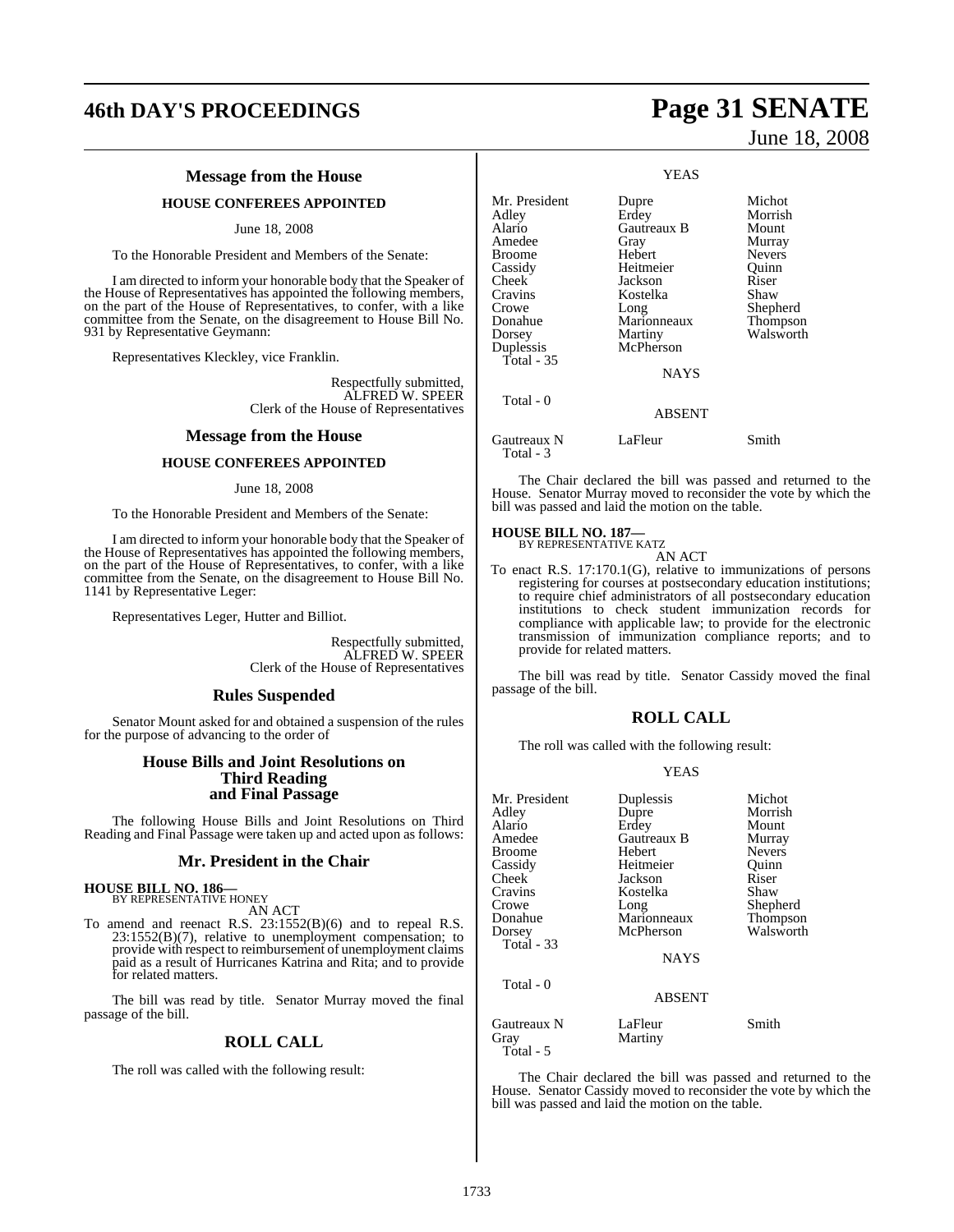## Message from the House

### HOUSE CONFEREES APPOINTED

June 18, 2008

To the Honorable President and Members of the Senate:

I am directed to inform your honorable body that the Speaker of the House of Representatives has appointed the following members, on the part of the House of Representatives, to confer, with a like committee from the Senate, on the disagreement to House Bill No. 931 by Representative Geymann:

Representatives Kleckley, vice Franklin.

Respectfully submitted,
ALFRED W. SPEER
Clerk of the House of Representatives

## Message from the House

### HOUSE CONFEREES APPOINTED

June 18, 2008

To the Honorable President and Members of the Senate:

I am directed to inform your honorable body that the Speaker of the House of Representatives has appointed the following members, on the part of the House of Representatives, to confer, with a like committee from the Senate, on the disagreement to House Bill No. 1141 by Representative Leger:

Representatives Leger, Hutter and Billiot.

Respectfully submitted,
ALFRED W. SPEER
Clerk of the House of Representatives

## Rules Suspended

Senator Mount asked for and obtained a suspension of the rules for the purpose of advancing to the order of

## House Bills and Joint Resolutions on Third Reading and Final Passage

The following House Bills and Joint Resolutions on Third Reading and Final Passage were taken up and acted upon as follows:

## Mr. President in the Chair

**HOUSE BILL NO. 186—**
BY REPRESENTATIVE HONEY

AN ACT

To amend and reenact R.S. 23:1552(B)(6) and to repeal R.S. 23:1552(B)(7), relative to unemployment compensation; to provide with respect to reimbursement of unemployment claims paid as a result of Hurricanes Katrina and Rita; and to provide for related matters.

The bill was read by title. Senator Murray moved the final passage of the bill.

## ROLL CALL

The roll was called with the following result:

YEAS

| | | |
|---|---|---|
| Mr. President | Dupre | Michot |
| Adley | Erdey | Morrish |
| Alario | Gautreaux B | Mount |
| Amedee | Gray | Murray |
| Broome | Hebert | Nevers |
| Cassidy | Heitmeier | Quinn |
| Cheek | Jackson | Riser |
| Cravins | Kostelka | Shaw |
| Crowe | Long | Shepherd |
| Donahue | Marionneaux | Thompson |
| Dorsey | Martiny | Walsworth |
| Duplessis | McPherson | |

Total - 35

NAYS

Total - 0

ABSENT

| | | |
|---|---|---|
| Gautreaux N | LaFleur | Smith |

Total - 3

The Chair declared the bill was passed and returned to the House. Senator Murray moved to reconsider the vote by which the bill was passed and laid the motion on the table.

**HOUSE BILL NO. 187—**
BY REPRESENTATIVE KATZ

AN ACT

To enact R.S. 17:170.1(G), relative to immunizations of persons registering for courses at postsecondary education institutions; to require chief administrators of all postsecondary education institutions to check student immunization records for compliance with applicable law; to provide for the electronic transmission of immunization compliance reports; and to provide for related matters.

The bill was read by title. Senator Cassidy moved the final passage of the bill.

## ROLL CALL

The roll was called with the following result:

YEAS

| | | |
|---|---|---|
| Mr. President | Duplessis | Michot |
| Adley | Dupre | Morrish |
| Alario | Erdey | Mount |
| Amedee | Gautreaux B | Murray |
| Broome | Hebert | Nevers |
| Cassidy | Heitmeier | Quinn |
| Cheek | Jackson | Riser |
| Cravins | Kostelka | Shaw |
| Crowe | Long | Shepherd |
| Donahue | Marionneaux | Thompson |
| Dorsey | McPherson | Walsworth |

Total - 33

NAYS

Total - 0

ABSENT

| | | |
|---|---|---|
| Gautreaux N | LaFleur | Smith |
| Gray | Martiny | |

Total - 5

The Chair declared the bill was passed and returned to the House. Senator Cassidy moved to reconsider the vote by which the bill was passed and laid the motion on the table.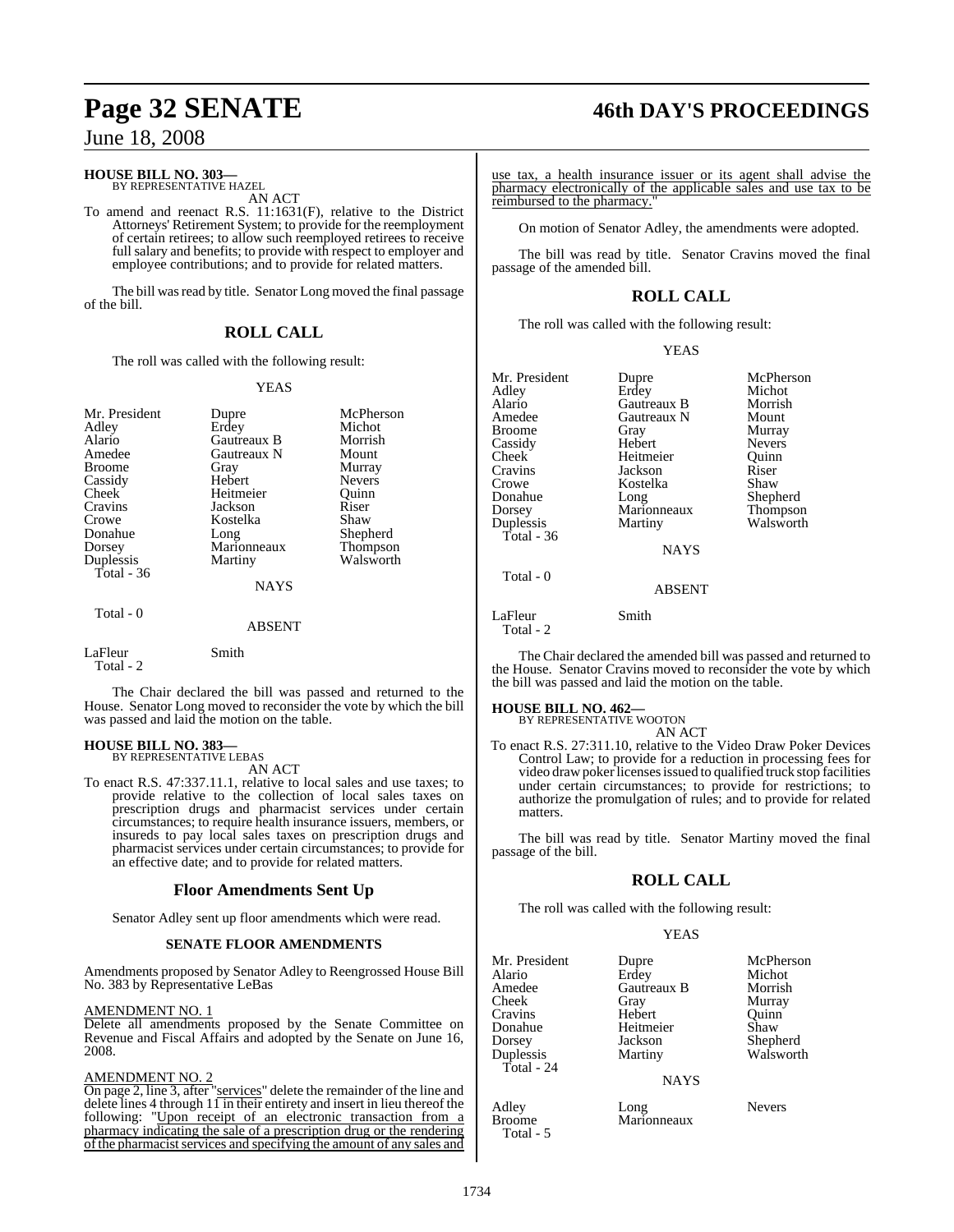**HOUSE BILL NO. 303—**
BY REPRESENTATIVE HAZEL

AN ACT

To amend and reenact R.S. 11:1631(F), relative to the District Attorneys' Retirement System; to provide for the reemployment of certain retirees; to allow such reemployed retirees to receive full salary and benefits; to provide with respect to employer and employee contributions; and to provide for related matters.

The bill was read by title. Senator Long moved the final passage of the bill.

## ROLL CALL

The roll was called with the following result:

YEAS

| | | |
|---|---|---|
| Mr. President | Dupre | McPherson |
| Adley | Erdey | Michot |
| Alario | Gautreaux B | Morrish |
| Amedee | Gautreaux N | Mount |
| Broome | Gray | Murray |
| Cassidy | Hebert | Nevers |
| Cheek | Heitmeier | Quinn |
| Cravins | Jackson | Riser |
| Crowe | Kostelka | Shaw |
| Donahue | Long | Shepherd |
| Dorsey | Marionneaux | Thompson |
| Duplessis | Martiny | Walsworth |

Total - 36

NAYS

Total - 0

ABSENT

LaFleur Smith

Total - 2

The Chair declared the bill was passed and returned to the House. Senator Long moved to reconsider the vote by which the bill was passed and laid the motion on the table.

**HOUSE BILL NO. 383—**
BY REPRESENTATIVE LEBAS

AN ACT

To enact R.S. 47:337.11.1, relative to local sales and use taxes; to provide relative to the collection of local sales taxes on prescription drugs and pharmacist services under certain circumstances; to require health insurance issuers, members, or insureds to pay local sales taxes on prescription drugs and pharmacist services under certain circumstances; to provide for an effective date; and to provide for related matters.

## Floor Amendments Sent Up

Senator Adley sent up floor amendments which were read.

### SENATE FLOOR AMENDMENTS

Amendments proposed by Senator Adley to Reengrossed House Bill No. 383 by Representative LeBas

AMENDMENT NO. 1

Delete all amendments proposed by the Senate Committee on Revenue and Fiscal Affairs and adopted by the Senate on June 16, 2008.

AMENDMENT NO. 2

On page 2, line 3, after "services" delete the remainder of the line and delete lines 4 through 11 in their entirety and insert in lieu thereof the following: "Upon receipt of an electronic transaction from a pharmacy indicating the sale of a prescription drug or the rendering of the pharmacist services and specifying the amount of any sales and use tax, a health insurance issuer or its agent shall advise the pharmacy electronically of the applicable sales and use tax to be reimbursed to the pharmacy."

On motion of Senator Adley, the amendments were adopted.

The bill was read by title. Senator Cravins moved the final passage of the amended bill.

## ROLL CALL

The roll was called with the following result:

YEAS

| | | |
|---|---|---|
| Mr. President | Dupre | McPherson |
| Adley | Erdey | Michot |
| Alario | Gautreaux B | Morrish |
| Amedee | Gautreaux N | Mount |
| Broome | Gray | Murray |
| Cassidy | Hebert | Nevers |
| Cheek | Heitmeier | Quinn |
| Cravins | Jackson | Riser |
| Crowe | Kostelka | Shaw |
| Donahue | Long | Shepherd |
| Dorsey | Marionneaux | Thompson |
| Duplessis | Martiny | Walsworth |

Total - 36

NAYS

Total - 0

ABSENT

LaFleur Smith

Total - 2

The Chair declared the amended bill was passed and returned to the House. Senator Cravins moved to reconsider the vote by which the bill was passed and laid the motion on the table.

**HOUSE BILL NO. 462—**
BY REPRESENTATIVE WOOTON

AN ACT

To enact R.S. 27:311.10, relative to the Video Draw Poker Devices Control Law; to provide for a reduction in processing fees for video draw poker licenses issued to qualified truck stop facilities under certain circumstances; to provide for restrictions; to authorize the promulgation of rules; and to provide for related matters.

The bill was read by title. Senator Martiny moved the final passage of the bill.

## ROLL CALL

The roll was called with the following result:

YEAS

| | | |
|---|---|---|
| Mr. President | Dupre | McPherson |
| Alario | Erdey | Michot |
| Amedee | Gautreaux B | Morrish |
| Cheek | Gray | Murray |
| Cravins | Hebert | Quinn |
| Donahue | Heitmeier | Shaw |
| Dorsey | Jackson | Shepherd |
| Duplessis | Martiny | Walsworth |

Total - 24

NAYS

| | | |
|---|---|---|
| Adley | Long | Nevers |
| Broome | Marionneaux | |

Total - 5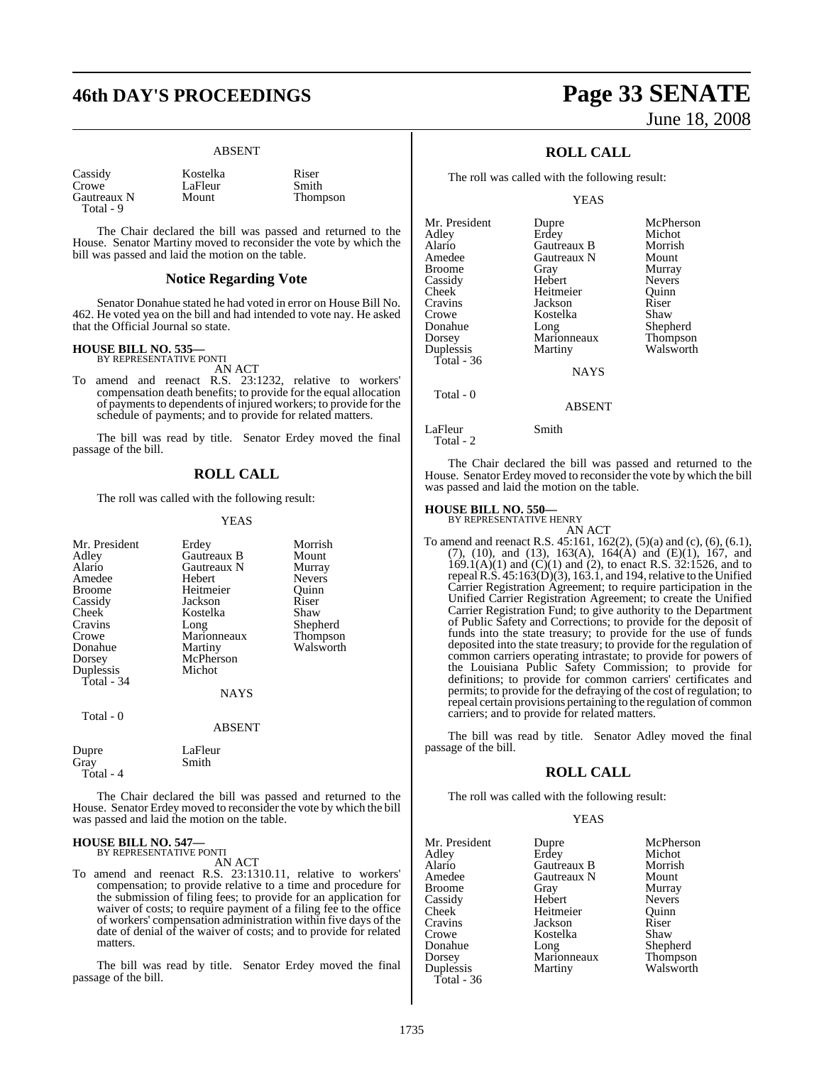ABSENT

| | | |
|---|---|---|
| Cassidy | Kostelka | Riser |
| Crowe | LaFleur | Smith |
| Gautreaux N | Mount | Thompson |
| Total - 9 | | |

The Chair declared the bill was passed and returned to the House. Senator Martiny moved to reconsider the vote by which the bill was passed and laid the motion on the table.

## Notice Regarding Vote

Senator Donahue stated he had voted in error on House Bill No. 462. He voted yea on the bill and had intended to vote nay. He asked that the Official Journal so state.

**HOUSE BILL NO. 535—**
BY REPRESENTATIVE PONTI

AN ACT

To amend and reenact R.S. 23:1232, relative to workers' compensation death benefits; to provide for the equal allocation of payments to dependents of injured workers; to provide for the schedule of payments; and to provide for related matters.

The bill was read by title. Senator Erdey moved the final passage of the bill.

## ROLL CALL

The roll was called with the following result:

YEAS

| | | |
|---|---|---|
| Mr. President | Erdey | Morrish |
| Adley | Gautreaux B | Mount |
| Alario | Gautreaux N | Murray |
| Amedee | Hebert | Nevers |
| Broome | Heitmeier | Quinn |
| Cassidy | Jackson | Riser |
| Cheek | Kostelka | Shaw |
| Cravins | Long | Shepherd |
| Crowe | Marionneaux | Thompson |
| Donahue | Martiny | Walsworth |
| Dorsey | McPherson | |
| Duplessis | Michot | |
| Total - 34 | | |

NAYS

Total - 0

ABSENT

| | |
|---|---|
| Dupre | LaFleur |
| Gray | Smith |
| Total - 4 | |

The Chair declared the bill was passed and returned to the House. Senator Erdey moved to reconsider the vote by which the bill was passed and laid the motion on the table.

**HOUSE BILL NO. 547—**
BY REPRESENTATIVE PONTI

AN ACT

To amend and reenact R.S. 23:1310.11, relative to workers' compensation; to provide relative to a time and procedure for the submission of filing fees; to provide for an application for waiver of costs; to require payment of a filing fee to the office of workers' compensation administration within five days of the date of denial of the waiver of costs; and to provide for related matters.

The bill was read by title. Senator Erdey moved the final passage of the bill.

## ROLL CALL

The roll was called with the following result:

YEAS

| | | |
|---|---|---|
| Mr. President | Dupre | McPherson |
| Adley | Erdey | Michot |
| Alario | Gautreaux B | Morrish |
| Amedee | Gautreaux N | Mount |
| Broome | Gray | Murray |
| Cassidy | Hebert | Nevers |
| Cheek | Heitmeier | Quinn |
| Cravins | Jackson | Riser |
| Crowe | Kostelka | Shaw |
| Donahue | Long | Shepherd |
| Dorsey | Marionneaux | Thompson |
| Duplessis | Martiny | Walsworth |
| Total - 36 | | |

NAYS

Total - 0

ABSENT

| | |
|---|---|
| LaFleur | Smith |
| Total - 2 | |

The Chair declared the bill was passed and returned to the House. Senator Erdey moved to reconsider the vote by which the bill was passed and laid the motion on the table.

**HOUSE BILL NO. 550—**
BY REPRESENTATIVE HENRY

AN ACT

To amend and reenact R.S. 45:161, 162(2), (5)(a) and (c), (6), (6.1), (7), (10), and (13), 163(A), 164(A) and (E)(1), 167, and 169.1(A)(1) and (C)(1) and (2), to enact R.S. 32:1526, and to repeal R.S. 45:163(D)(3), 163.1, and 194, relative to the Unified Carrier Registration Agreement; to require participation in the Unified Carrier Registration Agreement; to create the Unified Carrier Registration Fund; to give authority to the Department of Public Safety and Corrections; to provide for the deposit of funds into the state treasury; to provide for the use of funds deposited into the state treasury; to provide for the regulation of common carriers operating intrastate; to provide for powers of the Louisiana Public Safety Commission; to provide for definitions; to provide for common carriers' certificates and permits; to provide for the defraying of the cost of regulation; to repeal certain provisions pertaining to the regulation of common carriers; and to provide for related matters.

The bill was read by title. Senator Adley moved the final passage of the bill.

## ROLL CALL

The roll was called with the following result:

YEAS

| | | |
|---|---|---|
| Mr. President | Dupre | McPherson |
| Adley | Erdey | Michot |
| Alario | Gautreaux B | Morrish |
| Amedee | Gautreaux N | Mount |
| Broome | Gray | Murray |
| Cassidy | Hebert | Nevers |
| Cheek | Heitmeier | Quinn |
| Cravins | Jackson | Riser |
| Crowe | Kostelka | Shaw |
| Donahue | Long | Shepherd |
| Dorsey | Marionneaux | Thompson |
| Duplessis | Martiny | Walsworth |
| Total - 36 | | |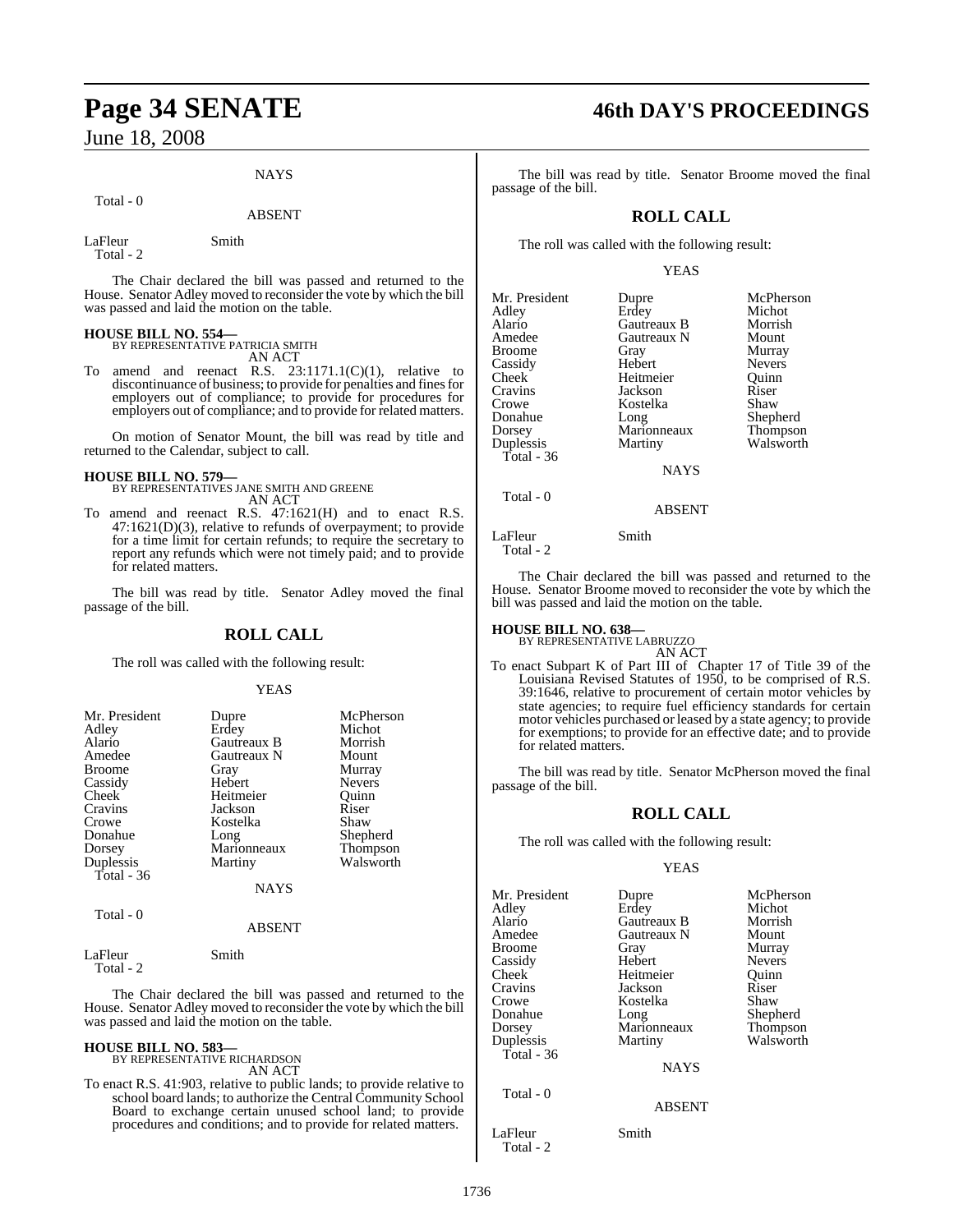NAYS

Total - 0

ABSENT

| | |
|---|---|
| LaFleur | Smith |
| Total - 2 | |

The Chair declared the bill was passed and returned to the House. Senator Adley moved to reconsider the vote by which the bill was passed and laid the motion on the table.

**HOUSE BILL NO. 554—**
BY REPRESENTATIVE PATRICIA SMITH
AN ACT

To amend and reenact R.S. 23:1171.1(C)(1), relative to discontinuance of business; to provide for penalties and fines for employers out of compliance; to provide for procedures for employers out of compliance; and to provide for related matters.

On motion of Senator Mount, the bill was read by title and returned to the Calendar, subject to call.

**HOUSE BILL NO. 579—**
BY REPRESENTATIVES JANE SMITH AND GREENE
AN ACT

To amend and reenact R.S. 47:1621(H) and to enact R.S. 47:1621(D)(3), relative to refunds of overpayment; to provide for a time limit for certain refunds; to require the secretary to report any refunds which were not timely paid; and to provide for related matters.

The bill was read by title. Senator Adley moved the final passage of the bill.

## ROLL CALL

The roll was called with the following result:

YEAS

| | | |
|---|---|---|
| Mr. President | Dupre | McPherson |
| Adley | Erdey | Michot |
| Alario | Gautreaux B | Morrish |
| Amedee | Gautreaux N | Mount |
| Broome | Gray | Murray |
| Cassidy | Hebert | Nevers |
| Cheek | Heitmeier | Quinn |
| Cravins | Jackson | Riser |
| Crowe | Kostelka | Shaw |
| Donahue | Long | Shepherd |
| Dorsey | Marionneaux | Thompson |
| Duplessis | Martiny | Walsworth |
| Total - 36 | | |

NAYS

Total - 0

ABSENT

| | |
|---|---|
| LaFleur | Smith |
| Total - 2 | |

The Chair declared the bill was passed and returned to the House. Senator Adley moved to reconsider the vote by which the bill was passed and laid the motion on the table.

**HOUSE BILL NO. 583—**
BY REPRESENTATIVE RICHARDSON
AN ACT

To enact R.S. 41:903, relative to public lands; to provide relative to school board lands; to authorize the Central Community School Board to exchange certain unused school land; to provide procedures and conditions; and to provide for related matters.

The bill was read by title. Senator Broome moved the final passage of the bill.

## ROLL CALL

The roll was called with the following result:

YEAS

| | | |
|---|---|---|
| Mr. President | Dupre | McPherson |
| Adley | Erdey | Michot |
| Alario | Gautreaux B | Morrish |
| Amedee | Gautreaux N | Mount |
| Broome | Gray | Murray |
| Cassidy | Hebert | Nevers |
| Cheek | Heitmeier | Quinn |
| Cravins | Jackson | Riser |
| Crowe | Kostelka | Shaw |
| Donahue | Long | Shepherd |
| Dorsey | Marionneaux | Thompson |
| Duplessis | Martiny | Walsworth |
| Total - 36 | | |

NAYS

Total - 0

ABSENT

| | |
|---|---|
| LaFleur | Smith |
| Total - 2 | |

The Chair declared the bill was passed and returned to the House. Senator Broome moved to reconsider the vote by which the bill was passed and laid the motion on the table.

**HOUSE BILL NO. 638—**
BY REPRESENTATIVE LABRUZZO
AN ACT

To enact Subpart K of Part III of Chapter 17 of Title 39 of the Louisiana Revised Statutes of 1950, to be comprised of R.S. 39:1646, relative to procurement of certain motor vehicles by state agencies; to require fuel efficiency standards for certain motor vehicles purchased or leased by a state agency; to provide for exemptions; to provide for an effective date; and to provide for related matters.

The bill was read by title. Senator McPherson moved the final passage of the bill.

## ROLL CALL

The roll was called with the following result:

YEAS

| | | |
|---|---|---|
| Mr. President | Dupre | McPherson |
| Adley | Erdey | Michot |
| Alario | Gautreaux B | Morrish |
| Amedee | Gautreaux N | Mount |
| Broome | Gray | Murray |
| Cassidy | Hebert | Nevers |
| Cheek | Heitmeier | Quinn |
| Cravins | Jackson | Riser |
| Crowe | Kostelka | Shaw |
| Donahue | Long | Shepherd |
| Dorsey | Marionneaux | Thompson |
| Duplessis | Martiny | Walsworth |
| Total - 36 | | |

NAYS

Total - 0

ABSENT

| | |
|---|---|
| LaFleur | Smith |
| Total - 2 | |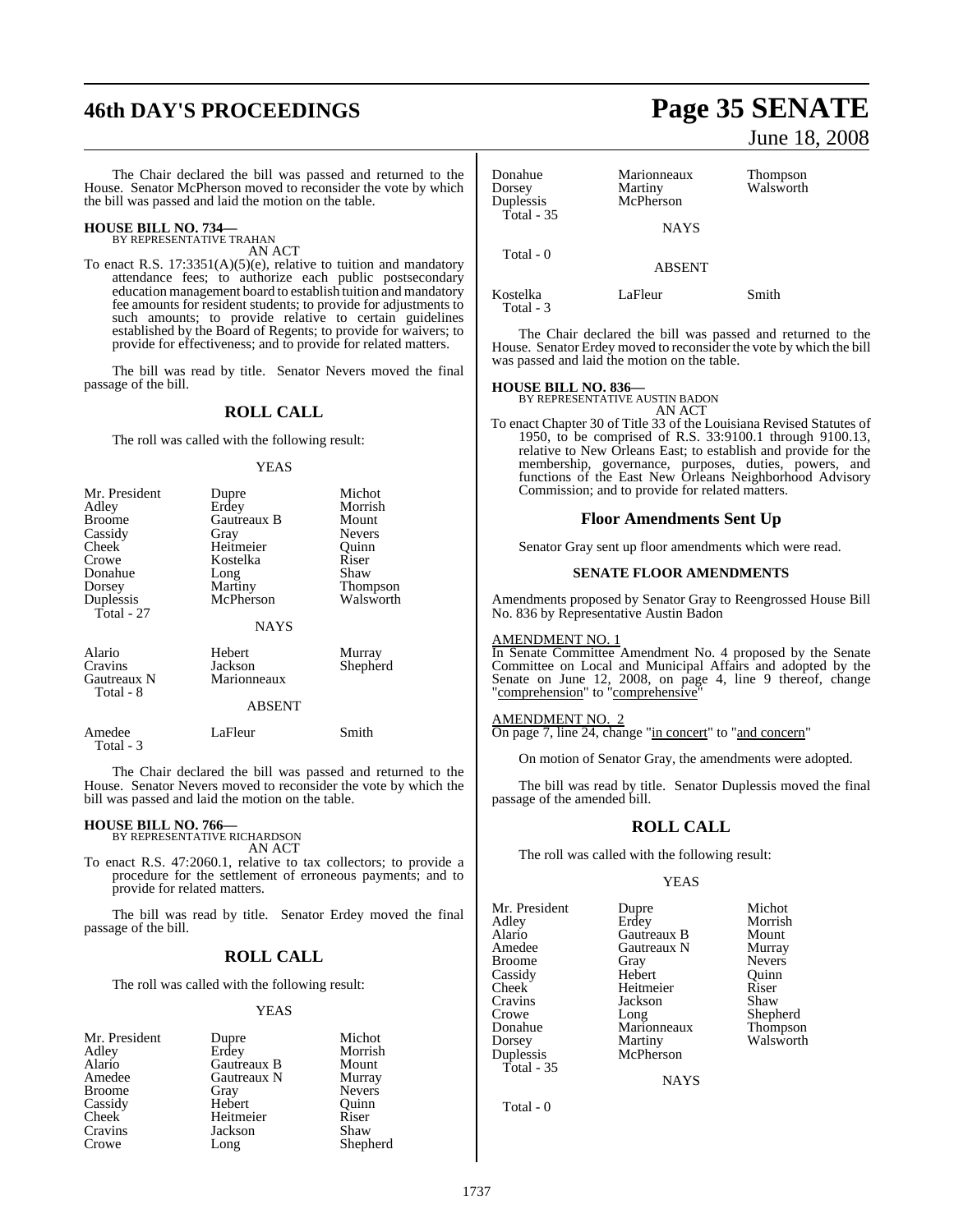The Chair declared the bill was passed and returned to the House. Senator McPherson moved to reconsider the vote by which the bill was passed and laid the motion on the table.

**HOUSE BILL NO. 734—**
BY REPRESENTATIVE TRAHAN
AN ACT

To enact R.S. 17:3351(A)(5)(e), relative to tuition and mandatory attendance fees; to authorize each public postsecondary education management board to establish tuition and mandatory fee amounts for resident students; to provide for adjustments to such amounts; to provide relative to certain guidelines established by the Board of Regents; to provide for waivers; to provide for effectiveness; and to provide for related matters.

The bill was read by title. Senator Nevers moved the final passage of the bill.

## ROLL CALL

The roll was called with the following result:

YEAS

| | | |
|---|---|---|
| Mr. President | Dupre | Michot |
| Adley | Erdey | Morrish |
| Broome | Gautreaux B | Mount |
| Cassidy | Gray | Nevers |
| Cheek | Heitmeier | Quinn |
| Crowe | Kostelka | Riser |
| Donahue | Long | Shaw |
| Dorsey | Martiny | Thompson |
| Duplessis | McPherson | Walsworth |
| Total - 27 | | |

NAYS

| | | |
|---|---|---|
| Alario | Hebert | Murray |
| Cravins | Jackson | Shepherd |
| Gautreaux N | Marionneaux | |
| Total - 8 | | |

ABSENT

| | | |
|---|---|---|
| Amedee | LaFleur | Smith |
| Total - 3 | | |

The Chair declared the bill was passed and returned to the House. Senator Nevers moved to reconsider the vote by which the bill was passed and laid the motion on the table.

**HOUSE BILL NO. 766—**
BY REPRESENTATIVE RICHARDSON
AN ACT

To enact R.S. 47:2060.1, relative to tax collectors; to provide a procedure for the settlement of erroneous payments; and to provide for related matters.

The bill was read by title. Senator Erdey moved the final passage of the bill.

## ROLL CALL

The roll was called with the following result:

YEAS

| | | |
|---|---|---|
| Mr. President | Dupre | Michot |
| Adley | Erdey | Morrish |
| Alario | Gautreaux B | Mount |
| Amedee | Gautreaux N | Murray |
| Broome | Gray | Nevers |
| Cassidy | Hebert | Quinn |
| Cheek | Heitmeier | Riser |
| Cravins | Jackson | Shaw |
| Crowe | Long | Shepherd |
| Donahue | Marionneaux | Thompson |
| Dorsey | Martiny | Walsworth |
| Duplessis | McPherson | |
| Total - 35 | | |

NAYS

Total - 0

ABSENT

| | | |
|---|---|---|
| Kostelka | LaFleur | Smith |
| Total - 3 | | |

The Chair declared the bill was passed and returned to the House. Senator Erdey moved to reconsider the vote by which the bill was passed and laid the motion on the table.

**HOUSE BILL NO. 836—**
BY REPRESENTATIVE AUSTIN BADON
AN ACT

To enact Chapter 30 of Title 33 of the Louisiana Revised Statutes of 1950, to be comprised of R.S. 33:9100.1 through 9100.13, relative to New Orleans East; to establish and provide for the membership, governance, purposes, duties, powers, and functions of the East New Orleans Neighborhood Advisory Commission; and to provide for related matters.

## Floor Amendments Sent Up

Senator Gray sent up floor amendments which were read.

### SENATE FLOOR AMENDMENTS

Amendments proposed by Senator Gray to Reengrossed House Bill No. 836 by Representative Austin Badon

AMENDMENT NO. 1
In Senate Committee Amendment No. 4 proposed by the Senate Committee on Local and Municipal Affairs and adopted by the Senate on June 12, 2008, on page 4, line 9 thereof, change "comprehension" to "comprehensive"

AMENDMENT NO. 2
On page 7, line 24, change "in concert" to "and concern"

On motion of Senator Gray, the amendments were adopted.

The bill was read by title. Senator Duplessis moved the final passage of the amended bill.

## ROLL CALL

The roll was called with the following result:

YEAS

| | | |
|---|---|---|
| Mr. President | Dupre | Michot |
| Adley | Erdey | Morrish |
| Alario | Gautreaux B | Mount |
| Amedee | Gautreaux N | Murray |
| Broome | Gray | Nevers |
| Cassidy | Hebert | Quinn |
| Cheek | Heitmeier | Riser |
| Cravins | Jackson | Shaw |
| Crowe | Long | Shepherd |
| Donahue | Marionneaux | Thompson |
| Dorsey | Martiny | Walsworth |
| Duplessis | McPherson | |
| Total - 35 | | |

NAYS

Total - 0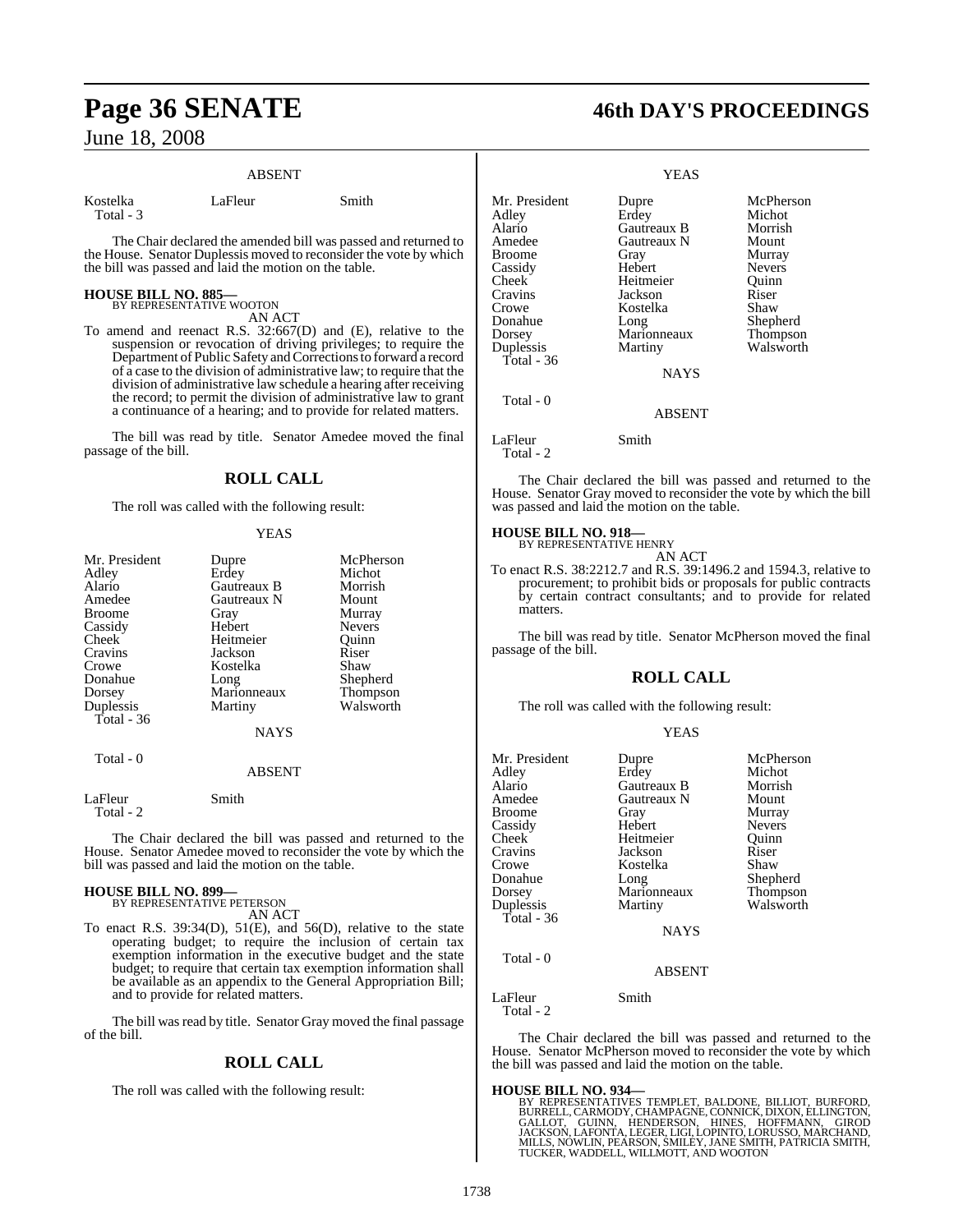ABSENT

| | | |
|---|---|---|
| Kostelka | LaFleur | Smith |
| Total - 3 | | |

The Chair declared the amended bill was passed and returned to the House. Senator Duplessis moved to reconsider the vote by which the bill was passed and laid the motion on the table.

**HOUSE BILL NO. 885—**
BY REPRESENTATIVE WOOTON
AN ACT

To amend and reenact R.S. 32:667(D) and (E), relative to the suspension or revocation of driving privileges; to require the Department of Public Safety and Corrections to forward a record of a case to the division of administrative law; to require that the division of administrative law schedule a hearing after receiving the record; to permit the division of administrative law to grant a continuance of a hearing; and to provide for related matters.

The bill was read by title. Senator Amedee moved the final passage of the bill.

## ROLL CALL

The roll was called with the following result:

YEAS

| | | |
|---|---|---|
| Mr. President | Dupre | McPherson |
| Adley | Erdey | Michot |
| Alario | Gautreaux B | Morrish |
| Amedee | Gautreaux N | Mount |
| Broome | Gray | Murray |
| Cassidy | Hebert | Nevers |
| Cheek | Heitmeier | Quinn |
| Cravins | Jackson | Riser |
| Crowe | Kostelka | Shaw |
| Donahue | Long | Shepherd |
| Dorsey | Marionneaux | Thompson |
| Duplessis | Martiny | Walsworth |
| Total - 36 | | |

NAYS

Total - 0

ABSENT

| | |
|---|---|
| LaFleur | Smith |
| Total - 2 | |

The Chair declared the bill was passed and returned to the House. Senator Amedee moved to reconsider the vote by which the bill was passed and laid the motion on the table.

**HOUSE BILL NO. 899—**
BY REPRESENTATIVE PETERSON
AN ACT

To enact R.S. 39:34(D), 51(E), and 56(D), relative to the state operating budget; to require the inclusion of certain tax exemption information in the executive budget and the state budget; to require that certain tax exemption information shall be available as an appendix to the General Appropriation Bill; and to provide for related matters.

The bill was read by title. Senator Gray moved the final passage of the bill.

## ROLL CALL

The roll was called with the following result:

YEAS

| | | |
|---|---|---|
| Mr. President | Dupre | McPherson |
| Adley | Erdey | Michot |
| Alario | Gautreaux B | Morrish |
| Amedee | Gautreaux N | Mount |
| Broome | Gray | Murray |
| Cassidy | Hebert | Nevers |
| Cheek | Heitmeier | Quinn |
| Cravins | Jackson | Riser |
| Crowe | Kostelka | Shaw |
| Donahue | Long | Shepherd |
| Dorsey | Marionneaux | Thompson |
| Duplessis | Martiny | Walsworth |
| Total - 36 | | |

NAYS

Total - 0

ABSENT

| | |
|---|---|
| LaFleur | Smith |
| Total - 2 | |

The Chair declared the bill was passed and returned to the House. Senator Gray moved to reconsider the vote by which the bill was passed and laid the motion on the table.

**HOUSE BILL NO. 918—**
BY REPRESENTATIVE HENRY
AN ACT

To enact R.S. 38:2212.7 and R.S. 39:1496.2 and 1594.3, relative to procurement; to prohibit bids or proposals for public contracts by certain contract consultants; and to provide for related matters.

The bill was read by title. Senator McPherson moved the final passage of the bill.

## ROLL CALL

The roll was called with the following result:

YEAS

| | | |
|---|---|---|
| Mr. President | Dupre | McPherson |
| Adley | Erdey | Michot |
| Alario | Gautreaux B | Morrish |
| Amedee | Gautreaux N | Mount |
| Broome | Gray | Murray |
| Cassidy | Hebert | Nevers |
| Cheek | Heitmeier | Quinn |
| Cravins | Jackson | Riser |
| Crowe | Kostelka | Shaw |
| Donahue | Long | Shepherd |
| Dorsey | Marionneaux | Thompson |
| Duplessis | Martiny | Walsworth |
| Total - 36 | | |

NAYS

Total - 0

ABSENT

| | |
|---|---|
| LaFleur | Smith |
| Total - 2 | |

The Chair declared the bill was passed and returned to the House. Senator McPherson moved to reconsider the vote by which the bill was passed and laid the motion on the table.

**HOUSE BILL NO. 934—**
BY REPRESENTATIVES TEMPLET, BALDONE, BILLIOT, BURFORD, BURRELL, CARMODY, CHAMPAGNE, CONNICK, DIXON, ELLINGTON, GALLOT, GUINN, HENDERSON, HINES, HOFFMANN, GIROD JACKSON, LAFONTA, LEGER, LIGI, LOPINTO, LORUSSO, MARCHAND, MILLS, NOWLIN, PEARSON, SMILEY, JANE SMITH, PATRICIA SMITH, TUCKER, WADDELL, WILLMOTT, AND WOOTON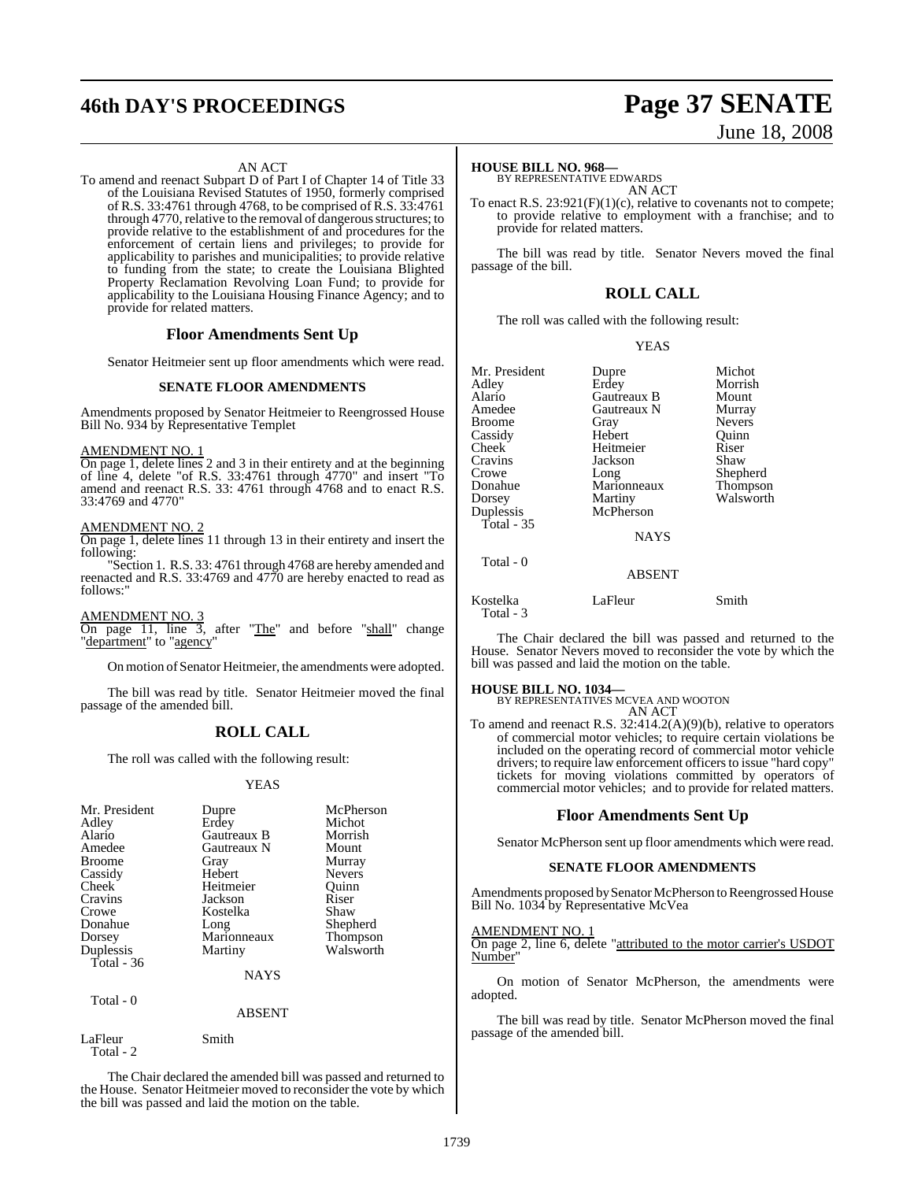AN ACT

To amend and reenact Subpart D of Part I of Chapter 14 of Title 33 of the Louisiana Revised Statutes of 1950, formerly comprised of R.S. 33:4761 through 4768, to be comprised of R.S. 33:4761 through 4770, relative to the removal of dangerous structures; to provide relative to the establishment of and procedures for the enforcement of certain liens and privileges; to provide for applicability to parishes and municipalities; to provide relative to funding from the state; to create the Louisiana Blighted Property Reclamation Revolving Loan Fund; to provide for applicability to the Louisiana Housing Finance Agency; and to provide for related matters.

## Floor Amendments Sent Up

Senator Heitmeier sent up floor amendments which were read.

### SENATE FLOOR AMENDMENTS

Amendments proposed by Senator Heitmeier to Reengrossed House Bill No. 934 by Representative Templet

AMENDMENT NO. 1

On page 1, delete lines 2 and 3 in their entirety and at the beginning of line 4, delete "of R.S. 33:4761 through 4770" and insert "To amend and reenact R.S. 33: 4761 through 4768 and to enact R.S. 33:4769 and 4770"

AMENDMENT NO. 2

On page 1, delete lines 11 through 13 in their entirety and insert the following:

"Section 1. R.S. 33: 4761 through 4768 are hereby amended and reenacted and R.S. 33:4769 and 4770 are hereby enacted to read as follows:"

AMENDMENT NO. 3

On page 11, line 3, after "The" and before "shall" change "department" to "agency"

On motion of Senator Heitmeier, the amendments were adopted.

The bill was read by title. Senator Heitmeier moved the final passage of the amended bill.

## ROLL CALL

The roll was called with the following result:

YEAS

| | | |
|---|---|---|
| Mr. President | Dupre | McPherson |
| Adley | Erdey | Michot |
| Alario | Gautreaux B | Morrish |
| Amedee | Gautreaux N | Mount |
| Broome | Gray | Murray |
| Cassidy | Hebert | Nevers |
| Cheek | Heitmeier | Quinn |
| Cravins | Jackson | Riser |
| Crowe | Kostelka | Shaw |
| Donahue | Long | Shepherd |
| Dorsey | Marionneaux | Thompson |
| Duplessis | Martiny | Walsworth |
| Total - 36 | | |

NAYS

Total - 0

ABSENT

| | |
|---|---|
| LaFleur | Smith |
| Total - 2 | |

The Chair declared the amended bill was passed and returned to the House. Senator Heitmeier moved to reconsider the vote by which the bill was passed and laid the motion on the table.

**HOUSE BILL NO. 968—**
BY REPRESENTATIVE EDWARDS

AN ACT

To enact R.S. 23:921(F)(1)(c), relative to covenants not to compete; to provide relative to employment with a franchise; and to provide for related matters.

The bill was read by title. Senator Nevers moved the final passage of the bill.

## ROLL CALL

The roll was called with the following result:

YEAS

| | | |
|---|---|---|
| Mr. President | Dupre | Michot |
| Adley | Erdey | Morrish |
| Alario | Gautreaux B | Mount |
| Amedee | Gautreaux N | Murray |
| Broome | Gray | Nevers |
| Cassidy | Hebert | Quinn |
| Cheek | Heitmeier | Riser |
| Cravins | Jackson | Shaw |
| Crowe | Long | Shepherd |
| Donahue | Marionneaux | Thompson |
| Dorsey | Martiny | Walsworth |
| Duplessis | McPherson | |
| Total - 35 | | |

NAYS

Total - 0

ABSENT

| | | |
|---|---|---|
| Kostelka | LaFleur | Smith |
| Total - 3 | | |

The Chair declared the bill was passed and returned to the House. Senator Nevers moved to reconsider the vote by which the bill was passed and laid the motion on the table.

**HOUSE BILL NO. 1034—**
BY REPRESENTATIVES MCVEA AND WOOTON

AN ACT

To amend and reenact R.S. 32:414.2(A)(9)(b), relative to operators of commercial motor vehicles; to require certain violations be included on the operating record of commercial motor vehicle drivers; to require law enforcement officers to issue "hard copy" tickets for moving violations committed by operators of commercial motor vehicles; and to provide for related matters.

## Floor Amendments Sent Up

Senator McPherson sent up floor amendments which were read.

### SENATE FLOOR AMENDMENTS

Amendments proposed by Senator McPherson to Reengrossed House Bill No. 1034 by Representative McVea

AMENDMENT NO. 1

On page 2, line 6, delete "attributed to the motor carrier's USDOT Number"

On motion of Senator McPherson, the amendments were adopted.

The bill was read by title. Senator McPherson moved the final passage of the amended bill.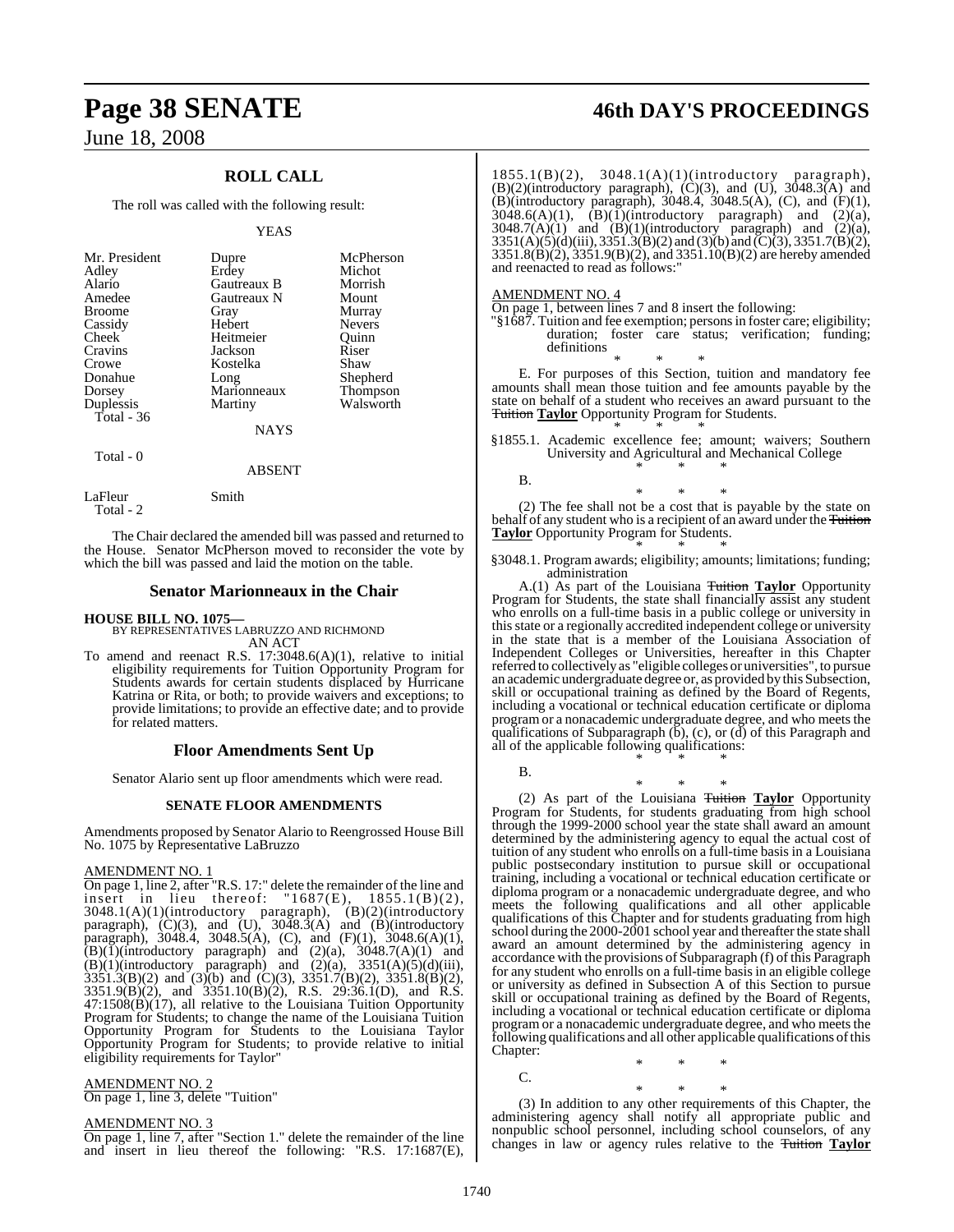## ROLL CALL

The roll was called with the following result:

YEAS

| | | |
|---|---|---|
| Mr. President | Dupre | McPherson |
| Adley | Erdey | Michot |
| Alario | Gautreaux B | Morrish |
| Amedee | Gautreaux N | Mount |
| Broome | Gray | Murray |
| Cassidy | Hebert | Nevers |
| Cheek | Heitmeier | Quinn |
| Cravins | Jackson | Riser |
| Crowe | Kostelka | Shaw |
| Donahue | Long | Shepherd |
| Dorsey | Marionneaux | Thompson |
| Duplessis | Martiny | Walsworth |
| Total - 36 | | |

NAYS

Total - 0

ABSENT

| | |
|---|---|
| LaFleur | Smith |
| Total - 2 | |

The Chair declared the amended bill was passed and returned to the House. Senator McPherson moved to reconsider the vote by which the bill was passed and laid the motion on the table.

## Senator Marionneaux in the Chair

**HOUSE BILL NO. 1075—**
BY REPRESENTATIVES LABRUZZO AND RICHMOND
AN ACT

To amend and reenact R.S. 17:3048.6(A)(1), relative to initial eligibility requirements for Tuition Opportunity Program for Students awards for certain students displaced by Hurricane Katrina or Rita, or both; to provide waivers and exceptions; to provide limitations; to provide an effective date; and to provide for related matters.

## Floor Amendments Sent Up

Senator Alario sent up floor amendments which were read.

### SENATE FLOOR AMENDMENTS

Amendments proposed by Senator Alario to Reengrossed House Bill No. 1075 by Representative LaBruzzo

AMENDMENT NO. 1
On page 1, line 2, after "R.S. 17:" delete the remainder of the line and insert in lieu thereof: "1687(E), 1855.1(B)(2), 3048.1(A)(1)(introductory paragraph), (B)(2)(introductory paragraph), (C)(3), and (U), 3048.3(A) and (B)(introductory paragraph), 3048.4, 3048.5(A), (C), and (F)(1), 3048.6(A)(1), (B)(1)(introductory paragraph) and (2)(a), 3048.7(A)(1) and (B)(1)(introductory paragraph) and (2)(a), 3351(A)(5)(d)(iii), 3351.3(B)(2) and (3)(b) and (C)(3), 3351.7(B)(2), 3351.8(B)(2), 3351.9(B)(2), and 3351.10(B)(2), R.S. 29:36.1(D), and R.S. 47:1508(B)(17), all relative to the Louisiana Tuition Opportunity Program for Students; to change the name of the Louisiana Tuition Opportunity Program for Students to the Louisiana Taylor Opportunity Program for Students; to provide relative to initial eligibility requirements for Taylor"

AMENDMENT NO. 2
On page 1, line 3, delete "Tuition"

AMENDMENT NO. 3
On page 1, line 7, after "Section 1." delete the remainder of the line and insert in lieu thereof the following: "R.S. 17:1687(E), 1855.1(B)(2), 3048.1(A)(1)(introductory paragraph), (B)(2)(introductory paragraph), (C)(3), and (U), 3048.3(A) and (B)(introductory paragraph), 3048.4, 3048.5(A), (C), and (F)(1), 3048.6(A)(1), (B)(1)(introductory paragraph) and (2)(a), 3048.7(A)(1) and (B)(1)(introductory paragraph) and (2)(a), 3351(A)(5)(d)(iii), 3351.3(B)(2) and (3)(b) and (C)(3), 3351.7(B)(2), 3351.8(B)(2), 3351.9(B)(2), and 3351.10(B)(2) are hereby amended and reenacted to read as follows:"

AMENDMENT NO. 4
On page 1, between lines 7 and 8 insert the following:
"§1687. Tuition and fee exemption; persons in foster care; eligibility; duration; foster care status; verification; funding; definitions

\* \* \*

E. For purposes of this Section, tuition and mandatory fee amounts shall mean those tuition and fee amounts payable by the state on behalf of a student who receives an award pursuant to the ~~Tuition~~ **Taylor** Opportunity Program for Students.

\* \* \*

§1855.1. Academic excellence fee; amount; waivers; Southern University and Agricultural and Mechanical College

\* \* \*

B.

\* \* \*

(2) The fee shall not be a cost that is payable by the state on behalf of any student who is a recipient of an award under the ~~Tuition~~ **Taylor** Opportunity Program for Students.

\* \* \*

§3048.1. Program awards; eligibility; amounts; limitations; funding; administration

A.(1) As part of the Louisiana ~~Tuition~~ **Taylor** Opportunity Program for Students, the state shall financially assist any student who enrolls on a full-time basis in a public college or university in this state or a regionally accredited independent college or university in the state that is a member of the Louisiana Association of Independent Colleges or Universities, hereafter in this Chapter referred to collectively as "eligible colleges or universities", to pursue an academic undergraduate degree or, as provided by this Subsection, skill or occupational training as defined by the Board of Regents, including a vocational or technical education certificate or diploma program or a nonacademic undergraduate degree, and who meets the qualifications of Subparagraph (b), (c), or (d) of this Paragraph and all of the applicable following qualifications:

\* \* \*

B.

\* \* \*

(2) As part of the Louisiana ~~Tuition~~ **Taylor** Opportunity Program for Students, for students graduating from high school through the 1999-2000 school year the state shall award an amount determined by the administering agency to equal the actual cost of tuition of any student who enrolls on a full-time basis in a Louisiana public postsecondary institution to pursue skill or occupational training, including a vocational or technical education certificate or diploma program or a nonacademic undergraduate degree, and who meets the following qualifications and all other applicable qualifications of this Chapter and for students graduating from high school during the 2000-2001 school year and thereafter the state shall award an amount determined by the administering agency in accordance with the provisions of Subparagraph (f) of this Paragraph for any student who enrolls on a full-time basis in an eligible college or university as defined in Subsection A of this Section to pursue skill or occupational training as defined by the Board of Regents, including a vocational or technical education certificate or diploma program or a nonacademic undergraduate degree, and who meets the following qualifications and all other applicable qualifications of this Chapter:

\* \* \*

C.

\* \* \*

(3) In addition to any other requirements of this Chapter, the administering agency shall notify all appropriate public and nonpublic school personnel, including school counselors, of any changes in law or agency rules relative to the ~~Tuition~~ **Taylor**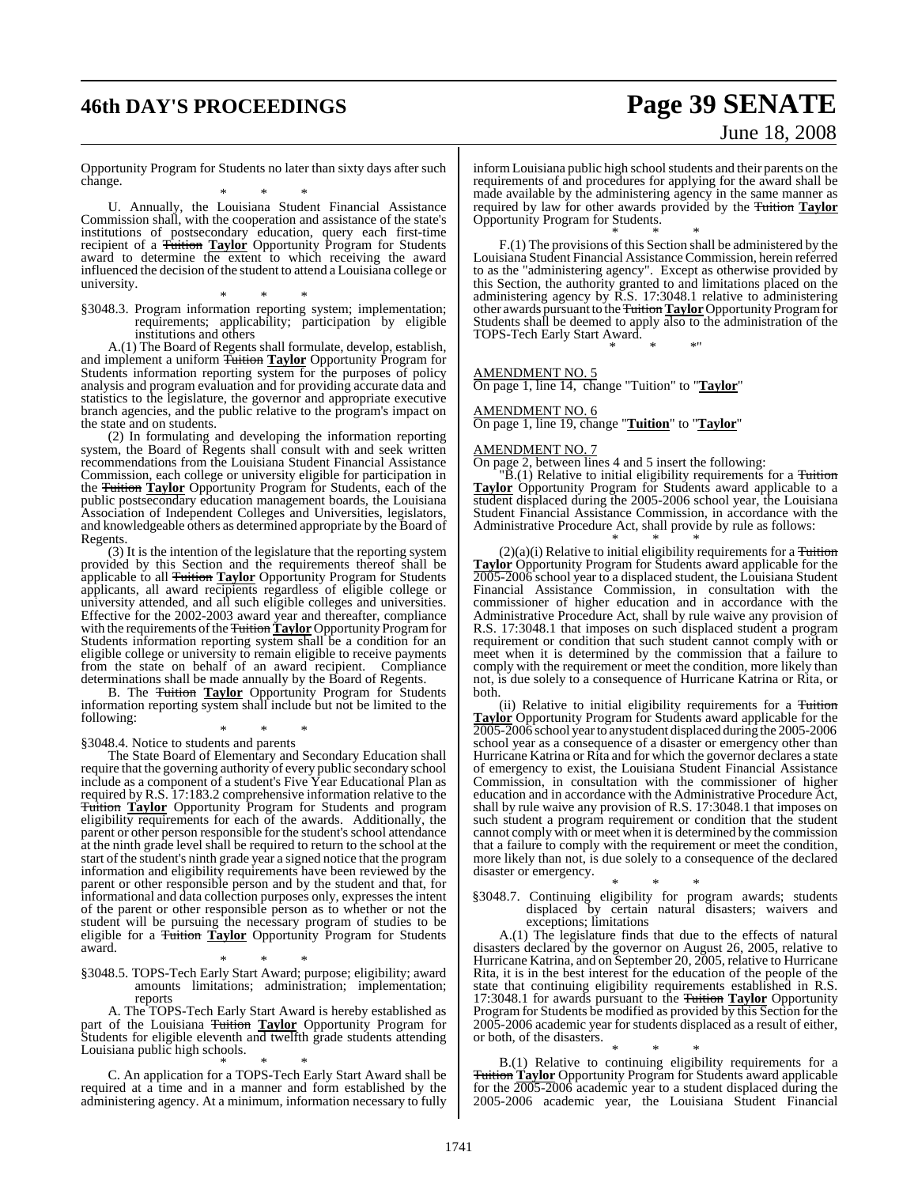Opportunity Program for Students no later than sixty days after such change.

\* \* \*

U. Annually, the Louisiana Student Financial Assistance Commission shall, with the cooperation and assistance of the state's institutions of postsecondary education, query each first-time recipient of a ~~Tuition~~ **Taylor** Opportunity Program for Students award to determine the extent to which receiving the award influenced the decision of the student to attend a Louisiana college or university.

\* \* \*

§3048.3. Program information reporting system; implementation; requirements; applicability; participation by eligible institutions and others

A.(1) The Board of Regents shall formulate, develop, establish, and implement a uniform ~~Tuition~~ **Taylor** Opportunity Program for Students information reporting system for the purposes of policy analysis and program evaluation and for providing accurate data and statistics to the legislature, the governor and appropriate executive branch agencies, and the public relative to the program's impact on the state and on students.

(2) In formulating and developing the information reporting system, the Board of Regents shall consult with and seek written recommendations from the Louisiana Student Financial Assistance Commission, each college or university eligible for participation in the ~~Tuition~~ **Taylor** Opportunity Program for Students, each of the public postsecondary education management boards, the Louisiana Association of Independent Colleges and Universities, legislators, and knowledgeable others as determined appropriate by the Board of Regents.

(3) It is the intention of the legislature that the reporting system provided by this Section and the requirements thereof shall be applicable to all ~~Tuition~~ **Taylor** Opportunity Program for Students applicants, all award recipients regardless of eligible college or university attended, and all such eligible colleges and universities. Effective for the 2002-2003 award year and thereafter, compliance with the requirements of the ~~Tuition~~ **Taylor** Opportunity Program for Students information reporting system shall be a condition for an eligible college or university to remain eligible to receive payments from the state on behalf of an award recipient. Compliance determinations shall be made annually by the Board of Regents.

B. The ~~Tuition~~ **Taylor** Opportunity Program for Students information reporting system shall include but not be limited to the following:

\* \* \*

§3048.4. Notice to students and parents

The State Board of Elementary and Secondary Education shall require that the governing authority of every public secondary school include as a component of a student's Five Year Educational Plan as required by R.S. 17:183.2 comprehensive information relative to the ~~Tuition~~ **Taylor** Opportunity Program for Students and program eligibility requirements for each of the awards. Additionally, the parent or other person responsible for the student's school attendance at the ninth grade level shall be required to return to the school at the start of the student's ninth grade year a signed notice that the program information and eligibility requirements have been reviewed by the parent or other responsible person and by the student and that, for informational and data collection purposes only, expresses the intent of the parent or other responsible person as to whether or not the student will be pursuing the necessary program of studies to be eligible for a ~~Tuition~~ **Taylor** Opportunity Program for Students award.

\* \* \*

§3048.5. TOPS-Tech Early Start Award; purpose; eligibility; award amounts limitations; administration; implementation; reports

A. The TOPS-Tech Early Start Award is hereby established as part of the Louisiana ~~Tuition~~ **Taylor** Opportunity Program for Students for eligible eleventh and twelfth grade students attending Louisiana public high schools.

\* \* \*

C. An application for a TOPS-Tech Early Start Award shall be required at a time and in a manner and form established by the administering agency. At a minimum, information necessary to fully inform Louisiana public high school students and their parents on the requirements of and procedures for applying for the award shall be made available by the administering agency in the same manner as required by law for other awards provided by the ~~Tuition~~ **Taylor** Opportunity Program for Students.

\* \* \*

F.(1) The provisions of this Section shall be administered by the Louisiana Student Financial Assistance Commission, herein referred to as the "administering agency". Except as otherwise provided by this Section, the authority granted to and limitations placed on the administering agency by R.S. 17:3048.1 relative to administering other awards pursuant to the ~~Tuition~~ **Taylor** Opportunity Program for Students shall be deemed to apply also to the administration of the TOPS-Tech Early Start Award.

\* \* \*"

AMENDMENT NO. 5

On page 1, line 14, change "Tuition" to "**Taylor**"

AMENDMENT NO. 6

On page 1, line 19, change "**Tuition**" to "**Taylor**"

AMENDMENT NO. 7

On page 2, between lines 4 and 5 insert the following:

"B.(1) Relative to initial eligibility requirements for a ~~Tuition~~ **Taylor** Opportunity Program for Students award applicable to a student displaced during the 2005-2006 school year, the Louisiana Student Financial Assistance Commission, in accordance with the Administrative Procedure Act, shall provide by rule as follows:

\* \* \*

(2)(a)(i) Relative to initial eligibility requirements for a ~~Tuition~~ **Taylor** Opportunity Program for Students award applicable for the 2005-2006 school year to a displaced student, the Louisiana Student Financial Assistance Commission, in consultation with the commissioner of higher education and in accordance with the Administrative Procedure Act, shall by rule waive any provision of R.S. 17:3048.1 that imposes on such displaced student a program requirement or condition that such student cannot comply with or meet when it is determined by the commission that a failure to comply with the requirement or meet the condition, more likely than not, is due solely to a consequence of Hurricane Katrina or Rita, or both.

(ii) Relative to initial eligibility requirements for a ~~Tuition~~ **Taylor** Opportunity Program for Students award applicable for the 2005-2006 school year to any student displaced during the 2005-2006 school year as a consequence of a disaster or emergency other than Hurricane Katrina or Rita and for which the governor declares a state of emergency to exist, the Louisiana Student Financial Assistance Commission, in consultation with the commissioner of higher education and in accordance with the Administrative Procedure Act, shall by rule waive any provision of R.S. 17:3048.1 that imposes on such student a program requirement or condition that the student cannot comply with or meet when it is determined by the commission that a failure to comply with the requirement or meet the condition, more likely than not, is due solely to a consequence of the declared disaster or emergency.

\* \* \*

§3048.7. Continuing eligibility for program awards; students displaced by certain natural disasters; waivers and exceptions; limitations

A.(1) The legislature finds that due to the effects of natural disasters declared by the governor on August 26, 2005, relative to Hurricane Katrina, and on September 20, 2005, relative to Hurricane Rita, it is in the best interest for the education of the people of the state that continuing eligibility requirements established in R.S. 17:3048.1 for awards pursuant to the ~~Tuition~~ **Taylor** Opportunity Program for Students be modified as provided by this Section for the 2005-2006 academic year for students displaced as a result of either, or both, of the disasters.

\* \* \*

B.(1) Relative to continuing eligibility requirements for a ~~Tuition~~ **Taylor** Opportunity Program for Students award applicable for the 2005-2006 academic year to a student displaced during the 2005-2006 academic year, the Louisiana Student Financial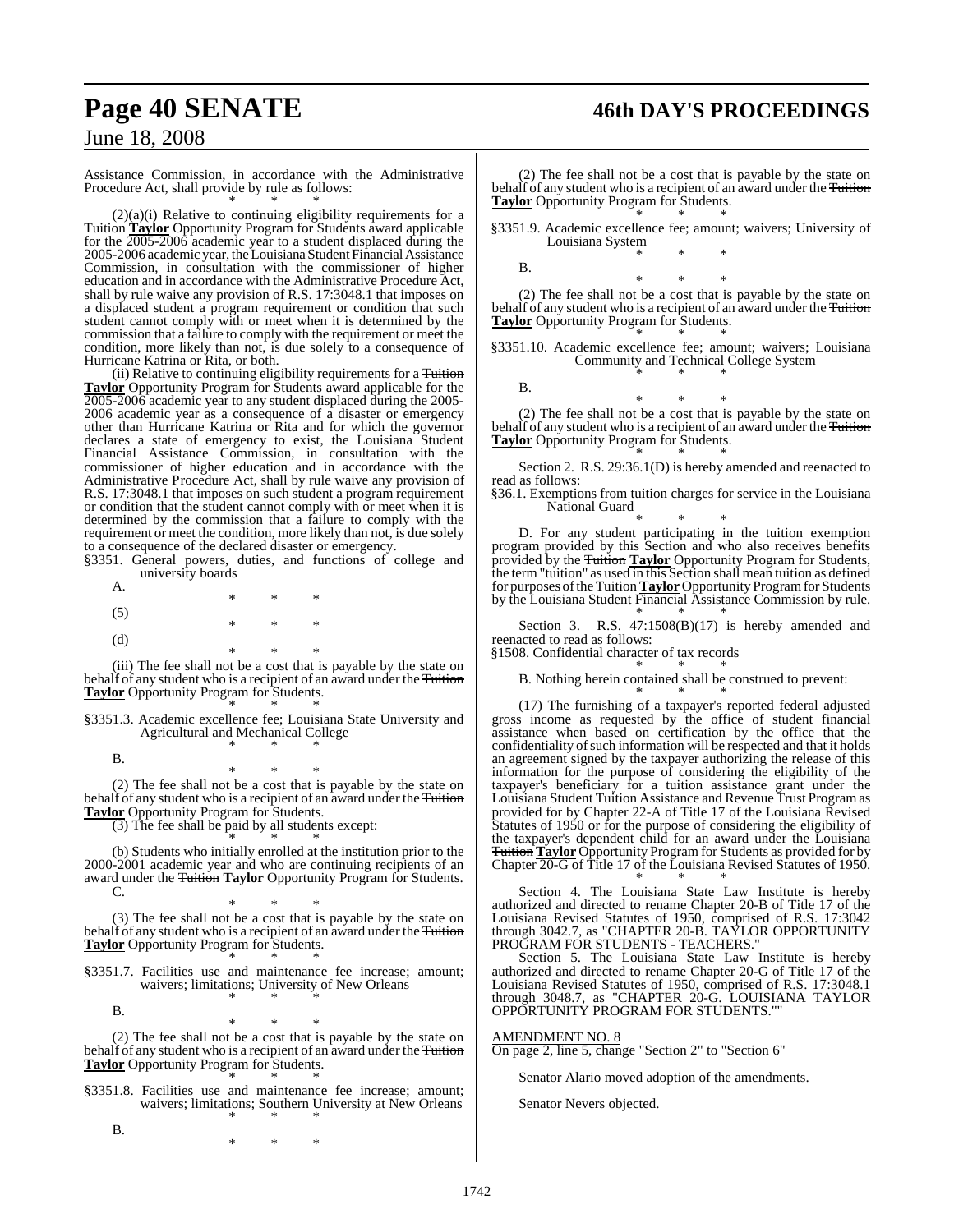Assistance Commission, in accordance with the Administrative Procedure Act, shall provide by rule as follows:

\* \* \*

(2)(a)(i) Relative to continuing eligibility requirements for a ~~Tuition~~ **Taylor** Opportunity Program for Students award applicable for the 2005-2006 academic year to a student displaced during the 2005-2006 academic year, the Louisiana Student Financial Assistance Commission, in consultation with the commissioner of higher education and in accordance with the Administrative Procedure Act, shall by rule waive any provision of R.S. 17:3048.1 that imposes on a displaced student a program requirement or condition that such student cannot comply with or meet when it is determined by the commission that a failure to comply with the requirement or meet the condition, more likely than not, is due solely to a consequence of Hurricane Katrina or Rita, or both.

(ii) Relative to continuing eligibility requirements for a ~~Tuition~~ **Taylor** Opportunity Program for Students award applicable for the 2005-2006 academic year to any student displaced during the 2005-2006 academic year as a consequence of a disaster or emergency other than Hurricane Katrina or Rita and for which the governor declares a state of emergency to exist, the Louisiana Student Financial Assistance Commission, in consultation with the commissioner of higher education and in accordance with the Administrative Procedure Act, shall by rule waive any provision of R.S. 17:3048.1 that imposes on such student a program requirement or condition that the student cannot comply with or meet when it is determined by the commission that a failure to comply with the requirement or meet the condition, more likely than not, is due solely to a consequence of the declared disaster or emergency.

§3351. General powers, duties, and functions of college and university boards

A.

\* \* \*

(5)

\* \* \*

(d)

\* \* \*

(iii) The fee shall not be a cost that is payable by the state on behalf of any student who is a recipient of an award under the ~~Tuition~~ **Taylor** Opportunity Program for Students.

\* \* \*

§3351.3. Academic excellence fee; Louisiana State University and Agricultural and Mechanical College

\* \* \*

B.

\* \* \*

(2) The fee shall not be a cost that is payable by the state on behalf of any student who is a recipient of an award under the ~~Tuition~~ **Taylor** Opportunity Program for Students.

(3) The fee shall be paid by all students except:

\* \* \*

(b) Students who initially enrolled at the institution prior to the 2000-2001 academic year and who are continuing recipients of an award under the ~~Tuition~~ **Taylor** Opportunity Program for Students.

C.

\* \* \*

(3) The fee shall not be a cost that is payable by the state on behalf of any student who is a recipient of an award under the ~~Tuition~~ **Taylor** Opportunity Program for Students.

\* \* \*

§3351.7. Facilities use and maintenance fee increase; amount; waivers; limitations; University of New Orleans

\* \* \*

B.

\* \* \*

(2) The fee shall not be a cost that is payable by the state on behalf of any student who is a recipient of an award under the ~~Tuition~~ **Taylor** Opportunity Program for Students.

\* \* \*

§3351.8. Facilities use and maintenance fee increase; amount; waivers; limitations; Southern University at New Orleans

\* \* \*

B.

\* \* \*

(2) The fee shall not be a cost that is payable by the state on behalf of any student who is a recipient of an award under the ~~Tuition~~ **Taylor** Opportunity Program for Students.

\* \* \*

§3351.9. Academic excellence fee; amount; waivers; University of Louisiana System

\* \* \*

B.

\* \* \*

(2) The fee shall not be a cost that is payable by the state on behalf of any student who is a recipient of an award under the ~~Tuition~~ **Taylor** Opportunity Program for Students.

\* \* \*

§3351.10. Academic excellence fee; amount; waivers; Louisiana Community and Technical College System

\* \* \*

B.

\* \* \*

(2) The fee shall not be a cost that is payable by the state on behalf of any student who is a recipient of an award under the ~~Tuition~~ **Taylor** Opportunity Program for Students.

\* \* \*

Section 2. R.S. 29:36.1(D) is hereby amended and reenacted to read as follows:

§36.1. Exemptions from tuition charges for service in the Louisiana National Guard

\* \* \*

D. For any student participating in the tuition exemption program provided by this Section and who also receives benefits provided by the ~~Tuition~~ **Taylor** Opportunity Program for Students, the term "tuition" as used in this Section shall mean tuition as defined for purposes of the ~~Tuition~~ **Taylor** Opportunity Program for Students by the Louisiana Student Financial Assistance Commission by rule.

\* \* \*

Section 3. R.S. 47:1508(B)(17) is hereby amended and reenacted to read as follows:

§1508. Confidential character of tax records

\* \* \*

B. Nothing herein contained shall be construed to prevent:

\* \* \*

(17) The furnishing of a taxpayer's reported federal adjusted gross income as requested by the office of student financial assistance when based on certification by the office that the confidentiality of such information will be respected and that it holds an agreement signed by the taxpayer authorizing the release of this information for the purpose of considering the eligibility of the taxpayer's beneficiary for a tuition assistance grant under the Louisiana Student Tuition Assistance and Revenue Trust Program as provided for by Chapter 22-A of Title 17 of the Louisiana Revised Statutes of 1950 or for the purpose of considering the eligibility of the taxpayer's dependent child for an award under the Louisiana ~~Tuition~~ **Taylor** Opportunity Program for Students as provided for by Chapter 20-G of Title 17 of the Louisiana Revised Statutes of 1950.

\* \* \*

Section 4. The Louisiana State Law Institute is hereby authorized and directed to rename Chapter 20-B of Title 17 of the Louisiana Revised Statutes of 1950, comprised of R.S. 17:3042 through 3042.7, as "CHAPTER 20-B. TAYLOR OPPORTUNITY PROGRAM FOR STUDENTS - TEACHERS."

Section 5. The Louisiana State Law Institute is hereby authorized and directed to rename Chapter 20-G of Title 17 of the Louisiana Revised Statutes of 1950, comprised of R.S. 17:3048.1 through 3048.7, as "CHAPTER 20-G. LOUISIANA TAYLOR OPPORTUNITY PROGRAM FOR STUDENTS.""

AMENDMENT NO. 8

On page 2, line 5, change "Section 2" to "Section 6"

Senator Alario moved adoption of the amendments.

Senator Nevers objected.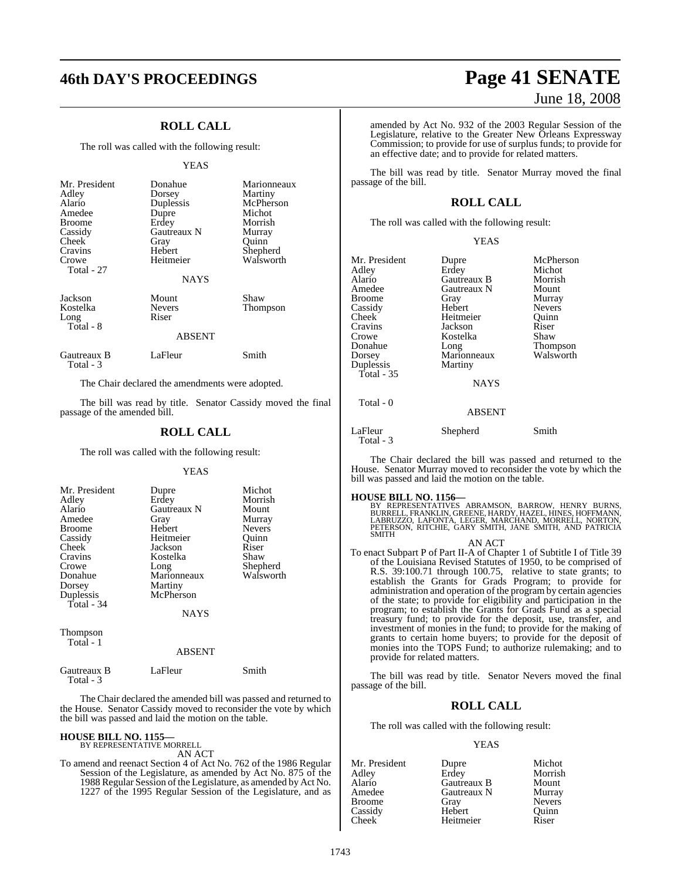## ROLL CALL

The roll was called with the following result:

YEAS

| | | |
|---|---|---|
| Mr. President | Donahue | Marionneaux |
| Adley | Dorsey | Martiny |
| Alario | Duplessis | McPherson |
| Amedee | Dupre | Michot |
| Broome | Erdey | Morrish |
| Cassidy | Gautreaux N | Murray |
| Cheek | Gray | Quinn |
| Cravins | Hebert | Shepherd |
| Crowe | Heitmeier | Walsworth |
| Total - 27 | | |

NAYS

| | | |
|---|---|---|
| Jackson | Mount | Shaw |
| Kostelka | Nevers | Thompson |
| Long | Riser | |
| Total - 8 | | |

ABSENT

| | | |
|---|---|---|
| Gautreaux B | LaFleur | Smith |
| Total - 3 | | |

The Chair declared the amendments were adopted.

The bill was read by title. Senator Cassidy moved the final passage of the amended bill.

## ROLL CALL

The roll was called with the following result:

YEAS

| | | |
|---|---|---|
| Mr. President | Dupre | Michot |
| Adley | Erdey | Morrish |
| Alario | Gautreaux N | Mount |
| Amedee | Gray | Murray |
| Broome | Hebert | Nevers |
| Cassidy | Heitmeier | Quinn |
| Cheek | Jackson | Riser |
| Cravins | Kostelka | Shaw |
| Crowe | Long | Shepherd |
| Donahue | Marionneaux | Walsworth |
| Dorsey | Martiny | |
| Duplessis | McPherson | |
| Total - 34 | | |

NAYS

| | | |
|---|---|---|
| Thompson | | |
| Total - 1 | | |

ABSENT

| | | |
|---|---|---|
| Gautreaux B | LaFleur | Smith |
| Total - 3 | | |

The Chair declared the amended bill was passed and returned to the House. Senator Cassidy moved to reconsider the vote by which the bill was passed and laid the motion on the table.

**HOUSE BILL NO. 1155—**
BY REPRESENTATIVE MORRELL

AN ACT

To amend and reenact Section 4 of Act No. 762 of the 1986 Regular Session of the Legislature, as amended by Act No. 875 of the 1988 Regular Session of the Legislature, as amended by Act No. 1227 of the 1995 Regular Session of the Legislature, and as amended by Act No. 932 of the 2003 Regular Session of the Legislature, relative to the Greater New Orleans Expressway Commission; to provide for use of surplus funds; to provide for an effective date; and to provide for related matters.

The bill was read by title. Senator Murray moved the final passage of the bill.

## ROLL CALL

The roll was called with the following result:

YEAS

| | | |
|---|---|---|
| Mr. President | Dupre | McPherson |
| Adley | Erdey | Michot |
| Alario | Gautreaux B | Morrish |
| Amedee | Gautreaux N | Mount |
| Broome | Gray | Murray |
| Cassidy | Hebert | Nevers |
| Cheek | Heitmeier | Quinn |
| Cravins | Jackson | Riser |
| Crowe | Kostelka | Shaw |
| Donahue | Long | Thompson |
| Dorsey | Marionneaux | Walsworth |
| Duplessis | Martiny | |
| Total - 35 | | |

NAYS

Total - 0

ABSENT

| | | |
|---|---|---|
| LaFleur | Shepherd | Smith |
| Total - 3 | | |

The Chair declared the bill was passed and returned to the House. Senator Murray moved to reconsider the vote by which the bill was passed and laid the motion on the table.

**HOUSE BILL NO. 1156—**
BY REPRESENTATIVES ABRAMSON, BARROW, HENRY BURNS, BURRELL, FRANKLIN, GREENE, HARDY, HAZEL, HINES, HOFFMANN, LABRUZZO, LAFONTA, LEGER, MARCHAND, MORRELL, NORTON, PETERSON, RITCHIE, GARY SMITH, JANE SMITH, AND PATRICIA SMITH

AN ACT

To enact Subpart P of Part II-A of Chapter 1 of Subtitle I of Title 39 of the Louisiana Revised Statutes of 1950, to be comprised of R.S. 39:100.71 through 100.75, relative to state grants; to establish the Grants for Grads Program; to provide for administration and operation of the program by certain agencies of the state; to provide for eligibility and participation in the program; to establish the Grants for Grads Fund as a special treasury fund; to provide for the deposit, use, transfer, and investment of monies in the fund; to provide for the making of grants to certain home buyers; to provide for the deposit of monies into the TOPS Fund; to authorize rulemaking; and to provide for related matters.

The bill was read by title. Senator Nevers moved the final passage of the bill.

## ROLL CALL

The roll was called with the following result:

YEAS

| | | |
|---|---|---|
| Mr. President | Dupre | Michot |
| Adley | Erdey | Morrish |
| Alario | Gautreaux B | Mount |
| Amedee | Gautreaux N | Murray |
| Broome | Gray | Nevers |
| Cassidy | Hebert | Quinn |
| Cheek | Heitmeier | Riser |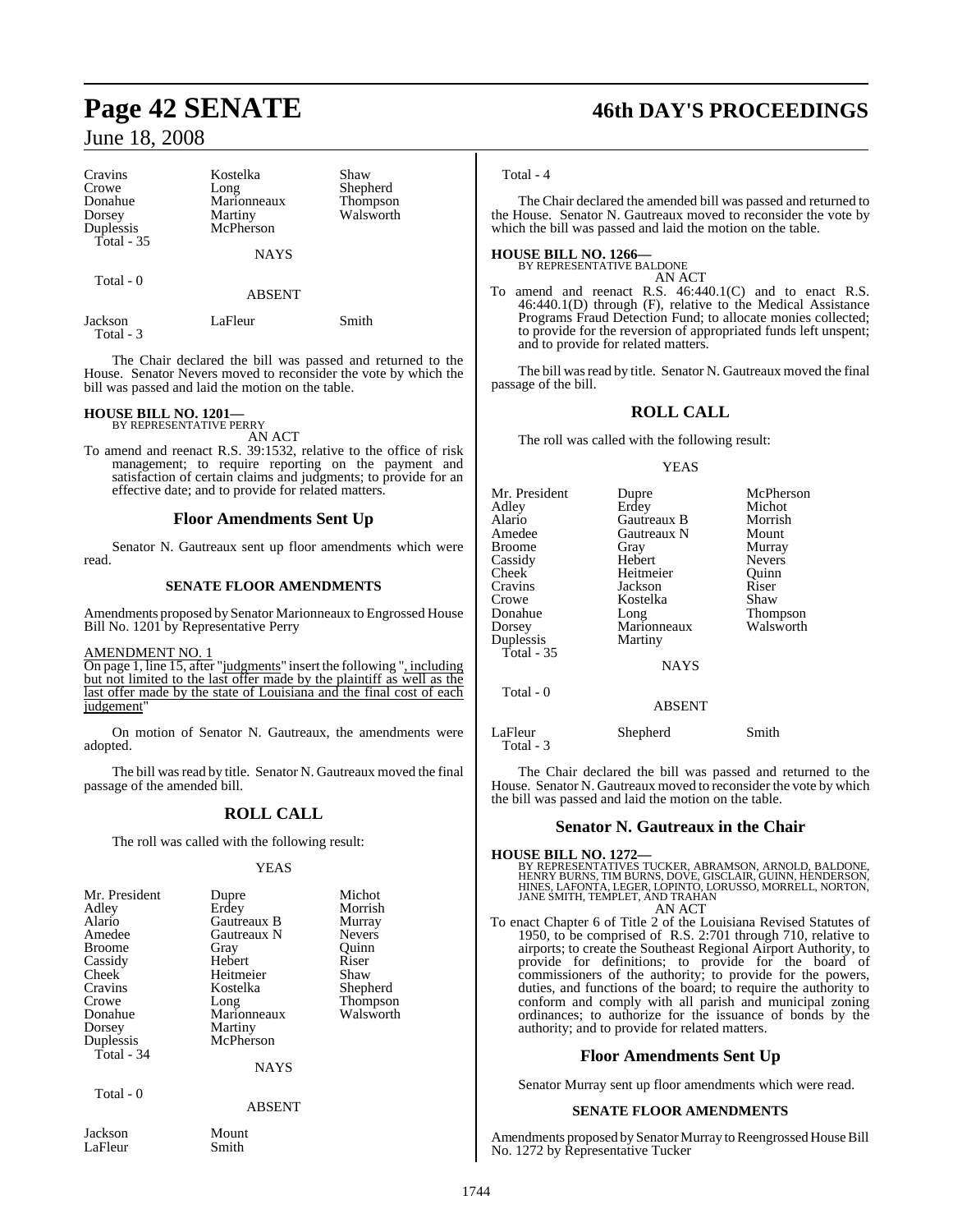| | | |
|---|---|---|
| Cravins | Kostelka | Shaw |
| Crowe | Long | Shepherd |
| Donahue | Marionneaux | Thompson |
| Dorsey | Martiny | Walsworth |
| Duplessis | McPherson | |
| Total - 35 | | |

NAYS

Total - 0

ABSENT

| | | |
|---|---|---|
| Jackson | LaFleur | Smith |
| Total - 3 | | |

The Chair declared the bill was passed and returned to the House. Senator Nevers moved to reconsider the vote by which the bill was passed and laid the motion on the table.

**HOUSE BILL NO. 1201—**
BY REPRESENTATIVE PERRY
AN ACT

To amend and reenact R.S. 39:1532, relative to the office of risk management; to require reporting on the payment and satisfaction of certain claims and judgments; to provide for an effective date; and to provide for related matters.

## Floor Amendments Sent Up

Senator N. Gautreaux sent up floor amendments which were read.

### SENATE FLOOR AMENDMENTS

Amendments proposed by Senator Marionneaux to Engrossed House Bill No. 1201 by Representative Perry

AMENDMENT NO. 1
On page 1, line 15, after "judgments" insert the following ", including but not limited to the last offer made by the plaintiff as well as the last offer made by the state of Louisiana and the final cost of each judgement"

On motion of Senator N. Gautreaux, the amendments were adopted.

The bill was read by title. Senator N. Gautreaux moved the final passage of the amended bill.

## ROLL CALL

The roll was called with the following result:

YEAS

| | | |
|---|---|---|
| Mr. President | Dupre | Michot |
| Adley | Erdey | Morrish |
| Alario | Gautreaux B | Murray |
| Amedee | Gautreaux N | Nevers |
| Broome | Gray | Quinn |
| Cassidy | Hebert | Riser |
| Cheek | Heitmeier | Shaw |
| Cravins | Kostelka | Shepherd |
| Crowe | Long | Thompson |
| Donahue | Marionneaux | Walsworth |
| Dorsey | Martiny | |
| Duplessis | McPherson | |
| Total - 34 | | |

NAYS

Total - 0

ABSENT

| | |
|---|---|
| Jackson | Mount |
| LaFleur | Smith |
| Total - 4 | |

The Chair declared the amended bill was passed and returned to the House. Senator N. Gautreaux moved to reconsider the vote by which the bill was passed and laid the motion on the table.

**HOUSE BILL NO. 1266—**
BY REPRESENTATIVE BALDONE
AN ACT

To amend and reenact R.S. 46:440.1(C) and to enact R.S. 46:440.1(D) through (F), relative to the Medical Assistance Programs Fraud Detection Fund; to allocate monies collected; to provide for the reversion of appropriated funds left unspent; and to provide for related matters.

The bill was read by title. Senator N. Gautreaux moved the final passage of the bill.

## ROLL CALL

The roll was called with the following result:

YEAS

| | | |
|---|---|---|
| Mr. President | Dupre | McPherson |
| Adley | Erdey | Michot |
| Alario | Gautreaux B | Morrish |
| Amedee | Gautreaux N | Mount |
| Broome | Gray | Murray |
| Cassidy | Hebert | Nevers |
| Cheek | Heitmeier | Quinn |
| Cravins | Jackson | Riser |
| Crowe | Kostelka | Shaw |
| Donahue | Long | Thompson |
| Dorsey | Marionneaux | Walsworth |
| Duplessis | Martiny | |
| Total - 35 | | |

NAYS

Total - 0

ABSENT

| | | |
|---|---|---|
| LaFleur | Shepherd | Smith |
| Total - 3 | | |

The Chair declared the bill was passed and returned to the House. Senator N. Gautreaux moved to reconsider the vote by which the bill was passed and laid the motion on the table.

## Senator N. Gautreaux in the Chair

**HOUSE BILL NO. 1272—**
BY REPRESENTATIVES TUCKER, ABRAMSON, ARNOLD, BALDONE, HENRY BURNS, TIM BURNS, DOVE, GISCLAIR, GUINN, HENDERSON, HINES, LAFONTA, LEGER, LOPINTO, LORUSSO, MORRELL, NORTON, JANE SMITH, TEMPLET, AND TRAHAN
AN ACT

To enact Chapter 6 of Title 2 of the Louisiana Revised Statutes of 1950, to be comprised of R.S. 2:701 through 710, relative to airports; to create the Southeast Regional Airport Authority, to provide for definitions; to provide for the board of commissioners of the authority; to provide for the powers, duties, and functions of the board; to require the authority to conform and comply with all parish and municipal zoning ordinances; to authorize for the issuance of bonds by the authority; and to provide for related matters.

## Floor Amendments Sent Up

Senator Murray sent up floor amendments which were read.

### SENATE FLOOR AMENDMENTS

Amendments proposed by Senator Murray to Reengrossed House Bill No. 1272 by Representative Tucker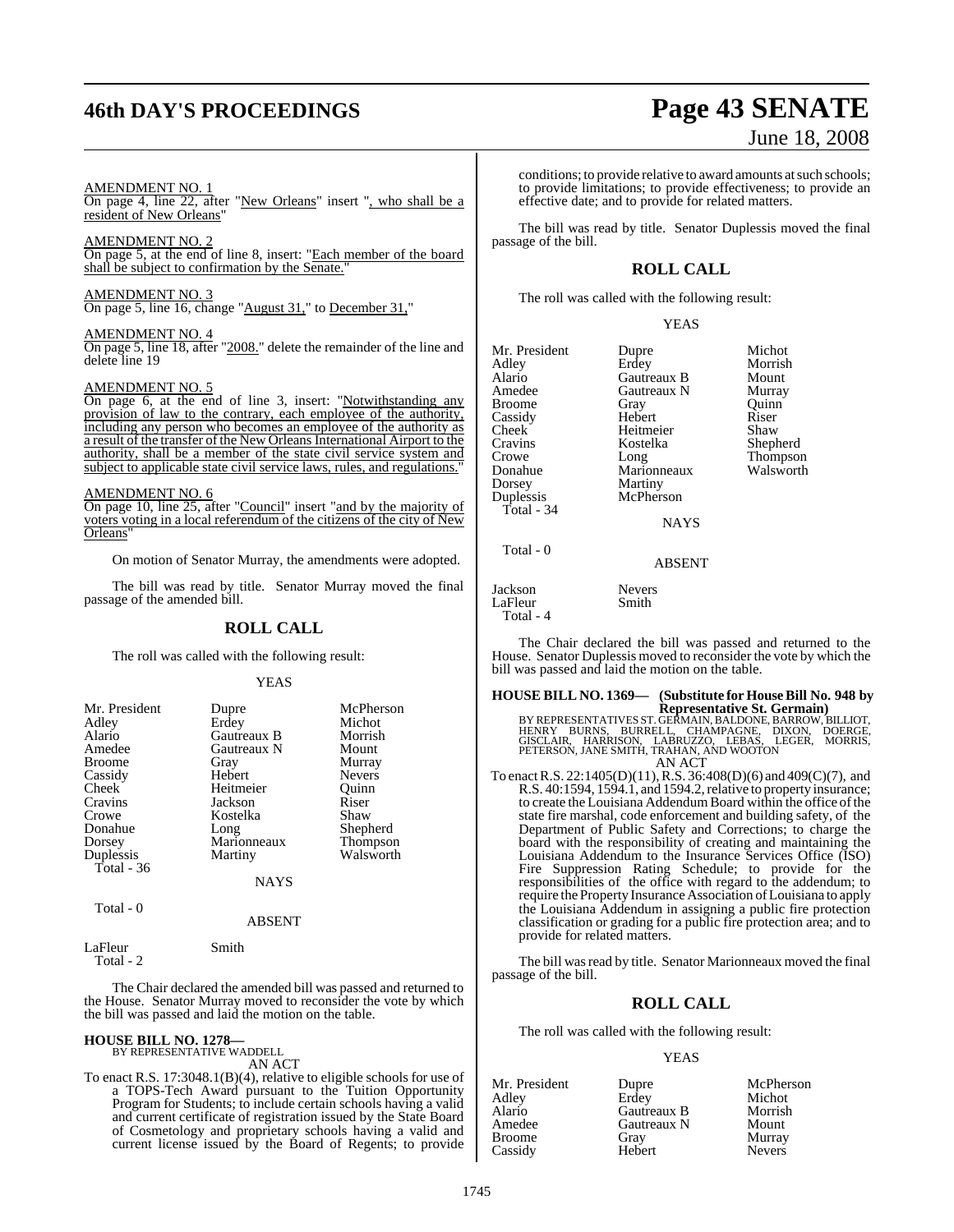AMENDMENT NO. 1

On page 4, line 22, after "New Orleans" insert ", who shall be a resident of New Orleans"

AMENDMENT NO. 2

On page 5, at the end of line 8, insert: "Each member of the board shall be subject to confirmation by the Senate."

AMENDMENT NO. 3

On page 5, line 16, change "August 31," to December 31,"

AMENDMENT NO. 4

On page 5, line 18, after "2008." delete the remainder of the line and delete line 19

AMENDMENT NO. 5

On page 6, at the end of line 3, insert: "Notwithstanding any provision of law to the contrary, each employee of the authority, including any person who becomes an employee of the authority as a result of the transfer of the New Orleans International Airport to the authority, shall be a member of the state civil service system and subject to applicable state civil service laws, rules, and regulations."

AMENDMENT NO. 6

On page 10, line 25, after "Council" insert "and by the majority of voters voting in a local referendum of the citizens of the city of New Orleans"

On motion of Senator Murray, the amendments were adopted.

The bill was read by title. Senator Murray moved the final passage of the amended bill.

## ROLL CALL

The roll was called with the following result:

YEAS

| | | |
|---|---|---|
| Mr. President | Dupre | McPherson |
| Adley | Erdey | Michot |
| Alario | Gautreaux B | Morrish |
| Amedee | Gautreaux N | Mount |
| Broome | Gray | Murray |
| Cassidy | Hebert | Nevers |
| Cheek | Heitmeier | Quinn |
| Cravins | Jackson | Riser |
| Crowe | Kostelka | Shaw |
| Donahue | Long | Shepherd |
| Dorsey | Marionneaux | Thompson |
| Duplessis | Martiny | Walsworth |

Total - 36

NAYS

Total - 0

ABSENT

LaFleur Smith

Total - 2

The Chair declared the amended bill was passed and returned to the House. Senator Murray moved to reconsider the vote by which the bill was passed and laid the motion on the table.

**HOUSE BILL NO. 1278—**
BY REPRESENTATIVE WADDELL

AN ACT

To enact R.S. 17:3048.1(B)(4), relative to eligible schools for use of a TOPS-Tech Award pursuant to the Tuition Opportunity Program for Students; to include certain schools having a valid and current certificate of registration issued by the State Board of Cosmetology and proprietary schools having a valid and current license issued by the Board of Regents; to provide conditions; to provide relative to award amounts at such schools; to provide limitations; to provide effectiveness; to provide an effective date; and to provide for related matters.

The bill was read by title. Senator Duplessis moved the final passage of the bill.

## ROLL CALL

The roll was called with the following result:

YEAS

| | | |
|---|---|---|
| Mr. President | Dupre | Michot |
| Adley | Erdey | Morrish |
| Alario | Gautreaux B | Mount |
| Amedee | Gautreaux N | Murray |
| Broome | Gray | Quinn |
| Cassidy | Hebert | Riser |
| Cheek | Heitmeier | Shaw |
| Cravins | Kostelka | Shepherd |
| Crowe | Long | Thompson |
| Donahue | Marionneaux | Walsworth |
| Dorsey | Martiny | |
| Duplessis | McPherson | |

Total - 34

NAYS

Total - 0

ABSENT

Jackson Nevers
LaFleur Smith

Total - 4

The Chair declared the bill was passed and returned to the House. Senator Duplessis moved to reconsider the vote by which the bill was passed and laid the motion on the table.

**HOUSE BILL NO. 1369— (Substitute for House Bill No. 948 by Representative St. Germain)**
BY REPRESENTATIVES ST. GERMAIN, BALDONE, BARROW, BILLIOT, HENRY BURNS, BURRELL, CHAMPAGNE, DIXON, DOERGE, GISCLAIR, HARRISON, LABRUZZO, LEBAS, LEGER, MORRIS, PETERSON, JANE SMITH, TRAHAN, AND WOOTON

AN ACT

To enact R.S. 22:1405(D)(11), R.S. 36:408(D)(6) and 409(C)(7), and R.S. 40:1594, 1594.1, and 1594.2, relative to property insurance; to create the Louisiana Addendum Board within the office of the state fire marshal, code enforcement and building safety, of the Department of Public Safety and Corrections; to charge the board with the responsibility of creating and maintaining the Louisiana Addendum to the Insurance Services Office (ISO) Fire Suppression Rating Schedule; to provide for the responsibilities of the office with regard to the addendum; to require the Property Insurance Association of Louisiana to apply the Louisiana Addendum in assigning a public fire protection classification or grading for a public fire protection area; and to provide for related matters.

The bill was read by title. Senator Marionneaux moved the final passage of the bill.

## ROLL CALL

The roll was called with the following result:

YEAS

| | | |
|---|---|---|
| Mr. President | Dupre | McPherson |
| Adley | Erdey | Michot |
| Alario | Gautreaux B | Morrish |
| Amedee | Gautreaux N | Mount |
| Broome | Gray | Murray |
| Cassidy | Hebert | Nevers |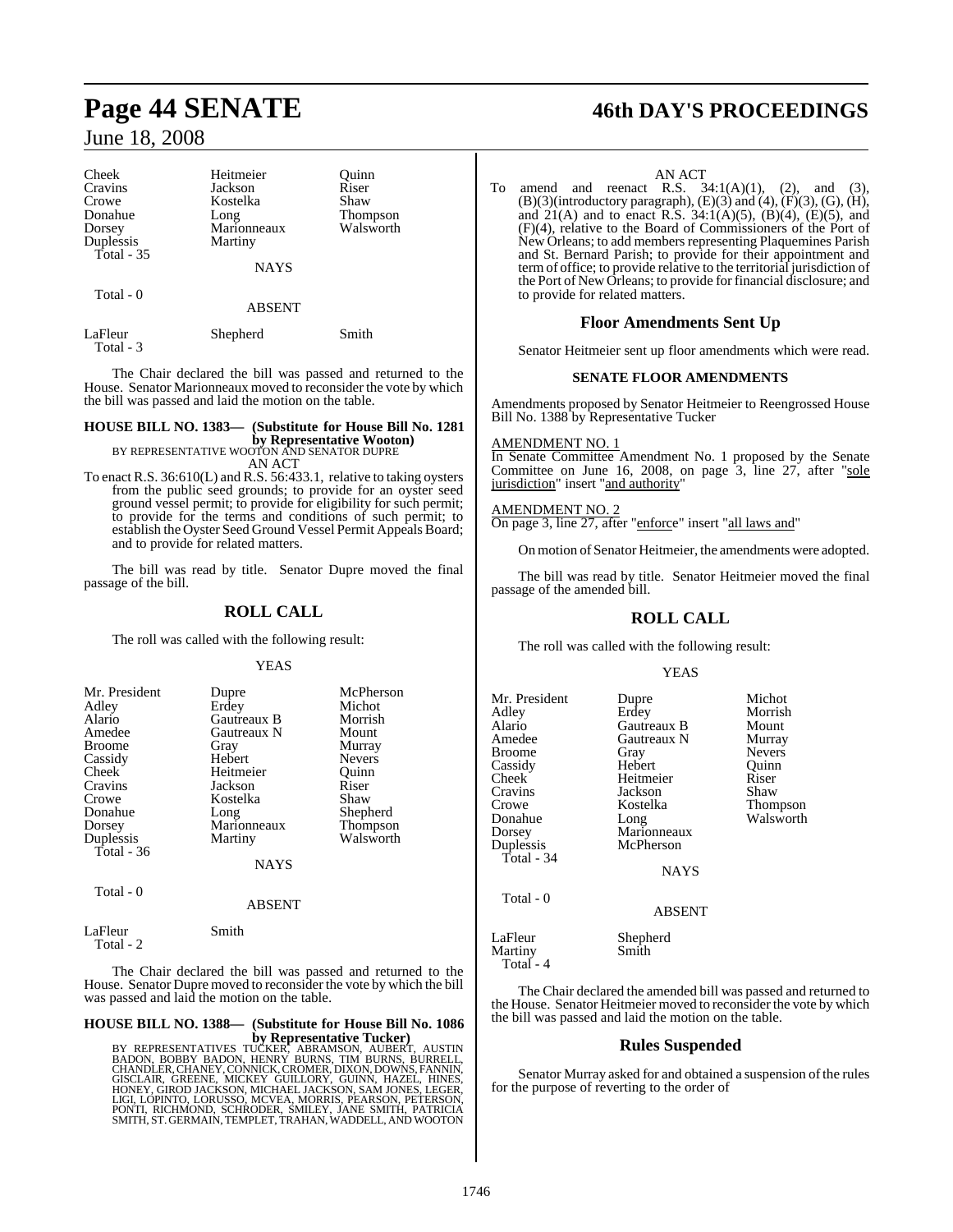| | | |
|---|---|---|
| Cheek | Heitmeier | Quinn |
| Cravins | Jackson | Riser |
| Crowe | Kostelka | Shaw |
| Donahue | Long | Thompson |
| Dorsey | Marionneaux | Walsworth |
| Duplessis | Martiny | |
| Total - 35 | | |

NAYS

Total - 0

ABSENT

| | | |
|---|---|---|
| LaFleur | Shepherd | Smith |
| Total - 3 | | |

The Chair declared the bill was passed and returned to the House. Senator Marionneaux moved to reconsider the vote by which the bill was passed and laid the motion on the table.

**HOUSE BILL NO. 1383— (Substitute for House Bill No. 1281 by Representative Wooton)**
BY REPRESENTATIVE WOOTON AND SENATOR DUPRE
AN ACT

To enact R.S. 36:610(L) and R.S. 56:433.1, relative to taking oysters from the public seed grounds; to provide for an oyster seed ground vessel permit; to provide for eligibility for such permit; to provide for the terms and conditions of such permit; to establish the Oyster Seed Ground Vessel Permit Appeals Board; and to provide for related matters.

The bill was read by title. Senator Dupre moved the final passage of the bill.

## ROLL CALL

The roll was called with the following result:

YEAS

| | | |
|---|---|---|
| Mr. President | Dupre | McPherson |
| Adley | Erdey | Michot |
| Alario | Gautreaux B | Morrish |
| Amedee | Gautreaux N | Mount |
| Broome | Gray | Murray |
| Cassidy | Hebert | Nevers |
| Cheek | Heitmeier | Quinn |
| Cravins | Jackson | Riser |
| Crowe | Kostelka | Shaw |
| Donahue | Long | Shepherd |
| Dorsey | Marionneaux | Thompson |
| Duplessis | Martiny | Walsworth |
| Total - 36 | | |

NAYS

Total - 0

ABSENT

| | |
|---|---|
| LaFleur | Smith |
| Total - 2 | |

The Chair declared the bill was passed and returned to the House. Senator Dupre moved to reconsider the vote by which the bill was passed and laid the motion on the table.

**HOUSE BILL NO. 1388— (Substitute for House Bill No. 1086 by Representative Tucker)**
BY REPRESENTATIVES TUCKER, ABRAMSON, AUBERT, AUSTIN BADON, BOBBY BADON, HENRY BURNS, TIM BURNS, BURRELL, CHANDLER, CHANEY, CONNICK, CROMER, DIXON, DOWNS, FANNIN, GISCLAIR, GREENE, MICKEY GUILLORY, GUINN, HAZEL, HINES, HONEY, GIROD JACKSON, MICHAEL JACKSON, SAM JONES, LEGER, LIGI, LOPINTO, LORUSSO, MCVEA, MORRIS, PEARSON, PETERSON, PONTI, RICHMOND, SCHRODER, SMILEY, JANE SMITH, PATRICIA SMITH, ST. GERMAIN, TEMPLET, TRAHAN, WADDELL, AND WOOTON
AN ACT

To amend and reenact R.S. 34:1(A)(1), (2), and (3), (B)(3)(introductory paragraph), (E)(3) and (4), (F)(3), (G), (H), and 21(A) and to enact R.S. 34:1(A)(5), (B)(4), (E)(5), and (F)(4), relative to the Board of Commissioners of the Port of New Orleans; to add members representing Plaquemines Parish and St. Bernard Parish; to provide for their appointment and term of office; to provide relative to the territorial jurisdiction of the Port of New Orleans; to provide for financial disclosure; and to provide for related matters.

## Floor Amendments Sent Up

Senator Heitmeier sent up floor amendments which were read.

### SENATE FLOOR AMENDMENTS

Amendments proposed by Senator Heitmeier to Reengrossed House Bill No. 1388 by Representative Tucker

AMENDMENT NO. 1
In Senate Committee Amendment No. 1 proposed by the Senate Committee on June 16, 2008, on page 3, line 27, after "sole jurisdiction" insert "and authority"

AMENDMENT NO. 2
On page 3, line 27, after "enforce" insert "all laws and"

On motion of Senator Heitmeier, the amendments were adopted.

The bill was read by title. Senator Heitmeier moved the final passage of the amended bill.

## ROLL CALL

The roll was called with the following result:

YEAS

| | | |
|---|---|---|
| Mr. President | Dupre | Michot |
| Adley | Erdey | Morrish |
| Alario | Gautreaux B | Mount |
| Amedee | Gautreaux N | Murray |
| Broome | Gray | Nevers |
| Cassidy | Hebert | Quinn |
| Cheek | Heitmeier | Riser |
| Cravins | Jackson | Shaw |
| Crowe | Kostelka | Thompson |
| Donahue | Long | Walsworth |
| Dorsey | Marionneaux | |
| Duplessis | McPherson | |
| Total - 34 | | |

NAYS

Total - 0

ABSENT

| | |
|---|---|
| LaFleur | Shepherd |
| Martiny | Smith |
| Total - 4 | |

The Chair declared the amended bill was passed and returned to the House. Senator Heitmeier moved to reconsider the vote by which the bill was passed and laid the motion on the table.

## Rules Suspended

Senator Murray asked for and obtained a suspension of the rules for the purpose of reverting to the order of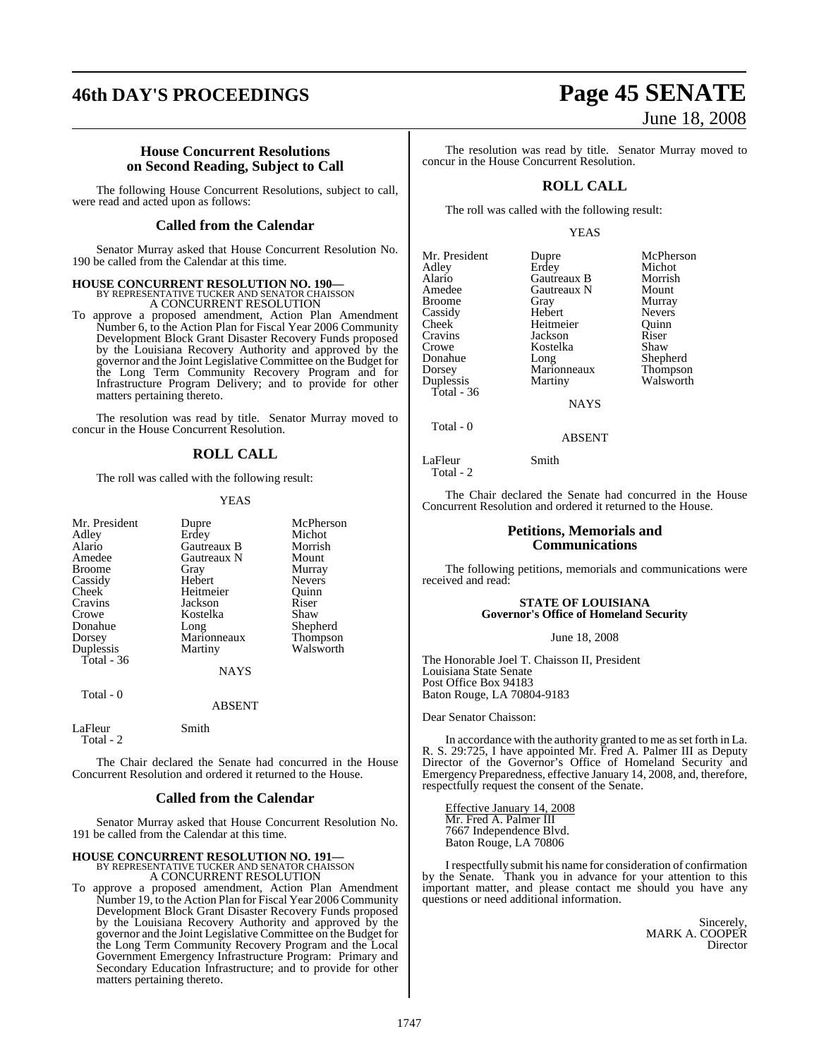## House Concurrent Resolutions on Second Reading, Subject to Call

The following House Concurrent Resolutions, subject to call, were read and acted upon as follows:

### Called from the Calendar

Senator Murray asked that House Concurrent Resolution No. 190 be called from the Calendar at this time.

**HOUSE CONCURRENT RESOLUTION NO. 190—**
BY REPRESENTATIVE TUCKER AND SENATOR CHAISSON
A CONCURRENT RESOLUTION

To approve a proposed amendment, Action Plan Amendment Number 6, to the Action Plan for Fiscal Year 2006 Community Development Block Grant Disaster Recovery Funds proposed by the Louisiana Recovery Authority and approved by the governor and the Joint Legislative Committee on the Budget for the Long Term Community Recovery Program and for Infrastructure Program Delivery; and to provide for other matters pertaining thereto.

The resolution was read by title. Senator Murray moved to concur in the House Concurrent Resolution.

### ROLL CALL

The roll was called with the following result:

YEAS

| | | |
|---|---|---|
| Mr. President | Dupre | McPherson |
| Adley | Erdey | Michot |
| Alario | Gautreaux B | Morrish |
| Amedee | Gautreaux N | Mount |
| Broome | Gray | Murray |
| Cassidy | Hebert | Nevers |
| Cheek | Heitmeier | Quinn |
| Cravins | Jackson | Riser |
| Crowe | Kostelka | Shaw |
| Donahue | Long | Shepherd |
| Dorsey | Marionneaux | Thompson |
| Duplessis | Martiny | Walsworth |

Total - 36

NAYS

Total - 0

ABSENT

LaFleur Smith

Total - 2

The Chair declared the Senate had concurred in the House Concurrent Resolution and ordered it returned to the House.

### Called from the Calendar

Senator Murray asked that House Concurrent Resolution No. 191 be called from the Calendar at this time.

**HOUSE CONCURRENT RESOLUTION NO. 191—**
BY REPRESENTATIVE TUCKER AND SENATOR CHAISSON
A CONCURRENT RESOLUTION

To approve a proposed amendment, Action Plan Amendment Number 19, to the Action Plan for Fiscal Year 2006 Community Development Block Grant Disaster Recovery Funds proposed by the Louisiana Recovery Authority and approved by the governor and the Joint Legislative Committee on the Budget for the Long Term Community Recovery Program and the Local Government Emergency Infrastructure Program: Primary and Secondary Education Infrastructure; and to provide for other matters pertaining thereto.

The resolution was read by title. Senator Murray moved to concur in the House Concurrent Resolution.

### ROLL CALL

The roll was called with the following result:

YEAS

| | | |
|---|---|---|
| Mr. President | Dupre | McPherson |
| Adley | Erdey | Michot |
| Alario | Gautreaux B | Morrish |
| Amedee | Gautreaux N | Mount |
| Broome | Gray | Murray |
| Cassidy | Hebert | Nevers |
| Cheek | Heitmeier | Quinn |
| Cravins | Jackson | Riser |
| Crowe | Kostelka | Shaw |
| Donahue | Long | Shepherd |
| Dorsey | Marionneaux | Thompson |
| Duplessis | Martiny | Walsworth |

Total - 36

NAYS

Total - 0

ABSENT

LaFleur Smith

Total - 2

The Chair declared the Senate had concurred in the House Concurrent Resolution and ordered it returned to the House.

## Petitions, Memorials and Communications

The following petitions, memorials and communications were received and read:

**STATE OF LOUISIANA**
**Governor's Office of Homeland Security**

June 18, 2008

The Honorable Joel T. Chaisson II, President
Louisiana State Senate
Post Office Box 94183
Baton Rouge, LA 70804-9183

Dear Senator Chaisson:

In accordance with the authority granted to me as set forth in La. R. S. 29:725, I have appointed Mr. Fred A. Palmer III as Deputy Director of the Governor's Office of Homeland Security and Emergency Preparedness, effective January 14, 2008, and, therefore, respectfully request the consent of the Senate.

Effective January 14, 2008
Mr. Fred A. Palmer III
7667 Independence Blvd.
Baton Rouge, LA 70806

I respectfully submit his name for consideration of confirmation by the Senate. Thank you in advance for your attention to this important matter, and please contact me should you have any questions or need additional information.

Sincerely,
MARK A. COOPER
Director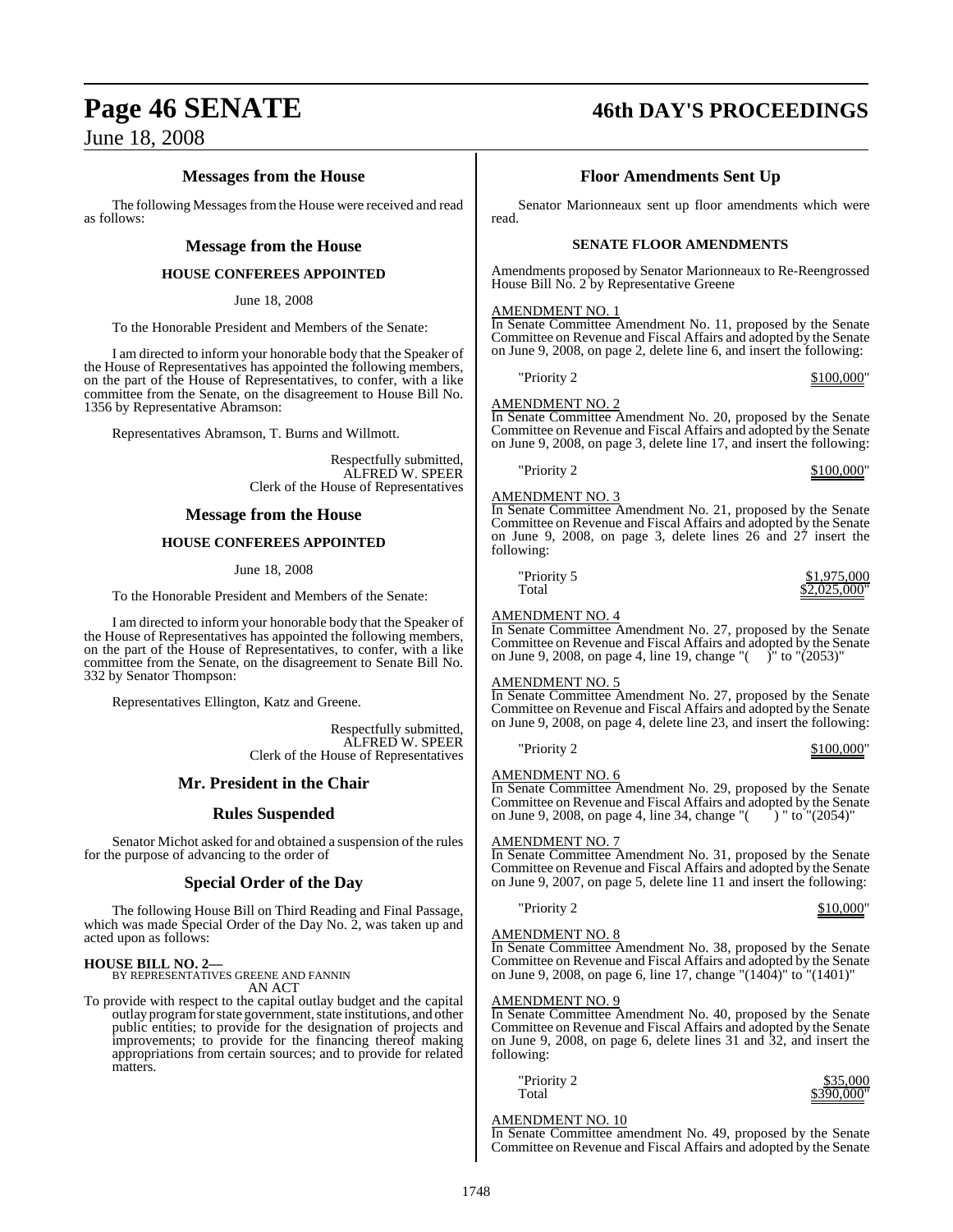## Messages from the House

The following Messages from the House were received and read as follows:

### Message from the House

**HOUSE CONFEREES APPOINTED**

June 18, 2008

To the Honorable President and Members of the Senate:

I am directed to inform your honorable body that the Speaker of the House of Representatives has appointed the following members, on the part of the House of Representatives, to confer, with a like committee from the Senate, on the disagreement to House Bill No. 1356 by Representative Abramson:

Representatives Abramson, T. Burns and Willmott.

Respectfully submitted,
ALFRED W. SPEER
Clerk of the House of Representatives

### Message from the House

**HOUSE CONFEREES APPOINTED**

June 18, 2008

To the Honorable President and Members of the Senate:

I am directed to inform your honorable body that the Speaker of the House of Representatives has appointed the following members, on the part of the House of Representatives, to confer, with a like committee from the Senate, on the disagreement to Senate Bill No. 332 by Senator Thompson:

Representatives Ellington, Katz and Greene.

Respectfully submitted,
ALFRED W. SPEER
Clerk of the House of Representatives

## Mr. President in the Chair

## Rules Suspended

Senator Michot asked for and obtained a suspension of the rules for the purpose of advancing to the order of

## Special Order of the Day

The following House Bill on Third Reading and Final Passage, which was made Special Order of the Day No. 2, was taken up and acted upon as follows:

**HOUSE BILL NO. 2—**
BY REPRESENTATIVES GREENE AND FANNIN
AN ACT

To provide with respect to the capital outlay budget and the capital outlay program for state government, state institutions, and other public entities; to provide for the designation of projects and improvements; to provide for the financing thereof making appropriations from certain sources; and to provide for related matters.

## Floor Amendments Sent Up

Senator Marionneaux sent up floor amendments which were read.

**SENATE FLOOR AMENDMENTS**

Amendments proposed by Senator Marionneaux to Re-Reengrossed House Bill No. 2 by Representative Greene

AMENDMENT NO. 1

In Senate Committee Amendment No. 11, proposed by the Senate Committee on Revenue and Fiscal Affairs and adopted by the Senate on June 9, 2008, on page 2, delete line 6, and insert the following:

"Priority 2 $100,000"

AMENDMENT NO. 2

In Senate Committee Amendment No. 20, proposed by the Senate Committee on Revenue and Fiscal Affairs and adopted by the Senate on June 9, 2008, on page 3, delete line 17, and insert the following:

"Priority 2 $100,000"

AMENDMENT NO. 3

In Senate Committee Amendment No. 21, proposed by the Senate Committee on Revenue and Fiscal Affairs and adopted by the Senate on June 9, 2008, on page 3, delete lines 26 and 27 insert the following:

"Priority 5 $1,975,000
Total $2,025,000"

AMENDMENT NO. 4

In Senate Committee Amendment No. 27, proposed by the Senate Committee on Revenue and Fiscal Affairs and adopted by the Senate on June 9, 2008, on page 4, line 19, change "(    )" to "(2053)"

AMENDMENT NO. 5

In Senate Committee Amendment No. 27, proposed by the Senate Committee on Revenue and Fiscal Affairs and adopted by the Senate on June 9, 2008, on page 4, delete line 23, and insert the following:

"Priority 2 $100,000"

AMENDMENT NO. 6

In Senate Committee Amendment No. 29, proposed by the Senate Committee on Revenue and Fiscal Affairs and adopted by the Senate on June 9, 2008, on page 4, line 34, change "(    ) " to "(2054)"

AMENDMENT NO. 7

In Senate Committee Amendment No. 31, proposed by the Senate Committee on Revenue and Fiscal Affairs and adopted by the Senate on June 9, 2007, on page 5, delete line 11 and insert the following:

"Priority 2 $10,000"

AMENDMENT NO. 8

In Senate Committee Amendment No. 38, proposed by the Senate Committee on Revenue and Fiscal Affairs and adopted by the Senate on June 9, 2008, on page 6, line 17, change "(1404)" to "(1401)"

AMENDMENT NO. 9

In Senate Committee Amendment No. 40, proposed by the Senate Committee on Revenue and Fiscal Affairs and adopted by the Senate on June 9, 2008, on page 6, delete lines 31 and 32, and insert the following:

"Priority 2 $35,000
Total $390,000"

AMENDMENT NO. 10

In Senate Committee amendment No. 49, proposed by the Senate Committee on Revenue and Fiscal Affairs and adopted by the Senate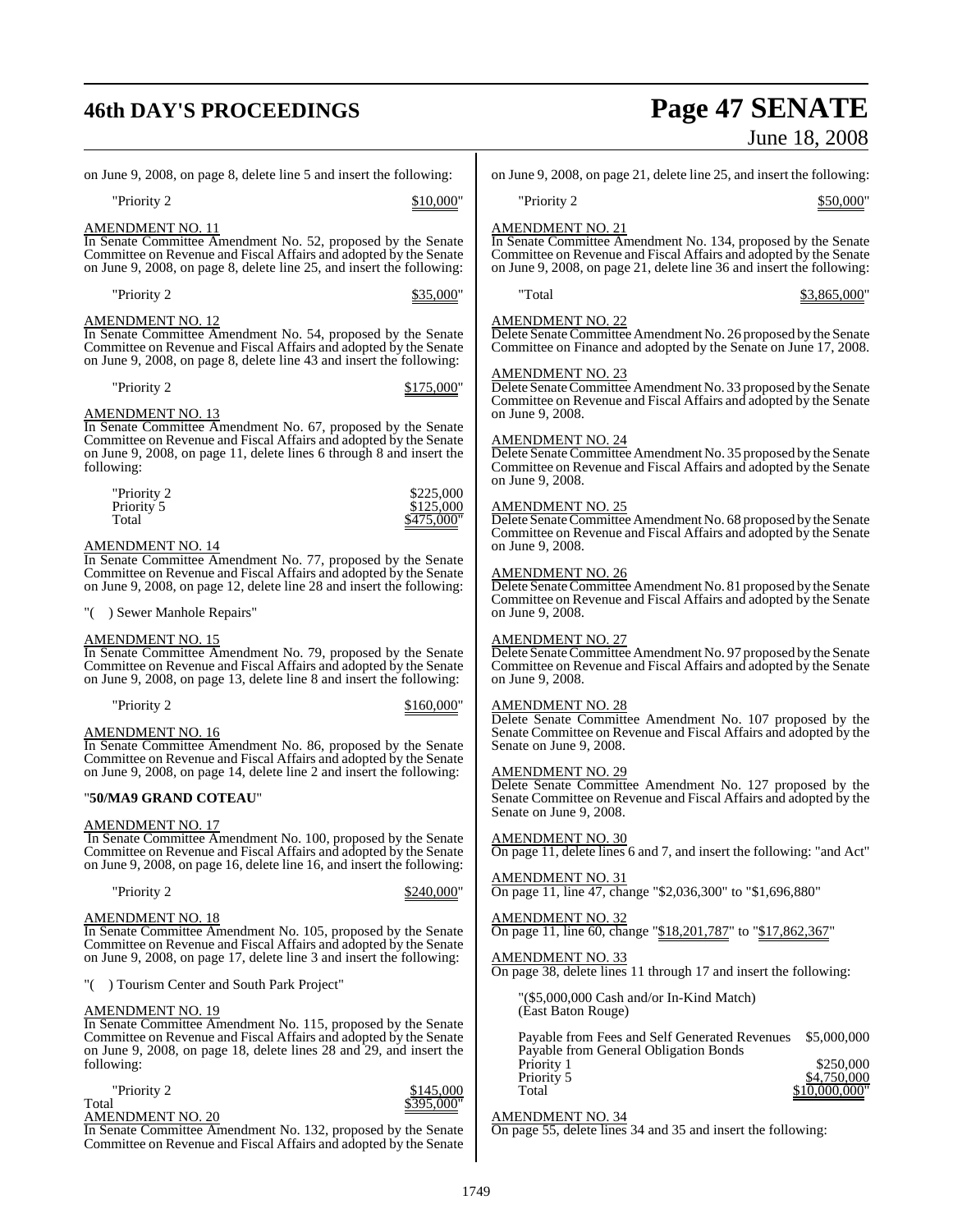on June 9, 2008, on page 8, delete line 5 and insert the following:

"Priority 2 $10,000"

AMENDMENT NO. 11
In Senate Committee Amendment No. 52, proposed by the Senate Committee on Revenue and Fiscal Affairs and adopted by the Senate on June 9, 2008, on page 8, delete line 25, and insert the following:

"Priority 2 $35,000"

AMENDMENT NO. 12
In Senate Committee Amendment No. 54, proposed by the Senate Committee on Revenue and Fiscal Affairs and adopted by the Senate on June 9, 2008, on page 8, delete line 43 and insert the following:

"Priority 2 $175,000"

AMENDMENT NO. 13
In Senate Committee Amendment No. 67, proposed by the Senate Committee on Revenue and Fiscal Affairs and adopted by the Senate on June 9, 2008, on page 11, delete lines 6 through 8 and insert the following:

| | |
|---|---|
| "Priority 2 | $225,000 |
| Priority 5 | $125,000 |
| Total | $475,000" |

AMENDMENT NO. 14
In Senate Committee Amendment No. 77, proposed by the Senate Committee on Revenue and Fiscal Affairs and adopted by the Senate on June 9, 2008, on page 12, delete line 28 and insert the following:

"( ) Sewer Manhole Repairs"

AMENDMENT NO. 15
In Senate Committee Amendment No. 79, proposed by the Senate Committee on Revenue and Fiscal Affairs and adopted by the Senate on June 9, 2008, on page 13, delete line 8 and insert the following:

"Priority 2 $160,000"

AMENDMENT NO. 16
In Senate Committee Amendment No. 86, proposed by the Senate Committee on Revenue and Fiscal Affairs and adopted by the Senate on June 9, 2008, on page 14, delete line 2 and insert the following:

"**50/MA9 GRAND COTEAU**"

AMENDMENT NO. 17
In Senate Committee Amendment No. 100, proposed by the Senate Committee on Revenue and Fiscal Affairs and adopted by the Senate on June 9, 2008, on page 16, delete line 16, and insert the following:

"Priority 2 $240,000"

AMENDMENT NO. 18
In Senate Committee Amendment No. 105, proposed by the Senate Committee on Revenue and Fiscal Affairs and adopted by the Senate on June 9, 2008, on page 17, delete line 3 and insert the following:

"( ) Tourism Center and South Park Project"

AMENDMENT NO. 19
In Senate Committee Amendment No. 115, proposed by the Senate Committee on Revenue and Fiscal Affairs and adopted by the Senate on June 9, 2008, on page 18, delete lines 28 and 29, and insert the following:

| | |
|---|---|
| "Priority 2 | $145,000 |
| Total | $395,000" |

AMENDMENT NO. 20
In Senate Committee Amendment No. 132, proposed by the Senate Committee on Revenue and Fiscal Affairs and adopted by the Senate on June 9, 2008, on page 21, delete line 25, and insert the following:

"Priority 2 $50,000"

AMENDMENT NO. 21
In Senate Committee Amendment No. 134, proposed by the Senate Committee on Revenue and Fiscal Affairs and adopted by the Senate on June 9, 2008, on page 21, delete line 36 and insert the following:

"Total $3,865,000"

AMENDMENT NO. 22
Delete Senate Committee Amendment No. 26 proposed by the Senate Committee on Finance and adopted by the Senate on June 17, 2008.

AMENDMENT NO. 23
Delete Senate Committee Amendment No. 33 proposed by the Senate Committee on Revenue and Fiscal Affairs and adopted by the Senate on June 9, 2008.

AMENDMENT NO. 24
Delete Senate Committee Amendment No. 35 proposed by the Senate Committee on Revenue and Fiscal Affairs and adopted by the Senate on June 9, 2008.

AMENDMENT NO. 25
Delete Senate Committee Amendment No. 68 proposed by the Senate Committee on Revenue and Fiscal Affairs and adopted by the Senate on June 9, 2008.

AMENDMENT NO. 26
Delete Senate Committee Amendment No. 81 proposed by the Senate Committee on Revenue and Fiscal Affairs and adopted by the Senate on June 9, 2008.

AMENDMENT NO. 27
Delete Senate Committee Amendment No. 97 proposed by the Senate Committee on Revenue and Fiscal Affairs and adopted by the Senate on June 9, 2008.

AMENDMENT NO. 28
Delete Senate Committee Amendment No. 107 proposed by the Senate Committee on Revenue and Fiscal Affairs and adopted by the Senate on June 9, 2008.

AMENDMENT NO. 29
Delete Senate Committee Amendment No. 127 proposed by the Senate Committee on Revenue and Fiscal Affairs and adopted by the Senate on June 9, 2008.

AMENDMENT NO. 30
On page 11, delete lines 6 and 7, and insert the following: "and Act"

AMENDMENT NO. 31
On page 11, line 47, change "$2,036,300" to "$1,696,880"

AMENDMENT NO. 32
On page 11, line 60, change "$18,201,787" to "$17,862,367"

AMENDMENT NO. 33
On page 38, delete lines 11 through 17 and insert the following:

"($5,000,000 Cash and/or In-Kind Match)
(East Baton Rouge)

| | |
|---|---|
| Payable from Fees and Self Generated Revenues | $5,000,000 |
| Payable from General Obligation Bonds | |
| Priority 1 | $250,000 |
| Priority 5 | $4,750,000 |
| Total | $10,000,000" |

AMENDMENT NO. 34
On page 55, delete lines 34 and 35 and insert the following: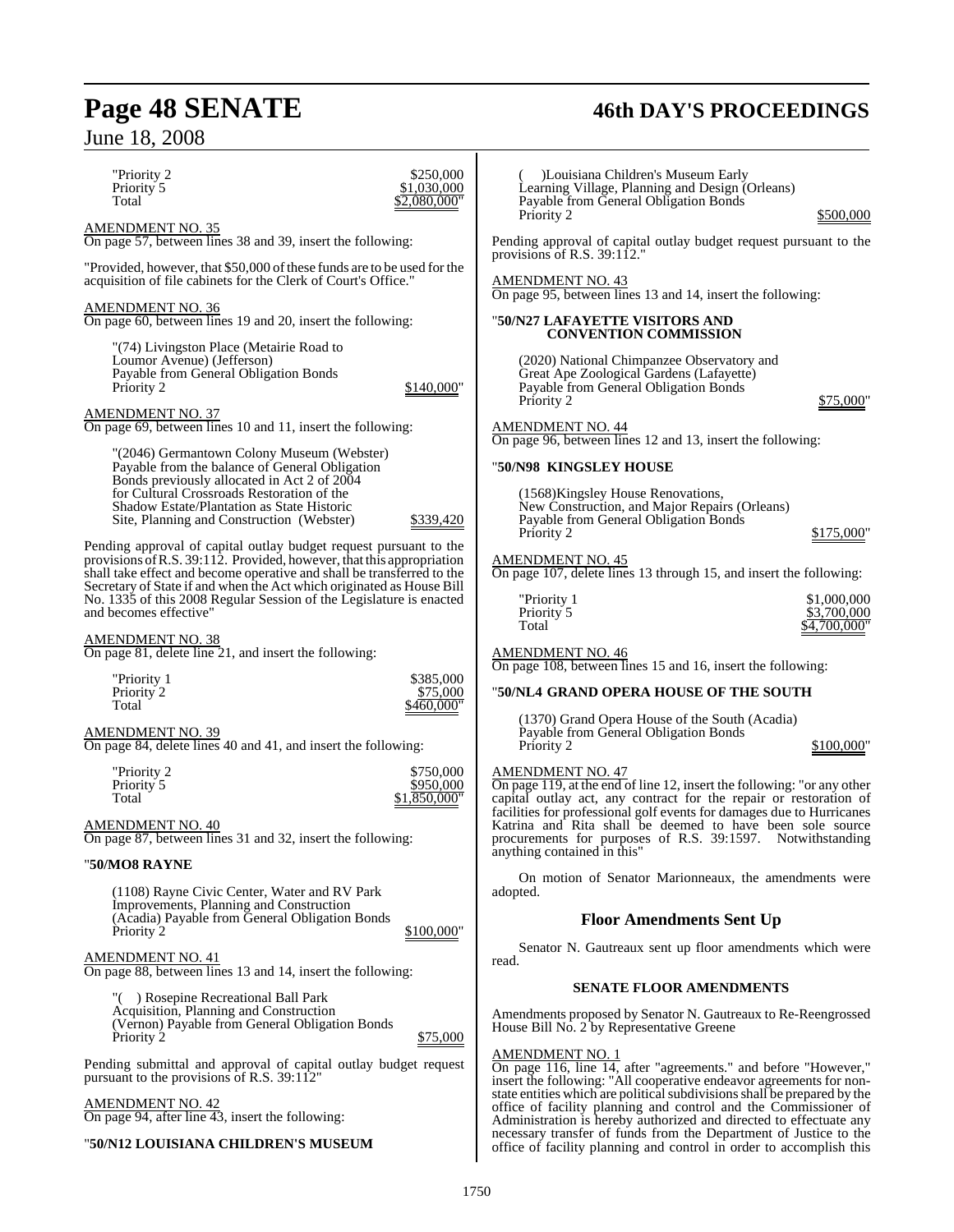"Priority 2 $250,000
Priority 5 $1,030,000
Total $2,080,000"

AMENDMENT NO. 35
On page 57, between lines 38 and 39, insert the following:

"Provided, however, that $50,000 of these funds are to be used for the acquisition of file cabinets for the Clerk of Court's Office."

AMENDMENT NO. 36
On page 60, between lines 19 and 20, insert the following:

"(74) Livingston Place (Metairie Road to Loumor Avenue) (Jefferson)
Payable from General Obligation Bonds
Priority 2 $140,000"

AMENDMENT NO. 37
On page 69, between lines 10 and 11, insert the following:

"(2046) Germantown Colony Museum (Webster)
Payable from the balance of General Obligation Bonds previously allocated in Act 2 of 2004 for Cultural Crossroads Restoration of the Shadow Estate/Plantation as State Historic Site, Planning and Construction (Webster) $339,420

Pending approval of capital outlay budget request pursuant to the provisions of R.S. 39:112. Provided, however, that this appropriation shall take effect and become operative and shall be transferred to the Secretary of State if and when the Act which originated as House Bill No. 1335 of this 2008 Regular Session of the Legislature is enacted and becomes effective"

AMENDMENT NO. 38
On page 81, delete line 21, and insert the following:

"Priority 1 $385,000
Priority 2 $75,000
Total $460,000"

AMENDMENT NO. 39
On page 84, delete lines 40 and 41, and insert the following:

"Priority 2 $750,000
Priority 5 $950,000
Total $1,850,000"

AMENDMENT NO. 40
On page 87, between lines 31 and 32, insert the following:

"**50/MO8 RAYNE**

(1108) Rayne Civic Center, Water and RV Park Improvements, Planning and Construction (Acadia) Payable from General Obligation Bonds
Priority 2 $100,000"

AMENDMENT NO. 41
On page 88, between lines 13 and 14, insert the following:

"( ) Rosepine Recreational Ball Park Acquisition, Planning and Construction (Vernon) Payable from General Obligation Bonds
Priority 2 $75,000

Pending submittal and approval of capital outlay budget request pursuant to the provisions of R.S. 39:112"

AMENDMENT NO. 42
On page 94, after line 43, insert the following:

"**50/N12 LOUISIANA CHILDREN'S MUSEUM**

( )Louisiana Children's Museum Early Learning Village, Planning and Design (Orleans)
Payable from General Obligation Bonds
Priority 2 $500,000

Pending approval of capital outlay budget request pursuant to the provisions of R.S. 39:112."

AMENDMENT NO. 43
On page 95, between lines 13 and 14, insert the following:

"**50/N27 LAFAYETTE VISITORS AND CONVENTION COMMISSION**

(2020) National Chimpanzee Observatory and Great Ape Zoological Gardens (Lafayette)
Payable from General Obligation Bonds
Priority 2 $75,000"

AMENDMENT NO. 44
On page 96, between lines 12 and 13, insert the following:

"**50/N98 KINGSLEY HOUSE**

(1568)Kingsley House Renovations, New Construction, and Major Repairs (Orleans)
Payable from General Obligation Bonds
Priority 2 $175,000"

AMENDMENT NO. 45
On page 107, delete lines 13 through 15, and insert the following:

"Priority 1 $1,000,000
Priority 5 $3,700,000
Total $4,700,000"

AMENDMENT NO. 46
On page 108, between lines 15 and 16, insert the following:

"**50/NL4 GRAND OPERA HOUSE OF THE SOUTH**

(1370) Grand Opera House of the South (Acadia)
Payable from General Obligation Bonds
Priority 2 $100,000"

AMENDMENT NO. 47
On page 119, at the end of line 12, insert the following: "or any other capital outlay act, any contract for the repair or restoration of facilities for professional golf events for damages due to Hurricanes Katrina and Rita shall be deemed to have been sole source procurements for purposes of R.S. 39:1597. Notwithstanding anything contained in this"

On motion of Senator Marionneaux, the amendments were adopted.

## Floor Amendments Sent Up

Senator N. Gautreaux sent up floor amendments which were read.

### SENATE FLOOR AMENDMENTS

Amendments proposed by Senator N. Gautreaux to Re-Reengrossed House Bill No. 2 by Representative Greene

AMENDMENT NO. 1
On page 116, line 14, after "agreements." and before "However," insert the following: "All cooperative endeavor agreements for non-state entities which are political subdivisions shall be prepared by the office of facility planning and control and the Commissioner of Administration is hereby authorized and directed to effectuate any necessary transfer of funds from the Department of Justice to the office of facility planning and control in order to accomplish this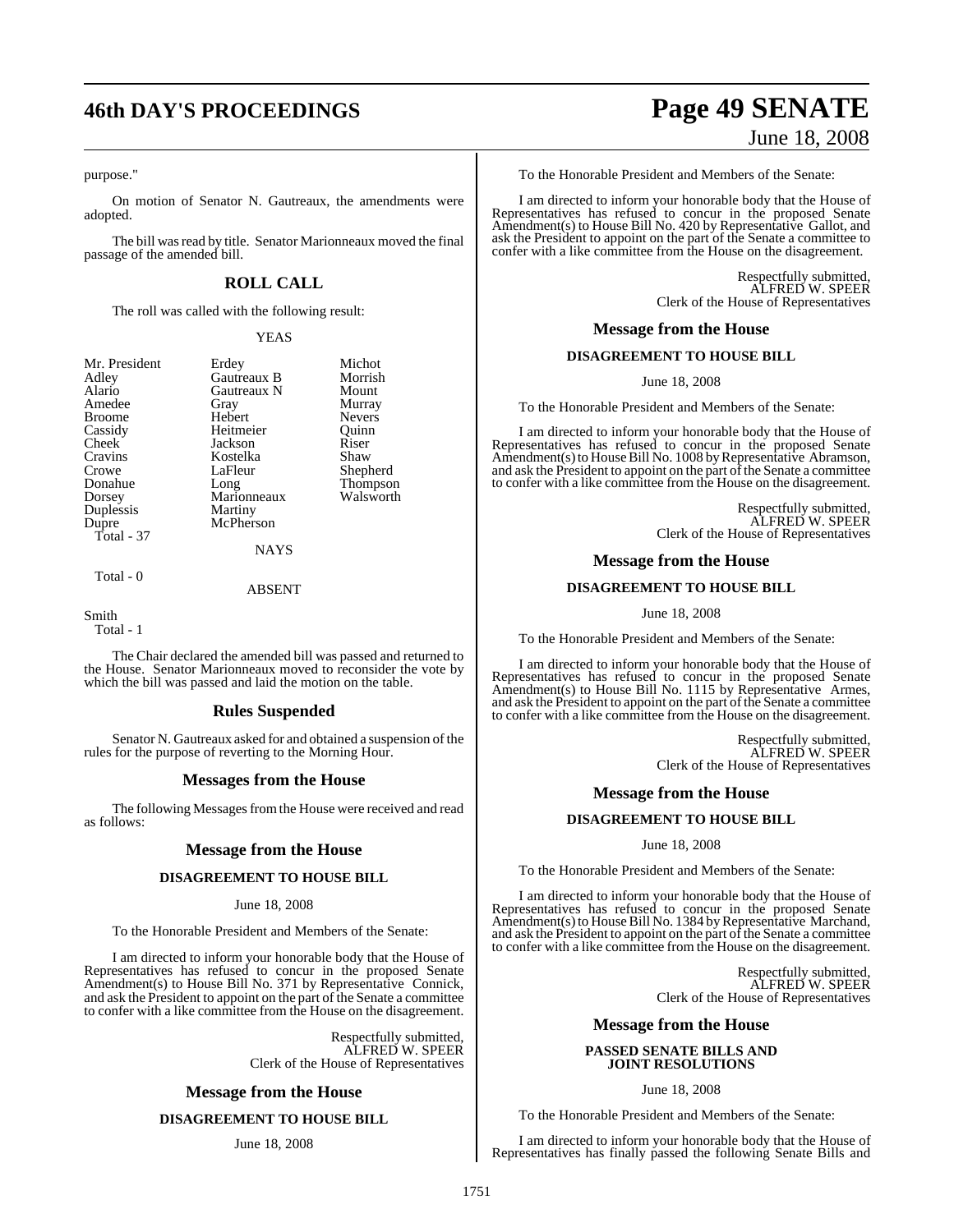purpose."

On motion of Senator N. Gautreaux, the amendments were adopted.

The bill was read by title. Senator Marionneaux moved the final passage of the amended bill.

## ROLL CALL

The roll was called with the following result:

YEAS

| | | |
|---|---|---|
| Mr. President | Erdey | Michot |
| Adley | Gautreaux B | Morrish |
| Alario | Gautreaux N | Mount |
| Amedee | Gray | Murray |
| Broome | Hebert | Nevers |
| Cassidy | Heitmeier | Quinn |
| Cheek | Jackson | Riser |
| Cravins | Kostelka | Shaw |
| Crowe | LaFleur | Shepherd |
| Donahue | Long | Thompson |
| Dorsey | Marionneaux | Walsworth |
| Duplessis | Martiny | |
| Dupre | McPherson | |

Total - 37

NAYS

Total - 0

ABSENT

Smith

Total - 1

The Chair declared the amended bill was passed and returned to the House. Senator Marionneaux moved to reconsider the vote by which the bill was passed and laid the motion on the table.

## Rules Suspended

Senator N. Gautreaux asked for and obtained a suspension of the rules for the purpose of reverting to the Morning Hour.

## Messages from the House

The following Messages from the House were received and read as follows:

## Message from the House

### DISAGREEMENT TO HOUSE BILL

June 18, 2008

To the Honorable President and Members of the Senate:

I am directed to inform your honorable body that the House of Representatives has refused to concur in the proposed Senate Amendment(s) to House Bill No. 371 by Representative Connick, and ask the President to appoint on the part of the Senate a committee to confer with a like committee from the House on the disagreement.

Respectfully submitted,
ALFRED W. SPEER
Clerk of the House of Representatives

## Message from the House

### DISAGREEMENT TO HOUSE BILL

June 18, 2008

To the Honorable President and Members of the Senate:

I am directed to inform your honorable body that the House of Representatives has refused to concur in the proposed Senate Amendment(s) to House Bill No. 420 by Representative Gallot, and ask the President to appoint on the part of the Senate a committee to confer with a like committee from the House on the disagreement.

Respectfully submitted,
ALFRED W. SPEER
Clerk of the House of Representatives

## Message from the House

### DISAGREEMENT TO HOUSE BILL

June 18, 2008

To the Honorable President and Members of the Senate:

I am directed to inform your honorable body that the House of Representatives has refused to concur in the proposed Senate Amendment(s) to House Bill No. 1008 by Representative Abramson, and ask the President to appoint on the part of the Senate a committee to confer with a like committee from the House on the disagreement.

Respectfully submitted,
ALFRED W. SPEER
Clerk of the House of Representatives

## Message from the House

### DISAGREEMENT TO HOUSE BILL

June 18, 2008

To the Honorable President and Members of the Senate:

I am directed to inform your honorable body that the House of Representatives has refused to concur in the proposed Senate Amendment(s) to House Bill No. 1115 by Representative Armes, and ask the President to appoint on the part of the Senate a committee to confer with a like committee from the House on the disagreement.

Respectfully submitted,
ALFRED W. SPEER
Clerk of the House of Representatives

## Message from the House

### DISAGREEMENT TO HOUSE BILL

June 18, 2008

To the Honorable President and Members of the Senate:

I am directed to inform your honorable body that the House of Representatives has refused to concur in the proposed Senate Amendment(s) to House Bill No. 1384 by Representative Marchand, and ask the President to appoint on the part of the Senate a committee to confer with a like committee from the House on the disagreement.

Respectfully submitted,
ALFRED W. SPEER
Clerk of the House of Representatives

## Message from the House

### PASSED SENATE BILLS AND JOINT RESOLUTIONS

June 18, 2008

To the Honorable President and Members of the Senate:

I am directed to inform your honorable body that the House of Representatives has finally passed the following Senate Bills and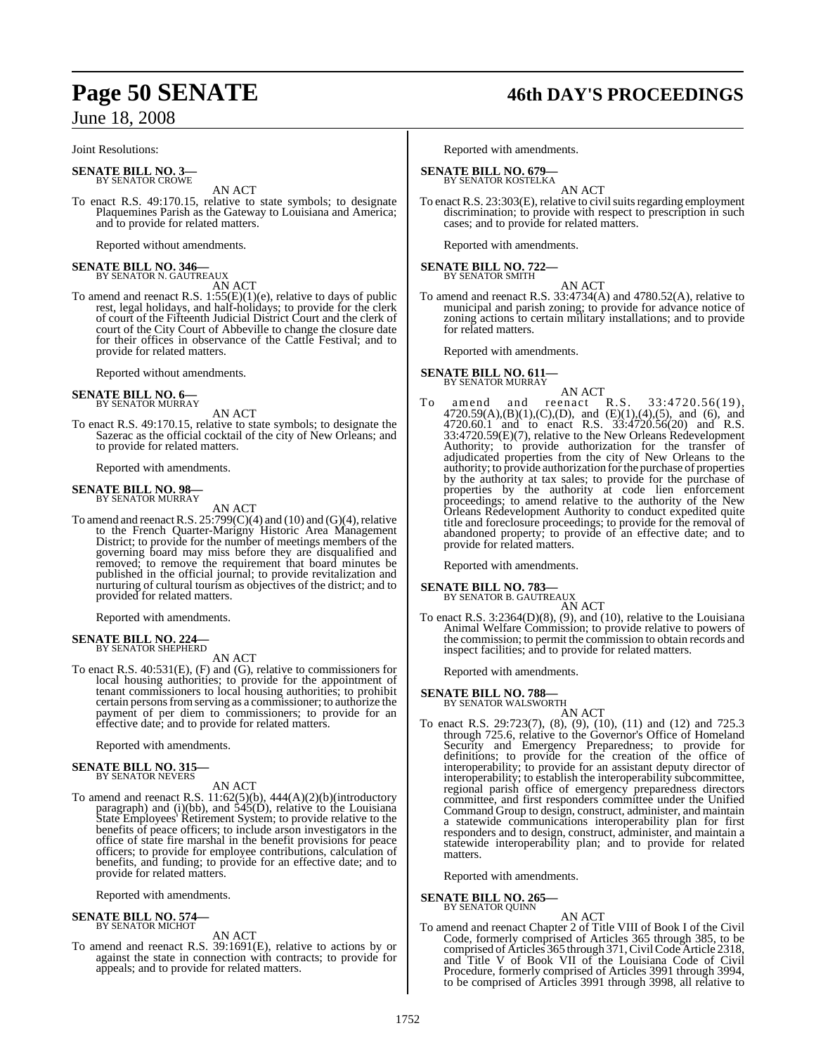Joint Resolutions:

**SENATE BILL NO. 3—**
BY SENATOR CROWE

AN ACT

To enact R.S. 49:170.15, relative to state symbols; to designate Plaquemines Parish as the Gateway to Louisiana and America; and to provide for related matters.

Reported without amendments.

**SENATE BILL NO. 346—**
BY SENATOR N. GAUTREAUX

AN ACT

To amend and reenact R.S. 1:55(E)(1)(e), relative to days of public rest, legal holidays, and half-holidays; to provide for the clerk of court of the Fifteenth Judicial District Court and the clerk of court of the City Court of Abbeville to change the closure date for their offices in observance of the Cattle Festival; and to provide for related matters.

Reported without amendments.

**SENATE BILL NO. 6—**
BY SENATOR MURRAY

AN ACT

To enact R.S. 49:170.15, relative to state symbols; to designate the Sazerac as the official cocktail of the city of New Orleans; and to provide for related matters.

Reported with amendments.

**SENATE BILL NO. 98—**
BY SENATOR MURRAY

AN ACT

To amend and reenact R.S. 25:799(C)(4) and (10) and (G)(4), relative to the French Quarter-Marigny Historic Area Management District; to provide for the number of meetings members of the governing board may miss before they are disqualified and removed; to remove the requirement that board minutes be published in the official journal; to provide revitalization and nurturing of cultural tourism as objectives of the district; and to provided for related matters.

Reported with amendments.

**SENATE BILL NO. 224—**
BY SENATOR SHEPHERD

AN ACT

To enact R.S. 40:531(E), (F) and (G), relative to commissioners for local housing authorities; to provide for the appointment of tenant commissioners to local housing authorities; to prohibit certain persons from serving as a commissioner; to authorize the payment of per diem to commissioners; to provide for an effective date; and to provide for related matters.

Reported with amendments.

**SENATE BILL NO. 315—**
BY SENATOR NEVERS

AN ACT

To amend and reenact R.S. 11:62(5)(b), 444(A)(2)(b)(introductory paragraph) and (i)(bb), and 545(D), relative to the Louisiana State Employees' Retirement System; to provide relative to the benefits of peace officers; to include arson investigators in the office of state fire marshal in the benefit provisions for peace officers; to provide for employee contributions, calculation of benefits, and funding; to provide for an effective date; and to provide for related matters.

Reported with amendments.

**SENATE BILL NO. 574—**
BY SENATOR MICHOT

AN ACT

To amend and reenact R.S. 39:1691(E), relative to actions by or against the state in connection with contracts; to provide for appeals; and to provide for related matters.

Reported with amendments.

**SENATE BILL NO. 679—**
BY SENATOR KOSTELKA

AN ACT

To enact R.S. 23:303(E), relative to civil suits regarding employment discrimination; to provide with respect to prescription in such cases; and to provide for related matters.

Reported with amendments.

**SENATE BILL NO. 722—**
BY SENATOR SMITH

AN ACT

To amend and reenact R.S. 33:4734(A) and 4780.52(A), relative to municipal and parish zoning; to provide for advance notice of zoning actions to certain military installations; and to provide for related matters.

Reported with amendments.

**SENATE BILL NO. 611—**
BY SENATOR MURRAY

AN ACT

To amend and reenact R.S. 33:4720.56(19), 4720.59(A),(B)(1),(C),(D), and (E)(1),(4),(5), and (6), and 4720.60.1 and to enact R.S. 33:4720.56(20) and R.S. 33:4720.59(E)(7), relative to the New Orleans Redevelopment Authority; to provide authorization for the transfer of adjudicated properties from the city of New Orleans to the authority; to provide authorization for the purchase of properties by the authority at tax sales; to provide for the purchase of properties by the authority at code lien enforcement proceedings; to amend relative to the authority of the New Orleans Redevelopment Authority to conduct expedited quite title and foreclosure proceedings; to provide for the removal of abandoned property; to provide of an effective date; and to provide for related matters.

Reported with amendments.

**SENATE BILL NO. 783—**
BY SENATOR B. GAUTREAUX

AN ACT

To enact R.S. 3:2364(D)(8), (9), and (10), relative to the Louisiana Animal Welfare Commission; to provide relative to powers of the commission; to permit the commission to obtain records and inspect facilities; and to provide for related matters.

Reported with amendments.

**SENATE BILL NO. 788—**
BY SENATOR WALSWORTH

AN ACT

To enact R.S. 29:723(7), (8), (9), (10), (11) and (12) and 725.3 through 725.6, relative to the Governor's Office of Homeland Security and Emergency Preparedness; to provide for definitions; to provide for the creation of the office of interoperability; to provide for an assistant deputy director of interoperability; to establish the interoperability subcommittee, regional parish office of emergency preparedness directors committee, and first responders committee under the Unified Command Group to design, construct, administer, and maintain a statewide communications interoperability plan for first responders and to design, construct, administer, and maintain a statewide interoperability plan; and to provide for related matters.

Reported with amendments.

**SENATE BILL NO. 265—**
BY SENATOR QUINN

AN ACT

To amend and reenact Chapter 2 of Title VIII of Book I of the Civil Code, formerly comprised of Articles 365 through 385, to be comprised of Articles 365 through 371, Civil Code Article 2318, and Title V of Book VII of the Louisiana Code of Civil Procedure, formerly comprised of Articles 3991 through 3994, to be comprised of Articles 3991 through 3998, all relative to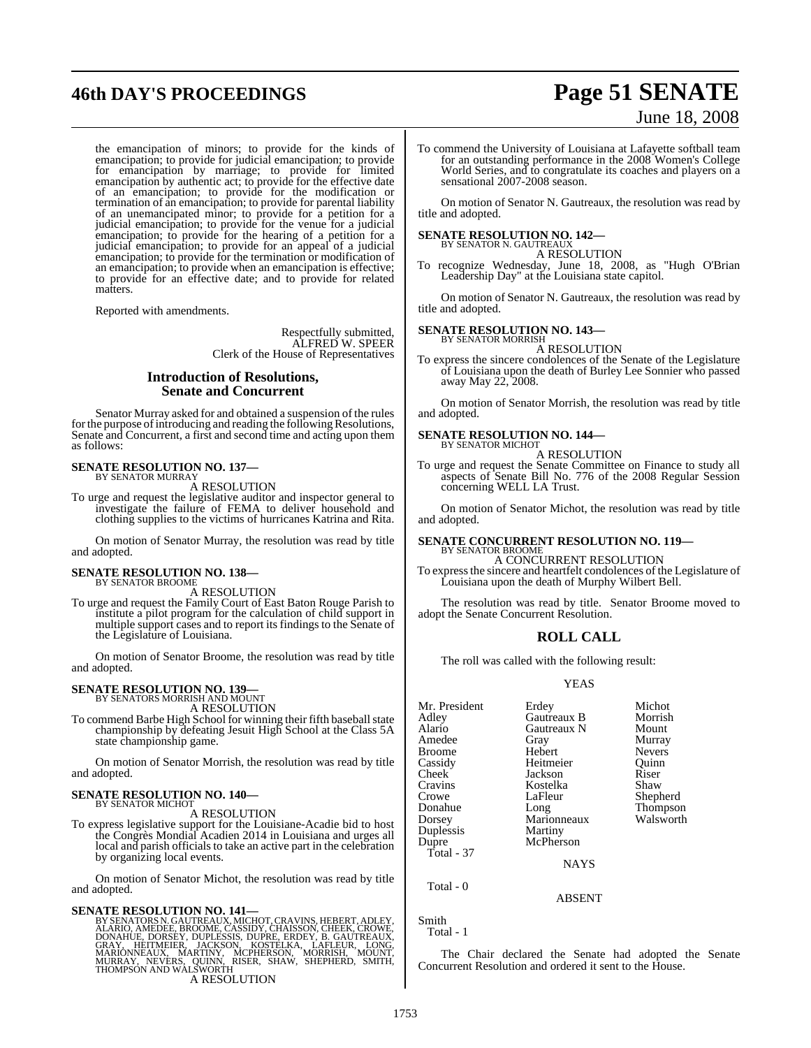the emancipation of minors; to provide for the kinds of emancipation; to provide for judicial emancipation; to provide for emancipation by marriage; to provide for limited emancipation by authentic act; to provide for the effective date of an emancipation; to provide for the modification or termination of an emancipation; to provide for parental liability of an unemancipated minor; to provide for a petition for a judicial emancipation; to provide for the venue for a judicial emancipation; to provide for the hearing of a petition for a judicial emancipation; to provide for an appeal of a judicial emancipation; to provide for the termination or modification of an emancipation; to provide when an emancipation is effective; to provide for an effective date; and to provide for related matters.

Reported with amendments.

Respectfully submitted,
ALFRED W. SPEER
Clerk of the House of Representatives

## Introduction of Resolutions, Senate and Concurrent

Senator Murray asked for and obtained a suspension of the rules for the purpose of introducing and reading the following Resolutions, Senate and Concurrent, a first and second time and acting upon them as follows:

**SENATE RESOLUTION NO. 137—**
BY SENATOR MURRAY

A RESOLUTION

To urge and request the legislative auditor and inspector general to investigate the failure of FEMA to deliver household and clothing supplies to the victims of hurricanes Katrina and Rita.

On motion of Senator Murray, the resolution was read by title and adopted.

**SENATE RESOLUTION NO. 138—**
BY SENATOR BROOME

A RESOLUTION

To urge and request the Family Court of East Baton Rouge Parish to institute a pilot program for the calculation of child support in multiple support cases and to report its findings to the Senate of the Legislature of Louisiana.

On motion of Senator Broome, the resolution was read by title and adopted.

**SENATE RESOLUTION NO. 139—**
BY SENATORS MORRISH AND MOUNT

A RESOLUTION

To commend Barbe High School for winning their fifth baseball state championship by defeating Jesuit High School at the Class 5A state championship game.

On motion of Senator Morrish, the resolution was read by title and adopted.

**SENATE RESOLUTION NO. 140—**
BY SENATOR MICHOT

A RESOLUTION

To express legislative support for the Louisiane-Acadie bid to host the Congrès Mondial Acadien 2014 in Louisiana and urges all local and parish officials to take an active part in the celebration by organizing local events.

On motion of Senator Michot, the resolution was read by title and adopted.

**SENATE RESOLUTION NO. 141—**
BY SENATORS N. GAUTREAUX, MICHOT, CRAVINS, HEBERT, ADLEY, ALARIO, AMEDEE, BROOME, CASSIDY, CHAISSON, CHEEK, CROWE, DONAHUE, DORSEY, DUPLESSIS, DUPRE, ERDEY, B. GAUTREAUX, GRAY, HEITMEIER, JACKSON, KOSTELKA, LAFLEUR, LONG, MARIONNEAUX, MARTINY, MCPHERSON, MORRISH, MOUNT, MURRAY, NEVERS, QUINN, RISER, SHAW, SHEPHERD, SMITH, THOMPSON AND WALSWORTH

A RESOLUTION

To commend the University of Louisiana at Lafayette softball team for an outstanding performance in the 2008 Women's College World Series, and to congratulate its coaches and players on a sensational 2007-2008 season.

On motion of Senator N. Gautreaux, the resolution was read by title and adopted.

**SENATE RESOLUTION NO. 142—**
BY SENATOR N. GAUTREAUX

A RESOLUTION

To recognize Wednesday, June 18, 2008, as "Hugh O'Brian Leadership Day" at the Louisiana state capitol.

On motion of Senator N. Gautreaux, the resolution was read by title and adopted.

**SENATE RESOLUTION NO. 143—**
BY SENATOR MORRISH

A RESOLUTION

To express the sincere condolences of the Senate of the Legislature of Louisiana upon the death of Burley Lee Sonnier who passed away May 22, 2008.

On motion of Senator Morrish, the resolution was read by title and adopted.

**SENATE RESOLUTION NO. 144—**
BY SENATOR MICHOT

A RESOLUTION

To urge and request the Senate Committee on Finance to study all aspects of Senate Bill No. 776 of the 2008 Regular Session concerning WELL LA Trust.

On motion of Senator Michot, the resolution was read by title and adopted.

**SENATE CONCURRENT RESOLUTION NO. 119—**
BY SENATOR BROOME

A CONCURRENT RESOLUTION

To express the sincere and heartfelt condolences of the Legislature of Louisiana upon the death of Murphy Wilbert Bell.

The resolution was read by title. Senator Broome moved to adopt the Senate Concurrent Resolution.

## ROLL CALL

The roll was called with the following result:

YEAS

| | | |
|---|---|---|
| Mr. President | Erdey | Michot |
| Adley | Gautreaux B | Morrish |
| Alario | Gautreaux N | Mount |
| Amedee | Gray | Murray |
| Broome | Hebert | Nevers |
| Cassidy | Heitmeier | Quinn |
| Cheek | Jackson | Riser |
| Cravins | Kostelka | Shaw |
| Crowe | LaFleur | Shepherd |
| Donahue | Long | Thompson |
| Dorsey | Marionneaux | Walsworth |
| Duplessis | Martiny | |
| Dupre | McPherson | |

Total - 37

NAYS

Total - 0

ABSENT

Smith

Total - 1

The Chair declared the Senate had adopted the Senate Concurrent Resolution and ordered it sent to the House.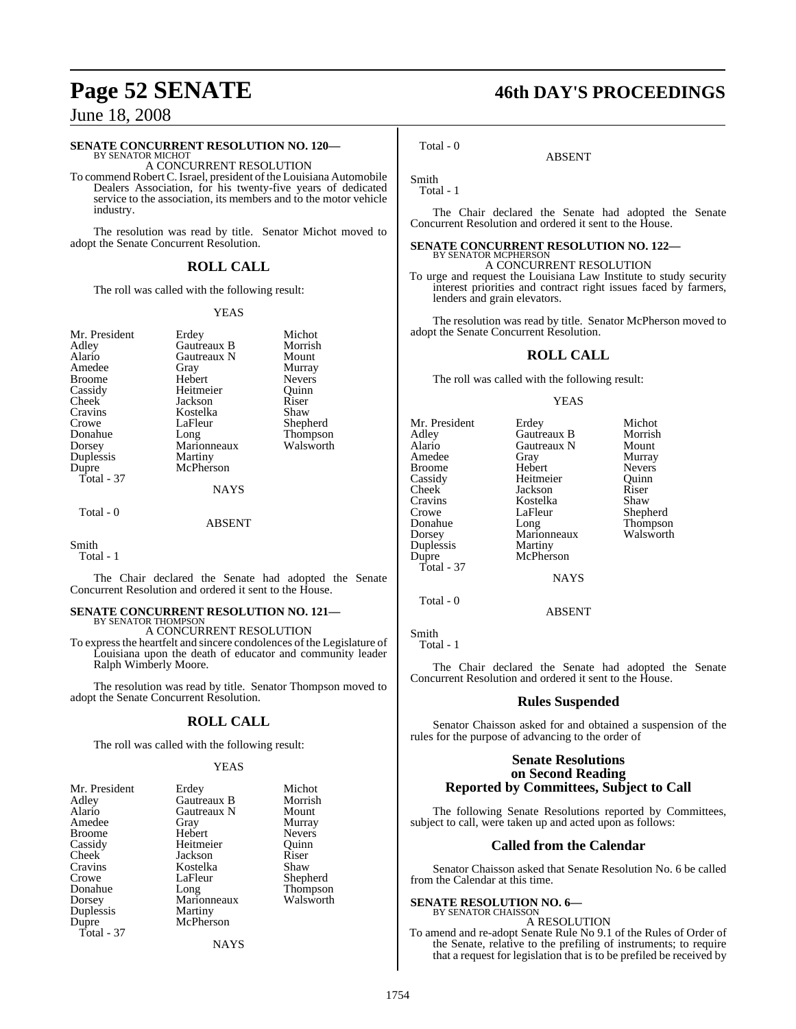**SENATE CONCURRENT RESOLUTION NO. 120—**
BY SENATOR MICHOT

A CONCURRENT RESOLUTION

To commend Robert C. Israel, president of the Louisiana Automobile Dealers Association, for his twenty-five years of dedicated service to the association, its members and to the motor vehicle industry.

The resolution was read by title. Senator Michot moved to adopt the Senate Concurrent Resolution.

## ROLL CALL

The roll was called with the following result:

YEAS

| | | |
|---|---|---|
| Mr. President | Erdey | Michot |
| Adley | Gautreaux B | Morrish |
| Alario | Gautreaux N | Mount |
| Amedee | Gray | Murray |
| Broome | Hebert | Nevers |
| Cassidy | Heitmeier | Quinn |
| Cheek | Jackson | Riser |
| Cravins | Kostelka | Shaw |
| Crowe | LaFleur | Shepherd |
| Donahue | Long | Thompson |
| Dorsey | Marionneaux | Walsworth |
| Duplessis | Martiny | |
| Dupre | McPherson | |

Total - 37

NAYS

Total - 0

ABSENT

Smith

Total - 1

The Chair declared the Senate had adopted the Senate Concurrent Resolution and ordered it sent to the House.

**SENATE CONCURRENT RESOLUTION NO. 121—**
BY SENATOR THOMPSON

A CONCURRENT RESOLUTION

To express the heartfelt and sincere condolences of the Legislature of Louisiana upon the death of educator and community leader Ralph Wimberly Moore.

The resolution was read by title. Senator Thompson moved to adopt the Senate Concurrent Resolution.

## ROLL CALL

The roll was called with the following result:

YEAS

| | | |
|---|---|---|
| Mr. President | Erdey | Michot |
| Adley | Gautreaux B | Morrish |
| Alario | Gautreaux N | Mount |
| Amedee | Gray | Murray |
| Broome | Hebert | Nevers |
| Cassidy | Heitmeier | Quinn |
| Cheek | Jackson | Riser |
| Cravins | Kostelka | Shaw |
| Crowe | LaFleur | Shepherd |
| Donahue | Long | Thompson |
| Dorsey | Marionneaux | Walsworth |
| Duplessis | Martiny | |
| Dupre | McPherson | |

Total - 37

NAYS

Total - 0

ABSENT

Smith

Total - 1

The Chair declared the Senate had adopted the Senate Concurrent Resolution and ordered it sent to the House.

**SENATE CONCURRENT RESOLUTION NO. 122—**
BY SENATOR MCPHERSON

A CONCURRENT RESOLUTION

To urge and request the Louisiana Law Institute to study security interest priorities and contract right issues faced by farmers, lenders and grain elevators.

The resolution was read by title. Senator McPherson moved to adopt the Senate Concurrent Resolution.

## ROLL CALL

The roll was called with the following result:

YEAS

| | | |
|---|---|---|
| Mr. President | Erdey | Michot |
| Adley | Gautreaux B | Morrish |
| Alario | Gautreaux N | Mount |
| Amedee | Gray | Murray |
| Broome | Hebert | Nevers |
| Cassidy | Heitmeier | Quinn |
| Cheek | Jackson | Riser |
| Cravins | Kostelka | Shaw |
| Crowe | LaFleur | Shepherd |
| Donahue | Long | Thompson |
| Dorsey | Marionneaux | Walsworth |
| Duplessis | Martiny | |
| Dupre | McPherson | |

Total - 37

NAYS

Total - 0

ABSENT

Smith

Total - 1

The Chair declared the Senate had adopted the Senate Concurrent Resolution and ordered it sent to the House.

## Rules Suspended

Senator Chaisson asked for and obtained a suspension of the rules for the purpose of advancing to the order of

## Senate Resolutions on Second Reading Reported by Committees, Subject to Call

The following Senate Resolutions reported by Committees, subject to call, were taken up and acted upon as follows:

## Called from the Calendar

Senator Chaisson asked that Senate Resolution No. 6 be called from the Calendar at this time.

**SENATE RESOLUTION NO. 6—**
BY SENATOR CHAISSON

A RESOLUTION

To amend and re-adopt Senate Rule No 9.1 of the Rules of Order of the Senate, relative to the prefiling of instruments; to require that a request for legislation that is to be prefiled be received by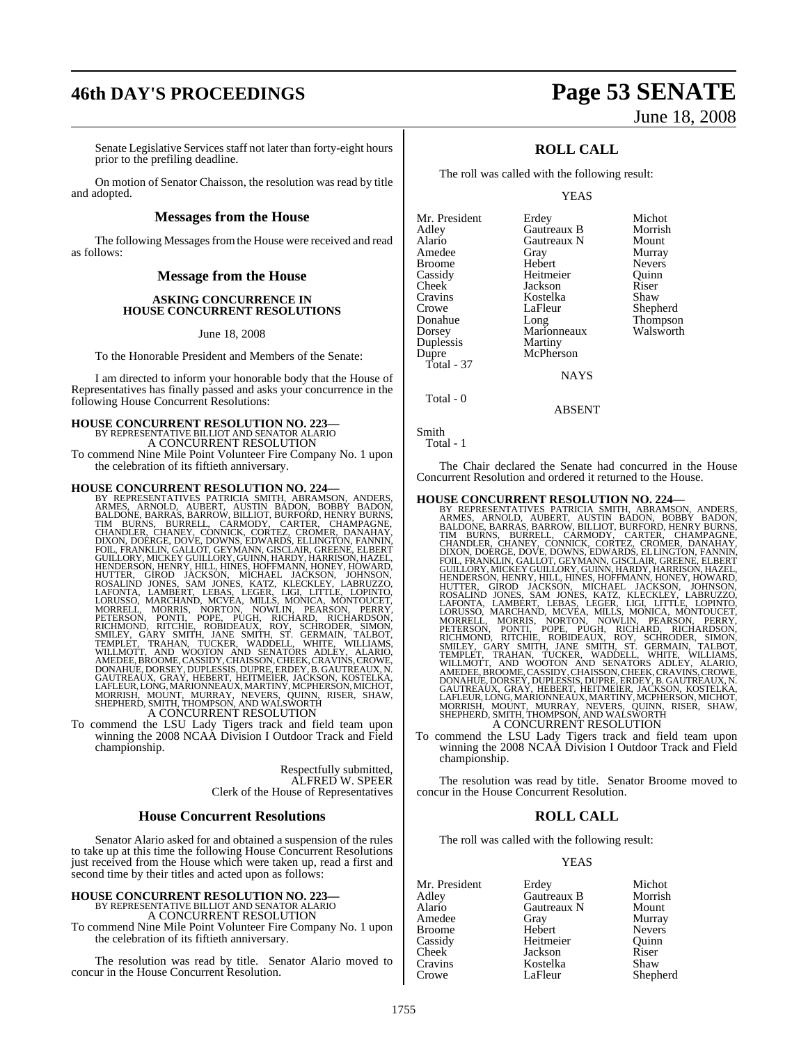Senate Legislative Services staff not later than forty-eight hours prior to the prefiling deadline.

On motion of Senator Chaisson, the resolution was read by title and adopted.

## Messages from the House

The following Messages from the House were received and read as follows:

## Message from the House

### ASKING CONCURRENCE IN HOUSE CONCURRENT RESOLUTIONS

June 18, 2008

To the Honorable President and Members of the Senate:

I am directed to inform your honorable body that the House of Representatives has finally passed and asks your concurrence in the following House Concurrent Resolutions:

**HOUSE CONCURRENT RESOLUTION NO. 223—**
BY REPRESENTATIVE BILLIOT AND SENATOR ALARIO
A CONCURRENT RESOLUTION
To commend Nine Mile Point Volunteer Fire Company No. 1 upon the celebration of its fiftieth anniversary.

**HOUSE CONCURRENT RESOLUTION NO. 224—**
BY REPRESENTATIVES PATRICIA SMITH, ABRAMSON, ANDERS, ARMES, ARNOLD, AUBERT, AUSTIN BADON, BOBBY BADON, BALDONE, BARRAS, BARROW, BILLIOT, BURFORD, HENRY BURNS, TIM BURNS, BURRELL, CARMODY, CARTER, CHAMPAGNE, CHANDLER, CHANEY, CONNICK, CORTEZ, CROMER, DANAHAY, DIXON, DOERGE, DOVE, DOWNS, EDWARDS, ELLINGTON, FANNIN, FOIL, FRANKLIN, GALLOT, GEYMANN, GISCLAIR, GREENE, ELBERT GUILLORY, MICKEY GUILLORY, GUINN, HARDY, HARRISON, HAZEL, HENDERSON, HENRY, HILL, HINES, HOFFMANN, HONEY, HOWARD, HUTTER, GIROD JACKSON, MICHAEL JACKSON, JOHNSON, ROSALIND JONES, SAM JONES, KATZ, KLECKLEY, LABRUZZO, LAFONTA, LAMBERT, LEBAS, LEGER, LIGI, LITTLE, LOPINTO, LORUSSO, MARCHAND, MCVEA, MILLS, MONICA, MONTOUCET, MORRELL, MORRIS, NORTON, NOWLIN, PEARSON, PERRY, PETERSON, PONTI, POPE, PUGH, RICHARD, RICHARDSON, RICHMOND, RITCHIE, ROBIDEAUX, ROY, SCHRODER, SIMON, SMILEY, GARY SMITH, JANE SMITH, ST. GERMAIN, TALBOT, TEMPLET, TRAHAN, TUCKER, WADDELL, WHITE, WILLIAMS, WILLMOTT, AND WOOTON AND SENATORS ADLEY, ALARIO, AMEDEE, BROOME, CASSIDY, CHAISSON, CHEEK, CRAVINS, CROWE, DONAHUE, DORSEY, DUPLESSIS, DUPRE, ERDEY, B. GAUTREAUX, N. GAUTREAUX, GRAY, HEBERT, HEITMEIER, JACKSON, KOSTELKA, LAFLEUR, LONG, MARIONNEAUX, MARTINY, MCPHERSON, MICHOT, MORRISH, MOUNT, MURRAY, NEVERS, QUINN, RISER, SHAW, SHEPHERD, SMITH, THOMPSON, AND WALSWORTH
A CONCURRENT RESOLUTION
To commend the LSU Lady Tigers track and field team upon winning the 2008 NCAA Division I Outdoor Track and Field championship.

Respectfully submitted,
ALFRED W. SPEER
Clerk of the House of Representatives

## House Concurrent Resolutions

Senator Alario asked for and obtained a suspension of the rules to take up at this time the following House Concurrent Resolutions just received from the House which were taken up, read a first and second time by their titles and acted upon as follows:

**HOUSE CONCURRENT RESOLUTION NO. 223—**
BY REPRESENTATIVE BILLIOT AND SENATOR ALARIO
A CONCURRENT RESOLUTION
To commend Nine Mile Point Volunteer Fire Company No. 1 upon the celebration of its fiftieth anniversary.

The resolution was read by title. Senator Alario moved to concur in the House Concurrent Resolution.

## ROLL CALL

The roll was called with the following result:

YEAS

| | | |
|---|---|---|
| Mr. President | Erdey | Michot |
| Adley | Gautreaux B | Morrish |
| Alario | Gautreaux N | Mount |
| Amedee | Gray | Murray |
| Broome | Hebert | Nevers |
| Cassidy | Heitmeier | Quinn |
| Cheek | Jackson | Riser |
| Cravins | Kostelka | Shaw |
| Crowe | LaFleur | Shepherd |
| Donahue | Long | Thompson |
| Dorsey | Marionneaux | Walsworth |
| Duplessis | Martiny | |
| Dupre | McPherson | |

Total - 37

NAYS

Total - 0

ABSENT

Smith

Total - 1

The Chair declared the Senate had concurred in the House Concurrent Resolution and ordered it returned to the House.

**HOUSE CONCURRENT RESOLUTION NO. 224—**
BY REPRESENTATIVES PATRICIA SMITH, ABRAMSON, ANDERS, ARMES, ARNOLD, AUBERT, AUSTIN BADON, BOBBY BADON, BALDONE, BARRAS, BARROW, BILLIOT, BURFORD, HENRY BURNS, TIM BURNS, BURRELL, CARMODY, CARTER, CHAMPAGNE, CHANDLER, CHANEY, CONNICK, CORTEZ, CROMER, DANAHAY, DIXON, DOERGE, DOVE, DOWNS, EDWARDS, ELLINGTON, FANNIN, FOIL, FRANKLIN, GALLOT, GEYMANN, GISCLAIR, GREENE, ELBERT GUILLORY, MICKEY GUILLORY, GUINN, HARDY, HARRISON, HAZEL, HENDERSON, HENRY, HILL, HINES, HOFFMANN, HONEY, HOWARD, HUTTER, GIROD JACKSON, MICHAEL JACKSON, JOHNSON, ROSALIND JONES, SAM JONES, KATZ, KLECKLEY, LABRUZZO, LAFONTA, LAMBERT, LEBAS, LEGER, LIGI, LITTLE, LOPINTO, LORUSSO, MARCHAND, MCVEA, MILLS, MONICA, MONTOUCET, MORRELL, MORRIS, NORTON, NOWLIN, PEARSON, PERRY, PETERSON, PONTI, POPE, PUGH, RICHARD, RICHARDSON, RICHMOND, RITCHIE, ROBIDEAUX, ROY, SCHRODER, SIMON, SMILEY, GARY SMITH, JANE SMITH, ST. GERMAIN, TALBOT, TEMPLET, TRAHAN, TUCKER, WADDELL, WHITE, WILLIAMS, WILLMOTT, AND WOOTON AND SENATORS ADLEY, ALARIO, AMEDEE, BROOME, CASSIDY, CHAISSON, CHEEK, CRAVINS, CROWE, DONAHUE, DORSEY, DUPLESSIS, DUPRE, ERDEY, B. GAUTREAUX, N. GAUTREAUX, GRAY, HEBERT, HEITMEIER, JACKSON, KOSTELKA, LAFLEUR, LONG, MARIONNEAUX, MARTINY, MCPHERSON, MICHOT, MORRISH, MOUNT, MURRAY, NEVERS, QUINN, RISER, SHAW, SHEPHERD, SMITH, THOMPSON, AND WALSWORTH
A CONCURRENT RESOLUTION
To commend the LSU Lady Tigers track and field team upon winning the 2008 NCAA Division I Outdoor Track and Field championship.

The resolution was read by title. Senator Broome moved to concur in the House Concurrent Resolution.

## ROLL CALL

The roll was called with the following result:

YEAS

| | | |
|---|---|---|
| Mr. President | Erdey | Michot |
| Adley | Gautreaux B | Morrish |
| Alario | Gautreaux N | Mount |
| Amedee | Gray | Murray |
| Broome | Hebert | Nevers |
| Cassidy | Heitmeier | Quinn |
| Cheek | Jackson | Riser |
| Cravins | Kostelka | Shaw |
| Crowe | LaFleur | Shepherd |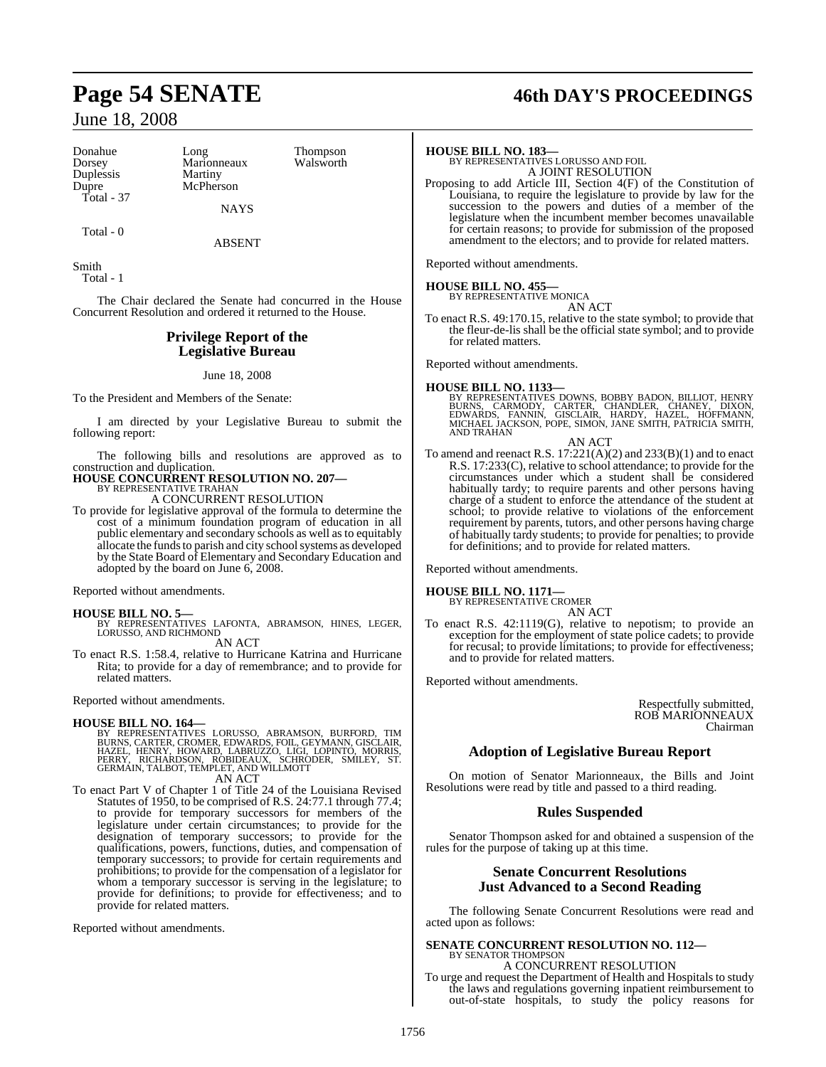| | | |
|---|---|---|
| Donahue | Long | Thompson |
| Dorsey | Marionneaux | Walsworth |
| Duplessis | Martiny | |
| Dupre | McPherson | |
| Total - 37 | | |

NAYS

Total - 0

ABSENT

Smith
Total - 1

The Chair declared the Senate had concurred in the House Concurrent Resolution and ordered it returned to the House.

## Privilege Report of the Legislative Bureau

June 18, 2008

To the President and Members of the Senate:

I am directed by your Legislative Bureau to submit the following report:

The following bills and resolutions are approved as to construction and duplication.

**HOUSE CONCURRENT RESOLUTION NO. 207—**
BY REPRESENTATIVE TRAHAN
A CONCURRENT RESOLUTION
To provide for legislative approval of the formula to determine the cost of a minimum foundation program of education in all public elementary and secondary schools as well as to equitably allocate the funds to parish and city school systems as developed by the State Board of Elementary and Secondary Education and adopted by the board on June 6, 2008.

Reported without amendments.

**HOUSE BILL NO. 5—**
BY REPRESENTATIVES LAFONTA, ABRAMSON, HINES, LEGER, LORUSSO, AND RICHMOND
AN ACT
To enact R.S. 1:58.4, relative to Hurricane Katrina and Hurricane Rita; to provide for a day of remembrance; and to provide for related matters.

Reported without amendments.

**HOUSE BILL NO. 164—**
BY REPRESENTATIVES LORUSSO, ABRAMSON, BURFORD, TIM BURNS, CARTER, CROMER, EDWARDS, FOIL, GEYMANN, GISCLAIR, HAZEL, HENRY, HOWARD, LABRUZZO, LIGI, LOPINTO, MORRIS, PERRY, RICHARDSON, ROBIDEAUX, SCHRODER, SMILEY, ST. GERMAIN, TALBOT, TEMPLET, AND WILLMOTT
AN ACT
To enact Part V of Chapter 1 of Title 24 of the Louisiana Revised Statutes of 1950, to be comprised of R.S. 24:77.1 through 77.4; to provide for temporary successors for members of the legislature under certain circumstances; to provide for the designation of temporary successors; to provide for the qualifications, powers, functions, duties, and compensation of temporary successors; to provide for certain requirements and prohibitions; to provide for the compensation of a legislator for whom a temporary successor is serving in the legislature; to provide for definitions; to provide for effectiveness; and to provide for related matters.

Reported without amendments.

**HOUSE BILL NO. 183—**
BY REPRESENTATIVES LORUSSO AND FOIL
A JOINT RESOLUTION
Proposing to add Article III, Section 4(F) of the Constitution of Louisiana, to require the legislature to provide by law for the succession to the powers and duties of a member of the legislature when the incumbent member becomes unavailable for certain reasons; to provide for submission of the proposed amendment to the electors; and to provide for related matters.

Reported without amendments.

**HOUSE BILL NO. 455—**
BY REPRESENTATIVE MONICA
AN ACT
To enact R.S. 49:170.15, relative to the state symbol; to provide that the fleur-de-lis shall be the official state symbol; and to provide for related matters.

Reported without amendments.

**HOUSE BILL NO. 1133—**
BY REPRESENTATIVES DOWNS, BOBBY BADON, BILLIOT, HENRY BURNS, CARMODY, CARTER, CHANDLER, CHANEY, DIXON, EDWARDS, FANNIN, GISCLAIR, HARDY, HAZEL, HOFFMANN, MICHAEL JACKSON, POPE, SIMON, JANE SMITH, PATRICIA SMITH, AND TRAHAN
AN ACT
To amend and reenact R.S. 17:221(A)(2) and 233(B)(1) and to enact R.S. 17:233(C), relative to school attendance; to provide for the circumstances under which a student shall be considered habitually tardy; to require parents and other persons having charge of a student to enforce the attendance of the student at school; to provide relative to violations of the enforcement requirement by parents, tutors, and other persons having charge of habitually tardy students; to provide for penalties; to provide for definitions; and to provide for related matters.

Reported without amendments.

**HOUSE BILL NO. 1171—**
BY REPRESENTATIVE CROMER
AN ACT
To enact R.S. 42:1119(G), relative to nepotism; to provide an exception for the employment of state police cadets; to provide for recusal; to provide limitations; to provide for effectiveness; and to provide for related matters.

Reported without amendments.

Respectfully submitted,
ROB MARIONNEAUX
Chairman

## Adoption of Legislative Bureau Report

On motion of Senator Marionneaux, the Bills and Joint Resolutions were read by title and passed to a third reading.

## Rules Suspended

Senator Thompson asked for and obtained a suspension of the rules for the purpose of taking up at this time.

## Senate Concurrent Resolutions Just Advanced to a Second Reading

The following Senate Concurrent Resolutions were read and acted upon as follows:

**SENATE CONCURRENT RESOLUTION NO. 112—**
BY SENATOR THOMPSON
A CONCURRENT RESOLUTION
To urge and request the Department of Health and Hospitals to study the laws and regulations governing inpatient reimbursement to out-of-state hospitals, to study the policy reasons for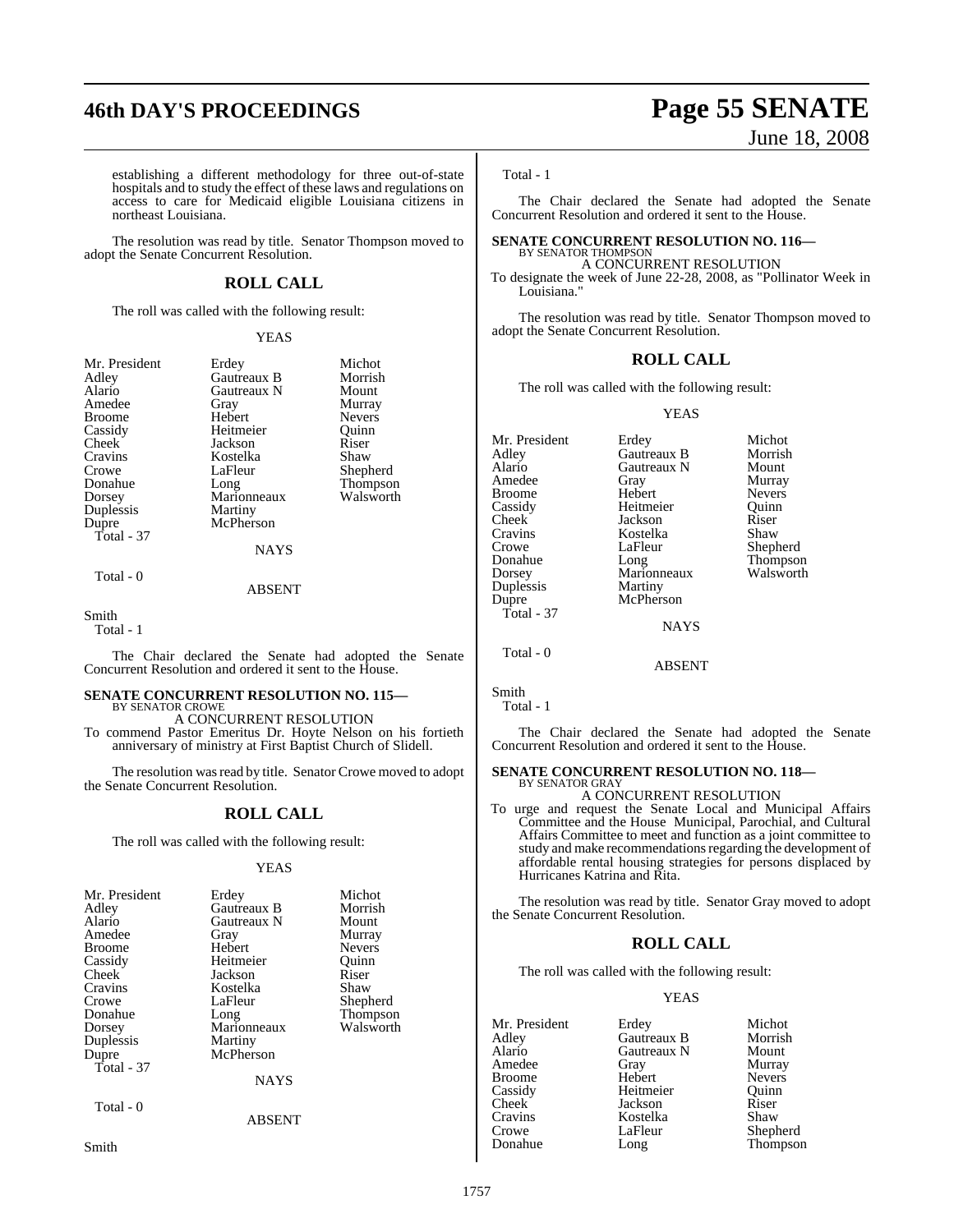establishing a different methodology for three out-of-state hospitals and to study the effect of these laws and regulations on access to care for Medicaid eligible Louisiana citizens in northeast Louisiana.

The resolution was read by title. Senator Thompson moved to adopt the Senate Concurrent Resolution.

## ROLL CALL

The roll was called with the following result:

YEAS

| | | |
|---|---|---|
| Mr. President | Erdey | Michot |
| Adley | Gautreaux B | Morrish |
| Alario | Gautreaux N | Mount |
| Amedee | Gray | Murray |
| Broome | Hebert | Nevers |
| Cassidy | Heitmeier | Quinn |
| Cheek | Jackson | Riser |
| Cravins | Kostelka | Shaw |
| Crowe | LaFleur | Shepherd |
| Donahue | Long | Thompson |
| Dorsey | Marionneaux | Walsworth |
| Duplessis | Martiny | |
| Dupre | McPherson | |

Total - 37

NAYS

Total - 0

ABSENT

Smith

Total - 1

The Chair declared the Senate had adopted the Senate Concurrent Resolution and ordered it sent to the House.

### SENATE CONCURRENT RESOLUTION NO. 115—
BY SENATOR CROWE

A CONCURRENT RESOLUTION

To commend Pastor Emeritus Dr. Hoyte Nelson on his fortieth anniversary of ministry at First Baptist Church of Slidell.

The resolution was read by title. Senator Crowe moved to adopt the Senate Concurrent Resolution.

## ROLL CALL

The roll was called with the following result:

YEAS

| | | |
|---|---|---|
| Mr. President | Erdey | Michot |
| Adley | Gautreaux B | Morrish |
| Alario | Gautreaux N | Mount |
| Amedee | Gray | Murray |
| Broome | Hebert | Nevers |
| Cassidy | Heitmeier | Quinn |
| Cheek | Jackson | Riser |
| Cravins | Kostelka | Shaw |
| Crowe | LaFleur | Shepherd |
| Donahue | Long | Thompson |
| Dorsey | Marionneaux | Walsworth |
| Duplessis | Martiny | |
| Dupre | McPherson | |

Total - 37

NAYS

Total - 0

ABSENT

Smith

Total - 1

The Chair declared the Senate had adopted the Senate Concurrent Resolution and ordered it sent to the House.

### SENATE CONCURRENT RESOLUTION NO. 116—
BY SENATOR THOMPSON

A CONCURRENT RESOLUTION

To designate the week of June 22-28, 2008, as "Pollinator Week in Louisiana."

The resolution was read by title. Senator Thompson moved to adopt the Senate Concurrent Resolution.

## ROLL CALL

The roll was called with the following result:

YEAS

| | | |
|---|---|---|
| Mr. President | Erdey | Michot |
| Adley | Gautreaux B | Morrish |
| Alario | Gautreaux N | Mount |
| Amedee | Gray | Murray |
| Broome | Hebert | Nevers |
| Cassidy | Heitmeier | Quinn |
| Cheek | Jackson | Riser |
| Cravins | Kostelka | Shaw |
| Crowe | LaFleur | Shepherd |
| Donahue | Long | Thompson |
| Dorsey | Marionneaux | Walsworth |
| Duplessis | Martiny | |
| Dupre | McPherson | |

Total - 37

NAYS

Total - 0

ABSENT

Smith

Total - 1

The Chair declared the Senate had adopted the Senate Concurrent Resolution and ordered it sent to the House.

### SENATE CONCURRENT RESOLUTION NO. 118—
BY SENATOR GRAY

A CONCURRENT RESOLUTION

To urge and request the Senate Local and Municipal Affairs Committee and the House Municipal, Parochial, and Cultural Affairs Committee to meet and function as a joint committee to study and make recommendations regarding the development of affordable rental housing strategies for persons displaced by Hurricanes Katrina and Rita.

The resolution was read by title. Senator Gray moved to adopt the Senate Concurrent Resolution.

## ROLL CALL

The roll was called with the following result:

YEAS

| | | |
|---|---|---|
| Mr. President | Erdey | Michot |
| Adley | Gautreaux B | Morrish |
| Alario | Gautreaux N | Mount |
| Amedee | Gray | Murray |
| Broome | Hebert | Nevers |
| Cassidy | Heitmeier | Quinn |
| Cheek | Jackson | Riser |
| Cravins | Kostelka | Shaw |
| Crowe | LaFleur | Shepherd |
| Donahue | Long | Thompson |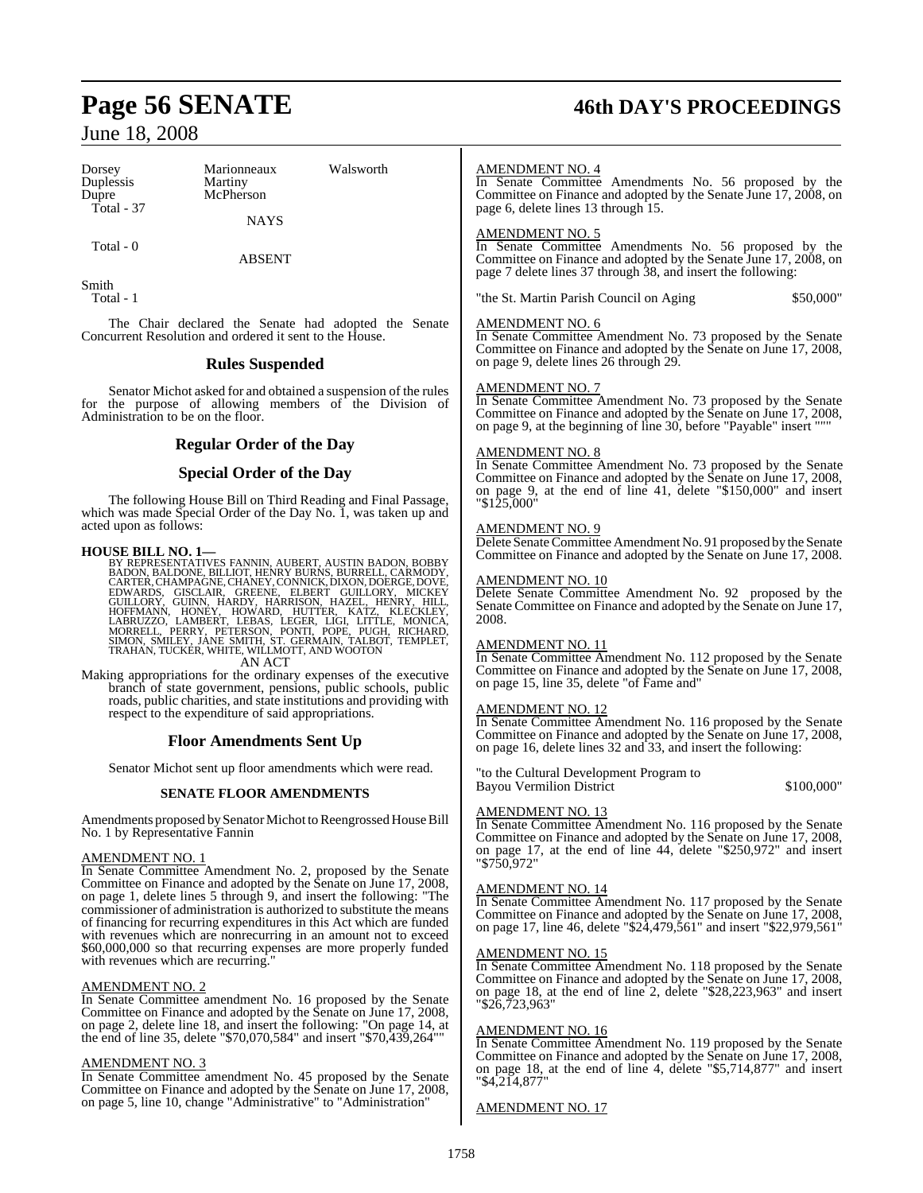| Dorsey | Marionneaux | Walsworth |
|---|---|---|
| Duplessis | Martiny | |
| Dupre | McPherson | |

Total - 37

NAYS

Total - 0

ABSENT

Smith

Total - 1

The Chair declared the Senate had adopted the Senate Concurrent Resolution and ordered it sent to the House.

## Rules Suspended

Senator Michot asked for and obtained a suspension of the rules for the purpose of allowing members of the Division of Administration to be on the floor.

## Regular Order of the Day

## Special Order of the Day

The following House Bill on Third Reading and Final Passage, which was made Special Order of the Day No. 1, was taken up and acted upon as follows:

**HOUSE BILL NO. 1—**

BY REPRESENTATIVES FANNIN, AUBERT, AUSTIN BADON, BOBBY BADON, BALDONE, BILLIOT, HENRY BURNS, BURRELL, CARMODY, CARTER, CHAMPAGNE, CHANEY, CONNICK, DIXON, DOERGE, DOVE, EDWARDS, GISCLAIR, GREENE, ELBERT GUILLORY, MICKEY GUILLORY, GUINN, HARDY, HARRISON, HAZEL, HENRY, HILL, HOFFMANN, HONEY, HOWARD, HUTTER, KATZ, KLECKLEY, LABRUZZO, LAMBERT, LEBAS, LEGER, LIGI, LITTLE, MONICA, MORRELL, PERRY, PETERSON, PONTI, POPE, PUGH, RICHARD, SIMON, SMILEY, JANE SMITH, ST. GERMAIN, TALBOT, TEMPLET, TRAHAN, TUCKER, WHITE, WILLMOTT, AND WOOTON

AN ACT

Making appropriations for the ordinary expenses of the executive branch of state government, pensions, public schools, public roads, public charities, and state institutions and providing with respect to the expenditure of said appropriations.

## Floor Amendments Sent Up

Senator Michot sent up floor amendments which were read.

### SENATE FLOOR AMENDMENTS

Amendments proposed by Senator Michot to Reengrossed House Bill No. 1 by Representative Fannin

AMENDMENT NO. 1

In Senate Committee Amendment No. 2, proposed by the Senate Committee on Finance and adopted by the Senate on June 17, 2008, on page 1, delete lines 5 through 9, and insert the following: "The commissioner of administration is authorized to substitute the means of financing for recurring expenditures in this Act which are funded with revenues which are nonrecurring in an amount not to exceed $60,000,000 so that recurring expenses are more properly funded with revenues which are recurring."

AMENDMENT NO. 2

In Senate Committee amendment No. 16 proposed by the Senate Committee on Finance and adopted by the Senate on June 17, 2008, on page 2, delete line 18, and insert the following: "On page 14, at the end of line 35, delete "$70,070,584" and insert "$70,439,264""

AMENDMENT NO. 3

In Senate Committee amendment No. 45 proposed by the Senate Committee on Finance and adopted by the Senate on June 17, 2008, on page 5, line 10, change "Administrative" to "Administration"

AMENDMENT NO. 4

In Senate Committee Amendments No. 56 proposed by the Committee on Finance and adopted by the Senate June 17, 2008, on page 6, delete lines 13 through 15.

AMENDMENT NO. 5

In Senate Committee Amendments No. 56 proposed by the Committee on Finance and adopted by the Senate June 17, 2008, on page 7 delete lines 37 through 38, and insert the following:

"the St. Martin Parish Council on Aging $50,000"

AMENDMENT NO. 6

In Senate Committee Amendment No. 73 proposed by the Senate Committee on Finance and adopted by the Senate on June 17, 2008, on page 9, delete lines 26 through 29.

AMENDMENT NO. 7

In Senate Committee Amendment No. 73 proposed by the Senate Committee on Finance and adopted by the Senate on June 17, 2008, on page 9, at the beginning of line 30, before "Payable" insert """

AMENDMENT NO. 8

In Senate Committee Amendment No. 73 proposed by the Senate Committee on Finance and adopted by the Senate on June 17, 2008, on page 9, at the end of line 41, delete "$150,000" and insert "$125,000"

AMENDMENT NO. 9

Delete Senate Committee Amendment No. 91 proposed by the Senate Committee on Finance and adopted by the Senate on June 17, 2008.

AMENDMENT NO. 10

Delete Senate Committee Amendment No. 92 proposed by the Senate Committee on Finance and adopted by the Senate on June 17, 2008.

AMENDMENT NO. 11

In Senate Committee Amendment No. 112 proposed by the Senate Committee on Finance and adopted by the Senate on June 17, 2008, on page 15, line 35, delete "of Fame and"

AMENDMENT NO. 12

In Senate Committee Amendment No. 116 proposed by the Senate Committee on Finance and adopted by the Senate on June 17, 2008, on page 16, delete lines 32 and 33, and insert the following:

"to the Cultural Development Program to
Bayou Vermilion District $100,000"

AMENDMENT NO. 13

In Senate Committee Amendment No. 116 proposed by the Senate Committee on Finance and adopted by the Senate on June 17, 2008, on page 17, at the end of line 44, delete "$250,972" and insert "$750,972"

AMENDMENT NO. 14

In Senate Committee Amendment No. 117 proposed by the Senate Committee on Finance and adopted by the Senate on June 17, 2008, on page 17, line 46, delete "$24,479,561" and insert "$22,979,561"

AMENDMENT NO. 15

In Senate Committee Amendment No. 118 proposed by the Senate Committee on Finance and adopted by the Senate on June 17, 2008, on page 18, at the end of line 2, delete "$28,223,963" and insert "$26,723,963"

AMENDMENT NO. 16

In Senate Committee Amendment No. 119 proposed by the Senate Committee on Finance and adopted by the Senate on June 17, 2008, on page 18, at the end of line 4, delete "$5,714,877" and insert "$4,214,877"

AMENDMENT NO. 17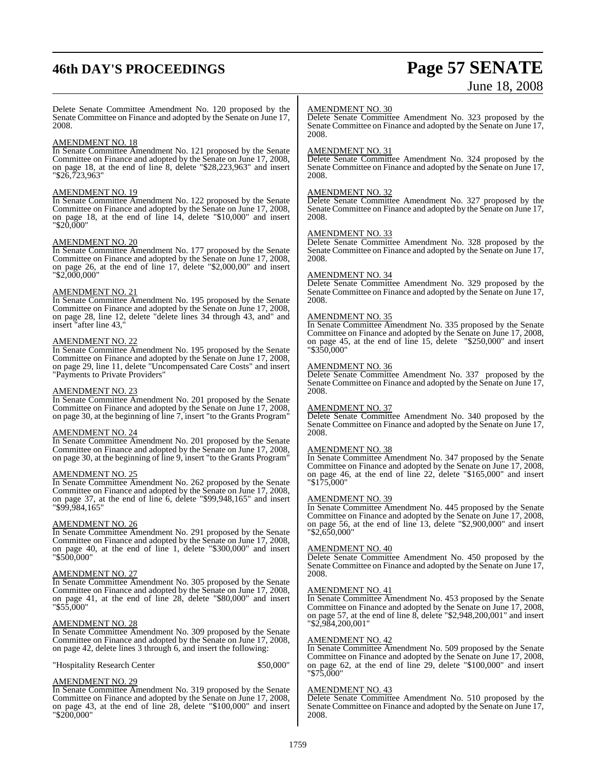Delete Senate Committee Amendment No. 120 proposed by the Senate Committee on Finance and adopted by the Senate on June 17, 2008.

AMENDMENT NO. 18

In Senate Committee Amendment No. 121 proposed by the Senate Committee on Finance and adopted by the Senate on June 17, 2008, on page 18, at the end of line 8, delete "$28,223,963" and insert "$26,723,963"

AMENDMENT NO. 19

In Senate Committee Amendment No. 122 proposed by the Senate Committee on Finance and adopted by the Senate on June 17, 2008, on page 18, at the end of line 14, delete "$10,000" and insert "$20,000"

AMENDMENT NO. 20

In Senate Committee Amendment No. 177 proposed by the Senate Committee on Finance and adopted by the Senate on June 17, 2008, on page 26, at the end of line 17, delete "$2,000,00" and insert "$2,000,000"

AMENDMENT NO. 21

In Senate Committee Amendment No. 195 proposed by the Senate Committee on Finance and adopted by the Senate on June 17, 2008, on page 28, line 12, delete "delete lines 34 through 43, and" and insert "after line 43,"

AMENDMENT NO. 22

In Senate Committee Amendment No. 195 proposed by the Senate Committee on Finance and adopted by the Senate on June 17, 2008, on page 29, line 11, delete "Uncompensated Care Costs" and insert "Payments to Private Providers"

AMENDMENT NO. 23

In Senate Committee Amendment No. 201 proposed by the Senate Committee on Finance and adopted by the Senate on June 17, 2008, on page 30, at the beginning of line 7, insert "to the Grants Program"

AMENDMENT NO. 24

In Senate Committee Amendment No. 201 proposed by the Senate Committee on Finance and adopted by the Senate on June 17, 2008, on page 30, at the beginning of line 9, insert "to the Grants Program"

AMENDMENT NO. 25

In Senate Committee Amendment No. 262 proposed by the Senate Committee on Finance and adopted by the Senate on June 17, 2008, on page 37, at the end of line 6, delete "$99,948,165" and insert "$99,984,165"

AMENDMENT NO. 26

In Senate Committee Amendment No. 291 proposed by the Senate Committee on Finance and adopted by the Senate on June 17, 2008, on page 40, at the end of line 1, delete "$300,000" and insert "$500,000"

AMENDMENT NO. 27

In Senate Committee Amendment No. 305 proposed by the Senate Committee on Finance and adopted by the Senate on June 17, 2008, on page 41, at the end of line 28, delete "$80,000" and insert "$55,000"

AMENDMENT NO. 28

In Senate Committee Amendment No. 309 proposed by the Senate Committee on Finance and adopted by the Senate on June 17, 2008, on page 42, delete lines 3 through 6, and insert the following:

"Hospitality Research Center $50,000"

AMENDMENT NO. 29

In Senate Committee Amendment No. 319 proposed by the Senate Committee on Finance and adopted by the Senate on June 17, 2008, on page 43, at the end of line 28, delete "$100,000" and insert "$200,000"

AMENDMENT NO. 30

Delete Senate Committee Amendment No. 323 proposed by the Senate Committee on Finance and adopted by the Senate on June 17, 2008.

AMENDMENT NO. 31

Delete Senate Committee Amendment No. 324 proposed by the Senate Committee on Finance and adopted by the Senate on June 17, 2008.

AMENDMENT NO. 32

Delete Senate Committee Amendment No. 327 proposed by the Senate Committee on Finance and adopted by the Senate on June 17, 2008.

AMENDMENT NO. 33

Delete Senate Committee Amendment No. 328 proposed by the Senate Committee on Finance and adopted by the Senate on June 17, 2008.

AMENDMENT NO. 34

Delete Senate Committee Amendment No. 329 proposed by the Senate Committee on Finance and adopted by the Senate on June 17, 2008.

AMENDMENT NO. 35

In Senate Committee Amendment No. 335 proposed by the Senate Committee on Finance and adopted by the Senate on June 17, 2008, on page 45, at the end of line 15, delete "$250,000" and insert "$350,000"

AMENDMENT NO. 36

Delete Senate Committee Amendment No. 337 proposed by the Senate Committee on Finance and adopted by the Senate on June 17, 2008.

AMENDMENT NO. 37

Delete Senate Committee Amendment No. 340 proposed by the Senate Committee on Finance and adopted by the Senate on June 17, 2008.

AMENDMENT NO. 38

In Senate Committee Amendment No. 347 proposed by the Senate Committee on Finance and adopted by the Senate on June 17, 2008, on page 46, at the end of line 22, delete "$165,000" and insert "$175,000"

AMENDMENT NO. 39

In Senate Committee Amendment No. 445 proposed by the Senate Committee on Finance and adopted by the Senate on June 17, 2008, on page 56, at the end of line 13, delete "$2,900,000" and insert "$2,650,000"

AMENDMENT NO. 40

Delete Senate Committee Amendment No. 450 proposed by the Senate Committee on Finance and adopted by the Senate on June 17, 2008.

AMENDMENT NO. 41

In Senate Committee Amendment No. 453 proposed by the Senate Committee on Finance and adopted by the Senate on June 17, 2008, on page 57, at the end of line 8, delete "$2,948,200,001" and insert "$2,984,200,001"

AMENDMENT NO. 42

In Senate Committee Amendment No. 509 proposed by the Senate Committee on Finance and adopted by the Senate on June 17, 2008, on page 62, at the end of line 29, delete "$100,000" and insert "$75,000"

AMENDMENT NO. 43

Delete Senate Committee Amendment No. 510 proposed by the Senate Committee on Finance and adopted by the Senate on June 17, 2008.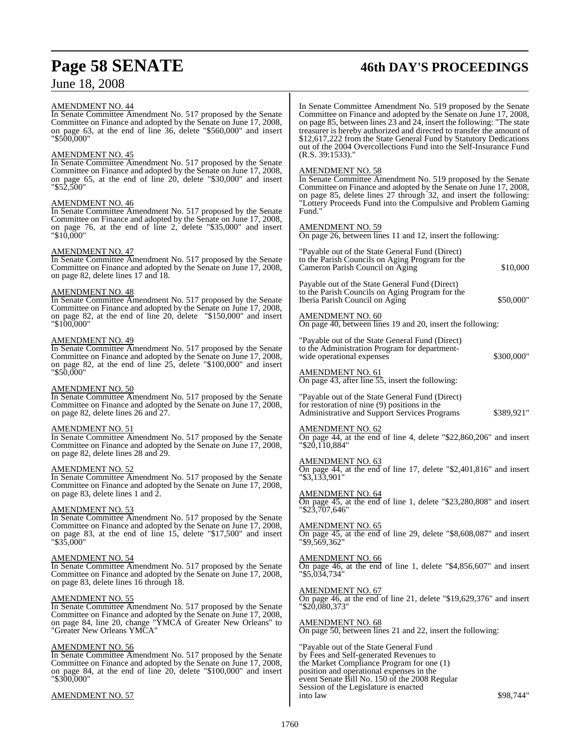AMENDMENT NO. 44

In Senate Committee Amendment No. 517 proposed by the Senate Committee on Finance and adopted by the Senate on June 17, 2008, on page 63, at the end of line 36, delete "$560,000" and insert "$500,000"

AMENDMENT NO. 45

In Senate Committee Amendment No. 517 proposed by the Senate Committee on Finance and adopted by the Senate on June 17, 2008, on page 65, at the end of line 20, delete "$30,000" and insert "$52,500"

AMENDMENT NO. 46

In Senate Committee Amendment No. 517 proposed by the Senate Committee on Finance and adopted by the Senate on June 17, 2008, on page 76, at the end of line 2, delete "$35,000" and insert "$10,000"

AMENDMENT NO. 47

In Senate Committee Amendment No. 517 proposed by the Senate Committee on Finance and adopted by the Senate on June 17, 2008, on page 82, delete lines 17 and 18.

AMENDMENT NO. 48

In Senate Committee Amendment No. 517 proposed by the Senate Committee on Finance and adopted by the Senate on June 17, 2008, on page 82, at the end of line 20, delete "$150,000" and insert "$100,000"

AMENDMENT NO. 49

In Senate Committee Amendment No. 517 proposed by the Senate Committee on Finance and adopted by the Senate on June 17, 2008, on page 82, at the end of line 25, delete "$100,000" and insert "$50,000"

AMENDMENT NO. 50

In Senate Committee Amendment No. 517 proposed by the Senate Committee on Finance and adopted by the Senate on June 17, 2008, on page 82, delete lines 26 and 27.

AMENDMENT NO. 51

In Senate Committee Amendment No. 517 proposed by the Senate Committee on Finance and adopted by the Senate on June 17, 2008, on page 82, delete lines 28 and 29.

AMENDMENT NO. 52

In Senate Committee Amendment No. 517 proposed by the Senate Committee on Finance and adopted by the Senate on June 17, 2008, on page 83, delete lines 1 and 2.

AMENDMENT NO. 53

In Senate Committee Amendment No. 517 proposed by the Senate Committee on Finance and adopted by the Senate on June 17, 2008, on page 83, at the end of line 15, delete "$17,500" and insert "$35,000"

AMENDMENT NO. 54

In Senate Committee Amendment No. 517 proposed by the Senate Committee on Finance and adopted by the Senate on June 17, 2008, on page 83, delete lines 16 through 18.

AMENDMENT NO. 55

In Senate Committee Amendment No. 517 proposed by the Senate Committee on Finance and adopted by the Senate on June 17, 2008, on page 84, line 20, change "YMCA of Greater New Orleans" to "Greater New Orleans YMCA"

AMENDMENT NO. 56

In Senate Committee Amendment No. 517 proposed by the Senate Committee on Finance and adopted by the Senate on June 17, 2008, on page 84, at the end of line 20, delete "$100,000" and insert "$300,000"

AMENDMENT NO. 57

In Senate Committee Amendment No. 519 proposed by the Senate Committee on Finance and adopted by the Senate on June 17, 2008, on page 85, between lines 23 and 24, insert the following: "The state treasurer is hereby authorized and directed to transfer the amount of $12,617,222 from the State General Fund by Statutory Dedications out of the 2004 Overcollections Fund into the Self-Insurance Fund (R.S. 39:1533)."

AMENDMENT NO. 58

In Senate Committee Amendment No. 519 proposed by the Senate Committee on Finance and adopted by the Senate on June 17, 2008, on page 85, delete lines 27 through 32, and insert the following: "Lottery Proceeds Fund into the Compulsive and Problem Gaming Fund."

AMENDMENT NO. 59

On page 26, between lines 11 and 12, insert the following:

"Payable out of the State General Fund (Direct) to the Parish Councils on Aging Program for the Cameron Parish Council on Aging $10,000

Payable out of the State General Fund (Direct) to the Parish Councils on Aging Program for the Iberia Parish Council on Aging $50,000"

AMENDMENT NO. 60

On page 40, between lines 19 and 20, insert the following:

"Payable out of the State General Fund (Direct) to the Administration Program for department-wide operational expenses $300,000"

AMENDMENT NO. 61

On page 43, after line 55, insert the following:

"Payable out of the State General Fund (Direct) for restoration of nine (9) positions in the Administrative and Support Services Programs $389,921"

AMENDMENT NO. 62

On page 44, at the end of line 4, delete "$22,860,206" and insert "$20,110,884"

AMENDMENT NO. 63

On page 44, at the end of line 17, delete "$2,401,816" and insert "$3,133,901"

AMENDMENT NO. 64

On page 45, at the end of line 1, delete "$23,280,808" and insert "$23,707,646"

AMENDMENT NO. 65

On page 45, at the end of line 29, delete "$8,608,087" and insert "$9,569,362"

AMENDMENT NO. 66

On page 46, at the end of line 1, delete "$4,856,607" and insert "$5,034,734"

AMENDMENT NO. 67

On page 46, at the end of line 21, delete "$19,629,376" and insert "$20,080,373"

AMENDMENT NO. 68

On page 50, between lines 21 and 22, insert the following:

"Payable out of the State General Fund by Fees and Self-generated Revenues to the Market Compliance Program for one (1) position and operational expenses in the event Senate Bill No. 150 of the 2008 Regular Session of the Legislature is enacted into law $98,744"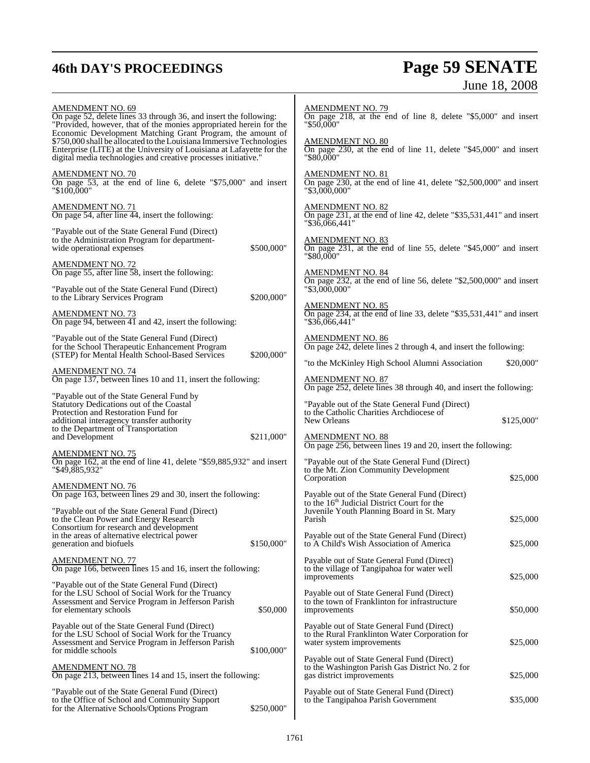AMENDMENT NO. 69

On page 52, delete lines 33 through 36, and insert the following: "Provided, however, that of the monies appropriated herein for the Economic Development Matching Grant Program, the amount of $750,000 shall be allocated to the Louisiana Immersive Technologies Enterprise (LITE) at the University of Louisiana at Lafayette for the digital media technologies and creative processes initiative."

AMENDMENT NO. 70

On page 53, at the end of line 6, delete "$75,000" and insert "$100,000"

AMENDMENT NO. 71

On page 54, after line 44, insert the following:

"Payable out of the State General Fund (Direct) to the Administration Program for department-wide operational expenses $500,000"

AMENDMENT NO. 72

On page 55, after line 58, insert the following:

"Payable out of the State General Fund (Direct) to the Library Services Program $200,000"

AMENDMENT NO. 73

On page 94, between 41 and 42, insert the following:

"Payable out of the State General Fund (Direct) for the School Therapeutic Enhancement Program (STEP) for Mental Health School-Based Services $200,000"

AMENDMENT NO. 74

On page 137, between lines 10 and 11, insert the following:

"Payable out of the State General Fund by Statutory Dedications out of the Coastal Protection and Restoration Fund for additional interagency transfer authority to the Department of Transportation and Development $211,000"

AMENDMENT NO. 75

On page 162, at the end of line 41, delete "$59,885,932" and insert "$49,885,932"

AMENDMENT NO. 76

On page 163, between lines 29 and 30, insert the following:

"Payable out of the State General Fund (Direct) to the Clean Power and Energy Research Consortium for research and development in the areas of alternative electrical power generation and biofuels $150,000"

AMENDMENT NO. 77

On page 166, between lines 15 and 16, insert the following:

"Payable out of the State General Fund (Direct) for the LSU School of Social Work for the Truancy Assessment and Service Program in Jefferson Parish for elementary schools $50,000

Payable out of the State General Fund (Direct) for the LSU School of Social Work for the Truancy Assessment and Service Program in Jefferson Parish for middle schools $100,000"

AMENDMENT NO. 78

On page 213, between lines 14 and 15, insert the following:

"Payable out of the State General Fund (Direct) to the Office of School and Community Support for the Alternative Schools/Options Program $250,000"

AMENDMENT NO. 79

On page 218, at the end of line 8, delete "$5,000" and insert "$50,000"

AMENDMENT NO. 80

On page 230, at the end of line 11, delete "$45,000" and insert "$80,000"

AMENDMENT NO. 81

On page 230, at the end of line 41, delete "$2,500,000" and insert "$3,000,000"

AMENDMENT NO. 82

On page 231, at the end of line 42, delete "$35,531,441" and insert "$36,066,441"

AMENDMENT NO. 83

On page 231, at the end of line 55, delete "$45,000" and insert "$80,000"

AMENDMENT NO. 84

On page 232, at the end of line 56, delete "$2,500,000" and insert "$3,000,000"

AMENDMENT NO. 85

On page 234, at the end of line 33, delete "$35,531,441" and insert "$36,066,441"

AMENDMENT NO. 86

On page 242, delete lines 2 through 4, and insert the following:

"to the McKinley High School Alumni Association $20,000"

AMENDMENT NO. 87

On page 252, delete lines 38 through 40, and insert the following:

"Payable out of the State General Fund (Direct) to the Catholic Charities Archdiocese of New Orleans $125,000"

AMENDMENT NO. 88

On page 256, between lines 19 and 20, insert the following:

"Payable out of the State General Fund (Direct) to the Mt. Zion Community Development Corporation $25,000

Payable out of the State General Fund (Direct) to the 16th Judicial District Court for the Juvenile Youth Planning Board in St. Mary Parish $25,000

Payable out of the State General Fund (Direct) to A Child's Wish Association of America $25,000

Payable out of State General Fund (Direct) to the village of Tangipahoa for water well improvements $25,000

Payable out of State General Fund (Direct) to the town of Franklinton for infrastructure improvements $50,000

Payable out of State General Fund (Direct) to the Rural Franklinton Water Corporation for water system improvements $25,000

Payable out of State General Fund (Direct) to the Washington Parish Gas District No. 2 for gas district improvements $25,000

Payable out of State General Fund (Direct) to the Tangipahoa Parish Government $35,000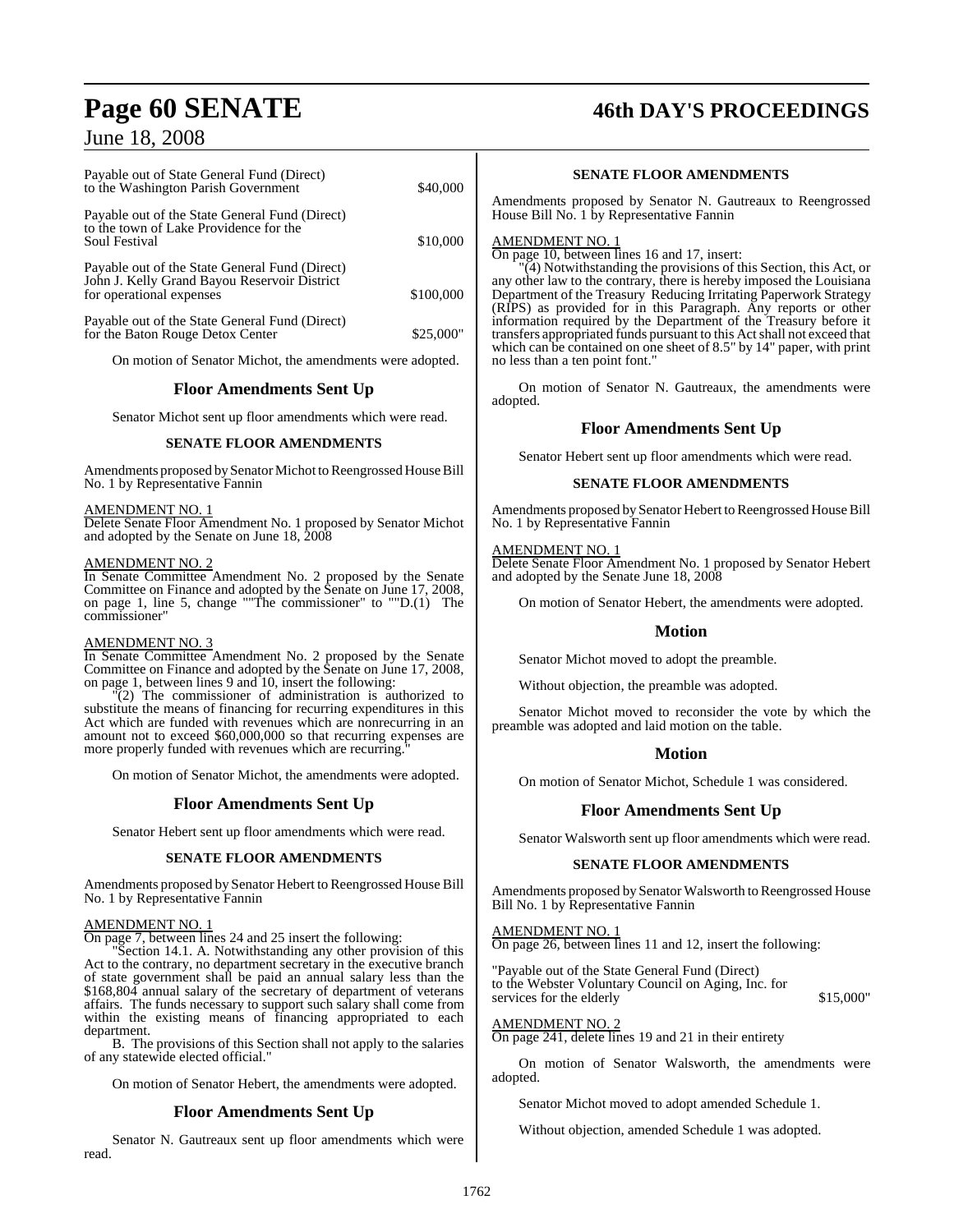| | |
|---|---|
| Payable out of State General Fund (Direct) to the Washington Parish Government | \$40,000 |
| Payable out of the State General Fund (Direct) to the town of Lake Providence for the Soul Festival | \$10,000 |
| Payable out of the State General Fund (Direct) John J. Kelly Grand Bayou Reservoir District for operational expenses | \$100,000 |
| Payable out of the State General Fund (Direct) for the Baton Rouge Detox Center | \$25,000" |

On motion of Senator Michot, the amendments were adopted.

## Floor Amendments Sent Up

Senator Michot sent up floor amendments which were read.

### SENATE FLOOR AMENDMENTS

Amendments proposed by Senator Michot to Reengrossed House Bill No. 1 by Representative Fannin

AMENDMENT NO. 1
Delete Senate Floor Amendment No. 1 proposed by Senator Michot and adopted by the Senate on June 18, 2008

AMENDMENT NO. 2
In Senate Committee Amendment No. 2 proposed by the Senate Committee on Finance and adopted by the Senate on June 17, 2008, on page 1, line 5, change ""The commissioner" to ""D.(1) The commissioner"

AMENDMENT NO. 3
In Senate Committee Amendment No. 2 proposed by the Senate Committee on Finance and adopted by the Senate on June 17, 2008, on page 1, between lines 9 and 10, insert the following:

"(2) The commissioner of administration is authorized to substitute the means of financing for recurring expenditures in this Act which are funded with revenues which are nonrecurring in an amount not to exceed \$60,000,000 so that recurring expenses are more properly funded with revenues which are recurring."

On motion of Senator Michot, the amendments were adopted.

## Floor Amendments Sent Up

Senator Hebert sent up floor amendments which were read.

### SENATE FLOOR AMENDMENTS

Amendments proposed by Senator Hebert to Reengrossed House Bill No. 1 by Representative Fannin

AMENDMENT NO. 1
On page 7, between lines 24 and 25 insert the following:

"Section 14.1. A. Notwithstanding any other provision of this Act to the contrary, no department secretary in the executive branch of state government shall be paid an annual salary less than the \$168,804 annual salary of the secretary of department of veterans affairs. The funds necessary to support such salary shall come from within the existing means of financing appropriated to each department.

B. The provisions of this Section shall not apply to the salaries of any statewide elected official."

On motion of Senator Hebert, the amendments were adopted.

## Floor Amendments Sent Up

Senator N. Gautreaux sent up floor amendments which were read.

### SENATE FLOOR AMENDMENTS

Amendments proposed by Senator N. Gautreaux to Reengrossed House Bill No. 1 by Representative Fannin

AMENDMENT NO. 1
On page 10, between lines 16 and 17, insert:

"(4) Notwithstanding the provisions of this Section, this Act, or any other law to the contrary, there is hereby imposed the Louisiana Department of the Treasury Reducing Irritating Paperwork Strategy (RIPS) as provided for in this Paragraph. Any reports or other information required by the Department of the Treasury before it transfers appropriated funds pursuant to this Act shall not exceed that which can be contained on one sheet of 8.5" by 14" paper, with print no less than a ten point font."

On motion of Senator N. Gautreaux, the amendments were adopted.

## Floor Amendments Sent Up

Senator Hebert sent up floor amendments which were read.

### SENATE FLOOR AMENDMENTS

Amendments proposed by Senator Hebert to Reengrossed House Bill No. 1 by Representative Fannin

AMENDMENT NO. 1
Delete Senate Floor Amendment No. 1 proposed by Senator Hebert and adopted by the Senate June 18, 2008

On motion of Senator Hebert, the amendments were adopted.

## Motion

Senator Michot moved to adopt the preamble.

Without objection, the preamble was adopted.

Senator Michot moved to reconsider the vote by which the preamble was adopted and laid motion on the table.

## Motion

On motion of Senator Michot, Schedule 1 was considered.

## Floor Amendments Sent Up

Senator Walsworth sent up floor amendments which were read.

### SENATE FLOOR AMENDMENTS

Amendments proposed by Senator Walsworth to Reengrossed House Bill No. 1 by Representative Fannin

AMENDMENT NO. 1
On page 26, between lines 11 and 12, insert the following:

| | |
|---|---|
| "Payable out of the State General Fund (Direct) to the Webster Voluntary Council on Aging, Inc. for services for the elderly | \$15,000" |

AMENDMENT NO. 2
On page 241, delete lines 19 and 21 in their entirety

On motion of Senator Walsworth, the amendments were adopted.

Senator Michot moved to adopt amended Schedule 1.

Without objection, amended Schedule 1 was adopted.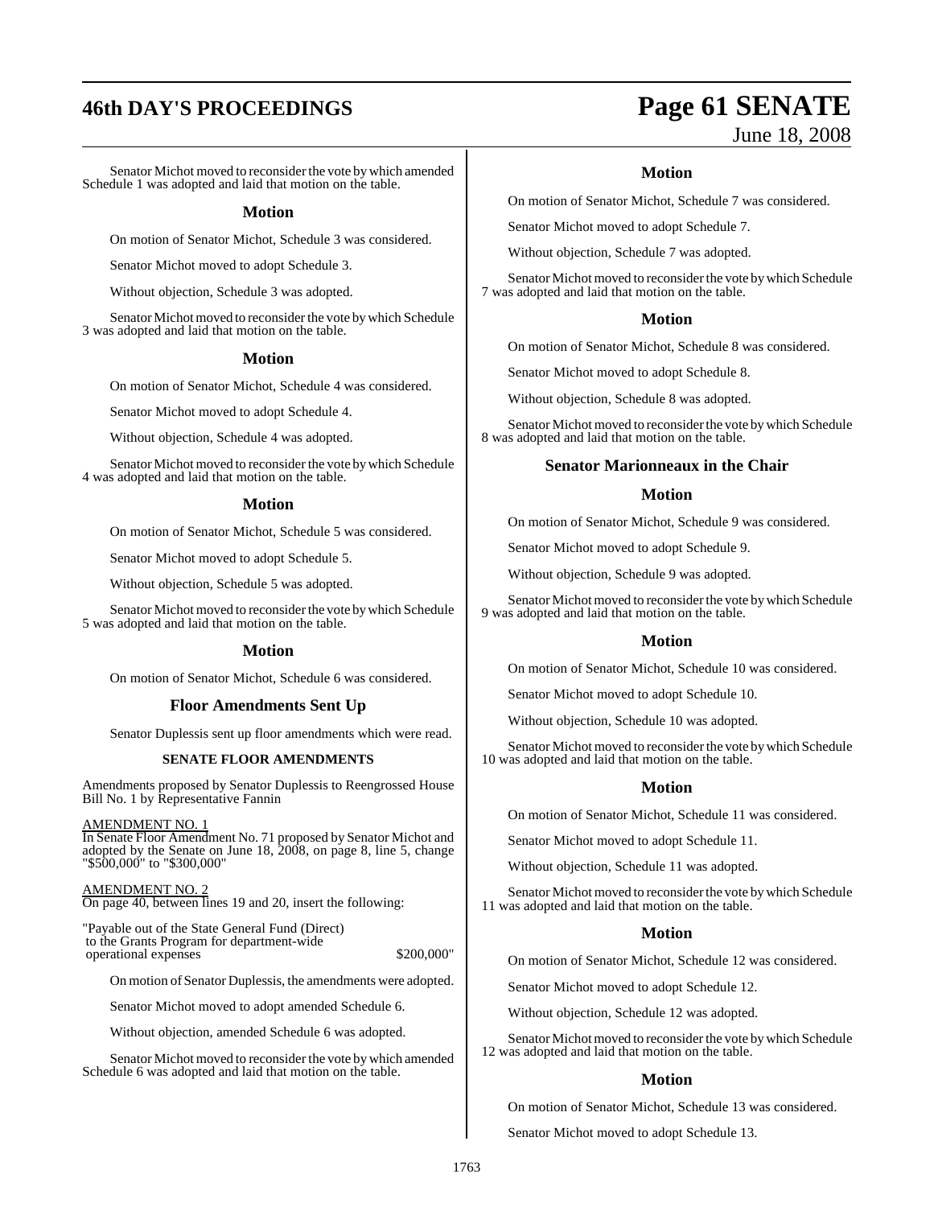Senator Michot moved to reconsider the vote by which amended Schedule 1 was adopted and laid that motion on the table.

### Motion

On motion of Senator Michot, Schedule 3 was considered.

Senator Michot moved to adopt Schedule 3.

Without objection, Schedule 3 was adopted.

Senator Michot moved to reconsider the vote by which Schedule 3 was adopted and laid that motion on the table.

### Motion

On motion of Senator Michot, Schedule 4 was considered.

Senator Michot moved to adopt Schedule 4.

Without objection, Schedule 4 was adopted.

Senator Michot moved to reconsider the vote by which Schedule 4 was adopted and laid that motion on the table.

### Motion

On motion of Senator Michot, Schedule 5 was considered.

Senator Michot moved to adopt Schedule 5.

Without objection, Schedule 5 was adopted.

Senator Michot moved to reconsider the vote by which Schedule 5 was adopted and laid that motion on the table.

### Motion

On motion of Senator Michot, Schedule 6 was considered.

### Floor Amendments Sent Up

Senator Duplessis sent up floor amendments which were read.

#### SENATE FLOOR AMENDMENTS

Amendments proposed by Senator Duplessis to Reengrossed House Bill No. 1 by Representative Fannin

AMENDMENT NO. 1

In Senate Floor Amendment No. 71 proposed by Senator Michot and adopted by the Senate on June 18, 2008, on page 8, line 5, change "$500,000" to "$300,000"

AMENDMENT NO. 2

On page 40, between lines 19 and 20, insert the following:

"Payable out of the State General Fund (Direct)
to the Grants Program for department-wide
operational expenses $200,000"

On motion of Senator Duplessis, the amendments were adopted.

Senator Michot moved to adopt amended Schedule 6.

Without objection, amended Schedule 6 was adopted.

Senator Michot moved to reconsider the vote by which amended Schedule 6 was adopted and laid that motion on the table.

### Motion

On motion of Senator Michot, Schedule 7 was considered.

Senator Michot moved to adopt Schedule 7.

Without objection, Schedule 7 was adopted.

Senator Michot moved to reconsider the vote by which Schedule 7 was adopted and laid that motion on the table.

### Motion

On motion of Senator Michot, Schedule 8 was considered.

Senator Michot moved to adopt Schedule 8.

Without objection, Schedule 8 was adopted.

Senator Michot moved to reconsider the vote by which Schedule 8 was adopted and laid that motion on the table.

### Senator Marionneaux in the Chair

### Motion

On motion of Senator Michot, Schedule 9 was considered.

Senator Michot moved to adopt Schedule 9.

Without objection, Schedule 9 was adopted.

Senator Michot moved to reconsider the vote by which Schedule 9 was adopted and laid that motion on the table.

### Motion

On motion of Senator Michot, Schedule 10 was considered.

Senator Michot moved to adopt Schedule 10.

Without objection, Schedule 10 was adopted.

Senator Michot moved to reconsider the vote by which Schedule 10 was adopted and laid that motion on the table.

### Motion

On motion of Senator Michot, Schedule 11 was considered.

Senator Michot moved to adopt Schedule 11.

Without objection, Schedule 11 was adopted.

Senator Michot moved to reconsider the vote by which Schedule 11 was adopted and laid that motion on the table.

### Motion

On motion of Senator Michot, Schedule 12 was considered.

Senator Michot moved to adopt Schedule 12.

Without objection, Schedule 12 was adopted.

Senator Michot moved to reconsider the vote by which Schedule 12 was adopted and laid that motion on the table.

### Motion

On motion of Senator Michot, Schedule 13 was considered.

Senator Michot moved to adopt Schedule 13.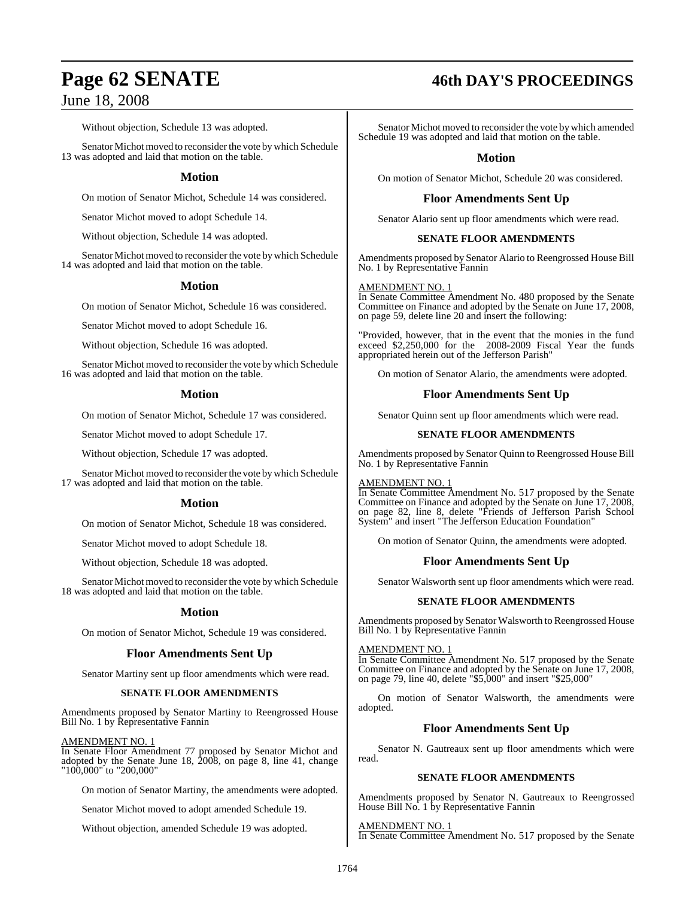Without objection, Schedule 13 was adopted.

Senator Michot moved to reconsider the vote by which Schedule 13 was adopted and laid that motion on the table.

## Motion

On motion of Senator Michot, Schedule 14 was considered.

Senator Michot moved to adopt Schedule 14.

Without objection, Schedule 14 was adopted.

Senator Michot moved to reconsider the vote by which Schedule 14 was adopted and laid that motion on the table.

## Motion

On motion of Senator Michot, Schedule 16 was considered.

Senator Michot moved to adopt Schedule 16.

Without objection, Schedule 16 was adopted.

Senator Michot moved to reconsider the vote by which Schedule 16 was adopted and laid that motion on the table.

## Motion

On motion of Senator Michot, Schedule 17 was considered.

Senator Michot moved to adopt Schedule 17.

Without objection, Schedule 17 was adopted.

Senator Michot moved to reconsider the vote by which Schedule 17 was adopted and laid that motion on the table.

## Motion

On motion of Senator Michot, Schedule 18 was considered.

Senator Michot moved to adopt Schedule 18.

Without objection, Schedule 18 was adopted.

Senator Michot moved to reconsider the vote by which Schedule 18 was adopted and laid that motion on the table.

## Motion

On motion of Senator Michot, Schedule 19 was considered.

## Floor Amendments Sent Up

Senator Martiny sent up floor amendments which were read.

### SENATE FLOOR AMENDMENTS

Amendments proposed by Senator Martiny to Reengrossed House Bill No. 1 by Representative Fannin

AMENDMENT NO. 1
In Senate Floor Amendment 77 proposed by Senator Michot and adopted by the Senate June 18, 2008, on page 8, line 41, change "100,000" to "200,000"

On motion of Senator Martiny, the amendments were adopted.

Senator Michot moved to adopt amended Schedule 19.

Without objection, amended Schedule 19 was adopted.

Senator Michot moved to reconsider the vote by which amended Schedule 19 was adopted and laid that motion on the table.

## Motion

On motion of Senator Michot, Schedule 20 was considered.

## Floor Amendments Sent Up

Senator Alario sent up floor amendments which were read.

### SENATE FLOOR AMENDMENTS

Amendments proposed by Senator Alario to Reengrossed House Bill No. 1 by Representative Fannin

AMENDMENT NO. 1
In Senate Committee Amendment No. 480 proposed by the Senate Committee on Finance and adopted by the Senate on June 17, 2008, on page 59, delete line 20 and insert the following:

"Provided, however, that in the event that the monies in the fund exceed $2,250,000 for the 2008-2009 Fiscal Year the funds appropriated herein out of the Jefferson Parish"

On motion of Senator Alario, the amendments were adopted.

## Floor Amendments Sent Up

Senator Quinn sent up floor amendments which were read.

### SENATE FLOOR AMENDMENTS

Amendments proposed by Senator Quinn to Reengrossed House Bill No. 1 by Representative Fannin

AMENDMENT NO. 1
In Senate Committee Amendment No. 517 proposed by the Senate Committee on Finance and adopted by the Senate on June 17, 2008, on page 82, line 8, delete "Friends of Jefferson Parish School System" and insert "The Jefferson Education Foundation"

On motion of Senator Quinn, the amendments were adopted.

## Floor Amendments Sent Up

Senator Walsworth sent up floor amendments which were read.

### SENATE FLOOR AMENDMENTS

Amendments proposed by Senator Walsworth to Reengrossed House Bill No. 1 by Representative Fannin

AMENDMENT NO. 1
In Senate Committee Amendment No. 517 proposed by the Senate Committee on Finance and adopted by the Senate on June 17, 2008, on page 79, line 40, delete "$5,000" and insert "$25,000"

On motion of Senator Walsworth, the amendments were adopted.

## Floor Amendments Sent Up

Senator N. Gautreaux sent up floor amendments which were read.

### SENATE FLOOR AMENDMENTS

Amendments proposed by Senator N. Gautreaux to Reengrossed House Bill No. 1 by Representative Fannin

AMENDMENT NO. 1
In Senate Committee Amendment No. 517 proposed by the Senate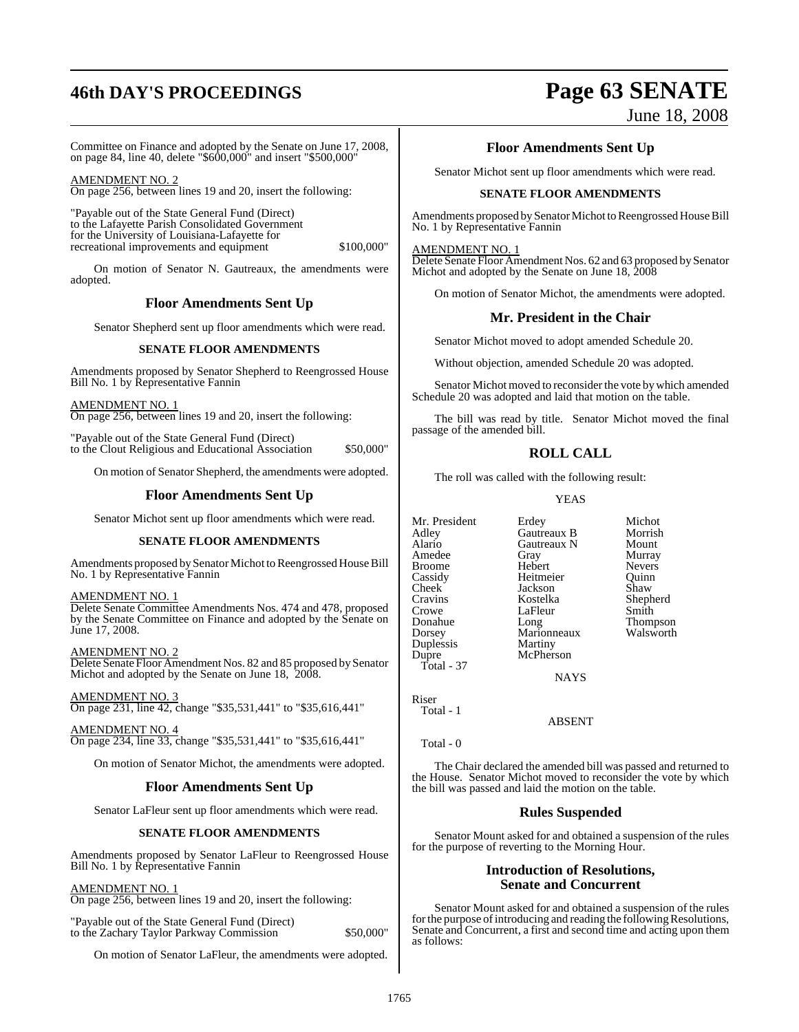Committee on Finance and adopted by the Senate on June 17, 2008, on page 84, line 40, delete "$600,000" and insert "$500,000"

AMENDMENT NO. 2
On page 256, between lines 19 and 20, insert the following:

"Payable out of the State General Fund (Direct) to the Lafayette Parish Consolidated Government for the University of Louisiana-Lafayette for recreational improvements and equipment $100,000"

On motion of Senator N. Gautreaux, the amendments were adopted.

## Floor Amendments Sent Up

Senator Shepherd sent up floor amendments which were read.

### SENATE FLOOR AMENDMENTS

Amendments proposed by Senator Shepherd to Reengrossed House Bill No. 1 by Representative Fannin

AMENDMENT NO. 1
On page 256, between lines 19 and 20, insert the following:

"Payable out of the State General Fund (Direct) to the Clout Religious and Educational Association $50,000"

On motion of Senator Shepherd, the amendments were adopted.

## Floor Amendments Sent Up

Senator Michot sent up floor amendments which were read.

### SENATE FLOOR AMENDMENTS

Amendments proposed by Senator Michot to Reengrossed House Bill No. 1 by Representative Fannin

AMENDMENT NO. 1
Delete Senate Committee Amendments Nos. 474 and 478, proposed by the Senate Committee on Finance and adopted by the Senate on June 17, 2008.

AMENDMENT NO. 2
Delete Senate Floor Amendment Nos. 82 and 85 proposed by Senator Michot and adopted by the Senate on June 18, 2008.

AMENDMENT NO. 3
On page 231, line 42, change "$35,531,441" to "$35,616,441"

AMENDMENT NO. 4
On page 234, line 33, change "$35,531,441" to "$35,616,441"

On motion of Senator Michot, the amendments were adopted.

## Floor Amendments Sent Up

Senator LaFleur sent up floor amendments which were read.

### SENATE FLOOR AMENDMENTS

Amendments proposed by Senator LaFleur to Reengrossed House Bill No. 1 by Representative Fannin

AMENDMENT NO. 1
On page 256, between lines 19 and 20, insert the following:

"Payable out of the State General Fund (Direct) to the Zachary Taylor Parkway Commission $50,000"

On motion of Senator LaFleur, the amendments were adopted.

## Floor Amendments Sent Up

Senator Michot sent up floor amendments which were read.

### SENATE FLOOR AMENDMENTS

Amendments proposed by Senator Michot to Reengrossed House Bill No. 1 by Representative Fannin

AMENDMENT NO. 1
Delete Senate Floor Amendment Nos. 62 and 63 proposed by Senator Michot and adopted by the Senate on June 18, 2008

On motion of Senator Michot, the amendments were adopted.

## Mr. President in the Chair

Senator Michot moved to adopt amended Schedule 20.

Without objection, amended Schedule 20 was adopted.

Senator Michot moved to reconsider the vote by which amended Schedule 20 was adopted and laid that motion on the table.

The bill was read by title. Senator Michot moved the final passage of the amended bill.

## ROLL CALL

The roll was called with the following result:

YEAS

| | | |
|---|---|---|
| Mr. President | Erdey | Michot |
| Adley | Gautreaux B | Morrish |
| Alario | Gautreaux N | Mount |
| Amedee | Gray | Murray |
| Broome | Hebert | Nevers |
| Cassidy | Heitmeier | Quinn |
| Cheek | Jackson | Shaw |
| Cravins | Kostelka | Shepherd |
| Crowe | LaFleur | Smith |
| Donahue | Long | Thompson |
| Dorsey | Marionneaux | Walsworth |
| Duplessis | Martiny | |
| Dupre | McPherson | |

Total - 37

NAYS

Riser

Total - 1

ABSENT

Total - 0

The Chair declared the amended bill was passed and returned to the House. Senator Michot moved to reconsider the vote by which the bill was passed and laid the motion on the table.

## Rules Suspended

Senator Mount asked for and obtained a suspension of the rules for the purpose of reverting to the Morning Hour.

## Introduction of Resolutions, Senate and Concurrent

Senator Mount asked for and obtained a suspension of the rules for the purpose of introducing and reading the following Resolutions, Senate and Concurrent, a first and second time and acting upon them as follows: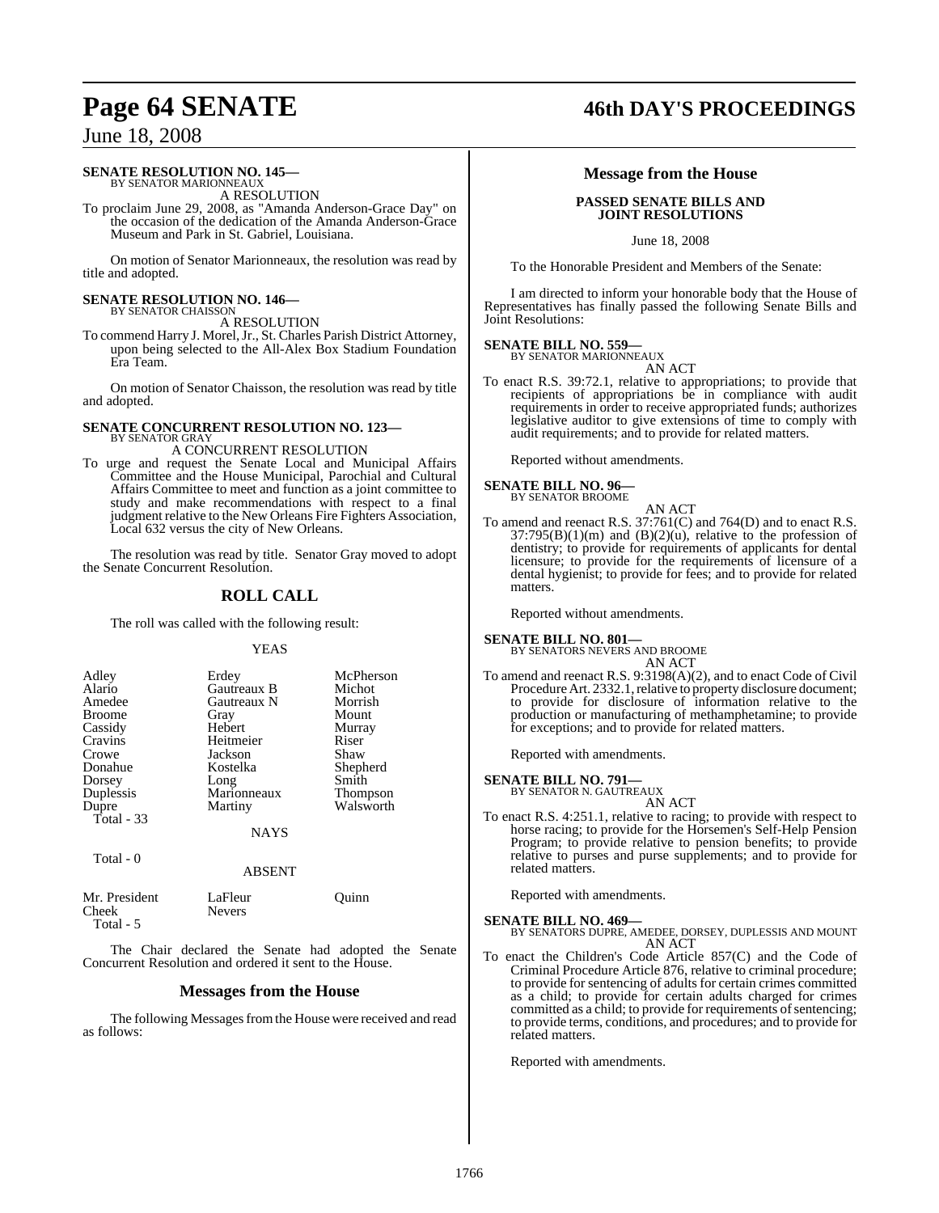**SENATE RESOLUTION NO. 145—**
BY SENATOR MARIONNEAUX

A RESOLUTION

To proclaim June 29, 2008, as "Amanda Anderson-Grace Day" on the occasion of the dedication of the Amanda Anderson-Grace Museum and Park in St. Gabriel, Louisiana.

On motion of Senator Marionneaux, the resolution was read by title and adopted.

**SENATE RESOLUTION NO. 146—**
BY SENATOR CHAISSON

A RESOLUTION

To commend Harry J. Morel, Jr., St. Charles Parish District Attorney, upon being selected to the All-Alex Box Stadium Foundation Era Team.

On motion of Senator Chaisson, the resolution was read by title and adopted.

**SENATE CONCURRENT RESOLUTION NO. 123—**
BY SENATOR GRAY

A CONCURRENT RESOLUTION

To urge and request the Senate Local and Municipal Affairs Committee and the House Municipal, Parochial and Cultural Affairs Committee to meet and function as a joint committee to study and make recommendations with respect to a final judgment relative to the New Orleans Fire Fighters Association, Local 632 versus the city of New Orleans.

The resolution was read by title. Senator Gray moved to adopt the Senate Concurrent Resolution.

## ROLL CALL

The roll was called with the following result:

YEAS

| | | |
|---|---|---|
| Adley | Erdey | McPherson |
| Alario | Gautreaux B | Michot |
| Amedee | Gautreaux N | Morrish |
| Broome | Gray | Mount |
| Cassidy | Hebert | Murray |
| Cravins | Heitmeier | Riser |
| Crowe | Jackson | Shaw |
| Donahue | Kostelka | Shepherd |
| Dorsey | Long | Smith |
| Duplessis | Marionneaux | Thompson |
| Dupre | Martiny | Walsworth |
| Total - 33 | | |

NAYS

Total - 0

ABSENT

| | | |
|---|---|---|
| Mr. President | LaFleur | Quinn |
| Cheek | Nevers | |
| Total - 5 | | |

The Chair declared the Senate had adopted the Senate Concurrent Resolution and ordered it sent to the House.

## Messages from the House

The following Messages from the House were received and read as follows:

## Message from the House

**PASSED SENATE BILLS AND JOINT RESOLUTIONS**

June 18, 2008

To the Honorable President and Members of the Senate:

I am directed to inform your honorable body that the House of Representatives has finally passed the following Senate Bills and Joint Resolutions:

**SENATE BILL NO. 559—**
BY SENATOR MARIONNEAUX

AN ACT

To enact R.S. 39:72.1, relative to appropriations; to provide that recipients of appropriations be in compliance with audit requirements in order to receive appropriated funds; authorizes legislative auditor to give extensions of time to comply with audit requirements; and to provide for related matters.

Reported without amendments.

**SENATE BILL NO. 96—**
BY SENATOR BROOME

AN ACT

To amend and reenact R.S. 37:761(C) and 764(D) and to enact R.S. 37:795(B)(1)(m) and (B)(2)(u), relative to the profession of dentistry; to provide for requirements of applicants for dental licensure; to provide for the requirements of licensure of a dental hygienist; to provide for fees; and to provide for related matters.

Reported without amendments.

**SENATE BILL NO. 801—**
BY SENATORS NEVERS AND BROOME

AN ACT

To amend and reenact R.S. 9:3198(A)(2), and to enact Code of Civil Procedure Art. 2332.1, relative to property disclosure document; to provide for disclosure of information relative to the production or manufacturing of methamphetamine; to provide for exceptions; and to provide for related matters.

Reported with amendments.

**SENATE BILL NO. 791—**
BY SENATOR N. GAUTREAUX

AN ACT

To enact R.S. 4:251.1, relative to racing; to provide with respect to horse racing; to provide for the Horsemen's Self-Help Pension Program; to provide relative to pension benefits; to provide relative to purses and purse supplements; and to provide for related matters.

Reported with amendments.

**SENATE BILL NO. 469—**
BY SENATORS DUPRE, AMEDEE, DORSEY, DUPLESSIS AND MOUNT

AN ACT

To enact the Children's Code Article 857(C) and the Code of Criminal Procedure Article 876, relative to criminal procedure; to provide for sentencing of adults for certain crimes committed as a child; to provide for certain adults charged for crimes committed as a child; to provide for requirements of sentencing; to provide terms, conditions, and procedures; and to provide for related matters.

Reported with amendments.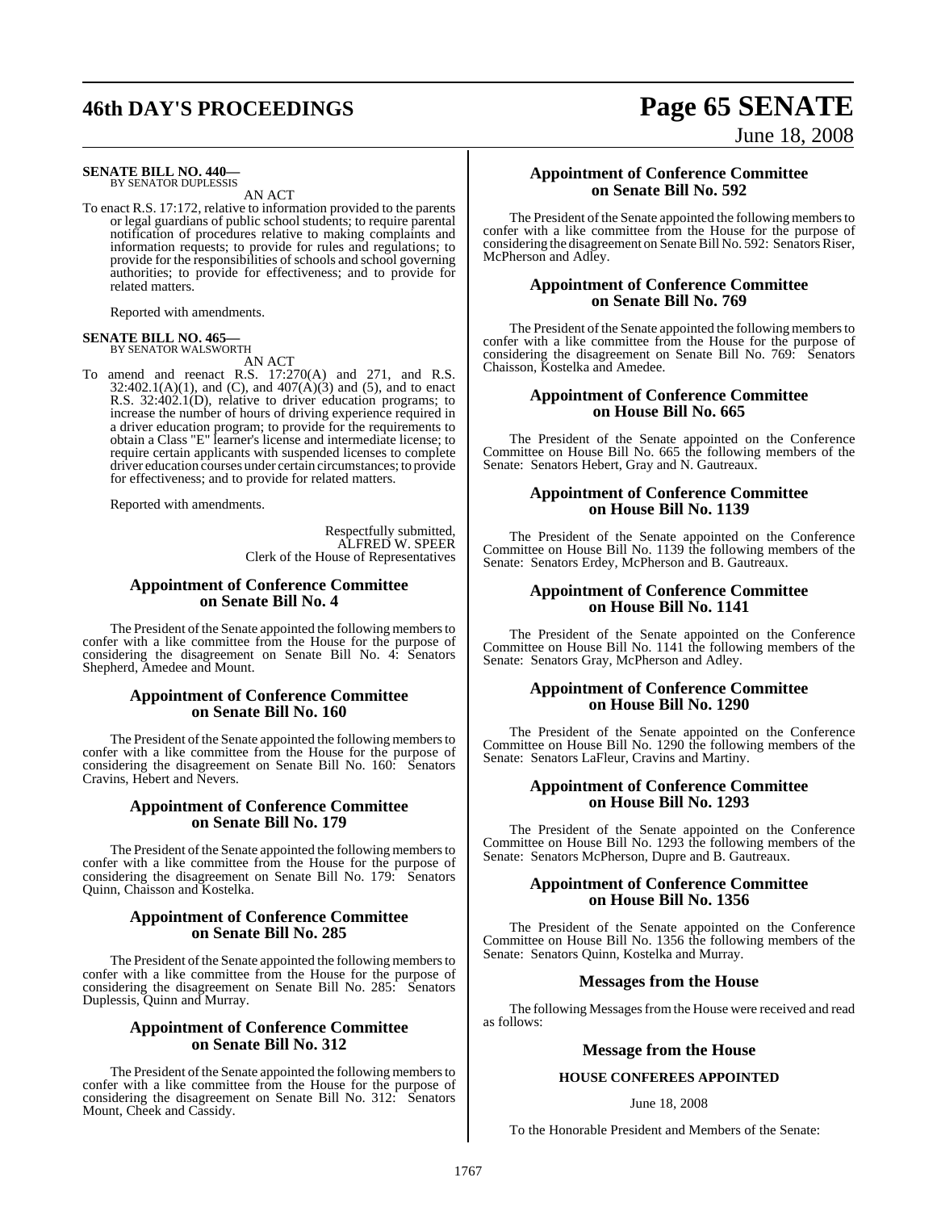**SENATE BILL NO. 440—**
BY SENATOR DUPLESSIS

AN ACT

To enact R.S. 17:172, relative to information provided to the parents or legal guardians of public school students; to require parental notification of procedures relative to making complaints and information requests; to provide for rules and regulations; to provide for the responsibilities of schools and school governing authorities; to provide for effectiveness; and to provide for related matters.

Reported with amendments.

**SENATE BILL NO. 465—**
BY SENATOR WALSWORTH

AN ACT

To amend and reenact R.S. 17:270(A) and 271, and R.S. 32:402.1(A)(1), and (C), and 407(A)(3) and (5), and to enact R.S. 32:402.1(D), relative to driver education programs; to increase the number of hours of driving experience required in a driver education program; to provide for the requirements to obtain a Class "E" learner's license and intermediate license; to require certain applicants with suspended licenses to complete driver education courses under certain circumstances; to provide for effectiveness; and to provide for related matters.

Reported with amendments.

Respectfully submitted,
ALFRED W. SPEER
Clerk of the House of Representatives

## Appointment of Conference Committee on Senate Bill No. 4

The President of the Senate appointed the following members to confer with a like committee from the House for the purpose of considering the disagreement on Senate Bill No. 4: Senators Shepherd, Amedee and Mount.

## Appointment of Conference Committee on Senate Bill No. 160

The President of the Senate appointed the following members to confer with a like committee from the House for the purpose of considering the disagreement on Senate Bill No. 160: Senators Cravins, Hebert and Nevers.

## Appointment of Conference Committee on Senate Bill No. 179

The President of the Senate appointed the following members to confer with a like committee from the House for the purpose of considering the disagreement on Senate Bill No. 179: Senators Quinn, Chaisson and Kostelka.

## Appointment of Conference Committee on Senate Bill No. 285

The President of the Senate appointed the following members to confer with a like committee from the House for the purpose of considering the disagreement on Senate Bill No. 285: Senators Duplessis, Quinn and Murray.

## Appointment of Conference Committee on Senate Bill No. 312

The President of the Senate appointed the following members to confer with a like committee from the House for the purpose of considering the disagreement on Senate Bill No. 312: Senators Mount, Cheek and Cassidy.

## Appointment of Conference Committee on Senate Bill No. 592

The President of the Senate appointed the following members to confer with a like committee from the House for the purpose of considering the disagreement on Senate Bill No. 592: Senators Riser, McPherson and Adley.

## Appointment of Conference Committee on Senate Bill No. 769

The President of the Senate appointed the following members to confer with a like committee from the House for the purpose of considering the disagreement on Senate Bill No. 769: Senators Chaisson, Kostelka and Amedee.

## Appointment of Conference Committee on House Bill No. 665

The President of the Senate appointed on the Conference Committee on House Bill No. 665 the following members of the Senate: Senators Hebert, Gray and N. Gautreaux.

## Appointment of Conference Committee on House Bill No. 1139

The President of the Senate appointed on the Conference Committee on House Bill No. 1139 the following members of the Senate: Senators Erdey, McPherson and B. Gautreaux.

## Appointment of Conference Committee on House Bill No. 1141

The President of the Senate appointed on the Conference Committee on House Bill No. 1141 the following members of the Senate: Senators Gray, McPherson and Adley.

## Appointment of Conference Committee on House Bill No. 1290

The President of the Senate appointed on the Conference Committee on House Bill No. 1290 the following members of the Senate: Senators LaFleur, Cravins and Martiny.

## Appointment of Conference Committee on House Bill No. 1293

The President of the Senate appointed on the Conference Committee on House Bill No. 1293 the following members of the Senate: Senators McPherson, Dupre and B. Gautreaux.

## Appointment of Conference Committee on House Bill No. 1356

The President of the Senate appointed on the Conference Committee on House Bill No. 1356 the following members of the Senate: Senators Quinn, Kostelka and Murray.

## Messages from the House

The following Messages from the House were received and read as follows:

## Message from the House

**HOUSE CONFEREES APPOINTED**

June 18, 2008

To the Honorable President and Members of the Senate: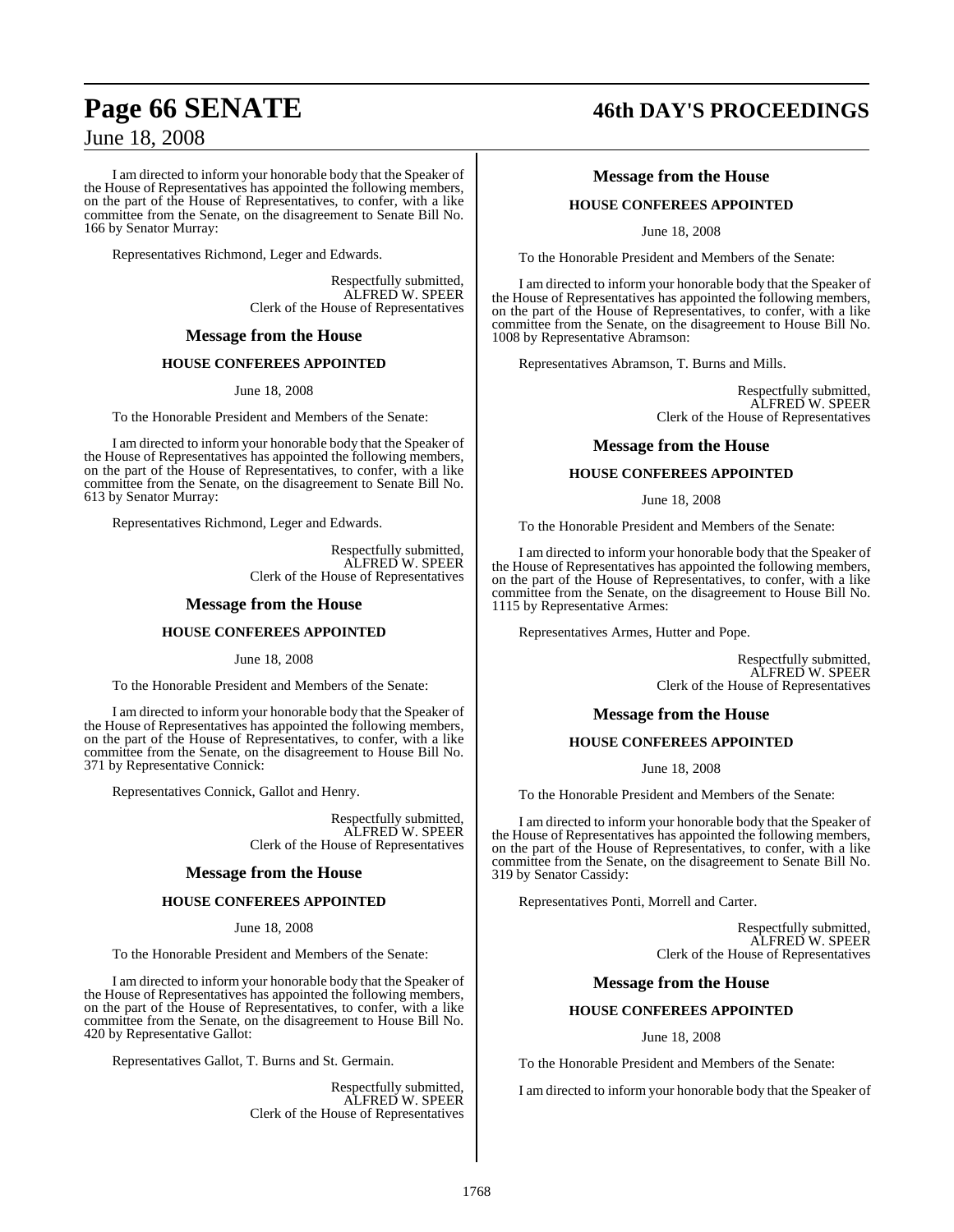I am directed to inform your honorable body that the Speaker of the House of Representatives has appointed the following members, on the part of the House of Representatives, to confer, with a like committee from the Senate, on the disagreement to Senate Bill No. 166 by Senator Murray:

Representatives Richmond, Leger and Edwards.

Respectfully submitted,
ALFRED W. SPEER
Clerk of the House of Representatives

## Message from the House

### HOUSE CONFEREES APPOINTED

June 18, 2008

To the Honorable President and Members of the Senate:

I am directed to inform your honorable body that the Speaker of the House of Representatives has appointed the following members, on the part of the House of Representatives, to confer, with a like committee from the Senate, on the disagreement to Senate Bill No. 613 by Senator Murray:

Representatives Richmond, Leger and Edwards.

Respectfully submitted,
ALFRED W. SPEER
Clerk of the House of Representatives

## Message from the House

### HOUSE CONFEREES APPOINTED

June 18, 2008

To the Honorable President and Members of the Senate:

I am directed to inform your honorable body that the Speaker of the House of Representatives has appointed the following members, on the part of the House of Representatives, to confer, with a like committee from the Senate, on the disagreement to House Bill No. 371 by Representative Connick:

Representatives Connick, Gallot and Henry.

Respectfully submitted,
ALFRED W. SPEER
Clerk of the House of Representatives

## Message from the House

### HOUSE CONFEREES APPOINTED

June 18, 2008

To the Honorable President and Members of the Senate:

I am directed to inform your honorable body that the Speaker of the House of Representatives has appointed the following members, on the part of the House of Representatives, to confer, with a like committee from the Senate, on the disagreement to House Bill No. 420 by Representative Gallot:

Representatives Gallot, T. Burns and St. Germain.

Respectfully submitted,
ALFRED W. SPEER
Clerk of the House of Representatives

## Message from the House

### HOUSE CONFEREES APPOINTED

June 18, 2008

To the Honorable President and Members of the Senate:

I am directed to inform your honorable body that the Speaker of the House of Representatives has appointed the following members, on the part of the House of Representatives, to confer, with a like committee from the Senate, on the disagreement to House Bill No. 1008 by Representative Abramson:

Representatives Abramson, T. Burns and Mills.

Respectfully submitted,
ALFRED W. SPEER
Clerk of the House of Representatives

## Message from the House

### HOUSE CONFEREES APPOINTED

June 18, 2008

To the Honorable President and Members of the Senate:

I am directed to inform your honorable body that the Speaker of the House of Representatives has appointed the following members, on the part of the House of Representatives, to confer, with a like committee from the Senate, on the disagreement to House Bill No. 1115 by Representative Armes:

Representatives Armes, Hutter and Pope.

Respectfully submitted,
ALFRED W. SPEER
Clerk of the House of Representatives

## Message from the House

### HOUSE CONFEREES APPOINTED

June 18, 2008

To the Honorable President and Members of the Senate:

I am directed to inform your honorable body that the Speaker of the House of Representatives has appointed the following members, on the part of the House of Representatives, to confer, with a like committee from the Senate, on the disagreement to Senate Bill No. 319 by Senator Cassidy:

Representatives Ponti, Morrell and Carter.

Respectfully submitted,
ALFRED W. SPEER
Clerk of the House of Representatives

## Message from the House

### HOUSE CONFEREES APPOINTED

June 18, 2008

To the Honorable President and Members of the Senate:

I am directed to inform your honorable body that the Speaker of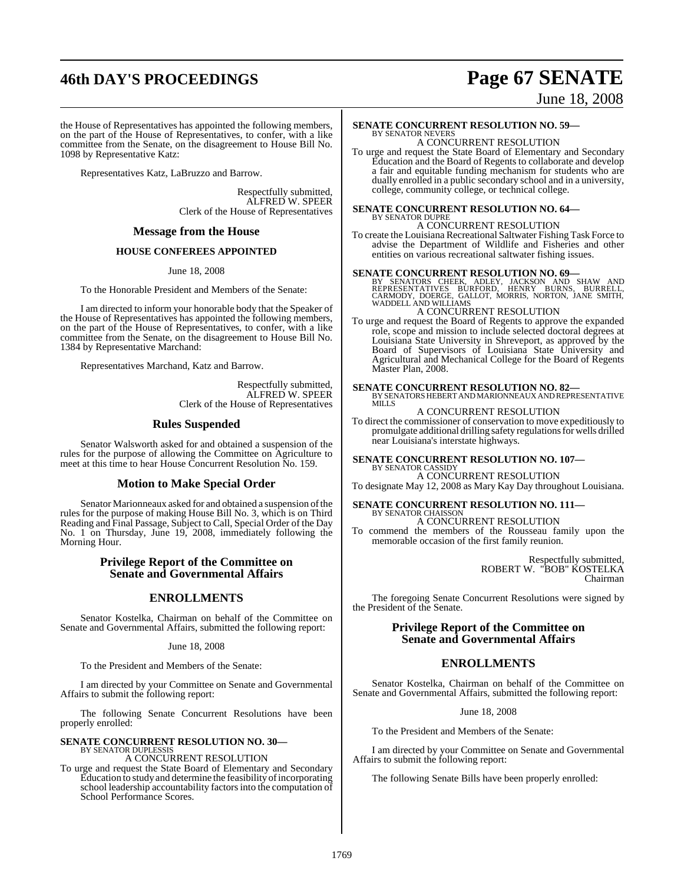the House of Representatives has appointed the following members, on the part of the House of Representatives, to confer, with a like committee from the Senate, on the disagreement to House Bill No. 1098 by Representative Katz:

Representatives Katz, LaBruzzo and Barrow.

Respectfully submitted,
ALFRED W. SPEER
Clerk of the House of Representatives

## Message from the House

### HOUSE CONFEREES APPOINTED

June 18, 2008

To the Honorable President and Members of the Senate:

I am directed to inform your honorable body that the Speaker of the House of Representatives has appointed the following members, on the part of the House of Representatives, to confer, with a like committee from the Senate, on the disagreement to House Bill No. 1384 by Representative Marchand:

Representatives Marchand, Katz and Barrow.

Respectfully submitted,
ALFRED W. SPEER
Clerk of the House of Representatives

## Rules Suspended

Senator Walsworth asked for and obtained a suspension of the rules for the purpose of allowing the Committee on Agriculture to meet at this time to hear House Concurrent Resolution No. 159.

## Motion to Make Special Order

Senator Marionneaux asked for and obtained a suspension of the rules for the purpose of making House Bill No. 3, which is on Third Reading and Final Passage, Subject to Call, Special Order of the Day No. 1 on Thursday, June 19, 2008, immediately following the Morning Hour.

## Privilege Report of the Committee on Senate and Governmental Affairs

## ENROLLMENTS

Senator Kostelka, Chairman on behalf of the Committee on Senate and Governmental Affairs, submitted the following report:

June 18, 2008

To the President and Members of the Senate:

I am directed by your Committee on Senate and Governmental Affairs to submit the following report:

The following Senate Concurrent Resolutions have been properly enrolled:

**SENATE CONCURRENT RESOLUTION NO. 30—**
BY SENATOR DUPLESSIS
A CONCURRENT RESOLUTION
To urge and request the State Board of Elementary and Secondary Education to study and determine the feasibility of incorporating school leadership accountability factors into the computation of School Performance Scores.

**SENATE CONCURRENT RESOLUTION NO. 59—**
BY SENATOR NEVERS
A CONCURRENT RESOLUTION
To urge and request the State Board of Elementary and Secondary Education and the Board of Regents to collaborate and develop a fair and equitable funding mechanism for students who are dually enrolled in a public secondary school and in a university, college, community college, or technical college.

**SENATE CONCURRENT RESOLUTION NO. 64—**
BY SENATOR DUPRE
A CONCURRENT RESOLUTION
To create the Louisiana Recreational Saltwater Fishing Task Force to advise the Department of Wildlife and Fisheries and other entities on various recreational saltwater fishing issues.

**SENATE CONCURRENT RESOLUTION NO. 69—**
BY SENATORS CHEEK, ADLEY, JACKSON AND SHAW AND REPRESENTATIVES BURFORD, HENRY BURNS, BURRELL, CARMODY, DOERGE, GALLOT, MORRIS, NORTON, JANE SMITH, WADDELL AND WILLIAMS
A CONCURRENT RESOLUTION
To urge and request the Board of Regents to approve the expanded role, scope and mission to include selected doctoral degrees at Louisiana State University in Shreveport, as approved by the Board of Supervisors of Louisiana State University and Agricultural and Mechanical College for the Board of Regents Master Plan, 2008.

**SENATE CONCURRENT RESOLUTION NO. 82—**
BY SENATORS HEBERT AND MARIONNEAUX AND REPRESENTATIVE MILLS
A CONCURRENT RESOLUTION
To direct the commissioner of conservation to move expeditiously to promulgate additional drilling safety regulations for wells drilled near Louisiana's interstate highways.

**SENATE CONCURRENT RESOLUTION NO. 107—**
BY SENATOR CASSIDY
A CONCURRENT RESOLUTION
To designate May 12, 2008 as Mary Kay Day throughout Louisiana.

**SENATE CONCURRENT RESOLUTION NO. 111—**
BY SENATOR CHAISSON
A CONCURRENT RESOLUTION
To commend the members of the Rousseau family upon the memorable occasion of the first family reunion.

Respectfully submitted,
ROBERT W. "BOB" KOSTELKA
Chairman

The foregoing Senate Concurrent Resolutions were signed by the President of the Senate.

## Privilege Report of the Committee on Senate and Governmental Affairs

## ENROLLMENTS

Senator Kostelka, Chairman on behalf of the Committee on Senate and Governmental Affairs, submitted the following report:

June 18, 2008

To the President and Members of the Senate:

I am directed by your Committee on Senate and Governmental Affairs to submit the following report:

The following Senate Bills have been properly enrolled: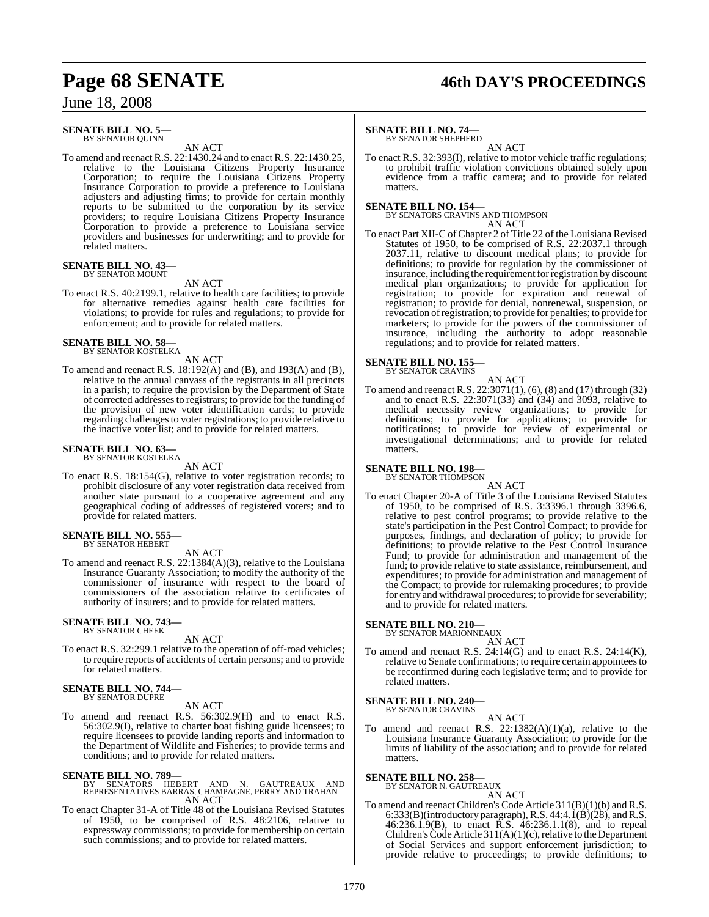**SENATE BILL NO. 5—**
BY SENATOR QUINN

AN ACT

To amend and reenact R.S. 22:1430.24 and to enact R.S. 22:1430.25, relative to the Louisiana Citizens Property Insurance Corporation; to require the Louisiana Citizens Property Insurance Corporation to provide a preference to Louisiana adjusters and adjusting firms; to provide for certain monthly reports to be submitted to the corporation by its service providers; to require Louisiana Citizens Property Insurance Corporation to provide a preference to Louisiana service providers and businesses for underwriting; and to provide for related matters.

**SENATE BILL NO. 43—**
BY SENATOR MOUNT

AN ACT

To enact R.S. 40:2199.1, relative to health care facilities; to provide for alternative remedies against health care facilities for violations; to provide for rules and regulations; to provide for enforcement; and to provide for related matters.

**SENATE BILL NO. 58—**
BY SENATOR KOSTELKA

AN ACT

To amend and reenact R.S. 18:192(A) and (B), and 193(A) and (B), relative to the annual canvass of the registrants in all precincts in a parish; to require the provision by the Department of State of corrected addresses to registrars; to provide for the funding of the provision of new voter identification cards; to provide regarding challenges to voter registrations; to provide relative to the inactive voter list; and to provide for related matters.

**SENATE BILL NO. 63—**
BY SENATOR KOSTELKA

AN ACT

To enact R.S. 18:154(G), relative to voter registration records; to prohibit disclosure of any voter registration data received from another state pursuant to a cooperative agreement and any geographical coding of addresses of registered voters; and to provide for related matters.

**SENATE BILL NO. 555—**
BY SENATOR HEBERT

AN ACT

To amend and reenact R.S. 22:1384(A)(3), relative to the Louisiana Insurance Guaranty Association; to modify the authority of the commissioner of insurance with respect to the board of commissioners of the association relative to certificates of authority of insurers; and to provide for related matters.

**SENATE BILL NO. 743—**
BY SENATOR CHEEK

AN ACT

To enact R.S. 32:299.1 relative to the operation of off-road vehicles; to require reports of accidents of certain persons; and to provide for related matters.

**SENATE BILL NO. 744—**
BY SENATOR DUPRE

AN ACT

To amend and reenact R.S. 56:302.9(H) and to enact R.S. 56:302.9(I), relative to charter boat fishing guide licensees; to require licensees to provide landing reports and information to the Department of Wildlife and Fisheries; to provide terms and conditions; and to provide for related matters.

**SENATE BILL NO. 789—**
BY SENATORS HEBERT AND N. GAUTREAUX AND REPRESENTATIVES BARRAS, CHAMPAGNE, PERRY AND TRAHAN

AN ACT

To enact Chapter 31-A of Title 48 of the Louisiana Revised Statutes of 1950, to be comprised of R.S. 48:2106, relative to expressway commissions; to provide for membership on certain such commissions; and to provide for related matters.

**SENATE BILL NO. 74—**
BY SENATOR SHEPHERD

AN ACT

To enact R.S. 32:393(I), relative to motor vehicle traffic regulations; to prohibit traffic violation convictions obtained solely upon evidence from a traffic camera; and to provide for related matters.

**SENATE BILL NO. 154—**
BY SENATORS CRAVINS AND THOMPSON

AN ACT

To enact Part XII-C of Chapter 2 of Title 22 of the Louisiana Revised Statutes of 1950, to be comprised of R.S. 22:2037.1 through 2037.11, relative to discount medical plans; to provide for definitions; to provide for regulation by the commissioner of insurance, including the requirement for registration by discount medical plan organizations; to provide for application for registration; to provide for expiration and renewal of registration; to provide for denial, nonrenewal, suspension, or revocation of registration; to provide for penalties; to provide for marketers; to provide for the powers of the commissioner of insurance, including the authority to adopt reasonable regulations; and to provide for related matters.

**SENATE BILL NO. 155—**
BY SENATOR CRAVINS

AN ACT

To amend and reenact R.S. 22:3071(1), (6), (8) and (17) through (32) and to enact R.S. 22:3071(33) and (34) and 3093, relative to medical necessity review organizations; to provide for definitions; to provide for applications; to provide for notifications; to provide for review of experimental or investigational determinations; and to provide for related matters.

**SENATE BILL NO. 198—**
BY SENATOR THOMPSON

AN ACT

To enact Chapter 20-A of Title 3 of the Louisiana Revised Statutes of 1950, to be comprised of R.S. 3:3396.1 through 3396.6, relative to pest control programs; to provide relative to the state's participation in the Pest Control Compact; to provide for purposes, findings, and declaration of policy; to provide for definitions; to provide relative to the Pest Control Insurance Fund; to provide for administration and management of the fund; to provide relative to state assistance, reimbursement, and expenditures; to provide for administration and management of the Compact; to provide for rulemaking procedures; to provide for entry and withdrawal procedures; to provide for severability; and to provide for related matters.

**SENATE BILL NO. 210—**
BY SENATOR MARIONNEAUX

AN ACT

To amend and reenact R.S. 24:14(G) and to enact R.S. 24:14(K), relative to Senate confirmations; to require certain appointees to be reconfirmed during each legislative term; and to provide for related matters.

**SENATE BILL NO. 240—**
BY SENATOR CRAVINS

AN ACT

To amend and reenact R.S. 22:1382(A)(1)(a), relative to the Louisiana Insurance Guaranty Association; to provide for the limits of liability of the association; and to provide for related matters.

**SENATE BILL NO. 258—**
BY SENATOR N. GAUTREAUX

AN ACT

To amend and reenact Children's Code Article 311(B)(1)(b) and R.S. 6:333(B)(introductory paragraph), R.S. 44:4.1(B)(28), and R.S. 46:236.1.9(B), to enact R.S. 46:236.1.1(8), and to repeal Children's Code Article 311(A)(1)(c), relative to the Department of Social Services and support enforcement jurisdiction; to provide relative to proceedings; to provide definitions; to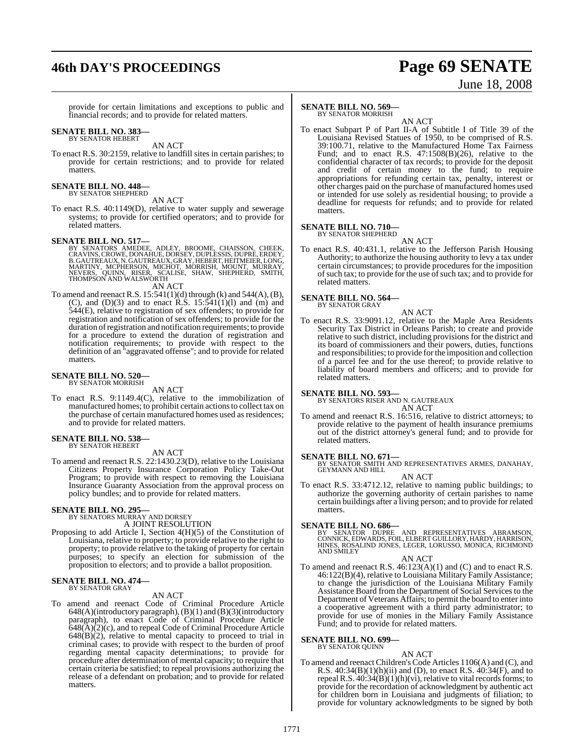provide for certain limitations and exceptions to public and financial records; and to provide for related matters.

**SENATE BILL NO. 383—**
BY SENATOR HEBERT

AN ACT

To enact R.S. 30:2159, relative to landfill sites in certain parishes; to provide for certain restrictions; and to provide for related matters.

**SENATE BILL NO. 448—**
BY SENATOR SHEPHERD

AN ACT

To enact R.S. 40:1149(D), relative to water supply and sewerage systems; to provide for certified operators; and to provide for related matters.

**SENATE BILL NO. 517—**
BY SENATORS AMEDEE, ADLEY, BROOME, CHAISSON, CHEEK, CRAVINS, CROWE, DONAHUE, DORSEY, DUPLESSIS, DUPRE, ERDEY, B. GAUTREAUX, N. GAUTREAUX, GRAY, HEBERT, HEITMEIER, LONG, MARTINY, MCPHERSON, MICHOT, MORRISH, MOUNT, MURRAY, NEVERS, QUINN, RISER, SCALISE, SHAW, SHEPHERD, SMITH, THOMPSON AND WALSWORTH

AN ACT

To amend and reenact R.S. 15:541(1)(d) through (k) and 544(A), (B), (C), and (D)(3) and to enact R.S. 15:541(1)(l) and (m) and 544(E), relative to registration of sex offenders; to provide for registration and notification of sex offenders; to provide for the duration of registration and notification requirements; to provide for a procedure to extend the duration of registration and notification requirements; to provide with respect to the definition of an "aggravated offense"; and to provide for related matters.

**SENATE BILL NO. 520—**
BY SENATOR MORRISH

AN ACT

To enact R.S. 9:1149.4(C), relative to the immobilization of manufactured homes; to prohibit certain actions to collect tax on the purchase of certain manufactured homes used as residences; and to provide for related matters.

**SENATE BILL NO. 538—**
BY SENATOR HEBERT

AN ACT

To amend and reenact R.S. 22:1430.23(D), relative to the Louisiana Citizens Property Insurance Corporation Policy Take-Out Program; to provide with respect to removing the Louisiana Insurance Guaranty Association from the approval process on policy bundles; and to provide for related matters.

**SENATE BILL NO. 295—**
BY SENATORS MURRAY AND DORSEY

A JOINT RESOLUTION

Proposing to add Article I, Section 4(H)(5) of the Constitution of Louisiana, relative to property; to provide relative to the right to property; to provide relative to the taking of property for certain purposes; to specify an election for submission of the proposition to electors; and to provide a ballot proposition.

**SENATE BILL NO. 474—**
BY SENATOR GRAY

AN ACT

To amend and reenact Code of Criminal Procedure Article 648(A)(introductory paragraph), (B)(1) and (B)(3)(introductory paragraph), to enact Code of Criminal Procedure Article 648(A)(2)(c), and to repeal Code of Criminal Procedure Article 648(B)(2), relative to mental capacity to proceed to trial in criminal cases; to provide with respect to the burden of proof regarding mental capacity determinations; to provide for procedure after determination of mental capacity; to require that certain criteria be satisfied; to repeal provisions authorizing the release of a defendant on probation; and to provide for related matters.

**SENATE BILL NO. 569—**
BY SENATOR MORRISH

AN ACT

To enact Subpart P of Part II-A of Subtitle I of Title 39 of the Louisiana Revised Statues of 1950, to be comprised of R.S. 39:100.71, relative to the Manufactured Home Tax Fairness Fund; and to enact R.S. 47:1508(B)(26), relative to the confidential character of tax records; to provide for the deposit and credit of certain money to the fund; to require appropriations for refunding certain tax, penalty, interest or other charges paid on the purchase of manufactured homes used or intended for use solely as residential housing; to provide a deadline for requests for refunds; and to provide for related matters.

**SENATE BILL NO. 710—**
BY SENATOR SHEPHERD

AN ACT

To enact R.S. 40:431.1, relative to the Jefferson Parish Housing Authority; to authorize the housing authority to levy a tax under certain circumstances; to provide procedures for the imposition of such tax; to provide for the use of such tax; and to provide for related matters.

**SENATE BILL NO. 564—**
BY SENATOR GRAY

AN ACT

To enact R.S. 33:9091.12, relative to the Maple Area Residents Security Tax District in Orleans Parish; to create and provide relative to such district, including provisions for the district and its board of commissioners and their powers, duties, functions and responsibilities; to provide for the imposition and collection of a parcel fee and for the use thereof; to provide relative to liability of board members and officers; and to provide for related matters.

**SENATE BILL NO. 593—**
BY SENATORS RISER AND N. GAUTREAUX

AN ACT

To amend and reenact R.S. 16:516, relative to district attorneys; to provide relative to the payment of health insurance premiums out of the district attorney's general fund; and to provide for related matters.

**SENATE BILL NO. 671—**
BY SENATOR SMITH AND REPRESENTATIVES ARMES, DANAHAY, GEYMANN AND HILL

AN ACT

To enact R.S. 33:4712.12, relative to naming public buildings; to authorize the governing authority of certain parishes to name certain buildings after a living person; and to provide for related matters.

**SENATE BILL NO. 686—**
BY SENATOR DUPRE AND REPRESENTATIVES ABRAMSON, CONNICK, EDWARDS, FOIL, ELBERT GUILLORY, HARDY, HARRISON, HINES, ROSALIND JONES, LEGER, LORUSSO, MONICA, RICHMOND AND SMILEY

AN ACT

To amend and reenact R.S. 46:123(A)(1) and (C) and to enact R.S. 46:122(B)(4), relative to Louisiana Military Family Assistance; to change the jurisdiction of the Louisiana Military Family Assistance Board from the Department of Social Services to the Department of Veterans Affairs; to permit the board to enter into a cooperative agreement with a third party administrator; to provide for use of monies in the Miliary Family Assistance Fund; and to provide for related matters.

**SENATE BILL NO. 699—**
BY SENATOR QUINN

AN ACT

To amend and reenact Children's Code Articles 1106(A) and (C), and R.S. 40:34(B)(1)(h)(ii) and (D), to enact R.S. 40:34(F), and to repeal R.S. 40:34(B)(1)(h)(vi), relative to vital records forms; to provide for the recordation of acknowledgment by authentic act for children born in Louisiana and judgments of filiation; to provide for voluntary acknowledgments to be signed by both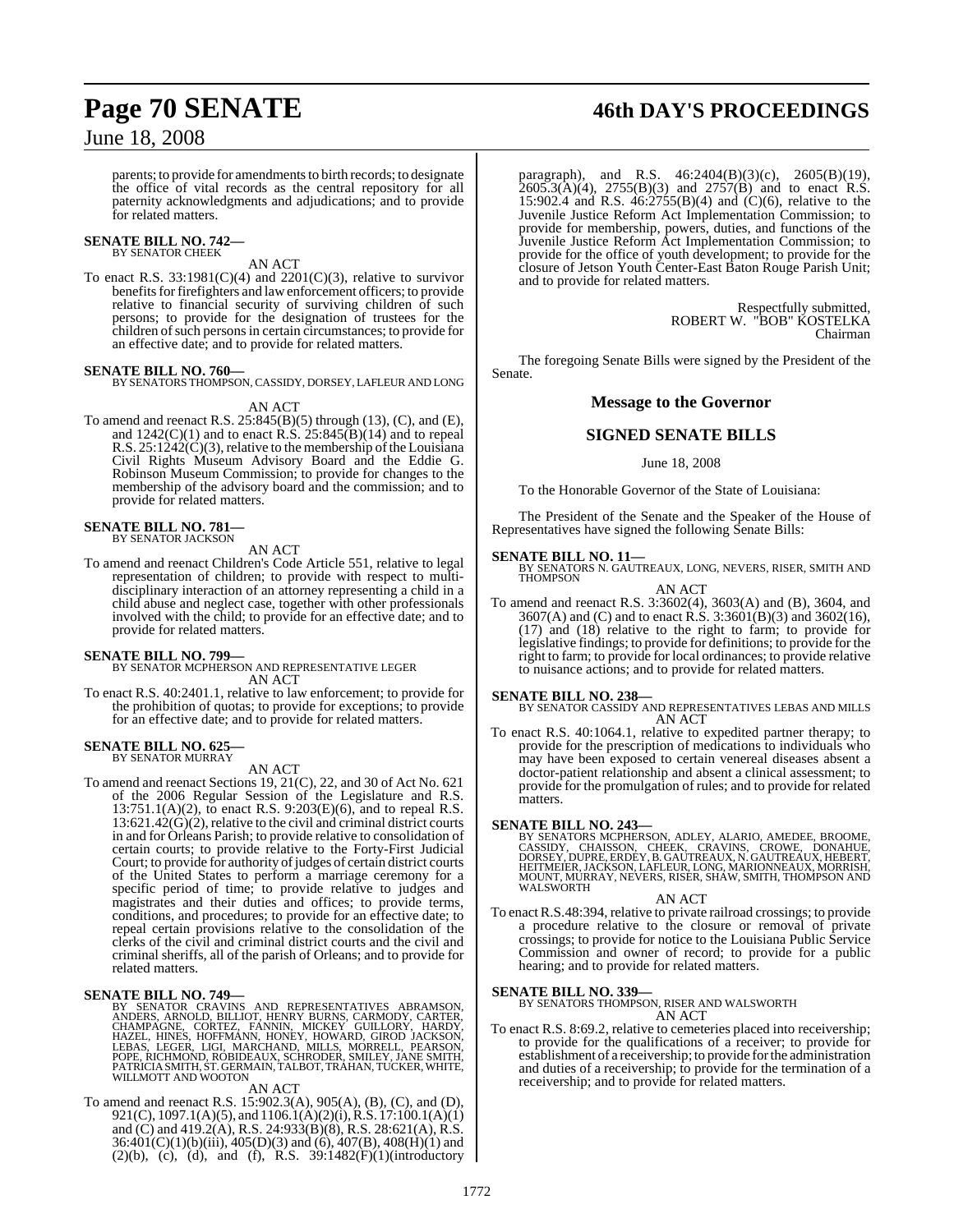parents; to provide for amendments to birth records; to designate the office of vital records as the central repository for all paternity acknowledgments and adjudications; and to provide for related matters.

**SENATE BILL NO. 742—**
BY SENATOR CHEEK

AN ACT

To enact R.S. 33:1981(C)(4) and 2201(C)(3), relative to survivor benefits for firefighters and law enforcement officers; to provide relative to financial security of surviving children of such persons; to provide for the designation of trustees for the children of such persons in certain circumstances; to provide for an effective date; and to provide for related matters.

**SENATE BILL NO. 760—**
BY SENATORS THOMPSON, CASSIDY, DORSEY, LAFLEUR AND LONG

AN ACT

To amend and reenact R.S. 25:845(B)(5) through (13), (C), and (E), and 1242(C)(1) and to enact R.S. 25:845(B)(14) and to repeal R.S. 25:1242(C)(3), relative to the membership of the Louisiana Civil Rights Museum Advisory Board and the Eddie G. Robinson Museum Commission; to provide for changes to the membership of the advisory board and the commission; and to provide for related matters.

**SENATE BILL NO. 781—**
BY SENATOR JACKSON

AN ACT

To amend and reenact Children's Code Article 551, relative to legal representation of children; to provide with respect to multi-disciplinary interaction of an attorney representing a child in a child abuse and neglect case, together with other professionals involved with the child; to provide for an effective date; and to provide for related matters.

**SENATE BILL NO. 799—**
BY SENATOR MCPHERSON AND REPRESENTATIVE LEGER

AN ACT

To enact R.S. 40:2401.1, relative to law enforcement; to provide for the prohibition of quotas; to provide for exceptions; to provide for an effective date; and to provide for related matters.

**SENATE BILL NO. 625—**
BY SENATOR MURRAY

AN ACT

To amend and reenact Sections 19, 21(C), 22, and 30 of Act No. 621 of the 2006 Regular Session of the Legislature and R.S. 13:751.1(A)(2), to enact R.S. 9:203(E)(6), and to repeal R.S. 13:621.42(G)(2), relative to the civil and criminal district courts in and for Orleans Parish; to provide relative to consolidation of certain courts; to provide relative to the Forty-First Judicial Court; to provide for authority of judges of certain district courts of the United States to perform a marriage ceremony for a specific period of time; to provide relative to judges and magistrates and their duties and offices; to provide terms, conditions, and procedures; to provide for an effective date; to repeal certain provisions relative to the consolidation of the clerks of the civil and criminal district courts and the civil and criminal sheriffs, all of the parish of Orleans; and to provide for related matters.

**SENATE BILL NO. 749—**
BY SENATOR CRAVINS AND REPRESENTATIVES ABRAMSON, ANDERS, ARNOLD, BILLIOT, HENRY BURNS, CARMODY, CARTER, CHAMPAGNE, CORTEZ, FANNIN, MICKEY GUILLORY, HARDY, HAZEL, HINES, HOFFMANN, HONEY, HOWARD, GIROD JACKSON, LEBAS, LEGER, LIGI, MARCHAND, MILLS, MORRELL, PEARSON, POPE, RICHMOND, ROBIDEAUX, SCHRODER, SMILEY, JANE SMITH, PATRICIA SMITH, ST. GERMAIN, TALBOT, TRAHAN, TUCKER, WHITE, WILLMOTT AND WOOTON

AN ACT

To amend and reenact R.S. 15:902.3(A), 905(A), (B), (C), and (D), 921(C), 1097.1(A)(5), and 1106.1(A)(2)(i), R.S. 17:100.1(A)(1) and (C) and 419.2(A), R.S. 24:933(B)(8), R.S. 28:621(A), R.S. 36:401(C)(1)(b)(iii), 405(D)(3) and (6), 407(B), 408(H)(1) and (2)(b), (c), (d), and (f), R.S. 39:1482(F)(1)(introductory paragraph), and R.S. 46:2404(B)(3)(c), 2605(B)(19), 2605.3(A)(4), 2755(B)(3) and 2757(B) and to enact R.S. 15:902.4 and R.S. 46:2755(B)(4) and (C)(6), relative to the Juvenile Justice Reform Act Implementation Commission; to provide for membership, powers, duties, and functions of the Juvenile Justice Reform Act Implementation Commission; to provide for the office of youth development; to provide for the closure of Jetson Youth Center-East Baton Rouge Parish Unit; and to provide for related matters.

Respectfully submitted,
ROBERT W. "BOB" KOSTELKA
Chairman

The foregoing Senate Bills were signed by the President of the Senate.

## Message to the Governor

## SIGNED SENATE BILLS

June 18, 2008

To the Honorable Governor of the State of Louisiana:

The President of the Senate and the Speaker of the House of Representatives have signed the following Senate Bills:

**SENATE BILL NO. 11—**
BY SENATORS N. GAUTREAUX, LONG, NEVERS, RISER, SMITH AND THOMPSON

AN ACT

To amend and reenact R.S. 3:3602(4), 3603(A) and (B), 3604, and 3607(A) and (C) and to enact R.S. 3:3601(B)(3) and 3602(16), (17) and (18) relative to the right to farm; to provide for legislative findings; to provide for definitions; to provide for the right to farm; to provide for local ordinances; to provide relative to nuisance actions; and to provide for related matters.

**SENATE BILL NO. 238—**
BY SENATOR CASSIDY AND REPRESENTATIVES LEBAS AND MILLS

AN ACT

To enact R.S. 40:1064.1, relative to expedited partner therapy; to provide for the prescription of medications to individuals who may have been exposed to certain venereal diseases absent a doctor-patient relationship and absent a clinical assessment; to provide for the promulgation of rules; and to provide for related matters.

**SENATE BILL NO. 243—**
BY SENATORS MCPHERSON, ADLEY, ALARIO, AMEDEE, BROOME, CASSIDY, CHAISSON, CHEEK, CRAVINS, CROWE, DONAHUE, DORSEY, DUPRE, ERDEY, B. GAUTREAUX, N. GAUTREAUX, HEBERT, HEITMEIER, JACKSON, LAFLEUR, LONG, MARIONNEAUX, MORRISH, MOUNT, MURRAY, NEVERS, RISER, SHAW, SMITH, THOMPSON AND WALSWORTH

AN ACT

To enact R.S.48:394, relative to private railroad crossings; to provide a procedure relative to the closure or removal of private crossings; to provide for notice to the Louisiana Public Service Commission and owner of record; to provide for a public hearing; and to provide for related matters.

**SENATE BILL NO. 339—**
BY SENATORS THOMPSON, RISER AND WALSWORTH

AN ACT

To enact R.S. 8:69.2, relative to cemeteries placed into receivership; to provide for the qualifications of a receiver; to provide for establishment of a receivership; to provide for the administration and duties of a receivership; to provide for the termination of a receivership; and to provide for related matters.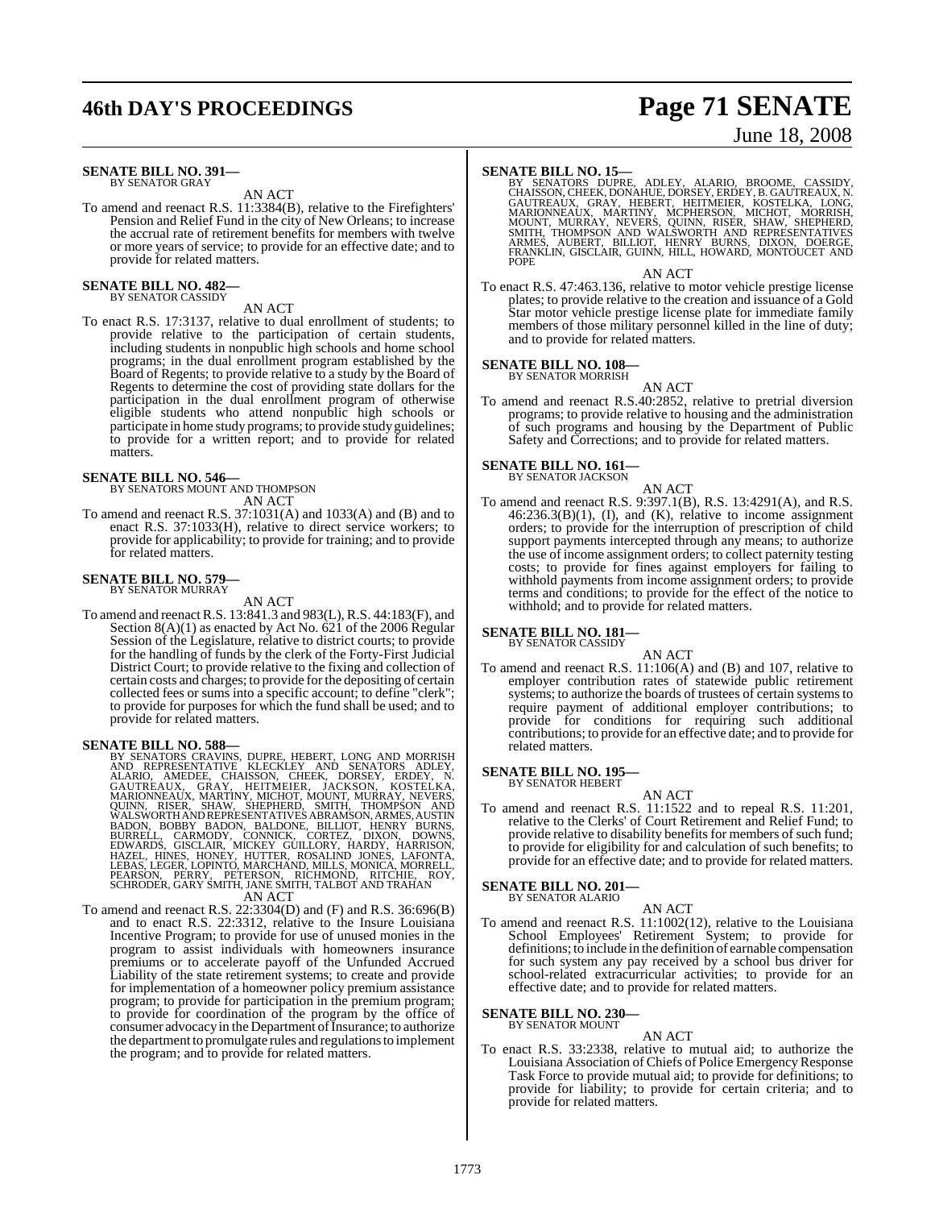**SENATE BILL NO. 391—**
BY SENATOR GRAY

AN ACT

To amend and reenact R.S. 11:3384(B), relative to the Firefighters' Pension and Relief Fund in the city of New Orleans; to increase the accrual rate of retirement benefits for members with twelve or more years of service; to provide for an effective date; and to provide for related matters.

**SENATE BILL NO. 482—**
BY SENATOR CASSIDY

AN ACT

To enact R.S. 17:3137, relative to dual enrollment of students; to provide relative to the participation of certain students, including students in nonpublic high schools and home school programs; in the dual enrollment program established by the Board of Regents; to provide relative to a study by the Board of Regents to determine the cost of providing state dollars for the participation in the dual enrollment program of otherwise eligible students who attend nonpublic high schools or participate in home study programs; to provide study guidelines; to provide for a written report; and to provide for related matters.

**SENATE BILL NO. 546—**
BY SENATORS MOUNT AND THOMPSON

AN ACT

To amend and reenact R.S. 37:1031(A) and 1033(A) and (B) and to enact R.S. 37:1033(H), relative to direct service workers; to provide for applicability; to provide for training; and to provide for related matters.

**SENATE BILL NO. 579—**
BY SENATOR MURRAY

AN ACT

To amend and reenact R.S. 13:841.3 and 983(L), R.S. 44:183(F), and Section 8(A)(1) as enacted by Act No. 621 of the 2006 Regular Session of the Legislature, relative to district courts; to provide for the handling of funds by the clerk of the Forty-First Judicial District Court; to provide relative to the fixing and collection of certain costs and charges; to provide for the depositing of certain collected fees or sums into a specific account; to define "clerk"; to provide for purposes for which the fund shall be used; and to provide for related matters.

**SENATE BILL NO. 588—**
BY SENATORS CRAVINS, DUPRE, HEBERT, LONG AND MORRISH AND REPRESENTATIVE KLECKLEY AND SENATORS ADLEY, ALARIO, AMEDEE, CHAISSON, CHEEK, DORSEY, ERDEY, N. GAUTREAUX, GRAY, HEITMEIER, JACKSON, KOSTELKA, MARIONNEAUX, MARTINY, MICHOT, MOUNT, MURRAY, NEVERS, QUINN, RISER, SHAW, SHEPHERD, SMITH, THOMPSON AND WALSWORTH AND REPRESENTATIVES ABRAMSON, ARMES, AUSTIN BADON, BOBBY BADON, BALDONE, BILLIOT, HENRY BURNS, BURRELL, CARMODY, CONNICK, CORTEZ, DIXON, DOWNS, EDWARDS, GISCLAIR, MICKEY GUILLORY, HARDY, HARRISON, HAZEL, HINES, HONEY, HUTTER, ROSALIND JONES, LAFONTA, LEBAS, LEGER, LOPINTO, MARCHAND, MILLS, MONICA, MORRELL, PEARSON, PERRY, PETERSON, RICHMOND, RITCHIE, ROY, SCHRODER, GARY SMITH, JANE SMITH, TALBOT AND TRAHAN

AN ACT

To amend and reenact R.S. 22:3304(D) and (F) and R.S. 36:696(B) and to enact R.S. 22:3312, relative to the Insure Louisiana Incentive Program; to provide for use of unused monies in the program to assist individuals with homeowners insurance premiums or to accelerate payoff of the Unfunded Accrued Liability of the state retirement systems; to create and provide for implementation of a homeowner policy premium assistance program; to provide for participation in the premium program; to provide for coordination of the program by the office of consumer advocacy in the Department of Insurance; to authorize the department to promulgate rules and regulations to implement the program; and to provide for related matters.

**SENATE BILL NO. 15—**
BY SENATORS DUPRE, ADLEY, ALARIO, BROOME, CASSIDY, CHAISSON, CHEEK, DONAHUE, DORSEY, ERDEY, B. GAUTREAUX, N. GAUTREAUX, GRAY, HEBERT, HEITMEIER, KOSTELKA, LONG, MARIONNEAUX, MARTINY, MCPHERSON, MICHOT, MORRISH, MOUNT, MURRAY, NEVERS, QUINN, RISER, SHAW, SHEPHERD, SMITH, THOMPSON AND WALSWORTH AND REPRESENTATIVES ARMES, AUBERT, BILLIOT, HENRY BURNS, DIXON, DOERGE, FRANKLIN, GISCLAIR, GUINN, HILL, HOWARD, MONTOUCET AND POPE

AN ACT

To enact R.S. 47:463.136, relative to motor vehicle prestige license plates; to provide relative to the creation and issuance of a Gold Star motor vehicle prestige license plate for immediate family members of those military personnel killed in the line of duty; and to provide for related matters.

**SENATE BILL NO. 108—**
BY SENATOR MORRISH

AN ACT

To amend and reenact R.S.40:2852, relative to pretrial diversion programs; to provide relative to housing and the administration of such programs and housing by the Department of Public Safety and Corrections; and to provide for related matters.

**SENATE BILL NO. 161—**
BY SENATOR JACKSON

AN ACT

To amend and reenact R.S. 9:397.1(B), R.S. 13:4291(A), and R.S. 46:236.3(B)(1), (I), and (K), relative to income assignment orders; to provide for the interruption of prescription of child support payments intercepted through any means; to authorize the use of income assignment orders; to collect paternity testing costs; to provide for fines against employers for failing to withhold payments from income assignment orders; to provide terms and conditions; to provide for the effect of the notice to withhold; and to provide for related matters.

**SENATE BILL NO. 181—**
BY SENATOR CASSIDY

AN ACT

To amend and reenact R.S. 11:106(A) and (B) and 107, relative to employer contribution rates of statewide public retirement systems; to authorize the boards of trustees of certain systems to require payment of additional employer contributions; to provide for conditions for requiring such additional contributions; to provide for an effective date; and to provide for related matters.

**SENATE BILL NO. 195—**
BY SENATOR HEBERT

AN ACT

To amend and reenact R.S. 11:1522 and to repeal R.S. 11:201, relative to the Clerks' of Court Retirement and Relief Fund; to provide relative to disability benefits for members of such fund; to provide for eligibility for and calculation of such benefits; to provide for an effective date; and to provide for related matters.

**SENATE BILL NO. 201—**
BY SENATOR ALARIO

AN ACT

To amend and reenact R.S. 11:1002(12), relative to the Louisiana School Employees' Retirement System; to provide for definitions; to include in the definition of earnable compensation for such system any pay received by a school bus driver for school-related extracurricular activities; to provide for an effective date; and to provide for related matters.

**SENATE BILL NO. 230—**
BY SENATOR MOUNT

AN ACT

To enact R.S. 33:2338, relative to mutual aid; to authorize the Louisiana Association of Chiefs of Police Emergency Response Task Force to provide mutual aid; to provide for definitions; to provide for liability; to provide for certain criteria; and to provide for related matters.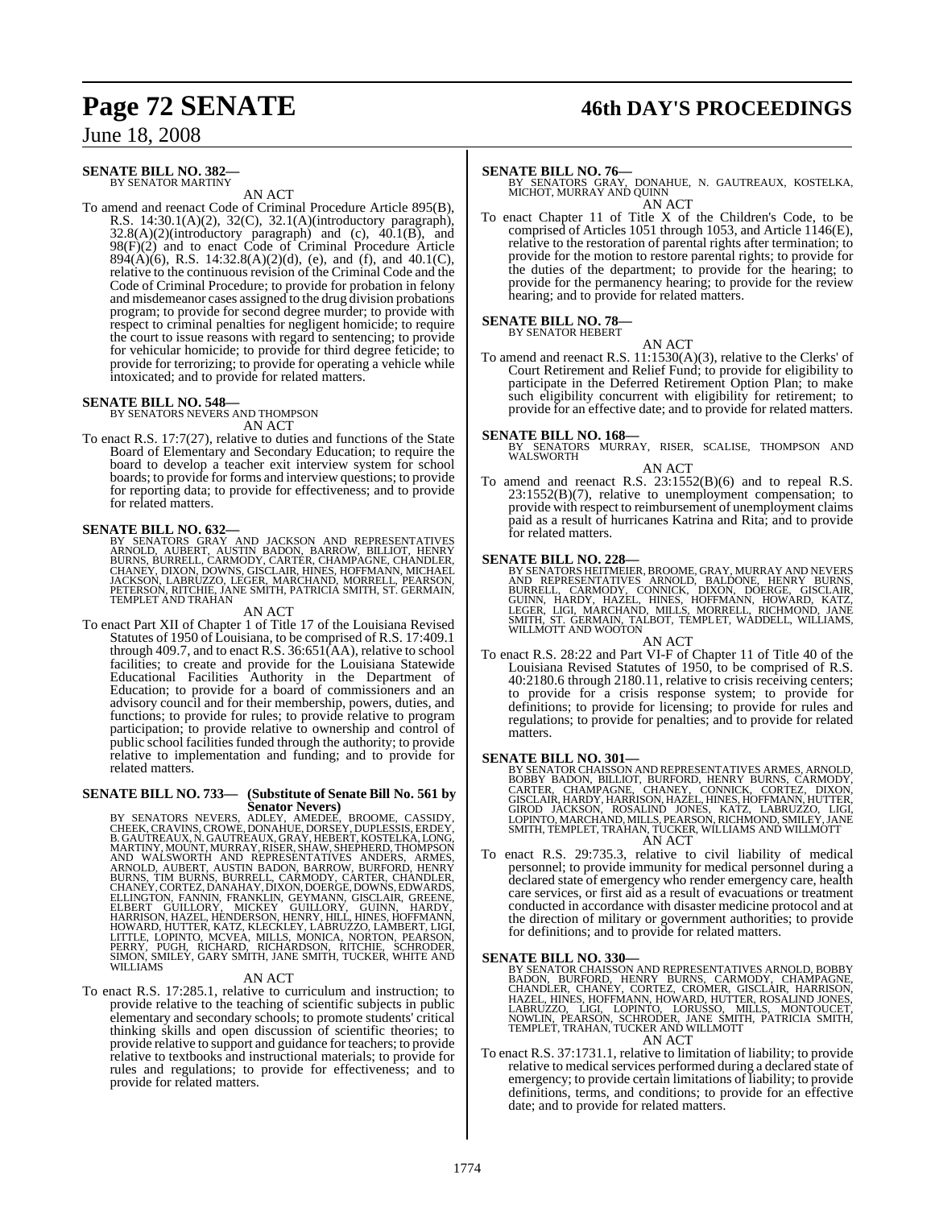**SENATE BILL NO. 382—**
BY SENATOR MARTINY

AN ACT

To amend and reenact Code of Criminal Procedure Article 895(B), R.S. 14:30.1(A)(2), 32(C), 32.1(A)(introductory paragraph), 32.8(A)(2)(introductory paragraph) and (c), 40.1(B), and 98(F)(2) and to enact Code of Criminal Procedure Article 894(A)(6), R.S. 14:32.8(A)(2)(d), (e), and (f), and 40.1(C), relative to the continuous revision of the Criminal Code and the Code of Criminal Procedure; to provide for probation in felony and misdemeanor cases assigned to the drug division probations program; to provide for second degree murder; to provide with respect to criminal penalties for negligent homicide; to require the court to issue reasons with regard to sentencing; to provide for vehicular homicide; to provide for third degree feticide; to provide for terrorizing; to provide for operating a vehicle while intoxicated; and to provide for related matters.

**SENATE BILL NO. 548—**
BY SENATORS NEVERS AND THOMPSON

AN ACT

To enact R.S. 17:7(27), relative to duties and functions of the State Board of Elementary and Secondary Education; to require the board to develop a teacher exit interview system for school boards; to provide for forms and interview questions; to provide for reporting data; to provide for effectiveness; and to provide for related matters.

**SENATE BILL NO. 632—**
BY SENATORS GRAY AND JACKSON AND REPRESENTATIVES ARNOLD, AUBERT, AUSTIN BADON, BARROW, BILLIOT, HENRY BURNS, BURRELL, CARMODY, CARTER, CHAMPAGNE, CHANDLER, CHANEY, DIXON, DOWNS, GISCLAIR, HINES, HOFFMANN, MICHAEL JACKSON, LABRUZZO, LEGER, MARCHAND, MORRELL, PEARSON, PETERSON, RITCHIE, JANE SMITH, PATRICIA SMITH, ST. GERMAIN, TEMPLET AND TRAHAN

AN ACT

To enact Part XII of Chapter 1 of Title 17 of the Louisiana Revised Statutes of 1950 of Louisiana, to be comprised of R.S. 17:409.1 through 409.7, and to enact R.S. 36:651(AA), relative to school facilities; to create and provide for the Louisiana Statewide Educational Facilities Authority in the Department of Education; to provide for a board of commissioners and an advisory council and for their membership, powers, duties, and functions; to provide for rules; to provide relative to program participation; to provide relative to ownership and control of public school facilities funded through the authority; to provide relative to implementation and funding; and to provide for related matters.

**SENATE BILL NO. 733— (Substitute of Senate Bill No. 561 by Senator Nevers)**
BY SENATORS NEVERS, ADLEY, AMEDEE, BROOME, CASSIDY, CHEEK, CRAVINS, CROWE, DONAHUE, DORSEY, DUPLESSIS, ERDEY, B. GAUTREAUX, N. GAUTREAUX, GRAY, HEBERT, KOSTELKA, LONG, MARTINY, MOUNT, MURRAY, RISER, SHAW, SHEPHERD, THOMPSON AND WALSWORTH AND REPRESENTATIVES ANDERS, ARMES, ARNOLD, AUBERT, AUSTIN BADON, BARROW, BURFORD, HENRY BURNS, TIM BURNS, BURRELL, CARMODY, CARTER, CHANDLER, CHANEY, CORTEZ, DANAHAY, DIXON, DOERGE, DOWNS, EDWARDS, ELLINGTON, FANNIN, FRANKLIN, GEYMANN, GISCLAIR, GREENE, ELBERT GUILLORY, MICKEY GUILLORY, GUINN, HARDY, HARRISON, HAZEL, HENDERSON, HENRY, HILL, HINES, HOFFMANN, HOWARD, HUTTER, KATZ, KLECKLEY, LABRUZZO, LAMBERT, LIGI, LITTLE, LOPINTO, MCVEA, MILLS, MONICA, NORTON, PEARSON, PERRY, PUGH, RICHARD, RICHARDSON, RITCHIE, SCHRODER, SIMON, SMILEY, GARY SMITH, JANE SMITH, TUCKER, WHITE AND WILLIAMS

AN ACT

To enact R.S. 17:285.1, relative to curriculum and instruction; to provide relative to the teaching of scientific subjects in public elementary and secondary schools; to promote students' critical thinking skills and open discussion of scientific theories; to provide relative to support and guidance for teachers; to provide relative to textbooks and instructional materials; to provide for rules and regulations; to provide for effectiveness; and to provide for related matters.

**SENATE BILL NO. 76—**
BY SENATORS GRAY, DONAHUE, N. GAUTREAUX, KOSTELKA, MICHOT, MURRAY AND QUINN

AN ACT

To enact Chapter 11 of Title X of the Children's Code, to be comprised of Articles 1051 through 1053, and Article 1146(E), relative to the restoration of parental rights after termination; to provide for the motion to restore parental rights; to provide for the duties of the department; to provide for the hearing; to provide for the permanency hearing; to provide for the review hearing; and to provide for related matters.

**SENATE BILL NO. 78—**
BY SENATOR HEBERT

AN ACT

To amend and reenact R.S. 11:1530(A)(3), relative to the Clerks' of Court Retirement and Relief Fund; to provide for eligibility to participate in the Deferred Retirement Option Plan; to make such eligibility concurrent with eligibility for retirement; to provide for an effective date; and to provide for related matters.

**SENATE BILL NO. 168—**
BY SENATORS MURRAY, RISER, SCALISE, THOMPSON AND WALSWORTH

AN ACT

To amend and reenact R.S. 23:1552(B)(6) and to repeal R.S. 23:1552(B)(7), relative to unemployment compensation; to provide with respect to reimbursement of unemployment claims paid as a result of hurricanes Katrina and Rita; and to provide for related matters.

**SENATE BILL NO. 228—**
BY SENATORS HEITMEIER, BROOME, GRAY, MURRAY AND NEVERS AND REPRESENTATIVES ARNOLD, BALDONE, HENRY BURNS, BURRELL, CARMODY, CONNICK, DIXON, DOERGE, GISCLAIR, GUINN, HARDY, HAZEL, HINES, HOFFMANN, HOWARD, KATZ, LEGER, LIGI, MARCHAND, MILLS, MORRELL, RICHMOND, JANE SMITH, ST. GERMAIN, TALBOT, TEMPLET, WADDELL, WILLIAMS, WILLMOTT AND WOOTON

AN ACT

To enact R.S. 28:22 and Part VI-F of Chapter 11 of Title 40 of the Louisiana Revised Statutes of 1950, to be comprised of R.S. 40:2180.6 through 2180.11, relative to crisis receiving centers; to provide for a crisis response system; to provide for definitions; to provide for licensing; to provide for rules and regulations; to provide for penalties; and to provide for related matters.

**SENATE BILL NO. 301—**
BY SENATOR CHAISSON AND REPRESENTATIVES ARMES, ARNOLD, BOBBY BADON, BILLIOT, BURFORD, HENRY BURNS, CARMODY, CARTER, CHAMPAGNE, CHANEY, CONNICK, CORTEZ, DIXON, GISCLAIR, HARDY, HARRISON, HAZEL, HINES, HOFFMANN, HUTTER, GIROD JACKSON, ROSALIND JONES, KATZ, LABRUZZO, LIGI, LOPINTO, MARCHAND, MILLS, PEARSON, RICHMOND, SMILEY, JANE SMITH, TEMPLET, TRAHAN, TUCKER, WILLIAMS AND WILLMOTT

AN ACT

To enact R.S. 29:735.3, relative to civil liability of medical personnel; to provide immunity for medical personnel during a declared state of emergency who render emergency care, health care services, or first aid as a result of evacuations or treatment conducted in accordance with disaster medicine protocol and at the direction of military or government authorities; to provide for definitions; and to provide for related matters.

**SENATE BILL NO. 330—**
BY SENATOR CHAISSON AND REPRESENTATIVES ARNOLD, BOBBY BADON, BURFORD, HENRY BURNS, CARMODY, CHAMPAGNE, CHANDLER, CHANEY, CORTEZ, CROMER, GISCLAIR, HARRISON, HAZEL, HINES, HOFFMANN, HOWARD, HUTTER, ROSALIND JONES, LABRUZZO, LIGI, LOPINTO, LORUSSO, MILLS, MONTOUCET, NOWLIN, PEARSON, SCHRODER, JANE SMITH, PATRICIA SMITH, TEMPLET, TRAHAN, TUCKER AND WILLMOTT

AN ACT

To enact R.S. 37:1731.1, relative to limitation of liability; to provide relative to medical services performed during a declared state of emergency; to provide certain limitations of liability; to provide definitions, terms, and conditions; to provide for an effective date; and to provide for related matters.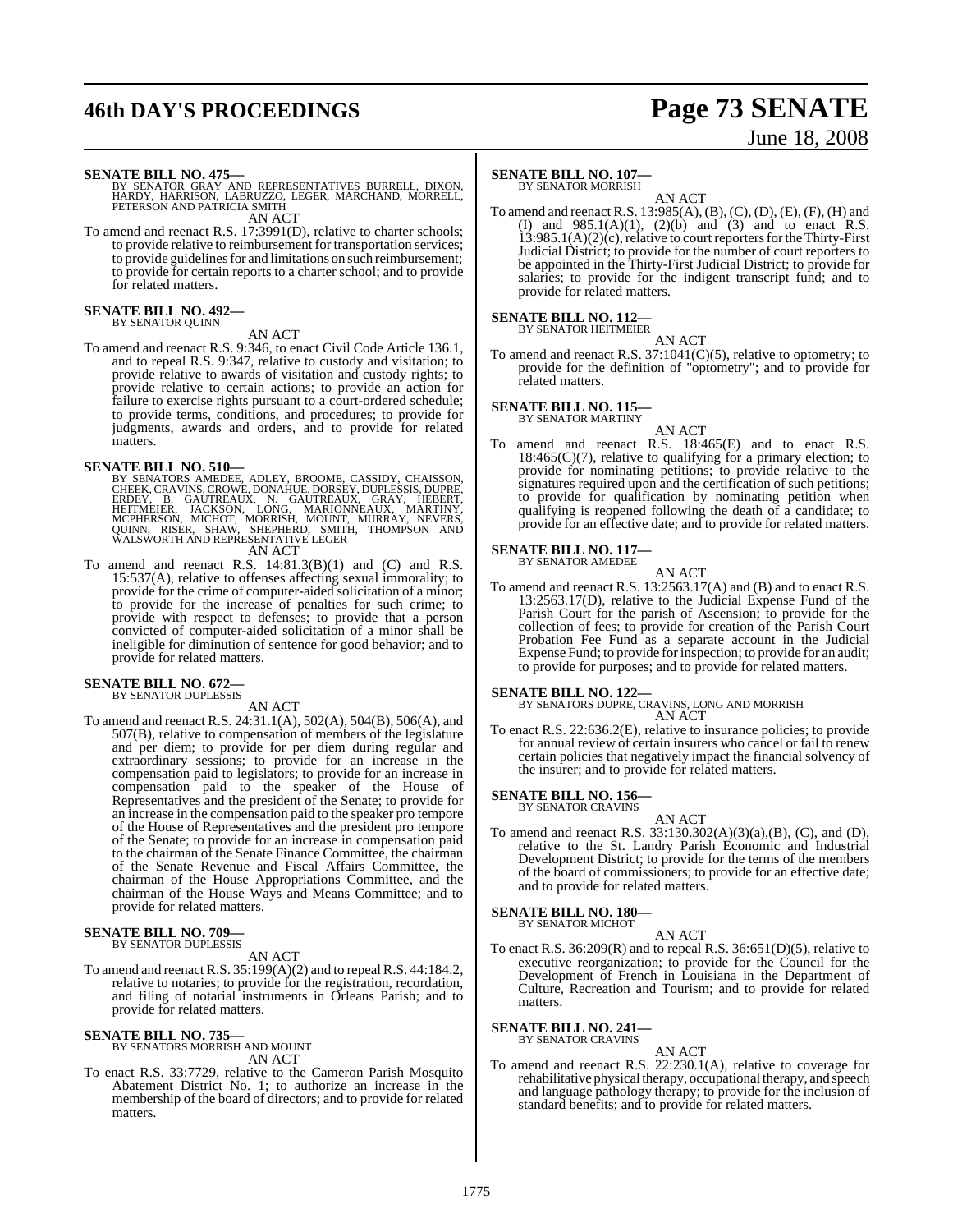**SENATE BILL NO. 475—**
BY SENATOR GRAY AND REPRESENTATIVES BURRELL, DIXON, HARDY, HARRISON, LABRUZZO, LEGER, MARCHAND, MORRELL, PETERSON AND PATRICIA SMITH

AN ACT

To amend and reenact R.S. 17:3991(D), relative to charter schools; to provide relative to reimbursement for transportation services; to provide guidelines for and limitations on such reimbursement; to provide for certain reports to a charter school; and to provide for related matters.

**SENATE BILL NO. 492—**
BY SENATOR QUINN

AN ACT

To amend and reenact R.S. 9:346, to enact Civil Code Article 136.1, and to repeal R.S. 9:347, relative to custody and visitation; to provide relative to awards of visitation and custody rights; to provide relative to certain actions; to provide an action for failure to exercise rights pursuant to a court-ordered schedule; to provide terms, conditions, and procedures; to provide for judgments, awards and orders, and to provide for related matters.

**SENATE BILL NO. 510—**
BY SENATORS AMEDEE, ADLEY, BROOME, CASSIDY, CHAISSON, CHEEK, CRAVINS, CROWE, DONAHUE, DORSEY, DUPLESSIS, DUPRE, ERDEY, B. GAUTREAUX, N. GAUTREAUX, GRAY, HEBERT, HEITMEIER, JACKSON, LONG, MARIONNEAUX, MARTINY, MCPHERSON, MICHOT, MORRISH, MOUNT, MURRAY, NEVERS, QUINN, RISER, SHAW, SHEPHERD, SMITH, THOMPSON AND WALSWORTH AND REPRESENTATIVE LEGER

AN ACT

To amend and reenact R.S. 14:81.3(B)(1) and (C) and R.S. 15:537(A), relative to offenses affecting sexual immorality; to provide for the crime of computer-aided solicitation of a minor; to provide for the increase of penalties for such crime; to provide with respect to defenses; to provide that a person convicted of computer-aided solicitation of a minor shall be ineligible for diminution of sentence for good behavior; and to provide for related matters.

**SENATE BILL NO. 672—**
BY SENATOR DUPLESSIS

AN ACT

To amend and reenact R.S. 24:31.1(A), 502(A), 504(B), 506(A), and 507(B), relative to compensation of members of the legislature and per diem; to provide for per diem during regular and extraordinary sessions; to provide for an increase in the compensation paid to legislators; to provide for an increase in compensation paid to the speaker of the House of Representatives and the president of the Senate; to provide for an increase in the compensation paid to the speaker pro tempore of the House of Representatives and the president pro tempore of the Senate; to provide for an increase in compensation paid to the chairman of the Senate Finance Committee, the chairman of the Senate Revenue and Fiscal Affairs Committee, the chairman of the House Appropriations Committee, and the chairman of the House Ways and Means Committee; and to provide for related matters.

**SENATE BILL NO. 709—**
BY SENATOR DUPLESSIS

AN ACT

To amend and reenact R.S. 35:199(A)(2) and to repeal R.S. 44:184.2, relative to notaries; to provide for the registration, recordation, and filing of notarial instruments in Orleans Parish; and to provide for related matters.

**SENATE BILL NO. 735—**
BY SENATORS MORRISH AND MOUNT

AN ACT

To enact R.S. 33:7729, relative to the Cameron Parish Mosquito Abatement District No. 1; to authorize an increase in the membership of the board of directors; and to provide for related matters.

**SENATE BILL NO. 107—**
BY SENATOR MORRISH

AN ACT

To amend and reenact R.S. 13:985(A), (B), (C), (D), (E), (F), (H) and (I) and 985.1(A)(1), (2)(b) and (3) and to enact R.S. 13:985.1(A)(2)(c), relative to court reporters for the Thirty-First Judicial District; to provide for the number of court reporters to be appointed in the Thirty-First Judicial District; to provide for salaries; to provide for the indigent transcript fund; and to provide for related matters.

**SENATE BILL NO. 112—**
BY SENATOR HEITMEIER

AN ACT

To amend and reenact R.S. 37:1041(C)(5), relative to optometry; to provide for the definition of "optometry"; and to provide for related matters.

**SENATE BILL NO. 115—**
BY SENATOR MARTINY

AN ACT

To amend and reenact R.S. 18:465(E) and to enact R.S. 18:465(C)(7), relative to qualifying for a primary election; to provide for nominating petitions; to provide relative to the signatures required upon and the certification of such petitions; to provide for qualification by nominating petition when qualifying is reopened following the death of a candidate; to provide for an effective date; and to provide for related matters.

**SENATE BILL NO. 117—**
BY SENATOR AMEDEE

AN ACT

To amend and reenact R.S. 13:2563.17(A) and (B) and to enact R.S. 13:2563.17(D), relative to the Judicial Expense Fund of the Parish Court for the parish of Ascension; to provide for the collection of fees; to provide for creation of the Parish Court Probation Fee Fund as a separate account in the Judicial Expense Fund; to provide for inspection; to provide for an audit; to provide for purposes; and to provide for related matters.

**SENATE BILL NO. 122—**
BY SENATORS DUPRE, CRAVINS, LONG AND MORRISH

AN ACT

To enact R.S. 22:636.2(E), relative to insurance policies; to provide for annual review of certain insurers who cancel or fail to renew certain policies that negatively impact the financial solvency of the insurer; and to provide for related matters.

**SENATE BILL NO. 156—**
BY SENATOR CRAVINS

AN ACT

To amend and reenact R.S. 33:130.302(A)(3)(a),(B), (C), and (D), relative to the St. Landry Parish Economic and Industrial Development District; to provide for the terms of the members of the board of commissioners; to provide for an effective date; and to provide for related matters.

**SENATE BILL NO. 180—**
BY SENATOR MICHOT

AN ACT

To enact R.S. 36:209(R) and to repeal R.S. 36:651(D)(5), relative to executive reorganization; to provide for the Council for the Development of French in Louisiana in the Department of Culture, Recreation and Tourism; and to provide for related matters.

**SENATE BILL NO. 241—**
BY SENATOR CRAVINS

AN ACT

To amend and reenact R.S. 22:230.1(A), relative to coverage for rehabilitative physical therapy, occupational therapy, and speech and language pathology therapy; to provide for the inclusion of standard benefits; and to provide for related matters.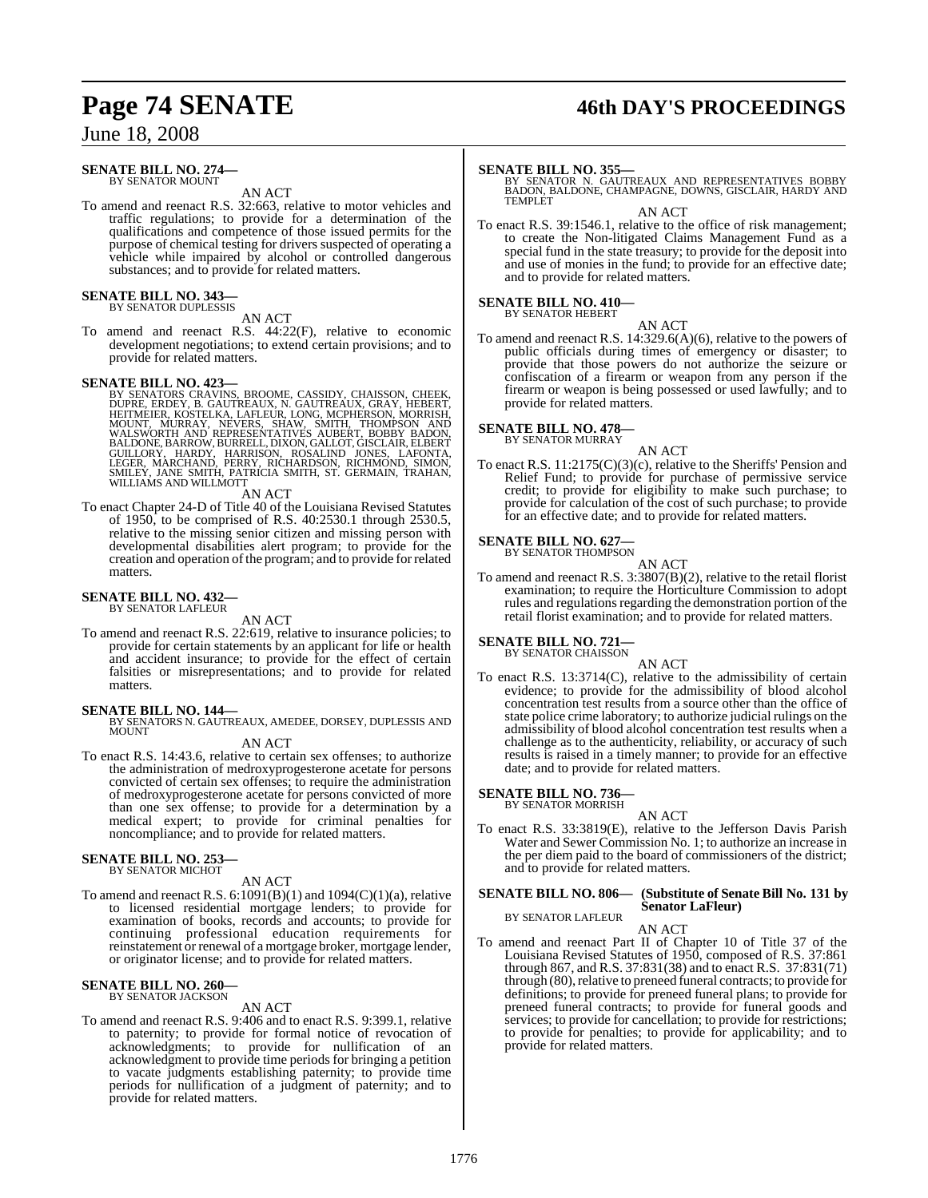**SENATE BILL NO. 274—**
BY SENATOR MOUNT

AN ACT

To amend and reenact R.S. 32:663, relative to motor vehicles and traffic regulations; to provide for a determination of the qualifications and competence of those issued permits for the purpose of chemical testing for drivers suspected of operating a vehicle while impaired by alcohol or controlled dangerous substances; and to provide for related matters.

**SENATE BILL NO. 343—**
BY SENATOR DUPLESSIS

AN ACT

To amend and reenact R.S. 44:22(F), relative to economic development negotiations; to extend certain provisions; and to provide for related matters.

**SENATE BILL NO. 423—**
BY SENATORS CRAVINS, BROOME, CASSIDY, CHAISSON, CHEEK, DUPRE, ERDEY, B. GAUTREAUX, N. GAUTREAUX, GRAY, HEBERT, HEITMEIER, KOSTELKA, LAFLEUR, LONG, MCPHERSON, MORRISH, MOUNT, MURRAY, NEVERS, SHAW, SMITH, THOMPSON AND WALSWORTH AND REPRESENTATIVES AUBERT, BOBBY BADON, BALDONE, BARROW, BURRELL, DIXON, GALLOT, GISCLAIR, ELBERT GUILLORY, HARDY, HARRISON, ROSALIND JONES, LAFONTA, LEGER, MARCHAND, PERRY, RICHARDSON, RICHMOND, SIMON, SMILEY, JANE SMITH, PATRICIA SMITH, ST. GERMAIN, TRAHAN, WILLIAMS AND WILLMOTT

AN ACT

To enact Chapter 24-D of Title 40 of the Louisiana Revised Statutes of 1950, to be comprised of R.S. 40:2530.1 through 2530.5, relative to the missing senior citizen and missing person with developmental disabilities alert program; to provide for the creation and operation of the program; and to provide for related matters.

**SENATE BILL NO. 432—**
BY SENATOR LAFLEUR

AN ACT

To amend and reenact R.S. 22:619, relative to insurance policies; to provide for certain statements by an applicant for life or health and accident insurance; to provide for the effect of certain falsities or misrepresentations; and to provide for related matters.

**SENATE BILL NO. 144—**
BY SENATORS N. GAUTREAUX, AMEDEE, DORSEY, DUPLESSIS AND MOUNT

AN ACT

To enact R.S. 14:43.6, relative to certain sex offenses; to authorize the administration of medroxyprogesterone acetate for persons convicted of certain sex offenses; to require the administration of medroxyprogesterone acetate for persons convicted of more than one sex offense; to provide for a determination by a medical expert; to provide for criminal penalties for noncompliance; and to provide for related matters.

**SENATE BILL NO. 253—**
BY SENATOR MICHOT

AN ACT

To amend and reenact R.S. 6:1091(B)(1) and 1094(C)(1)(a), relative to licensed residential mortgage lenders; to provide for examination of books, records and accounts; to provide for continuing professional education requirements for reinstatement or renewal of a mortgage broker, mortgage lender, or originator license; and to provide for related matters.

**SENATE BILL NO. 260—**
BY SENATOR JACKSON

AN ACT

To amend and reenact R.S. 9:406 and to enact R.S. 9:399.1, relative to paternity; to provide for formal notice of revocation of acknowledgments; to provide for nullification of an acknowledgment to provide time periods for bringing a petition to vacate judgments establishing paternity; to provide time periods for nullification of a judgment of paternity; and to provide for related matters.

**SENATE BILL NO. 355—**
BY SENATOR N. GAUTREAUX AND REPRESENTATIVES BOBBY BADON, BALDONE, CHAMPAGNE, DOWNS, GISCLAIR, HARDY AND TEMPLET

AN ACT

To enact R.S. 39:1546.1, relative to the office of risk management; to create the Non-litigated Claims Management Fund as a special fund in the state treasury; to provide for the deposit into and use of monies in the fund; to provide for an effective date; and to provide for related matters.

**SENATE BILL NO. 410—**
BY SENATOR HEBERT

AN ACT

To amend and reenact R.S. 14:329.6(A)(6), relative to the powers of public officials during times of emergency or disaster; to provide that those powers do not authorize the seizure or confiscation of a firearm or weapon from any person if the firearm or weapon is being possessed or used lawfully; and to provide for related matters.

**SENATE BILL NO. 478—**
BY SENATOR MURRAY

AN ACT

To enact R.S. 11:2175(C)(3)(c), relative to the Sheriffs' Pension and Relief Fund; to provide for purchase of permissive service credit; to provide for eligibility to make such purchase; to provide for calculation of the cost of such purchase; to provide for an effective date; and to provide for related matters.

**SENATE BILL NO. 627—**
BY SENATOR THOMPSON

AN ACT

To amend and reenact R.S. 3:3807(B)(2), relative to the retail florist examination; to require the Horticulture Commission to adopt rules and regulations regarding the demonstration portion of the retail florist examination; and to provide for related matters.

**SENATE BILL NO. 721—**
BY SENATOR CHAISSON

AN ACT

To enact R.S. 13:3714(C), relative to the admissibility of certain evidence; to provide for the admissibility of blood alcohol concentration test results from a source other than the office of state police crime laboratory; to authorize judicial rulings on the admissibility of blood alcohol concentration test results when a challenge as to the authenticity, reliability, or accuracy of such results is raised in a timely manner; to provide for an effective date; and to provide for related matters.

**SENATE BILL NO. 736—**
BY SENATOR MORRISH

AN ACT

To enact R.S. 33:3819(E), relative to the Jefferson Davis Parish Water and Sewer Commission No. 1; to authorize an increase in the per diem paid to the board of commissioners of the district; and to provide for related matters.

**SENATE BILL NO. 806— (Substitute of Senate Bill No. 131 by Senator LaFleur)**
BY SENATOR LAFLEUR

AN ACT

To amend and reenact Part II of Chapter 10 of Title 37 of the Louisiana Revised Statutes of 1950, composed of R.S. 37:861 through 867, and R.S. 37:831(38) and to enact R.S. 37:831(71) through (80), relative to preneed funeral contracts; to provide for definitions; to provide for preneed funeral plans; to provide for preneed funeral contracts; to provide for funeral goods and services; to provide for cancellation; to provide for restrictions; to provide for penalties; to provide for applicability; and to provide for related matters.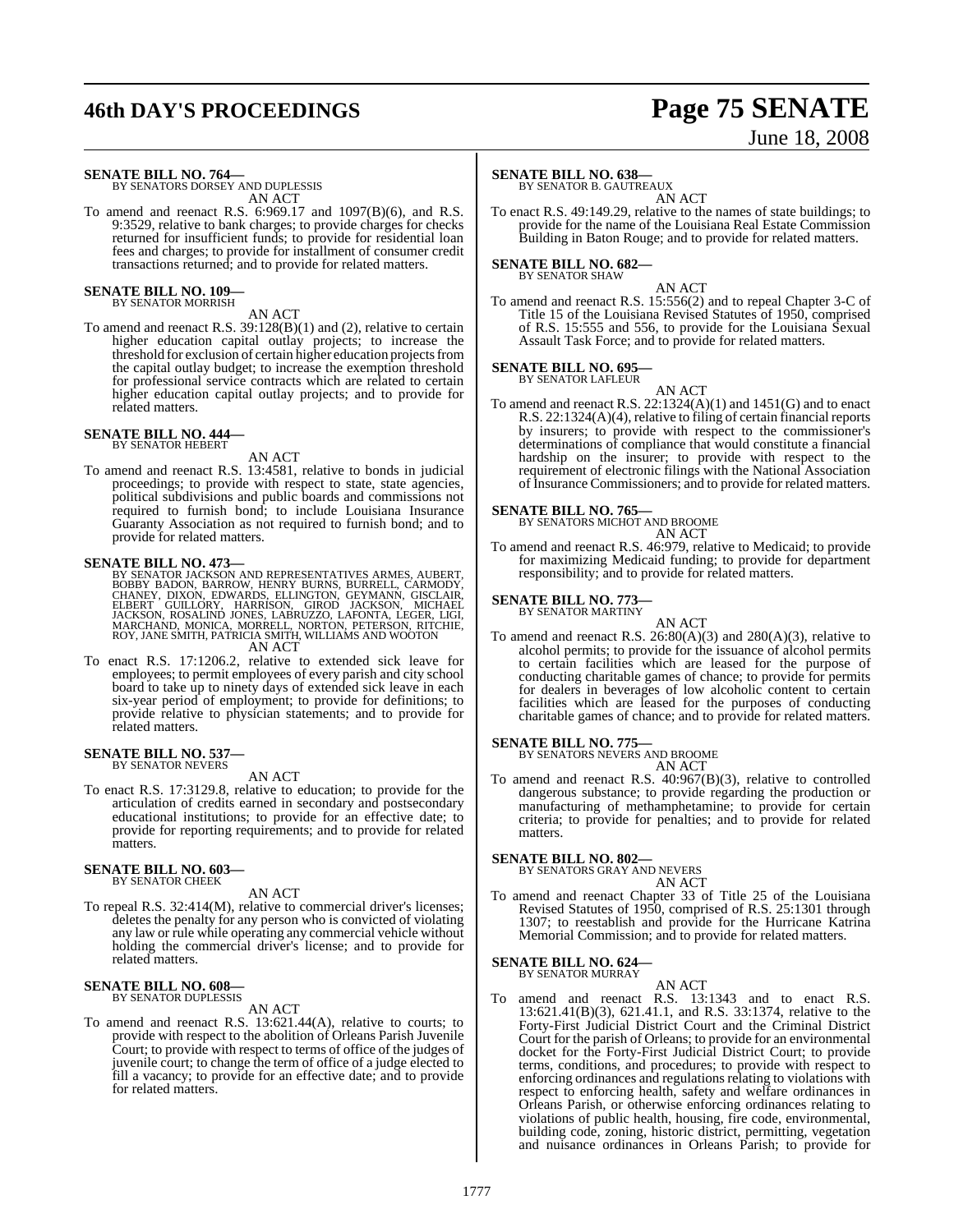**SENATE BILL NO. 764—**
BY SENATORS DORSEY AND DUPLESSIS

AN ACT

To amend and reenact R.S. 6:969.17 and 1097(B)(6), and R.S. 9:3529, relative to bank charges; to provide charges for checks returned for insufficient funds; to provide for residential loan fees and charges; to provide for installment of consumer credit transactions returned; and to provide for related matters.

**SENATE BILL NO. 109—**
BY SENATOR MORRISH

AN ACT

To amend and reenact R.S. 39:128(B)(1) and (2), relative to certain higher education capital outlay projects; to increase the threshold for exclusion of certain higher education projects from the capital outlay budget; to increase the exemption threshold for professional service contracts which are related to certain higher education capital outlay projects; and to provide for related matters.

**SENATE BILL NO. 444—**
BY SENATOR HEBERT

AN ACT

To amend and reenact R.S. 13:4581, relative to bonds in judicial proceedings; to provide with respect to state, state agencies, political subdivisions and public boards and commissions not required to furnish bond; to include Louisiana Insurance Guaranty Association as not required to furnish bond; and to provide for related matters.

**SENATE BILL NO. 473—**
BY SENATOR JACKSON AND REPRESENTATIVES ARMES, AUBERT, BOBBY BADON, BARROW, HENRY BURNS, BURRELL, CARMODY, CHANEY, DIXON, EDWARDS, ELLINGTON, GEYMANN, GISCLAIR, ELBERT GUILLORY, HARRISON, GIROD JACKSON, MICHAEL JACKSON, ROSALIND JONES, LABRUZZO, LAFONTA, LEGER, LIGI, MARCHAND, MONICA, MORRELL, NORTON, PETERSON, RITCHIE, ROY, JANE SMITH, PATRICIA SMITH, WILLIAMS AND WOOTON

AN ACT

To enact R.S. 17:1206.2, relative to extended sick leave for employees; to permit employees of every parish and city school board to take up to ninety days of extended sick leave in each six-year period of employment; to provide for definitions; to provide relative to physician statements; and to provide for related matters.

**SENATE BILL NO. 537—**
BY SENATOR NEVERS

AN ACT

To enact R.S. 17:3129.8, relative to education; to provide for the articulation of credits earned in secondary and postsecondary educational institutions; to provide for an effective date; to provide for reporting requirements; and to provide for related matters.

**SENATE BILL NO. 603—**
BY SENATOR CHEEK

AN ACT

To repeal R.S. 32:414(M), relative to commercial driver's licenses; deletes the penalty for any person who is convicted of violating any law or rule while operating any commercial vehicle without holding the commercial driver's license; and to provide for related matters.

**SENATE BILL NO. 608—**
BY SENATOR DUPLESSIS

AN ACT

To amend and reenact R.S. 13:621.44(A), relative to courts; to provide with respect to the abolition of Orleans Parish Juvenile Court; to provide with respect to terms of office of the judges of juvenile court; to change the term of office of a judge elected to fill a vacancy; to provide for an effective date; and to provide for related matters.

**SENATE BILL NO. 638—**
BY SENATOR B. GAUTREAUX

AN ACT

To enact R.S. 49:149.29, relative to the names of state buildings; to provide for the name of the Louisiana Real Estate Commission Building in Baton Rouge; and to provide for related matters.

**SENATE BILL NO. 682—**
BY SENATOR SHAW

AN ACT

To amend and reenact R.S. 15:556(2) and to repeal Chapter 3-C of Title 15 of the Louisiana Revised Statutes of 1950, comprised of R.S. 15:555 and 556, to provide for the Louisiana Sexual Assault Task Force; and to provide for related matters.

**SENATE BILL NO. 695—**
BY SENATOR LAFLEUR

AN ACT

To amend and reenact R.S. 22:1324(A)(1) and 1451(G) and to enact R.S. 22:1324(A)(4), relative to filing of certain financial reports by insurers; to provide with respect to the commissioner's determinations of compliance that would constitute a financial hardship on the insurer; to provide with respect to the requirement of electronic filings with the National Association of Insurance Commissioners; and to provide for related matters.

**SENATE BILL NO. 765—**
BY SENATORS MICHOT AND BROOME

AN ACT

To amend and reenact R.S. 46:979, relative to Medicaid; to provide for maximizing Medicaid funding; to provide for department responsibility; and to provide for related matters.

**SENATE BILL NO. 773—**
BY SENATOR MARTINY

AN ACT

To amend and reenact R.S. 26:80(A)(3) and 280(A)(3), relative to alcohol permits; to provide for the issuance of alcohol permits to certain facilities which are leased for the purpose of conducting charitable games of chance; to provide for permits for dealers in beverages of low alcoholic content to certain facilities which are leased for the purposes of conducting charitable games of chance; and to provide for related matters.

**SENATE BILL NO. 775—**
BY SENATORS NEVERS AND BROOME

AN ACT

To amend and reenact R.S. 40:967(B)(3), relative to controlled dangerous substance; to provide regarding the production or manufacturing of methamphetamine; to provide for certain criteria; to provide for penalties; and to provide for related matters.

**SENATE BILL NO. 802—**
BY SENATORS GRAY AND NEVERS

AN ACT

To amend and reenact Chapter 33 of Title 25 of the Louisiana Revised Statutes of 1950, comprised of R.S. 25:1301 through 1307; to reestablish and provide for the Hurricane Katrina Memorial Commission; and to provide for related matters.

**SENATE BILL NO. 624—**
BY SENATOR MURRAY

AN ACT

To amend and reenact R.S. 13:1343 and to enact R.S. 13:621.41(B)(3), 621.41.1, and R.S. 33:1374, relative to the Forty-First Judicial District Court and the Criminal District Court for the parish of Orleans; to provide for an environmental docket for the Forty-First Judicial District Court; to provide terms, conditions, and procedures; to provide with respect to enforcing ordinances and regulations relating to violations with respect to enforcing health, safety and welfare ordinances in Orleans Parish, or otherwise enforcing ordinances relating to violations of public health, housing, fire code, environmental, building code, zoning, historic district, permitting, vegetation and nuisance ordinances in Orleans Parish; to provide for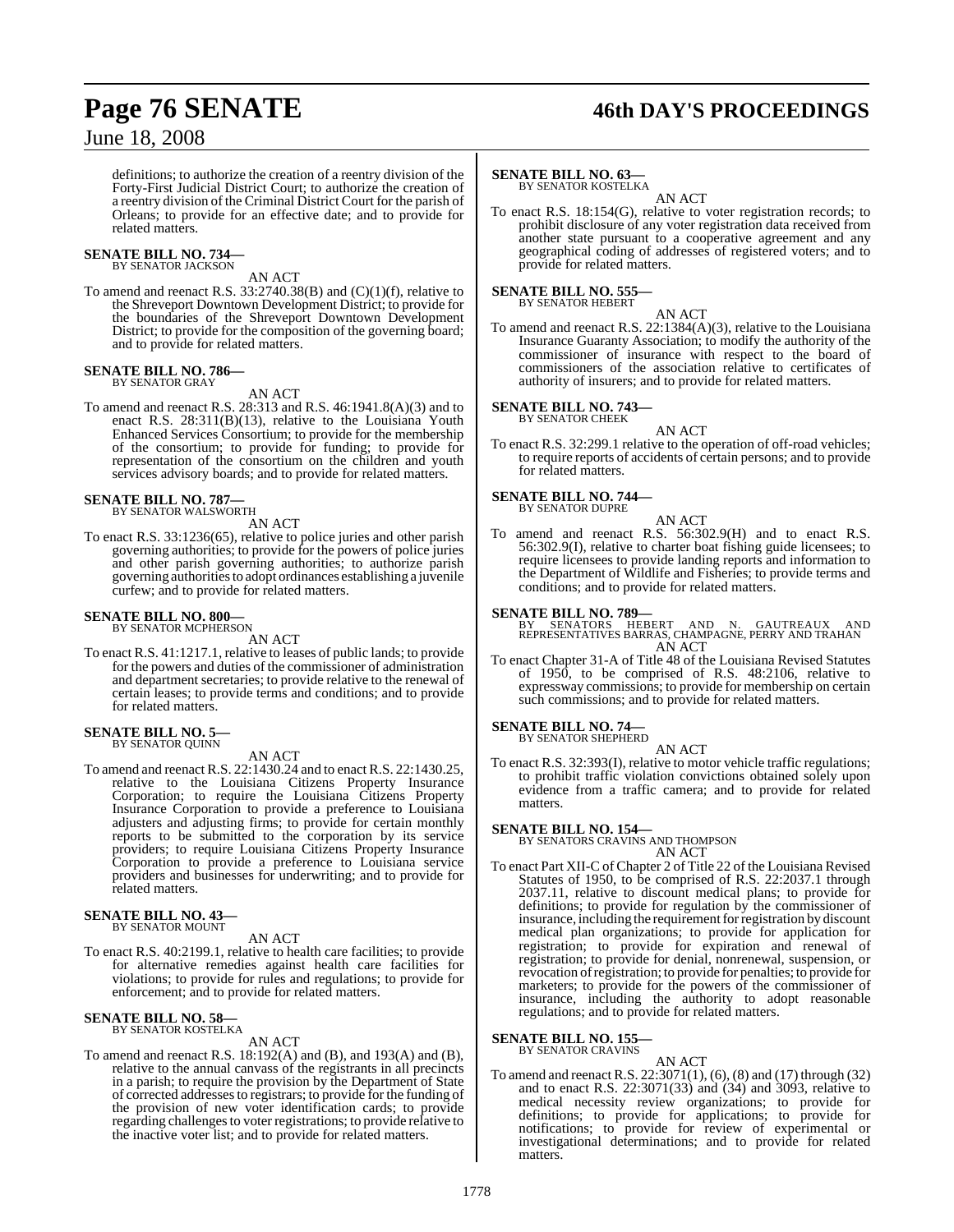definitions; to authorize the creation of a reentry division of the Forty-First Judicial District Court; to authorize the creation of a reentry division of the Criminal District Court for the parish of Orleans; to provide for an effective date; and to provide for related matters.

**SENATE BILL NO. 734—**
BY SENATOR JACKSON

AN ACT

To amend and reenact R.S. 33:2740.38(B) and (C)(1)(f), relative to the Shreveport Downtown Development District; to provide for the boundaries of the Shreveport Downtown Development District; to provide for the composition of the governing board; and to provide for related matters.

**SENATE BILL NO. 786—**
BY SENATOR GRAY

AN ACT

To amend and reenact R.S. 28:313 and R.S. 46:1941.8(A)(3) and to enact R.S. 28:311(B)(13), relative to the Louisiana Youth Enhanced Services Consortium; to provide for the membership of the consortium; to provide for funding; to provide for representation of the consortium on the children and youth services advisory boards; and to provide for related matters.

**SENATE BILL NO. 787—**
BY SENATOR WALSWORTH

AN ACT

To enact R.S. 33:1236(65), relative to police juries and other parish governing authorities; to provide for the powers of police juries and other parish governing authorities; to authorize parish governing authorities to adopt ordinances establishing a juvenile curfew; and to provide for related matters.

**SENATE BILL NO. 800—**
BY SENATOR MCPHERSON

AN ACT

To enact R.S. 41:1217.1, relative to leases of public lands; to provide for the powers and duties of the commissioner of administration and department secretaries; to provide relative to the renewal of certain leases; to provide terms and conditions; and to provide for related matters.

**SENATE BILL NO. 5—**
BY SENATOR QUINN

AN ACT

To amend and reenact R.S. 22:1430.24 and to enact R.S. 22:1430.25, relative to the Louisiana Citizens Property Insurance Corporation; to require the Louisiana Citizens Property Insurance Corporation to provide a preference to Louisiana adjusters and adjusting firms; to provide for certain monthly reports to be submitted to the corporation by its service providers; to require Louisiana Citizens Property Insurance Corporation to provide a preference to Louisiana service providers and businesses for underwriting; and to provide for related matters.

**SENATE BILL NO. 43—**
BY SENATOR MOUNT

AN ACT

To enact R.S. 40:2199.1, relative to health care facilities; to provide for alternative remedies against health care facilities for violations; to provide for rules and regulations; to provide for enforcement; and to provide for related matters.

**SENATE BILL NO. 58—**
BY SENATOR KOSTELKA

AN ACT

To amend and reenact R.S. 18:192(A) and (B), and 193(A) and (B), relative to the annual canvass of the registrants in all precincts in a parish; to require the provision by the Department of State of corrected addresses to registrars; to provide for the funding of the provision of new voter identification cards; to provide regarding challenges to voter registrations; to provide relative to the inactive voter list; and to provide for related matters.

**SENATE BILL NO. 63—**
BY SENATOR KOSTELKA

AN ACT

To enact R.S. 18:154(G), relative to voter registration records; to prohibit disclosure of any voter registration data received from another state pursuant to a cooperative agreement and any geographical coding of addresses of registered voters; and to provide for related matters.

**SENATE BILL NO. 555—**
BY SENATOR HEBERT

AN ACT

To amend and reenact R.S. 22:1384(A)(3), relative to the Louisiana Insurance Guaranty Association; to modify the authority of the commissioner of insurance with respect to the board of commissioners of the association relative to certificates of authority of insurers; and to provide for related matters.

**SENATE BILL NO. 743—**
BY SENATOR CHEEK

AN ACT

To enact R.S. 32:299.1 relative to the operation of off-road vehicles; to require reports of accidents of certain persons; and to provide for related matters.

**SENATE BILL NO. 744—**
BY SENATOR DUPRE

AN ACT

To amend and reenact R.S. 56:302.9(H) and to enact R.S. 56:302.9(I), relative to charter boat fishing guide licensees; to require licensees to provide landing reports and information to the Department of Wildlife and Fisheries; to provide terms and conditions; and to provide for related matters.

**SENATE BILL NO. 789—**
BY SENATORS HEBERT AND N. GAUTREAUX AND REPRESENTATIVES BARRAS, CHAMPAGNE, PERRY AND TRAHAN

AN ACT

To enact Chapter 31-A of Title 48 of the Louisiana Revised Statutes of 1950, to be comprised of R.S. 48:2106, relative to expressway commissions; to provide for membership on certain such commissions; and to provide for related matters.

**SENATE BILL NO. 74—**
BY SENATOR SHEPHERD

AN ACT

To enact R.S. 32:393(I), relative to motor vehicle traffic regulations; to prohibit traffic violation convictions obtained solely upon evidence from a traffic camera; and to provide for related matters.

**SENATE BILL NO. 154—**
BY SENATORS CRAVINS AND THOMPSON

AN ACT

To enact Part XII-C of Chapter 2 of Title 22 of the Louisiana Revised Statutes of 1950, to be comprised of R.S. 22:2037.1 through 2037.11, relative to discount medical plans; to provide for definitions; to provide for regulation by the commissioner of insurance, including the requirement for registration by discount medical plan organizations; to provide for application for registration; to provide for expiration and renewal of registration; to provide for denial, nonrenewal, suspension, or revocation of registration; to provide for penalties; to provide for marketers; to provide for the powers of the commissioner of insurance, including the authority to adopt reasonable regulations; and to provide for related matters.

**SENATE BILL NO. 155—**
BY SENATOR CRAVINS

AN ACT

To amend and reenact R.S. 22:3071(1), (6), (8) and (17) through (32) and to enact R.S. 22:3071(33) and (34) and 3093, relative to medical necessity review organizations; to provide for definitions; to provide for applications; to provide for notifications; to provide for review of experimental or investigational determinations; and to provide for related matters.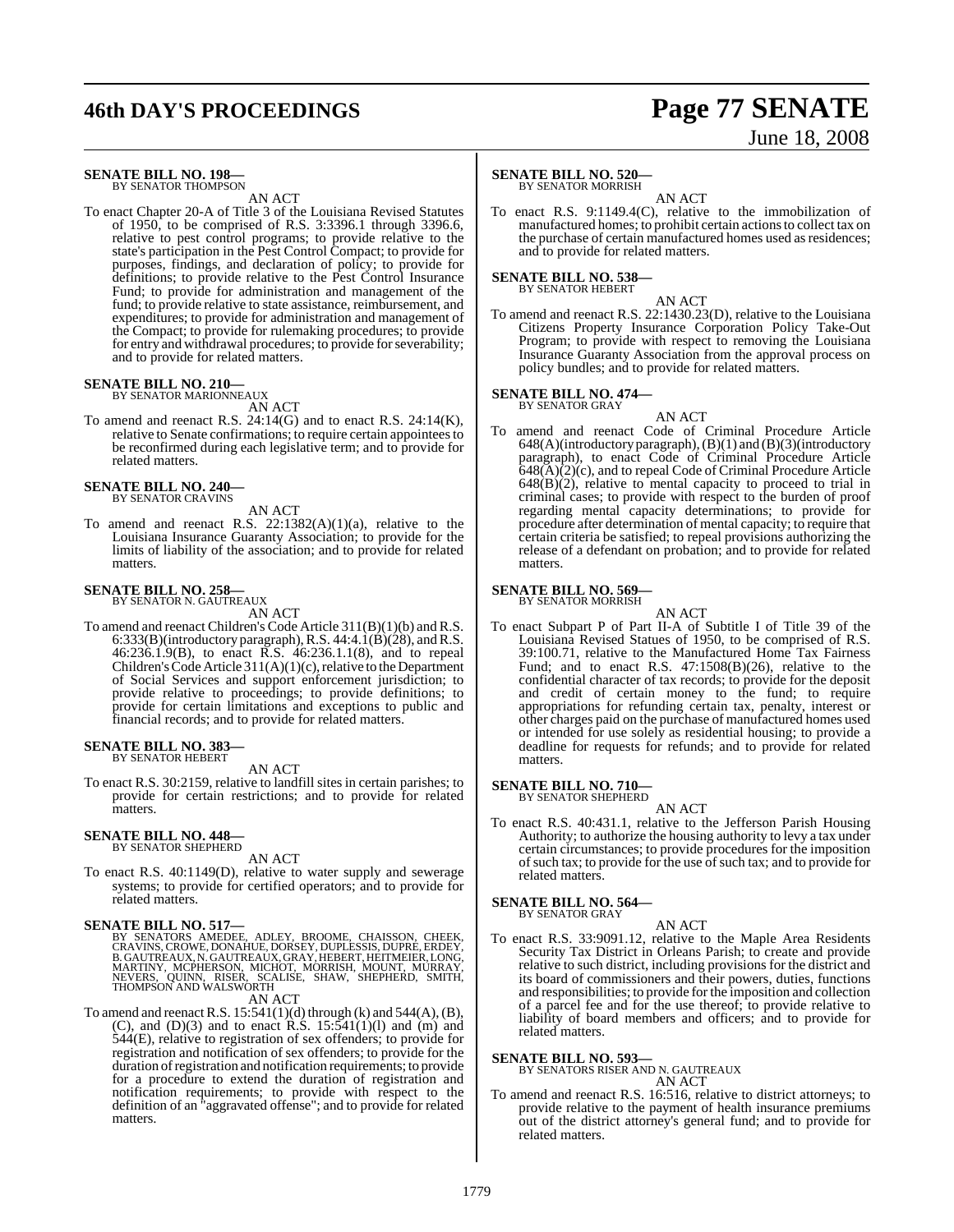**SENATE BILL NO. 198—**
BY SENATOR THOMPSON

AN ACT

To enact Chapter 20-A of Title 3 of the Louisiana Revised Statutes of 1950, to be comprised of R.S. 3:3396.1 through 3396.6, relative to pest control programs; to provide relative to the state's participation in the Pest Control Compact; to provide for purposes, findings, and declaration of policy; to provide for definitions; to provide relative to the Pest Control Insurance Fund; to provide for administration and management of the fund; to provide relative to state assistance, reimbursement, and expenditures; to provide for administration and management of the Compact; to provide for rulemaking procedures; to provide for entry and withdrawal procedures; to provide for severability; and to provide for related matters.

**SENATE BILL NO. 210—**
BY SENATOR MARIONNEAUX

AN ACT

To amend and reenact R.S. 24:14(G) and to enact R.S. 24:14(K), relative to Senate confirmations; to require certain appointees to be reconfirmed during each legislative term; and to provide for related matters.

**SENATE BILL NO. 240—**
BY SENATOR CRAVINS

AN ACT

To amend and reenact R.S. 22:1382(A)(1)(a), relative to the Louisiana Insurance Guaranty Association; to provide for the limits of liability of the association; and to provide for related matters.

**SENATE BILL NO. 258—**
BY SENATOR N. GAUTREAUX

AN ACT

To amend and reenact Children's Code Article 311(B)(1)(b) and R.S. 6:333(B)(introductory paragraph), R.S. 44:4.1(B)(28), and R.S. 46:236.1.9(B), to enact R.S. 46:236.1.1(8), and to repeal Children's Code Article 311(A)(1)(c), relative to the Department of Social Services and support enforcement jurisdiction; to provide relative to proceedings; to provide definitions; to provide for certain limitations and exceptions to public and financial records; and to provide for related matters.

**SENATE BILL NO. 383—**
BY SENATOR HEBERT

AN ACT

To enact R.S. 30:2159, relative to landfill sites in certain parishes; to provide for certain restrictions; and to provide for related matters.

**SENATE BILL NO. 448—**
BY SENATOR SHEPHERD

AN ACT

To enact R.S. 40:1149(D), relative to water supply and sewerage systems; to provide for certified operators; and to provide for related matters.

**SENATE BILL NO. 517—**
BY SENATORS AMEDEE, ADLEY, BROOME, CHAISSON, CHEEK, CRAVINS, CROWE, DONAHUE, DORSEY, DUPLESSIS, DUPRE, ERDEY, B. GAUTREAUX, N. GAUTREAUX, GRAY, HEBERT, HEITMEIER, LONG, MARTINY, MCPHERSON, MICHOT, MORRISH, MOUNT, MURRAY, NEVERS, QUINN, RISER, SCALISE, SHAW, SHEPHERD, SMITH, THOMPSON AND WALSWORTH

AN ACT

To amend and reenact R.S. 15:541(1)(d) through (k) and 544(A), (B), (C), and (D)(3) and to enact R.S. 15:541(1)(l) and (m) and 544(E), relative to registration of sex offenders; to provide for registration and notification of sex offenders; to provide for the duration of registration and notification requirements; to provide for a procedure to extend the duration of registration and notification requirements; to provide with respect to the definition of an "aggravated offense"; and to provide for related matters.

**SENATE BILL NO. 520—**
BY SENATOR MORRISH

AN ACT

To enact R.S. 9:1149.4(C), relative to the immobilization of manufactured homes; to prohibit certain actions to collect tax on the purchase of certain manufactured homes used as residences; and to provide for related matters.

**SENATE BILL NO. 538—**
BY SENATOR HEBERT

AN ACT

To amend and reenact R.S. 22:1430.23(D), relative to the Louisiana Citizens Property Insurance Corporation Policy Take-Out Program; to provide with respect to removing the Louisiana Insurance Guaranty Association from the approval process on policy bundles; and to provide for related matters.

**SENATE BILL NO. 474—**
BY SENATOR GRAY

AN ACT

To amend and reenact Code of Criminal Procedure Article 648(A)(introductory paragraph), (B)(1) and (B)(3)(introductory paragraph), to enact Code of Criminal Procedure Article 648(A)(2)(c), and to repeal Code of Criminal Procedure Article 648(B)(2), relative to mental capacity to proceed to trial in criminal cases; to provide with respect to the burden of proof regarding mental capacity determinations; to provide for procedure after determination of mental capacity; to require that certain criteria be satisfied; to repeal provisions authorizing the release of a defendant on probation; and to provide for related matters.

**SENATE BILL NO. 569—**
BY SENATOR MORRISH

AN ACT

To enact Subpart P of Part II-A of Subtitle I of Title 39 of the Louisiana Revised Statues of 1950, to be comprised of R.S. 39:100.71, relative to the Manufactured Home Tax Fairness Fund; and to enact R.S. 47:1508(B)(26), relative to the confidential character of tax records; to provide for the deposit and credit of certain money to the fund; to require appropriations for refunding certain tax, penalty, interest or other charges paid on the purchase of manufactured homes used or intended for use solely as residential housing; to provide a deadline for requests for refunds; and to provide for related matters.

**SENATE BILL NO. 710—**
BY SENATOR SHEPHERD

AN ACT

To enact R.S. 40:431.1, relative to the Jefferson Parish Housing Authority; to authorize the housing authority to levy a tax under certain circumstances; to provide procedures for the imposition of such tax; to provide for the use of such tax; and to provide for related matters.

**SENATE BILL NO. 564—**
BY SENATOR GRAY

AN ACT

To enact R.S. 33:9091.12, relative to the Maple Area Residents Security Tax District in Orleans Parish; to create and provide relative to such district, including provisions for the district and its board of commissioners and their powers, duties, functions and responsibilities; to provide for the imposition and collection of a parcel fee and for the use thereof; to provide relative to liability of board members and officers; and to provide for related matters.

**SENATE BILL NO. 593—**
BY SENATORS RISER AND N. GAUTREAUX

AN ACT

To amend and reenact R.S. 16:516, relative to district attorneys; to provide relative to the payment of health insurance premiums out of the district attorney's general fund; and to provide for related matters.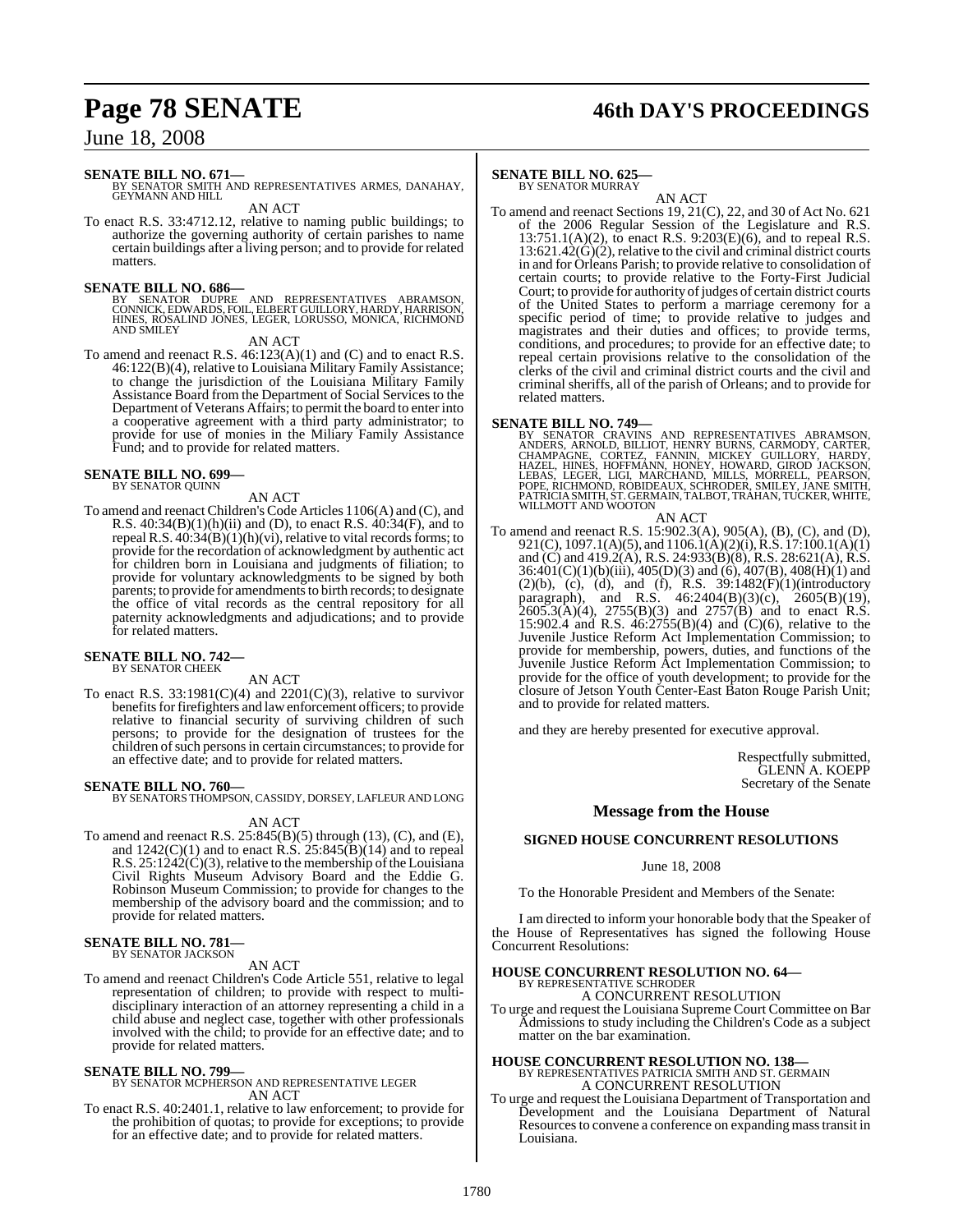**SENATE BILL NO. 671—**
BY SENATOR SMITH AND REPRESENTATIVES ARMES, DANAHAY, GEYMANN AND HILL

AN ACT

To enact R.S. 33:4712.12, relative to naming public buildings; to authorize the governing authority of certain parishes to name certain buildings after a living person; and to provide for related matters.

**SENATE BILL NO. 686—**
BY SENATOR DUPRE AND REPRESENTATIVES ABRAMSON, CONNICK, EDWARDS, FOIL, ELBERT GUILLORY, HARDY, HARRISON, HINES, ROSALIND JONES, LEGER, LORUSSO, MONICA, RICHMOND AND SMILEY

AN ACT

To amend and reenact R.S. 46:123(A)(1) and (C) and to enact R.S. 46:122(B)(4), relative to Louisiana Military Family Assistance; to change the jurisdiction of the Louisiana Military Family Assistance Board from the Department of Social Services to the Department of Veterans Affairs; to permit the board to enter into a cooperative agreement with a third party administrator; to provide for use of monies in the Miliary Family Assistance Fund; and to provide for related matters.

**SENATE BILL NO. 699—**
BY SENATOR QUINN

AN ACT

To amend and reenact Children's Code Articles 1106(A) and (C), and R.S. 40:34(B)(1)(h)(ii) and (D), to enact R.S. 40:34(F), and to repeal R.S. 40:34(B)(1)(h)(vi), relative to vital records forms; to provide for the recordation of acknowledgment by authentic act for children born in Louisiana and judgments of filiation; to provide for voluntary acknowledgments to be signed by both parents; to provide for amendments to birth records; to designate the office of vital records as the central repository for all paternity acknowledgments and adjudications; and to provide for related matters.

**SENATE BILL NO. 742—**
BY SENATOR CHEEK

AN ACT

To enact R.S. 33:1981(C)(4) and 2201(C)(3), relative to survivor benefits for firefighters and law enforcement officers; to provide relative to financial security of surviving children of such persons; to provide for the designation of trustees for the children of such persons in certain circumstances; to provide for an effective date; and to provide for related matters.

**SENATE BILL NO. 760—**
BY SENATORS THOMPSON, CASSIDY, DORSEY, LAFLEUR AND LONG

AN ACT

To amend and reenact R.S. 25:845(B)(5) through (13), (C), and (E), and 1242(C)(1) and to enact R.S. 25:845(B)(14) and to repeal R.S. 25:1242(C)(3), relative to the membership of the Louisiana Civil Rights Museum Advisory Board and the Eddie G. Robinson Museum Commission; to provide for changes to the membership of the advisory board and the commission; and to provide for related matters.

**SENATE BILL NO. 781—**
BY SENATOR JACKSON

AN ACT

To amend and reenact Children's Code Article 551, relative to legal representation of children; to provide with respect to multi-disciplinary interaction of an attorney representing a child in a child abuse and neglect case, together with other professionals involved with the child; to provide for an effective date; and to provide for related matters.

**SENATE BILL NO. 799—**
BY SENATOR MCPHERSON AND REPRESENTATIVE LEGER

AN ACT

To enact R.S. 40:2401.1, relative to law enforcement; to provide for the prohibition of quotas; to provide for exceptions; to provide for an effective date; and to provide for related matters.

**SENATE BILL NO. 625—**
BY SENATOR MURRAY

AN ACT

To amend and reenact Sections 19, 21(C), 22, and 30 of Act No. 621 of the 2006 Regular Session of the Legislature and R.S. 13:751.1(A)(2), to enact R.S. 9:203(E)(6), and to repeal R.S. 13:621.42(G)(2), relative to the civil and criminal district courts in and for Orleans Parish; to provide relative to consolidation of certain courts; to provide relative to the Forty-First Judicial Court; to provide for authority of judges of certain district courts of the United States to perform a marriage ceremony for a specific period of time; to provide relative to judges and magistrates and their duties and offices; to provide terms, conditions, and procedures; to provide for an effective date; to repeal certain provisions relative to the consolidation of the clerks of the civil and criminal district courts and the civil and criminal sheriffs, all of the parish of Orleans; and to provide for related matters.

**SENATE BILL NO. 749—**
BY SENATOR CRAVINS AND REPRESENTATIVES ABRAMSON, ANDERS, ARNOLD, BILLIOT, HENRY BURNS, CARMODY, CARTER, CHAMPAGNE, CORTEZ, FANNIN, MICKEY GUILLORY, HARDY, HAZEL, HINES, HOFFMANN, HONEY, HOWARD, GIROD JACKSON, LEBAS, LEGER, LIGI, MARCHAND, MILLS, MORRELL, PEARSON, POPE, RICHMOND, ROBIDEAUX, SCHRODER, SMILEY, JANE SMITH, PATRICIA SMITH, ST. GERMAIN, TALBOT, TRAHAN, TUCKER, WHITE, WILLMOTT AND WOOTON

AN ACT

To amend and reenact R.S. 15:902.3(A), 905(A), (B), (C), and (D), 921(C), 1097.1(A)(5), and 1106.1(A)(2)(i), R.S. 17:100.1(A)(1) and (C) and 419.2(A), R.S. 24:933(B)(8), R.S. 28:621(A), R.S. 36:401(C)(1)(b)(iii), 405(D)(3) and (6), 407(B), 408(H)(1) and (2)(b), (c), (d), and (f), R.S. 39:1482(F)(1)(introductory paragraph), and R.S. 46:2404(B)(3)(c), 2605(B)(19), 2605.3(A)(4), 2755(B)(3) and 2757(B) and to enact R.S. 15:902.4 and R.S. 46:2755(B)(4) and (C)(6), relative to the Juvenile Justice Reform Act Implementation Commission; to provide for membership, powers, duties, and functions of the Juvenile Justice Reform Act Implementation Commission; to provide for the office of youth development; to provide for the closure of Jetson Youth Center-East Baton Rouge Parish Unit; and to provide for related matters.

and they are hereby presented for executive approval.

Respectfully submitted,
GLENN A. KOEPP
Secretary of the Senate

## Message from the House

### SIGNED HOUSE CONCURRENT RESOLUTIONS

June 18, 2008

To the Honorable President and Members of the Senate:

I am directed to inform your honorable body that the Speaker of the House of Representatives has signed the following House Concurrent Resolutions:

**HOUSE CONCURRENT RESOLUTION NO. 64—**
BY REPRESENTATIVE SCHRODER

A CONCURRENT RESOLUTION

To urge and request the Louisiana Supreme Court Committee on Bar Admissions to study including the Children's Code as a subject matter on the bar examination.

**HOUSE CONCURRENT RESOLUTION NO. 138—**
BY REPRESENTATIVES PATRICIA SMITH AND ST. GERMAIN

A CONCURRENT RESOLUTION

To urge and request the Louisiana Department of Transportation and Development and the Louisiana Department of Natural Resources to convene a conference on expanding mass transit in Louisiana.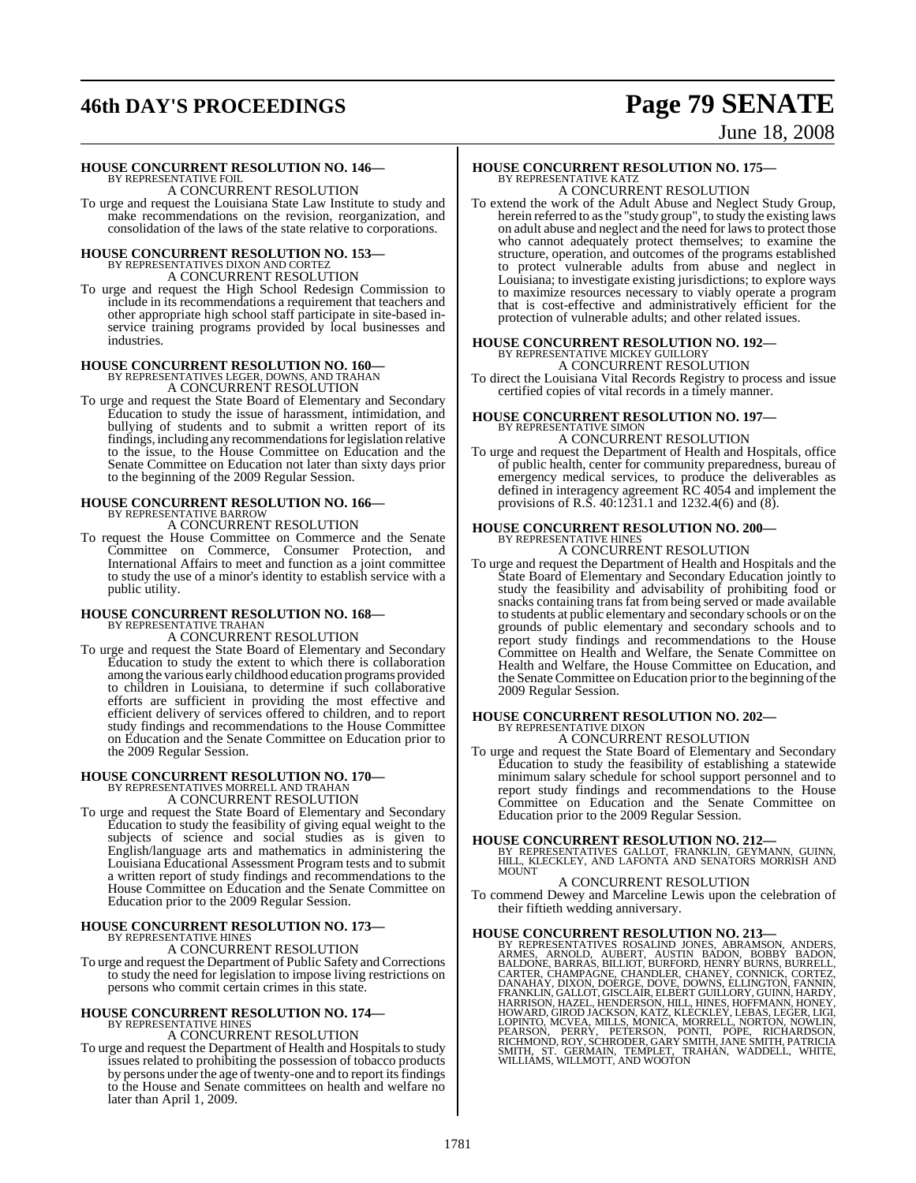**HOUSE CONCURRENT RESOLUTION NO. 146—**
BY REPRESENTATIVE FOIL

A CONCURRENT RESOLUTION

To urge and request the Louisiana State Law Institute to study and make recommendations on the revision, reorganization, and consolidation of the laws of the state relative to corporations.

**HOUSE CONCURRENT RESOLUTION NO. 153—**
BY REPRESENTATIVES DIXON AND CORTEZ

A CONCURRENT RESOLUTION

To urge and request the High School Redesign Commission to include in its recommendations a requirement that teachers and other appropriate high school staff participate in site-based in-service training programs provided by local businesses and industries.

**HOUSE CONCURRENT RESOLUTION NO. 160—**
BY REPRESENTATIVES LEGER, DOWNS, AND TRAHAN

A CONCURRENT RESOLUTION

To urge and request the State Board of Elementary and Secondary Education to study the issue of harassment, intimidation, and bullying of students and to submit a written report of its findings, including any recommendations for legislation relative to the issue, to the House Committee on Education and the Senate Committee on Education not later than sixty days prior to the beginning of the 2009 Regular Session.

**HOUSE CONCURRENT RESOLUTION NO. 166—**
BY REPRESENTATIVE BARROW

A CONCURRENT RESOLUTION

To request the House Committee on Commerce and the Senate Committee on Commerce, Consumer Protection, and International Affairs to meet and function as a joint committee to study the use of a minor's identity to establish service with a public utility.

**HOUSE CONCURRENT RESOLUTION NO. 168—**
BY REPRESENTATIVE TRAHAN

A CONCURRENT RESOLUTION

To urge and request the State Board of Elementary and Secondary Education to study the extent to which there is collaboration among the various early childhood education programs provided to children in Louisiana, to determine if such collaborative efforts are sufficient in providing the most effective and efficient delivery of services offered to children, and to report study findings and recommendations to the House Committee on Education and the Senate Committee on Education prior to the 2009 Regular Session.

**HOUSE CONCURRENT RESOLUTION NO. 170—**
BY REPRESENTATIVES MORRELL AND TRAHAN

A CONCURRENT RESOLUTION

To urge and request the State Board of Elementary and Secondary Education to study the feasibility of giving equal weight to the subjects of science and social studies as is given to English/language arts and mathematics in administering the Louisiana Educational Assessment Program tests and to submit a written report of study findings and recommendations to the House Committee on Education and the Senate Committee on Education prior to the 2009 Regular Session.

**HOUSE CONCURRENT RESOLUTION NO. 173—**
BY REPRESENTATIVE HINES

A CONCURRENT RESOLUTION

To urge and request the Department of Public Safety and Corrections to study the need for legislation to impose living restrictions on persons who commit certain crimes in this state.

**HOUSE CONCURRENT RESOLUTION NO. 174—**
BY REPRESENTATIVE HINES

A CONCURRENT RESOLUTION

To urge and request the Department of Health and Hospitals to study issues related to prohibiting the possession of tobacco products by persons under the age of twenty-one and to report its findings to the House and Senate committees on health and welfare no later than April 1, 2009.

**HOUSE CONCURRENT RESOLUTION NO. 175—**
BY REPRESENTATIVE KATZ

A CONCURRENT RESOLUTION

To extend the work of the Adult Abuse and Neglect Study Group, herein referred to as the "study group", to study the existing laws on adult abuse and neglect and the need for laws to protect those who cannot adequately protect themselves; to examine the structure, operation, and outcomes of the programs established to protect vulnerable adults from abuse and neglect in Louisiana; to investigate existing jurisdictions; to explore ways to maximize resources necessary to viably operate a program that is cost-effective and administratively efficient for the protection of vulnerable adults; and other related issues.

**HOUSE CONCURRENT RESOLUTION NO. 192—**
BY REPRESENTATIVE MICKEY GUILLORY

A CONCURRENT RESOLUTION

To direct the Louisiana Vital Records Registry to process and issue certified copies of vital records in a timely manner.

**HOUSE CONCURRENT RESOLUTION NO. 197—**
BY REPRESENTATIVE SIMON

A CONCURRENT RESOLUTION

To urge and request the Department of Health and Hospitals, office of public health, center for community preparedness, bureau of emergency medical services, to produce the deliverables as defined in interagency agreement RC 4054 and implement the provisions of R.S. 40:1231.1 and 1232.4(6) and (8).

**HOUSE CONCURRENT RESOLUTION NO. 200—**
BY REPRESENTATIVE HINES

A CONCURRENT RESOLUTION

To urge and request the Department of Health and Hospitals and the State Board of Elementary and Secondary Education jointly to study the feasibility and advisability of prohibiting food or snacks containing trans fat from being served or made available to students at public elementary and secondary schools or on the grounds of public elementary and secondary schools and to report study findings and recommendations to the House Committee on Health and Welfare, the Senate Committee on Health and Welfare, the House Committee on Education, and the Senate Committee on Education prior to the beginning of the 2009 Regular Session.

**HOUSE CONCURRENT RESOLUTION NO. 202—**
BY REPRESENTATIVE DIXON

A CONCURRENT RESOLUTION

To urge and request the State Board of Elementary and Secondary Education to study the feasibility of establishing a statewide minimum salary schedule for school support personnel and to report study findings and recommendations to the House Committee on Education and the Senate Committee on Education prior to the 2009 Regular Session.

**HOUSE CONCURRENT RESOLUTION NO. 212—**
BY REPRESENTATIVES GALLOT, FRANKLIN, GEYMANN, GUINN, HILL, KLECKLEY, AND LAFONTA AND SENATORS MORRISH AND MOUNT

A CONCURRENT RESOLUTION

To commend Dewey and Marceline Lewis upon the celebration of their fiftieth wedding anniversary.

**HOUSE CONCURRENT RESOLUTION NO. 213—**
BY REPRESENTATIVES ROSALIND JONES, ABRAMSON, ANDERS, ARMES, ARNOLD, AUBERT, AUSTIN BADON, BOBBY BADON, BALDONE, BARRAS, BILLIOT, BURFORD, HENRY BURNS, BURRELL, CARTER, CHAMPAGNE, CHANDLER, CHANEY, CONNICK, CORTEZ, DANAHAY, DIXON, DOERGE, DOVE, DOWNS, ELLINGTON, FANNIN, FRANKLIN, GALLOT, GISCLAIR, ELBERT GUILLORY, GUINN, HARDY, HARRISON, HAZEL, HENDERSON, HILL, HINES, HOFFMANN, HONEY, HOWARD, GIROD JACKSON, KATZ, KLECKLEY, LEBAS, LEGER, LIGI, LOPINTO, MCVEA, MILLS, MONICA, MORRELL, NORTON, NOWLIN, PEARSON, PERRY, PETERSON, PONTI, POPE, RICHARDSON, RICHMOND, ROY, SCHRODER, GARY SMITH, JANE SMITH, PATRICIA SMITH, ST. GERMAIN, TEMPLET, TRAHAN, WADDELL, WHITE, WILLIAMS, WILLMOTT, AND WOOTON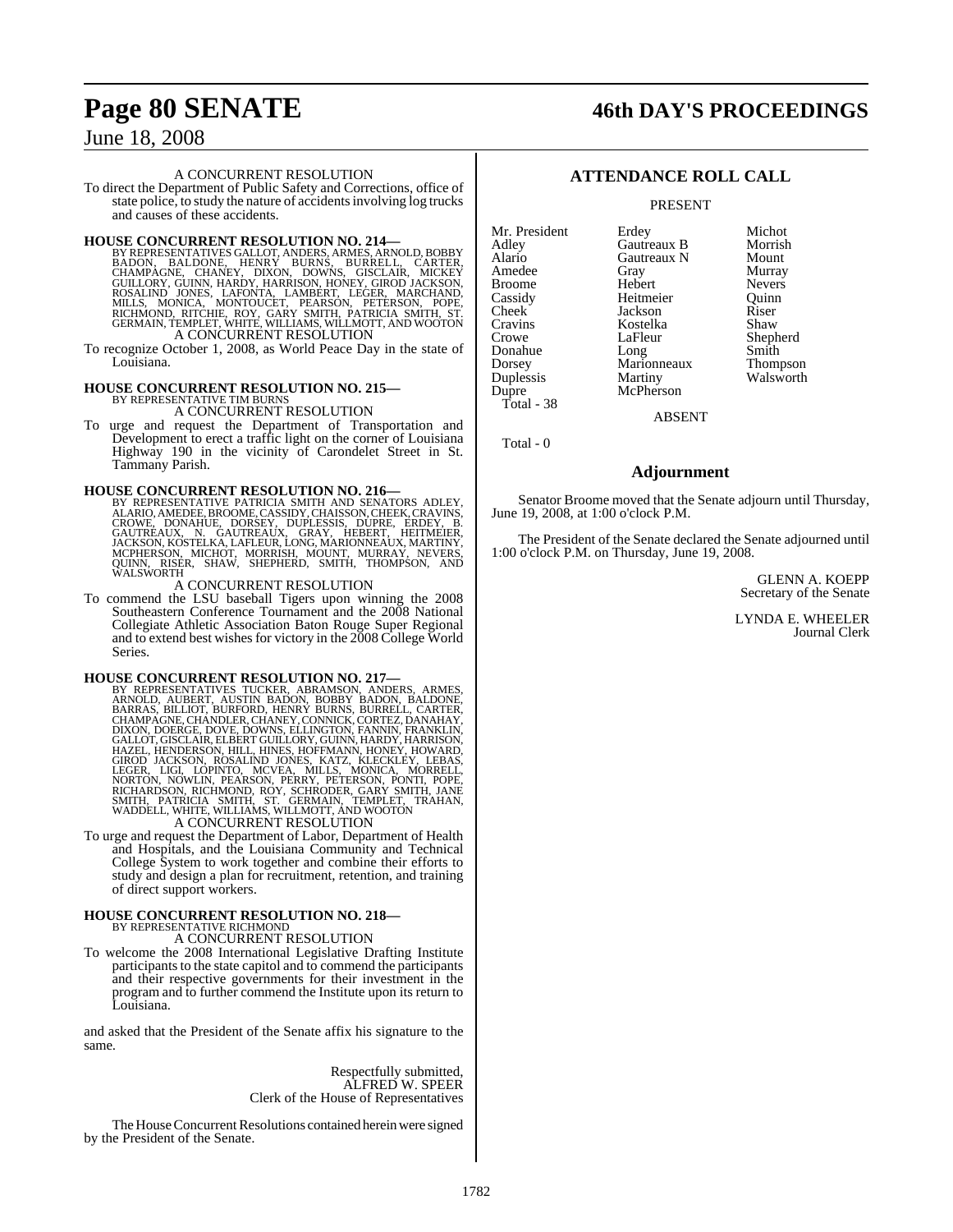A CONCURRENT RESOLUTION

To direct the Department of Public Safety and Corrections, office of state police, to study the nature of accidents involving log trucks and causes of these accidents.

**HOUSE CONCURRENT RESOLUTION NO. 214—**
BY REPRESENTATIVES GALLOT, ANDERS, ARMES, ARNOLD, BOBBY BADON, BALDONE, HENRY BURNS, BURRELL, CARTER, CHAMPAGNE, CHANEY, DIXON, DOWNS, GISCLAIR, MICKEY GUILLORY, GUINN, HARDY, HARRISON, HONEY, GIROD JACKSON, ROSALIND JONES, LAFONTA, LAMBERT, LEGER, MARCHAND, MILLS, MONICA, MONTOUCET, PEARSON, PETERSON, POPE, RICHMOND, RITCHIE, ROY, GARY SMITH, PATRICIA SMITH, ST. GERMAIN, TEMPLET, WHITE, WILLIAMS, WILLMOTT, AND WOOTON

A CONCURRENT RESOLUTION

To recognize October 1, 2008, as World Peace Day in the state of Louisiana.

**HOUSE CONCURRENT RESOLUTION NO. 215—**
BY REPRESENTATIVE TIM BURNS

A CONCURRENT RESOLUTION

To urge and request the Department of Transportation and Development to erect a traffic light on the corner of Louisiana Highway 190 in the vicinity of Carondelet Street in St. Tammany Parish.

**HOUSE CONCURRENT RESOLUTION NO. 216—**
BY REPRESENTATIVE PATRICIA SMITH AND SENATORS ADLEY, ALARIO, AMEDEE, BROOME, CASSIDY, CHAISSON, CHEEK, CRAVINS, CROWE, DONAHUE, DORSEY, DUPLESSIS, DUPRE, ERDEY, B. GAUTREAUX, N. GAUTREAUX, GRAY, HEBERT, HEITMEIER, JACKSON, KOSTELKA, LAFLEUR, LONG, MARIONNEAUX, MARTINY, MCPHERSON, MICHOT, MORRISH, MOUNT, MURRAY, NEVERS, QUINN, RISER, SHAW, SHEPHERD, SMITH, THOMPSON, AND WALSWORTH

A CONCURRENT RESOLUTION

To commend the LSU baseball Tigers upon winning the 2008 Southeastern Conference Tournament and the 2008 National Collegiate Athletic Association Baton Rouge Super Regional and to extend best wishes for victory in the 2008 College World Series.

**HOUSE CONCURRENT RESOLUTION NO. 217—**
BY REPRESENTATIVES TUCKER, ABRAMSON, ANDERS, ARMES, ARNOLD, AUBERT, AUSTIN BADON, BOBBY BADON, BALDONE, BARRAS, BILLIOT, BURFORD, HENRY BURNS, BURRELL, CARTER, CHAMPAGNE, CHANDLER, CHANEY, CONNICK, CORTEZ, DANAHAY, DIXON, DOERGE, DOVE, DOWNS, ELLINGTON, FANNIN, FRANKLIN, GALLOT, GISCLAIR, ELBERT GUILLORY, GUINN, HARDY, HARRISON, HAZEL, HENDERSON, HILL, HINES, HOFFMANN, HONEY, HOWARD, GIROD JACKSON, ROSALIND JONES, KATZ, KLECKLEY, LEBAS, LEGER, LIGI, LOPINTO, MCVEA, MILLS, MONICA, MORRELL, NORTON, NOWLIN, PEARSON, PERRY, PETERSON, PONTI, POPE, RICHARDSON, RICHMOND, ROY, SCHRODER, GARY SMITH, JANE SMITH, PATRICIA SMITH, ST. GERMAIN, TEMPLET, TRAHAN, WADDELL, WHITE, WILLIAMS, WILLMOTT, AND WOOTON

A CONCURRENT RESOLUTION

To urge and request the Department of Labor, Department of Health and Hospitals, and the Louisiana Community and Technical College System to work together and combine their efforts to study and design a plan for recruitment, retention, and training of direct support workers.

**HOUSE CONCURRENT RESOLUTION NO. 218—**
BY REPRESENTATIVE RICHMOND

A CONCURRENT RESOLUTION

To welcome the 2008 International Legislative Drafting Institute participants to the state capitol and to commend the participants and their respective governments for their investment in the program and to further commend the Institute upon its return to Louisiana.

and asked that the President of the Senate affix his signature to the same.

Respectfully submitted,
ALFRED W. SPEER
Clerk of the House of Representatives

The House Concurrent Resolutions contained herein were signed by the President of the Senate.

## ATTENDANCE ROLL CALL

PRESENT

| | | |
|---|---|---|
| Mr. President | Erdey | Michot |
| Adley | Gautreaux B | Morrish |
| Alario | Gautreaux N | Mount |
| Amedee | Gray | Murray |
| Broome | Hebert | Nevers |
| Cassidy | Heitmeier | Quinn |
| Cheek | Jackson | Riser |
| Cravins | Kostelka | Shaw |
| Crowe | LaFleur | Shepherd |
| Donahue | Long | Smith |
| Dorsey | Marionneaux | Thompson |
| Duplessis | Martiny | Walsworth |
| Dupre | McPherson | |

Total - 38

ABSENT

Total - 0

## Adjournment

Senator Broome moved that the Senate adjourn until Thursday, June 19, 2008, at 1:00 o'clock P.M.

The President of the Senate declared the Senate adjourned until 1:00 o'clock P.M. on Thursday, June 19, 2008.

GLENN A. KOEPP
Secretary of the Senate

LYNDA E. WHEELER
Journal Clerk